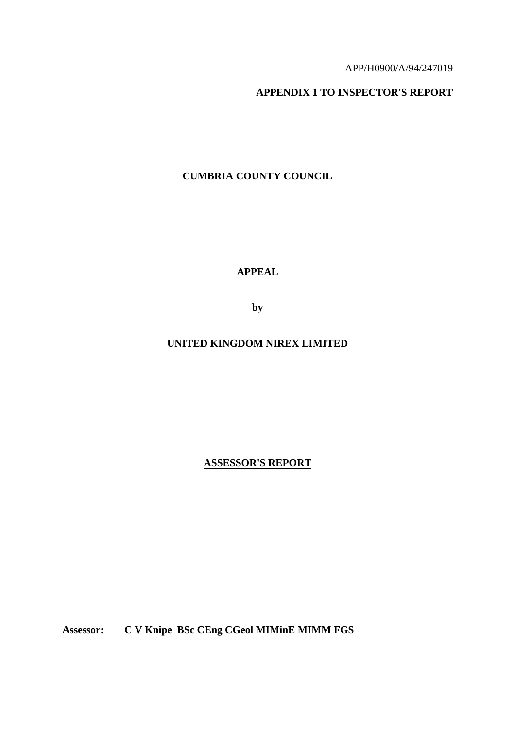APP/H0900/A/94/247019

**APPENDIX 1 TO INSPECTOR'S REPORT**

**CUMBRIA COUNTY COUNCIL**

**APPEAL**

**by**

**UNITED KINGDOM NIREX LIMITED**

# ASSESSOR'S REPORT

**Assessor: C V Knipe BSc CEng CGeol MIMinE MIMM FGS**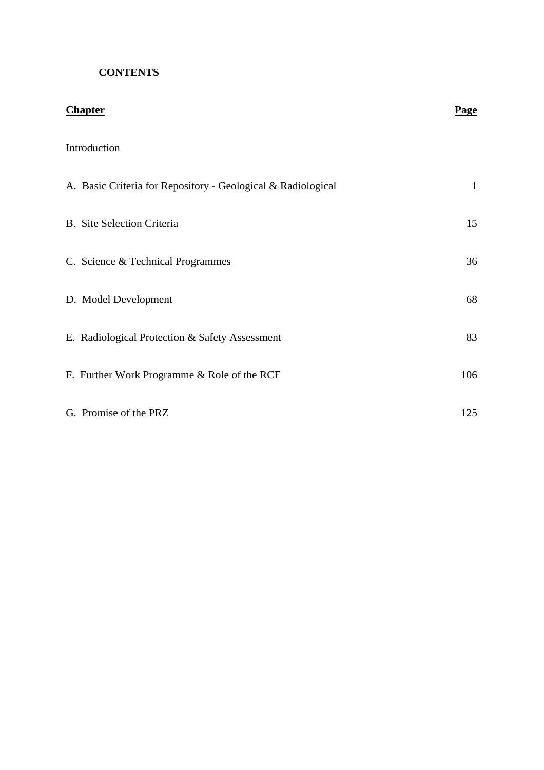**CONTENTS**

| **Chapter** | **Page** |
|---|---|
| Introduction | |
| A. Basic Criteria for Repository - Geological & Radiological | 1 |
| B. Site Selection Criteria | 15 |
| C. Science & Technical Programmes | 36 |
| D. Model Development | 68 |
| E. Radiological Protection & Safety Assessment | 83 |
| F. Further Work Programme & Role of the RCF | 106 |
| G. Promise of the PRZ | 125 |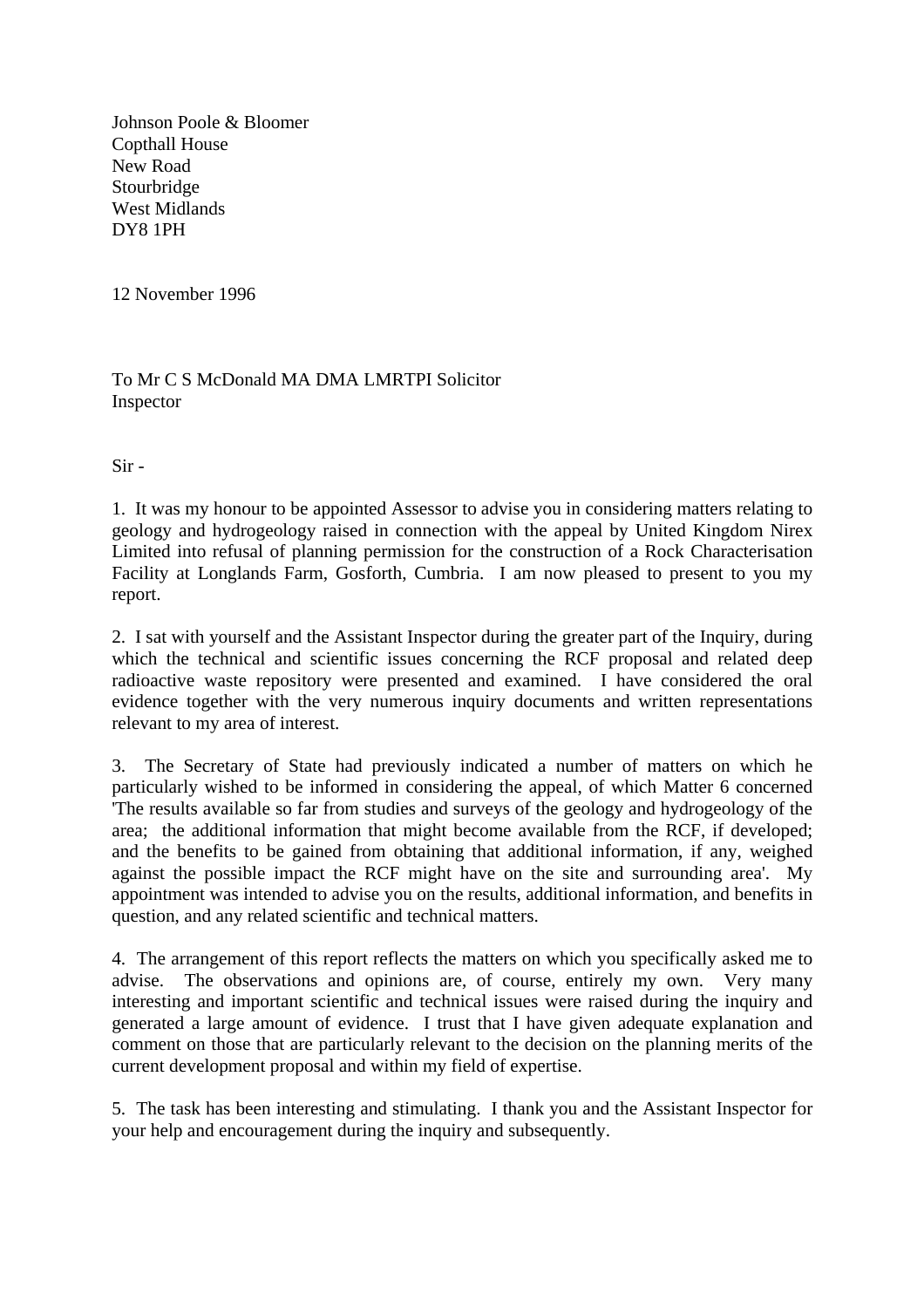Johnson Poole & Bloomer
Copthall House
New Road
Stourbridge
West Midlands
DY8 1PH

12 November 1996

To Mr C S McDonald MA DMA LMRTPI Solicitor
Inspector

Sir -

1. It was my honour to be appointed Assessor to advise you in considering matters relating to geology and hydrogeology raised in connection with the appeal by United Kingdom Nirex Limited into refusal of planning permission for the construction of a Rock Characterisation Facility at Longlands Farm, Gosforth, Cumbria. I am now pleased to present to you my report.

2. I sat with yourself and the Assistant Inspector during the greater part of the Inquiry, during which the technical and scientific issues concerning the RCF proposal and related deep radioactive waste repository were presented and examined. I have considered the oral evidence together with the very numerous inquiry documents and written representations relevant to my area of interest.

3. The Secretary of State had previously indicated a number of matters on which he particularly wished to be informed in considering the appeal, of which Matter 6 concerned 'The results available so far from studies and surveys of the geology and hydrogeology of the area; the additional information that might become available from the RCF, if developed; and the benefits to be gained from obtaining that additional information, if any, weighed against the possible impact the RCF might have on the site and surrounding area'. My appointment was intended to advise you on the results, additional information, and benefits in question, and any related scientific and technical matters.

4. The arrangement of this report reflects the matters on which you specifically asked me to advise. The observations and opinions are, of course, entirely my own. Very many interesting and important scientific and technical issues were raised during the inquiry and generated a large amount of evidence. I trust that I have given adequate explanation and comment on those that are particularly relevant to the decision on the planning merits of the current development proposal and within my field of expertise.

5. The task has been interesting and stimulating. I thank you and the Assistant Inspector for your help and encouragement during the inquiry and subsequently.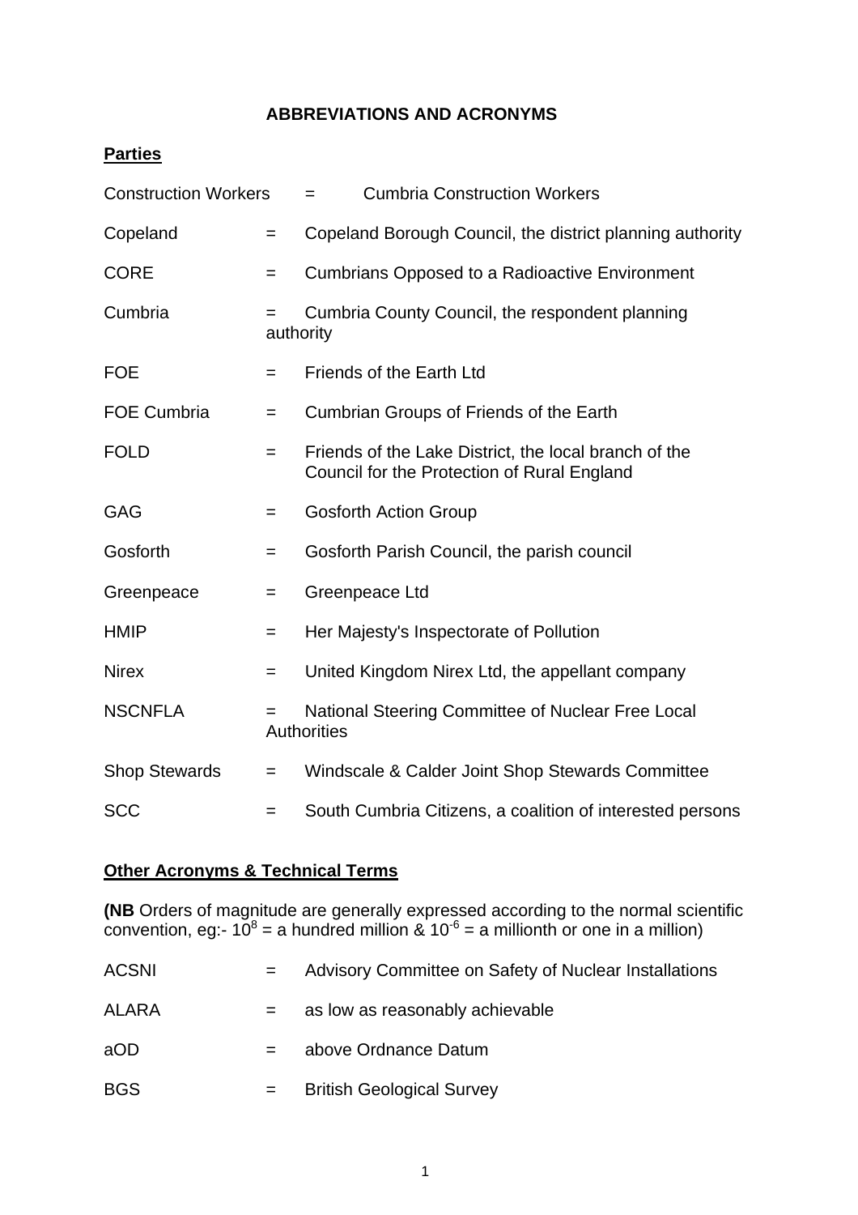# ABBREVIATIONS AND ACRONYMS

## Parties

| | | |
|---|---|---|
| Construction Workers | = | Cumbria Construction Workers |
| Copeland | = | Copeland Borough Council, the district planning authority |
| CORE | = | Cumbrians Opposed to a Radioactive Environment |
| Cumbria | = | Cumbria County Council, the respondent planning authority |
| FOE | = | Friends of the Earth Ltd |
| FOE Cumbria | = | Cumbrian Groups of Friends of the Earth |
| FOLD | = | Friends of the Lake District, the local branch of the Council for the Protection of Rural England |
| GAG | = | Gosforth Action Group |
| Gosforth | = | Gosforth Parish Council, the parish council |
| Greenpeace | = | Greenpeace Ltd |
| HMIP | = | Her Majesty's Inspectorate of Pollution |
| Nirex | = | United Kingdom Nirex Ltd, the appellant company |
| NSCNFLA | = | National Steering Committee of Nuclear Free Local Authorities |
| Shop Stewards | = | Windscale & Calder Joint Shop Stewards Committee |
| SCC | = | South Cumbria Citizens, a coalition of interested persons |

## Other Acronyms & Technical Terms

**(NB** Orders of magnitude are generally expressed according to the normal scientific convention, eg:- $10^8$ = a hundred million & $10^{-6}$ = a millionth or one in a million)

| | | |
|---|---|---|
| ACSNI | = | Advisory Committee on Safety of Nuclear Installations |
| ALARA | = | as low as reasonably achievable |
| aOD | = | above Ordnance Datum |
| BGS | = | British Geological Survey |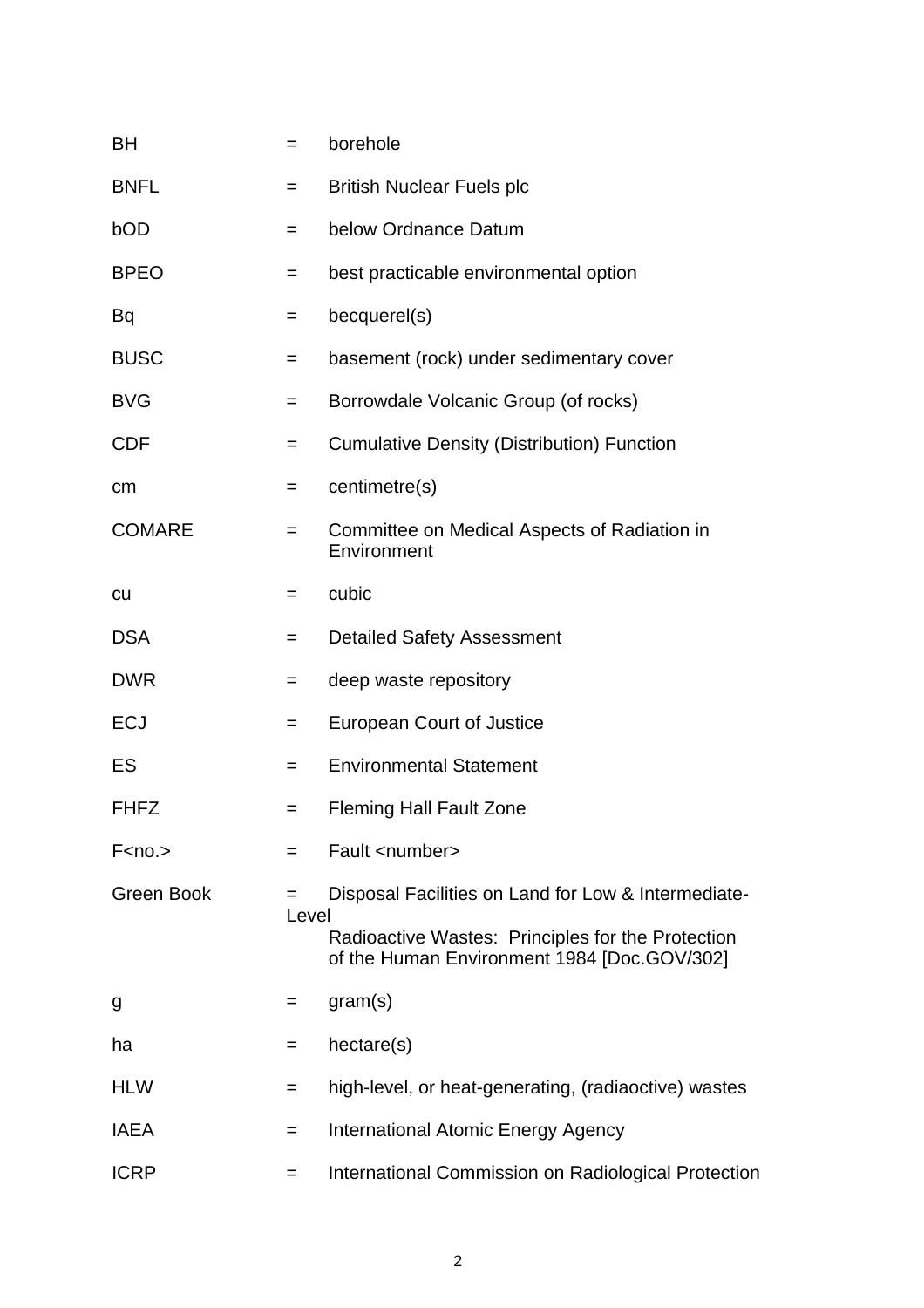| | | |
|---|---|---|
| BH | = | borehole |
| BNFL | = | British Nuclear Fuels plc |
| bOD | = | below Ordnance Datum |
| BPEO | = | best practicable environmental option |
| Bq | = | becquerel(s) |
| BUSC | = | basement (rock) under sedimentary cover |
| BVG | = | Borrowdale Volcanic Group (of rocks) |
| CDF | = | Cumulative Density (Distribution) Function |
| cm | = | centimetre(s) |
| COMARE | = | Committee on Medical Aspects of Radiation in Environment |
| cu | = | cubic |
| DSA | = | Detailed Safety Assessment |
| DWR | = | deep waste repository |
| ECJ | = | European Court of Justice |
| ES | = | Environmental Statement |
| FHFZ | = | Fleming Hall Fault Zone |
| F<no.> | = | Fault <number> |
| Green Book | = | Disposal Facilities on Land for Low & Intermediate-Level Radioactive Wastes: Principles for the Protection of the Human Environment 1984 [Doc.GOV/302] |
| g | = | gram(s) |
| ha | = | hectare(s) |
| HLW | = | high-level, or heat-generating, (radiaoctive) wastes |
| IAEA | = | International Atomic Energy Agency |
| ICRP | = | International Commission on Radiological Protection |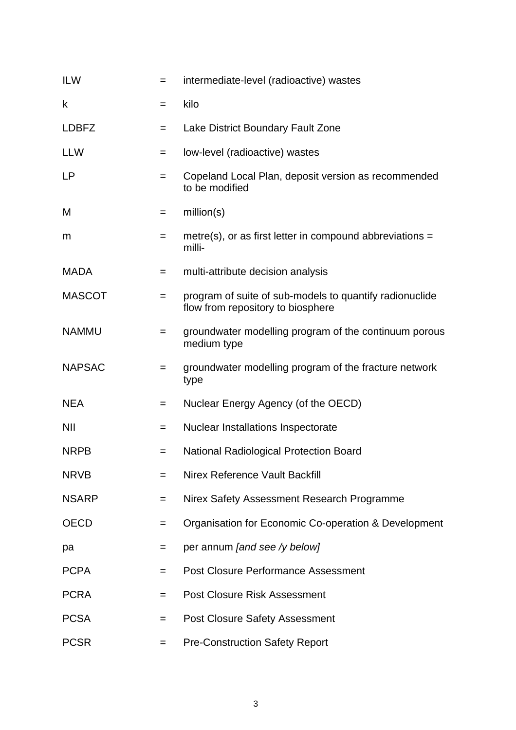| | | |
|---|---|---|
| ILW | = | intermediate-level (radioactive) wastes |
| k | = | kilo |
| LDBFZ | = | Lake District Boundary Fault Zone |
| LLW | = | low-level (radioactive) wastes |
| LP | = | Copeland Local Plan, deposit version as recommended to be modified |
| M | = | million(s) |
| m | = | metre(s), or as first letter in compound abbreviations = milli- |
| MADA | = | multi-attribute decision analysis |
| MASCOT | = | program of suite of sub-models to quantify radionuclide flow from repository to biosphere |
| NAMMU | = | groundwater modelling program of the continuum porous medium type |
| NAPSAC | = | groundwater modelling program of the fracture network type |
| NEA | = | Nuclear Energy Agency (of the OECD) |
| NII | = | Nuclear Installations Inspectorate |
| NRPB | = | National Radiological Protection Board |
| NRVB | = | Nirex Reference Vault Backfill |
| NSARP | = | Nirex Safety Assessment Research Programme |
| OECD | = | Organisation for Economic Co-operation & Development |
| pa | = | per annum *[and see /y below]* |
| PCPA | = | Post Closure Performance Assessment |
| PCRA | = | Post Closure Risk Assessment |
| PCSA | = | Post Closure Safety Assessment |
| PCSR | = | Pre-Construction Safety Report |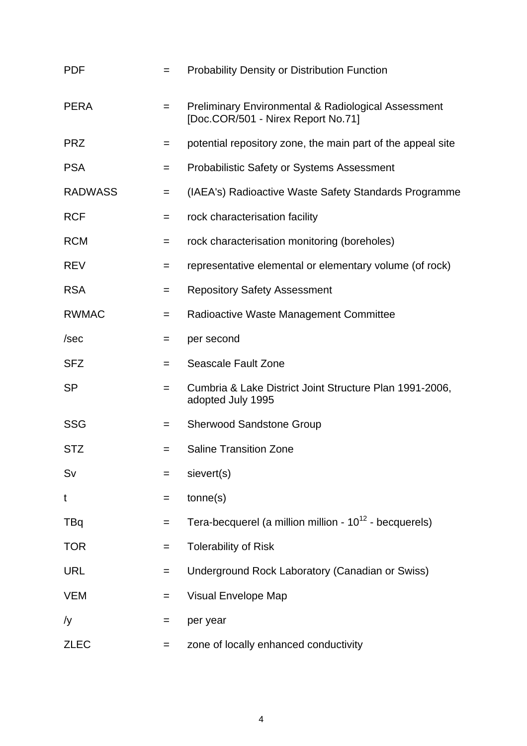| | | |
|---|---|---|
| PDF | = | Probability Density or Distribution Function |
| PERA | = | Preliminary Environmental & Radiological Assessment [Doc.COR/501 - Nirex Report No.71] |
| PRZ | = | potential repository zone, the main part of the appeal site |
| PSA | = | Probabilistic Safety or Systems Assessment |
| RADWASS | = | (IAEA's) Radioactive Waste Safety Standards Programme |
| RCF | = | rock characterisation facility |
| RCM | = | rock characterisation monitoring (boreholes) |
| REV | = | representative elemental or elementary volume (of rock) |
| RSA | = | Repository Safety Assessment |
| RWMAC | = | Radioactive Waste Management Committee |
| /sec | = | per second |
| SFZ | = | Seascale Fault Zone |
| SP | = | Cumbria & Lake District Joint Structure Plan 1991-2006, adopted July 1995 |
| SSG | = | Sherwood Sandstone Group |
| STZ | = | Saline Transition Zone |
| Sv | = | sievert(s) |
| t | = | tonne(s) |
| TBq | = | Tera-becquerel (a million million - $10^{12}$ - becquerels) |
| TOR | = | Tolerability of Risk |
| URL | = | Underground Rock Laboratory (Canadian or Swiss) |
| VEM | = | Visual Envelope Map |
| /y | = | per year |
| ZLEC | = | zone of locally enhanced conductivity |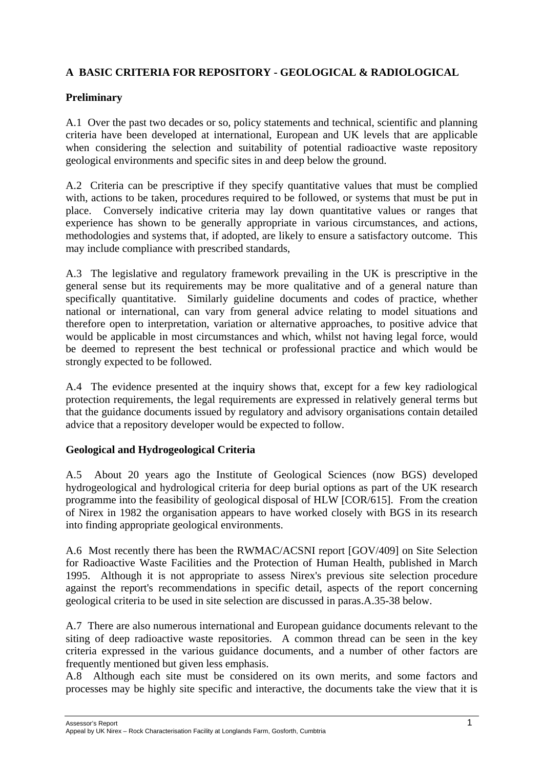# A BASIC CRITERIA FOR REPOSITORY - GEOLOGICAL & RADIOLOGICAL

## Preliminary

A.1 Over the past two decades or so, policy statements and technical, scientific and planning criteria have been developed at international, European and UK levels that are applicable when considering the selection and suitability of potential radioactive waste repository geological environments and specific sites in and deep below the ground.

A.2 Criteria can be prescriptive if they specify quantitative values that must be complied with, actions to be taken, procedures required to be followed, or systems that must be put in place. Conversely indicative criteria may lay down quantitative values or ranges that experience has shown to be generally appropriate in various circumstances, and actions, methodologies and systems that, if adopted, are likely to ensure a satisfactory outcome. This may include compliance with prescribed standards,

A.3 The legislative and regulatory framework prevailing in the UK is prescriptive in the general sense but its requirements may be more qualitative and of a general nature than specifically quantitative. Similarly guideline documents and codes of practice, whether national or international, can vary from general advice relating to model situations and therefore open to interpretation, variation or alternative approaches, to positive advice that would be applicable in most circumstances and which, whilst not having legal force, would be deemed to represent the best technical or professional practice and which would be strongly expected to be followed.

A.4 The evidence presented at the inquiry shows that, except for a few key radiological protection requirements, the legal requirements are expressed in relatively general terms but that the guidance documents issued by regulatory and advisory organisations contain detailed advice that a repository developer would be expected to follow.

## Geological and Hydrogeological Criteria

A.5 About 20 years ago the Institute of Geological Sciences (now BGS) developed hydrogeological and hydrological criteria for deep burial options as part of the UK research programme into the feasibility of geological disposal of HLW [COR/615]. From the creation of Nirex in 1982 the organisation appears to have worked closely with BGS in its research into finding appropriate geological environments.

A.6 Most recently there has been the RWMAC/ACSNI report [GOV/409] on Site Selection for Radioactive Waste Facilities and the Protection of Human Health, published in March 1995. Although it is not appropriate to assess Nirex's previous site selection procedure against the report's recommendations in specific detail, aspects of the report concerning geological criteria to be used in site selection are discussed in paras.A.35-38 below.

A.7 There are also numerous international and European guidance documents relevant to the siting of deep radioactive waste repositories. A common thread can be seen in the key criteria expressed in the various guidance documents, and a number of other factors are frequently mentioned but given less emphasis.

A.8 Although each site must be considered on its own merits, and some factors and processes may be highly site specific and interactive, the documents take the view that it is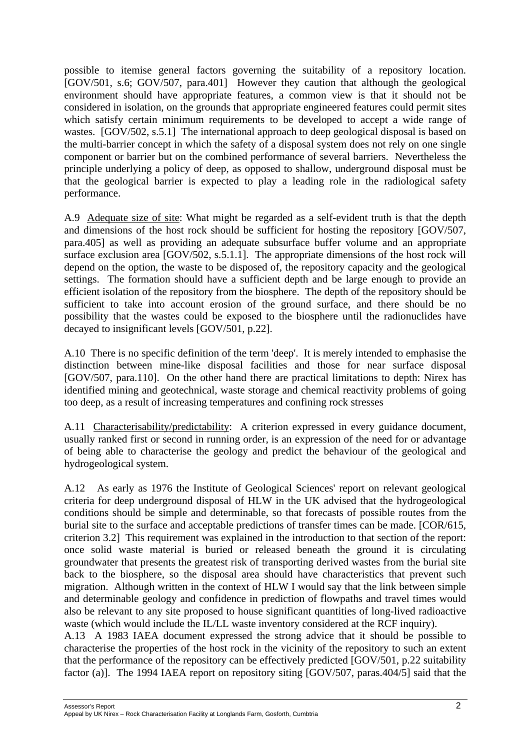possible to itemise general factors governing the suitability of a repository location. [GOV/501, s.6; GOV/507, para.401] However they caution that although the geological environment should have appropriate features, a common view is that it should not be considered in isolation, on the grounds that appropriate engineered features could permit sites which satisfy certain minimum requirements to be developed to accept a wide range of wastes. [GOV/502, s.5.1] The international approach to deep geological disposal is based on the multi-barrier concept in which the safety of a disposal system does not rely on one single component or barrier but on the combined performance of several barriers. Nevertheless the principle underlying a policy of deep, as opposed to shallow, underground disposal must be that the geological barrier is expected to play a leading role in the radiological safety performance.

A.9 Adequate size of site: What might be regarded as a self-evident truth is that the depth and dimensions of the host rock should be sufficient for hosting the repository [GOV/507, para.405] as well as providing an adequate subsurface buffer volume and an appropriate surface exclusion area [GOV/502, s.5.1.1]. The appropriate dimensions of the host rock will depend on the option, the waste to be disposed of, the repository capacity and the geological settings. The formation should have a sufficient depth and be large enough to provide an efficient isolation of the repository from the biosphere. The depth of the repository should be sufficient to take into account erosion of the ground surface, and there should be no possibility that the wastes could be exposed to the biosphere until the radionuclides have decayed to insignificant levels [GOV/501, p.22].

A.10 There is no specific definition of the term 'deep'. It is merely intended to emphasise the distinction between mine-like disposal facilities and those for near surface disposal [GOV/507, para.110]. On the other hand there are practical limitations to depth: Nirex has identified mining and geotechnical, waste storage and chemical reactivity problems of going too deep, as a result of increasing temperatures and confining rock stresses

A.11 Characterisability/predictability: A criterion expressed in every guidance document, usually ranked first or second in running order, is an expression of the need for or advantage of being able to characterise the geology and predict the behaviour of the geological and hydrogeological system.

A.12 As early as 1976 the Institute of Geological Sciences' report on relevant geological criteria for deep underground disposal of HLW in the UK advised that the hydrogeological conditions should be simple and determinable, so that forecasts of possible routes from the burial site to the surface and acceptable predictions of transfer times can be made. [COR/615, criterion 3.2] This requirement was explained in the introduction to that section of the report: once solid waste material is buried or released beneath the ground it is circulating groundwater that presents the greatest risk of transporting derived wastes from the burial site back to the biosphere, so the disposal area should have characteristics that prevent such migration. Although written in the context of HLW I would say that the link between simple and determinable geology and confidence in prediction of flowpaths and travel times would also be relevant to any site proposed to house significant quantities of long-lived radioactive waste (which would include the IL/LL waste inventory considered at the RCF inquiry).

A.13 A 1983 IAEA document expressed the strong advice that it should be possible to characterise the properties of the host rock in the vicinity of the repository to such an extent that the performance of the repository can be effectively predicted [GOV/501, p.22 suitability factor (a)]. The 1994 IAEA report on repository siting [GOV/507, paras.404/5] said that the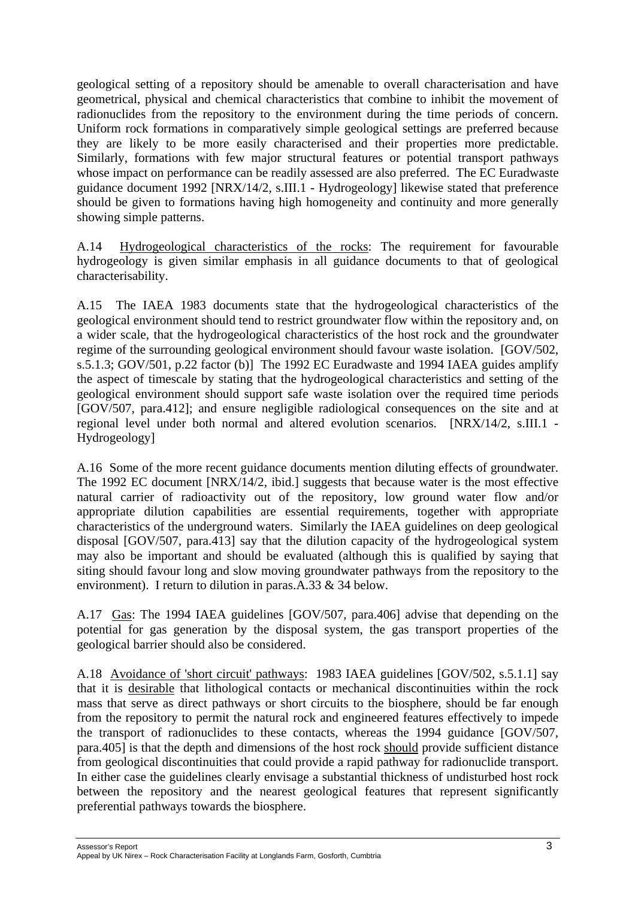geological setting of a repository should be amenable to overall characterisation and have geometrical, physical and chemical characteristics that combine to inhibit the movement of radionuclides from the repository to the environment during the time periods of concern. Uniform rock formations in comparatively simple geological settings are preferred because they are likely to be more easily characterised and their properties more predictable. Similarly, formations with few major structural features or potential transport pathways whose impact on performance can be readily assessed are also preferred. The EC Euradwaste guidance document 1992 [NRX/14/2, s.III.1 - Hydrogeology] likewise stated that preference should be given to formations having high homogeneity and continuity and more generally showing simple patterns.

A.14 Hydrogeological characteristics of the rocks: The requirement for favourable hydrogeology is given similar emphasis in all guidance documents to that of geological characterisability.

A.15 The IAEA 1983 documents state that the hydrogeological characteristics of the geological environment should tend to restrict groundwater flow within the repository and, on a wider scale, that the hydrogeological characteristics of the host rock and the groundwater regime of the surrounding geological environment should favour waste isolation. [GOV/502, s.5.1.3; GOV/501, p.22 factor (b)] The 1992 EC Euradwaste and 1994 IAEA guides amplify the aspect of timescale by stating that the hydrogeological characteristics and setting of the geological environment should support safe waste isolation over the required time periods [GOV/507, para.412]; and ensure negligible radiological consequences on the site and at regional level under both normal and altered evolution scenarios. [NRX/14/2, s.III.1 - Hydrogeology]

A.16 Some of the more recent guidance documents mention diluting effects of groundwater. The 1992 EC document [NRX/14/2, ibid.] suggests that because water is the most effective natural carrier of radioactivity out of the repository, low ground water flow and/or appropriate dilution capabilities are essential requirements, together with appropriate characteristics of the underground waters. Similarly the IAEA guidelines on deep geological disposal [GOV/507, para.413] say that the dilution capacity of the hydrogeological system may also be important and should be evaluated (although this is qualified by saying that siting should favour long and slow moving groundwater pathways from the repository to the environment). I return to dilution in paras.A.33 & 34 below.

A.17 Gas: The 1994 IAEA guidelines [GOV/507, para.406] advise that depending on the potential for gas generation by the disposal system, the gas transport properties of the geological barrier should also be considered.

A.18 Avoidance of 'short circuit' pathways: 1983 IAEA guidelines [GOV/502, s.5.1.1] say that it is desirable that lithological contacts or mechanical discontinuities within the rock mass that serve as direct pathways or short circuits to the biosphere, should be far enough from the repository to permit the natural rock and engineered features effectively to impede the transport of radionuclides to these contacts, whereas the 1994 guidance [GOV/507, para.405] is that the depth and dimensions of the host rock should provide sufficient distance from geological discontinuities that could provide a rapid pathway for radionuclide transport. In either case the guidelines clearly envisage a substantial thickness of undisturbed host rock between the repository and the nearest geological features that represent significantly preferential pathways towards the biosphere.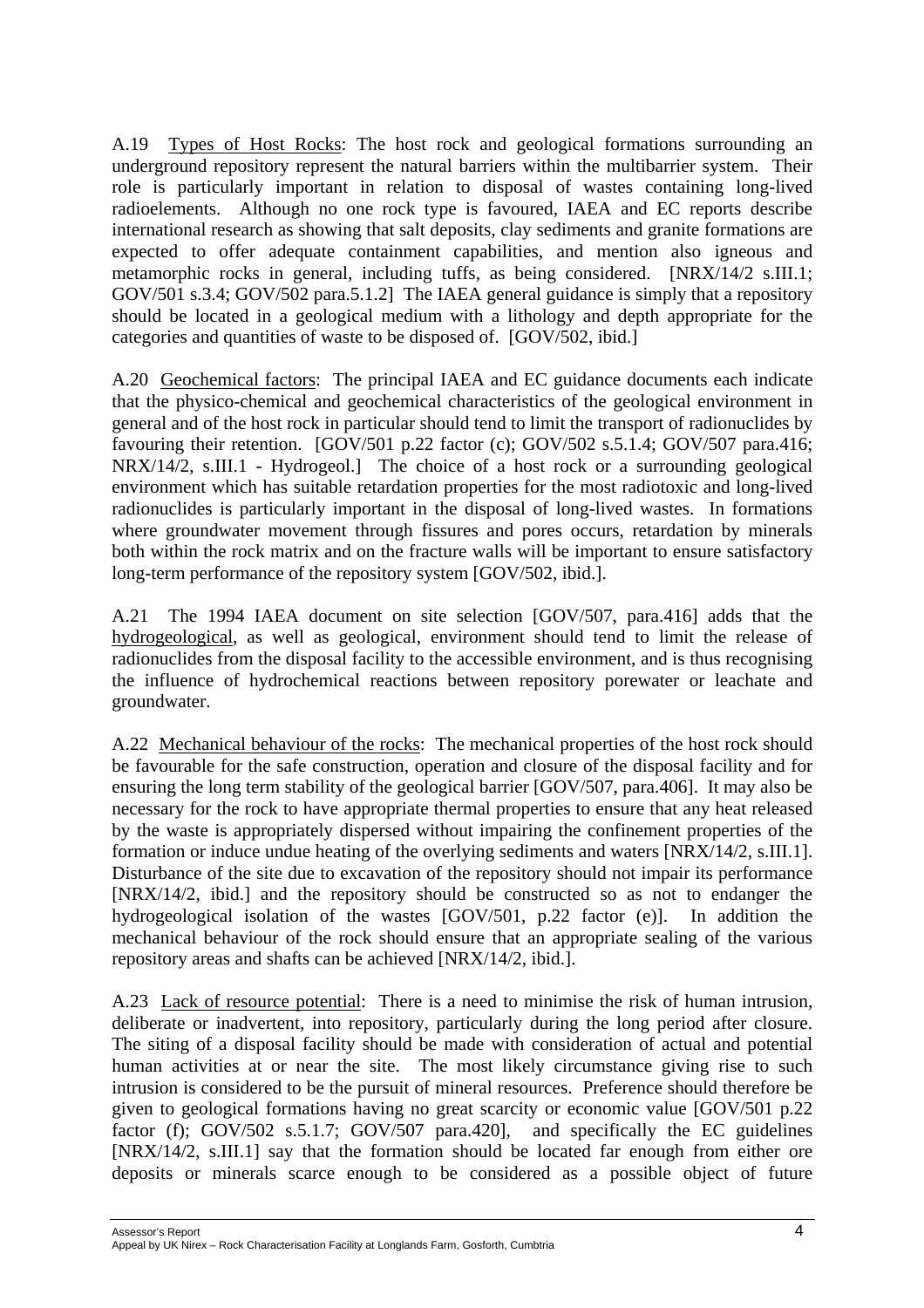A.19 Types of Host Rocks: The host rock and geological formations surrounding an underground repository represent the natural barriers within the multibarrier system. Their role is particularly important in relation to disposal of wastes containing long-lived radioelements. Although no one rock type is favoured, IAEA and EC reports describe international research as showing that salt deposits, clay sediments and granite formations are expected to offer adequate containment capabilities, and mention also igneous and metamorphic rocks in general, including tuffs, as being considered. [NRX/14/2 s.III.1; GOV/501 s.3.4; GOV/502 para.5.1.2] The IAEA general guidance is simply that a repository should be located in a geological medium with a lithology and depth appropriate for the categories and quantities of waste to be disposed of. [GOV/502, ibid.]

A.20 Geochemical factors: The principal IAEA and EC guidance documents each indicate that the physico-chemical and geochemical characteristics of the geological environment in general and of the host rock in particular should tend to limit the transport of radionuclides by favouring their retention. [GOV/501 p.22 factor (c); GOV/502 s.5.1.4; GOV/507 para.416; NRX/14/2, s.III.1 - Hydrogeol.] The choice of a host rock or a surrounding geological environment which has suitable retardation properties for the most radiotoxic and long-lived radionuclides is particularly important in the disposal of long-lived wastes. In formations where groundwater movement through fissures and pores occurs, retardation by minerals both within the rock matrix and on the fracture walls will be important to ensure satisfactory long-term performance of the repository system [GOV/502, ibid.].

A.21 The 1994 IAEA document on site selection [GOV/507, para.416] adds that the hydrogeological, as well as geological, environment should tend to limit the release of radionuclides from the disposal facility to the accessible environment, and is thus recognising the influence of hydrochemical reactions between repository porewater or leachate and groundwater.

A.22 Mechanical behaviour of the rocks: The mechanical properties of the host rock should be favourable for the safe construction, operation and closure of the disposal facility and for ensuring the long term stability of the geological barrier [GOV/507, para.406]. It may also be necessary for the rock to have appropriate thermal properties to ensure that any heat released by the waste is appropriately dispersed without impairing the confinement properties of the formation or induce undue heating of the overlying sediments and waters [NRX/14/2, s.III.1]. Disturbance of the site due to excavation of the repository should not impair its performance [NRX/14/2, ibid.] and the repository should be constructed so as not to endanger the hydrogeological isolation of the wastes [GOV/501, p.22 factor (e)]. In addition the mechanical behaviour of the rock should ensure that an appropriate sealing of the various repository areas and shafts can be achieved [NRX/14/2, ibid.].

A.23 Lack of resource potential: There is a need to minimise the risk of human intrusion, deliberate or inadvertent, into repository, particularly during the long period after closure. The siting of a disposal facility should be made with consideration of actual and potential human activities at or near the site. The most likely circumstance giving rise to such intrusion is considered to be the pursuit of mineral resources. Preference should therefore be given to geological formations having no great scarcity or economic value [GOV/501 p.22 factor (f); GOV/502 s.5.1.7; GOV/507 para.420], and specifically the EC guidelines [NRX/14/2, s.III.1] say that the formation should be located far enough from either ore deposits or minerals scarce enough to be considered as a possible object of future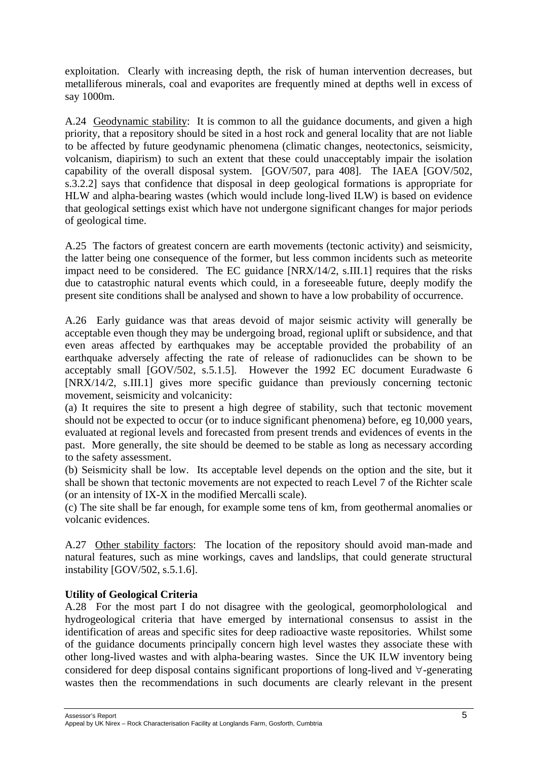exploitation. Clearly with increasing depth, the risk of human intervention decreases, but metalliferous minerals, coal and evaporites are frequently mined at depths well in excess of say 1000m.

A.24 Geodynamic stability: It is common to all the guidance documents, and given a high priority, that a repository should be sited in a host rock and general locality that are not liable to be affected by future geodynamic phenomena (climatic changes, neotectonics, seismicity, volcanism, diapirism) to such an extent that these could unacceptably impair the isolation capability of the overall disposal system. [GOV/507, para 408]. The IAEA [GOV/502, s.3.2.2] says that confidence that disposal in deep geological formations is appropriate for HLW and alpha-bearing wastes (which would include long-lived ILW) is based on evidence that geological settings exist which have not undergone significant changes for major periods of geological time.

A.25 The factors of greatest concern are earth movements (tectonic activity) and seismicity, the latter being one consequence of the former, but less common incidents such as meteorite impact need to be considered. The EC guidance [NRX/14/2, s.III.1] requires that the risks due to catastrophic natural events which could, in a foreseeable future, deeply modify the present site conditions shall be analysed and shown to have a low probability of occurrence.

A.26 Early guidance was that areas devoid of major seismic activity will generally be acceptable even though they may be undergoing broad, regional uplift or subsidence, and that even areas affected by earthquakes may be acceptable provided the probability of an earthquake adversely affecting the rate of release of radionuclides can be shown to be acceptably small [GOV/502, s.5.1.5]. However the 1992 EC document Euradwaste 6 [NRX/14/2, s.III.1] gives more specific guidance than previously concerning tectonic movement, seismicity and volcanicity:

(a) It requires the site to present a high degree of stability, such that tectonic movement should not be expected to occur (or to induce significant phenomena) before, eg 10,000 years, evaluated at regional levels and forecasted from present trends and evidences of events in the past. More generally, the site should be deemed to be stable as long as necessary according to the safety assessment.

(b) Seismicity shall be low. Its acceptable level depends on the option and the site, but it shall be shown that tectonic movements are not expected to reach Level 7 of the Richter scale (or an intensity of IX-X in the modified Mercalli scale).

(c) The site shall be far enough, for example some tens of km, from geothermal anomalies or volcanic evidences.

A.27 Other stability factors: The location of the repository should avoid man-made and natural features, such as mine workings, caves and landslips, that could generate structural instability [GOV/502, s.5.1.6].

**Utility of Geological Criteria**

A.28 For the most part I do not disagree with the geological, geomorphololological and hydrogeological criteria that have emerged by international consensus to assist in the identification of areas and specific sites for deep radioactive waste repositories. Whilst some of the guidance documents principally concern high level wastes they associate these with other long-lived wastes and with alpha-bearing wastes. Since the UK ILW inventory being considered for deep disposal contains significant proportions of long-lived and ∀-generating wastes then the recommendations in such documents are clearly relevant in the present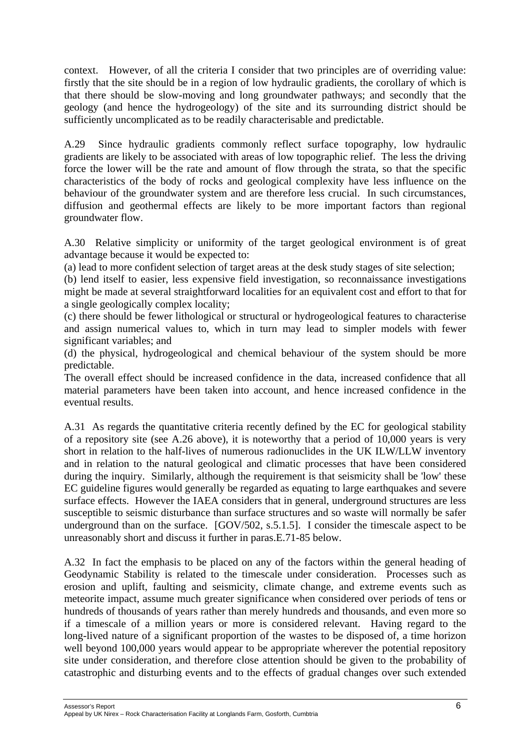context. However, of all the criteria I consider that two principles are of overriding value: firstly that the site should be in a region of low hydraulic gradients, the corollary of which is that there should be slow-moving and long groundwater pathways; and secondly that the geology (and hence the hydrogeology) of the site and its surrounding district should be sufficiently uncomplicated as to be readily characterisable and predictable.

A.29 Since hydraulic gradients commonly reflect surface topography, low hydraulic gradients are likely to be associated with areas of low topographic relief. The less the driving force the lower will be the rate and amount of flow through the strata, so that the specific characteristics of the body of rocks and geological complexity have less influence on the behaviour of the groundwater system and are therefore less crucial. In such circumstances, diffusion and geothermal effects are likely to be more important factors than regional groundwater flow.

A.30 Relative simplicity or uniformity of the target geological environment is of great advantage because it would be expected to:

(a) lead to more confident selection of target areas at the desk study stages of site selection;

(b) lend itself to easier, less expensive field investigation, so reconnaissance investigations might be made at several straightforward localities for an equivalent cost and effort to that for a single geologically complex locality;

(c) there should be fewer lithological or structural or hydrogeological features to characterise and assign numerical values to, which in turn may lead to simpler models with fewer significant variables; and

(d) the physical, hydrogeological and chemical behaviour of the system should be more predictable.

The overall effect should be increased confidence in the data, increased confidence that all material parameters have been taken into account, and hence increased confidence in the eventual results.

A.31 As regards the quantitative criteria recently defined by the EC for geological stability of a repository site (see A.26 above), it is noteworthy that a period of 10,000 years is very short in relation to the half-lives of numerous radionuclides in the UK ILW/LLW inventory and in relation to the natural geological and climatic processes that have been considered during the inquiry. Similarly, although the requirement is that seismicity shall be 'low' these EC guideline figures would generally be regarded as equating to large earthquakes and severe surface effects. However the IAEA considers that in general, underground structures are less susceptible to seismic disturbance than surface structures and so waste will normally be safer underground than on the surface. [GOV/502, s.5.1.5]. I consider the timescale aspect to be unreasonably short and discuss it further in paras.E.71-85 below.

A.32 In fact the emphasis to be placed on any of the factors within the general heading of Geodynamic Stability is related to the timescale under consideration. Processes such as erosion and uplift, faulting and seismicity, climate change, and extreme events such as meteorite impact, assume much greater significance when considered over periods of tens or hundreds of thousands of years rather than merely hundreds and thousands, and even more so if a timescale of a million years or more is considered relevant. Having regard to the long-lived nature of a significant proportion of the wastes to be disposed of, a time horizon well beyond 100,000 years would appear to be appropriate wherever the potential repository site under consideration, and therefore close attention should be given to the probability of catastrophic and disturbing events and to the effects of gradual changes over such extended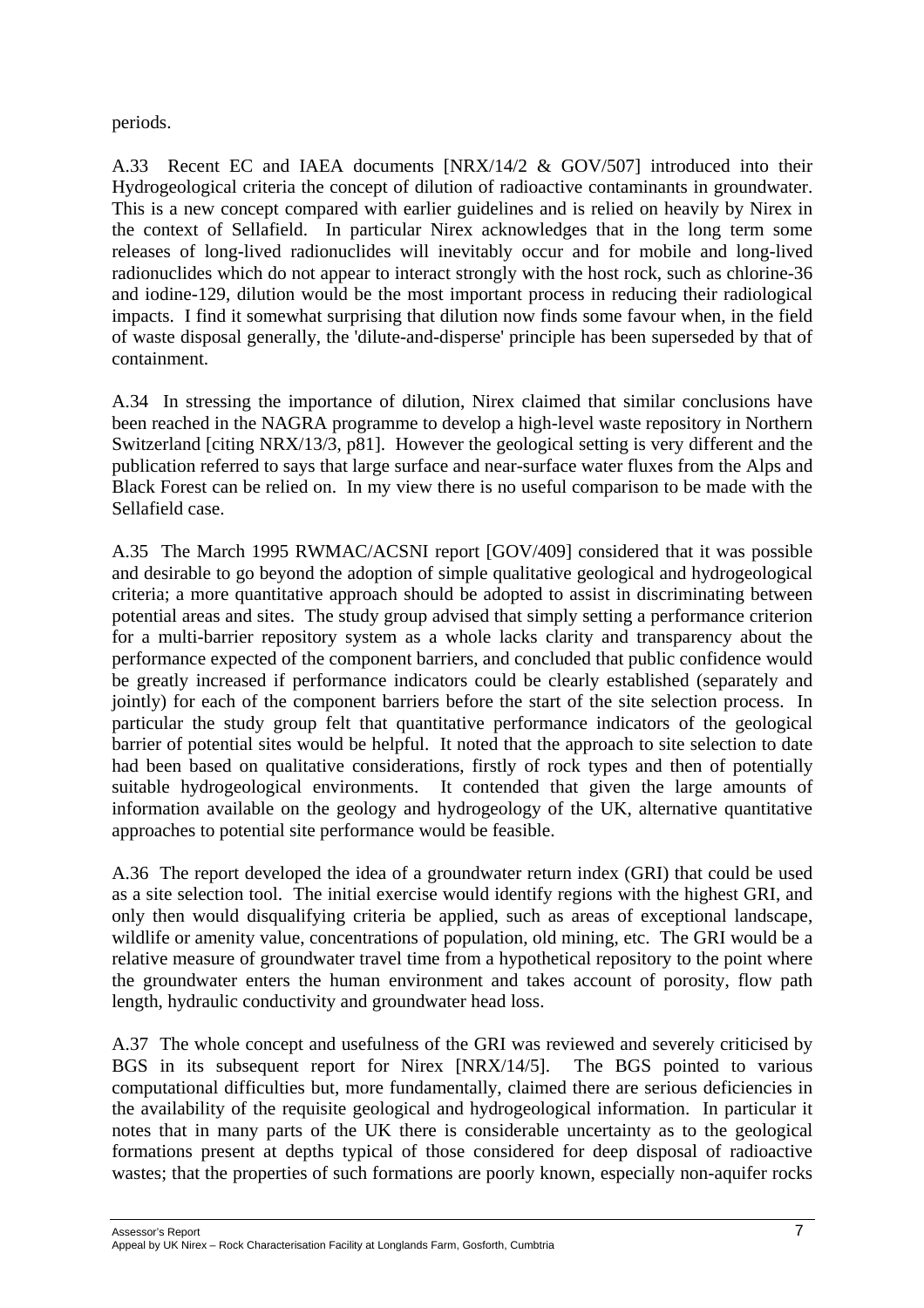periods.

A.33 Recent EC and IAEA documents [NRX/14/2 & GOV/507] introduced into their Hydrogeological criteria the concept of dilution of radioactive contaminants in groundwater. This is a new concept compared with earlier guidelines and is relied on heavily by Nirex in the context of Sellafield. In particular Nirex acknowledges that in the long term some releases of long-lived radionuclides will inevitably occur and for mobile and long-lived radionuclides which do not appear to interact strongly with the host rock, such as chlorine-36 and iodine-129, dilution would be the most important process in reducing their radiological impacts. I find it somewhat surprising that dilution now finds some favour when, in the field of waste disposal generally, the 'dilute-and-disperse' principle has been superseded by that of containment.

A.34 In stressing the importance of dilution, Nirex claimed that similar conclusions have been reached in the NAGRA programme to develop a high-level waste repository in Northern Switzerland [citing NRX/13/3, p81]. However the geological setting is very different and the publication referred to says that large surface and near-surface water fluxes from the Alps and Black Forest can be relied on. In my view there is no useful comparison to be made with the Sellafield case.

A.35 The March 1995 RWMAC/ACSNI report [GOV/409] considered that it was possible and desirable to go beyond the adoption of simple qualitative geological and hydrogeological criteria; a more quantitative approach should be adopted to assist in discriminating between potential areas and sites. The study group advised that simply setting a performance criterion for a multi-barrier repository system as a whole lacks clarity and transparency about the performance expected of the component barriers, and concluded that public confidence would be greatly increased if performance indicators could be clearly established (separately and jointly) for each of the component barriers before the start of the site selection process. In particular the study group felt that quantitative performance indicators of the geological barrier of potential sites would be helpful. It noted that the approach to site selection to date had been based on qualitative considerations, firstly of rock types and then of potentially suitable hydrogeological environments. It contended that given the large amounts of information available on the geology and hydrogeology of the UK, alternative quantitative approaches to potential site performance would be feasible.

A.36 The report developed the idea of a groundwater return index (GRI) that could be used as a site selection tool. The initial exercise would identify regions with the highest GRI, and only then would disqualifying criteria be applied, such as areas of exceptional landscape, wildlife or amenity value, concentrations of population, old mining, etc. The GRI would be a relative measure of groundwater travel time from a hypothetical repository to the point where the groundwater enters the human environment and takes account of porosity, flow path length, hydraulic conductivity and groundwater head loss.

A.37 The whole concept and usefulness of the GRI was reviewed and severely criticised by BGS in its subsequent report for Nirex [NRX/14/5]. The BGS pointed to various computational difficulties but, more fundamentally, claimed there are serious deficiencies in the availability of the requisite geological and hydrogeological information. In particular it notes that in many parts of the UK there is considerable uncertainty as to the geological formations present at depths typical of those considered for deep disposal of radioactive wastes; that the properties of such formations are poorly known, especially non-aquifer rocks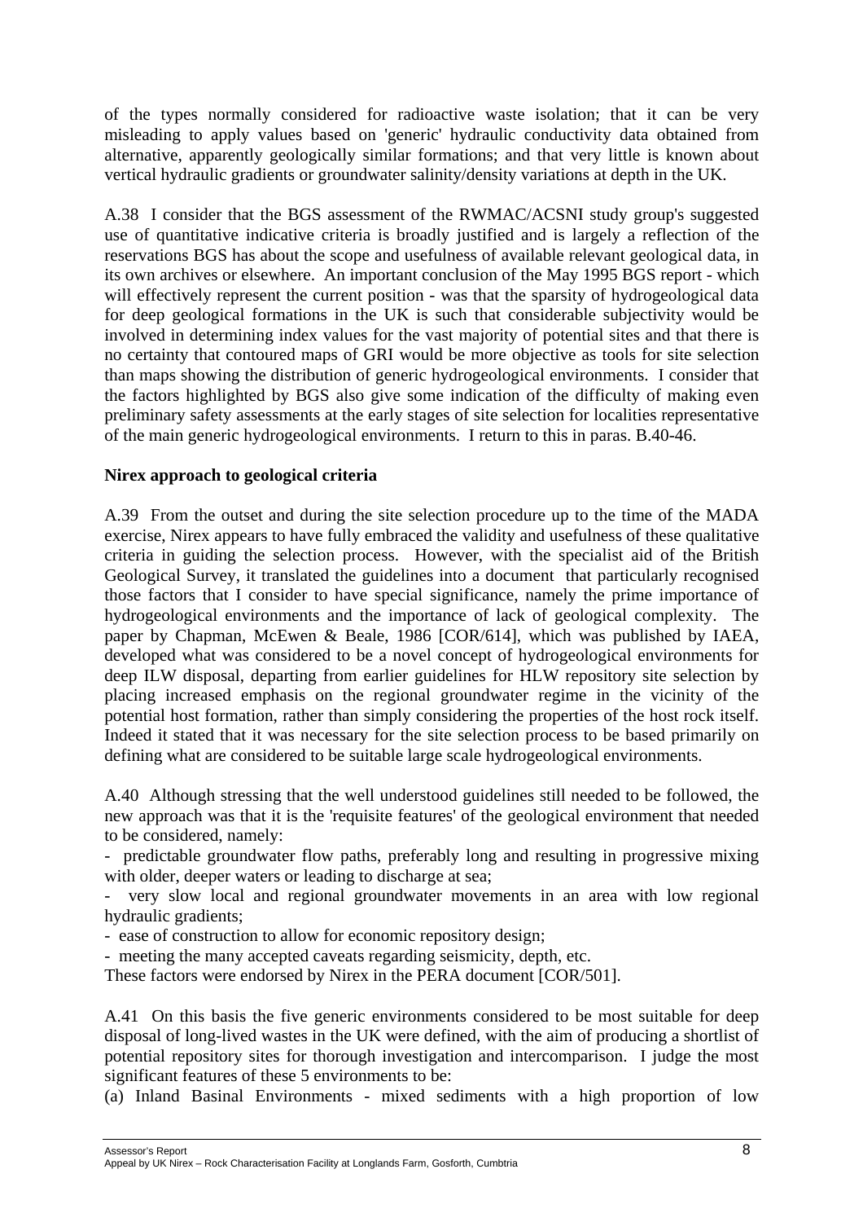of the types normally considered for radioactive waste isolation; that it can be very misleading to apply values based on 'generic' hydraulic conductivity data obtained from alternative, apparently geologically similar formations; and that very little is known about vertical hydraulic gradients or groundwater salinity/density variations at depth in the UK.

A.38 I consider that the BGS assessment of the RWMAC/ACSNI study group's suggested use of quantitative indicative criteria is broadly justified and is largely a reflection of the reservations BGS has about the scope and usefulness of available relevant geological data, in its own archives or elsewhere. An important conclusion of the May 1995 BGS report - which will effectively represent the current position - was that the sparsity of hydrogeological data for deep geological formations in the UK is such that considerable subjectivity would be involved in determining index values for the vast majority of potential sites and that there is no certainty that contoured maps of GRI would be more objective as tools for site selection than maps showing the distribution of generic hydrogeological environments. I consider that the factors highlighted by BGS also give some indication of the difficulty of making even preliminary safety assessments at the early stages of site selection for localities representative of the main generic hydrogeological environments. I return to this in paras. B.40-46.

**Nirex approach to geological criteria**

A.39 From the outset and during the site selection procedure up to the time of the MADA exercise, Nirex appears to have fully embraced the validity and usefulness of these qualitative criteria in guiding the selection process. However, with the specialist aid of the British Geological Survey, it translated the guidelines into a document that particularly recognised those factors that I consider to have special significance, namely the prime importance of hydrogeological environments and the importance of lack of geological complexity. The paper by Chapman, McEwen & Beale, 1986 [COR/614], which was published by IAEA, developed what was considered to be a novel concept of hydrogeological environments for deep ILW disposal, departing from earlier guidelines for HLW repository site selection by placing increased emphasis on the regional groundwater regime in the vicinity of the potential host formation, rather than simply considering the properties of the host rock itself. Indeed it stated that it was necessary for the site selection process to be based primarily on defining what are considered to be suitable large scale hydrogeological environments.

A.40 Although stressing that the well understood guidelines still needed to be followed, the new approach was that it is the 'requisite features' of the geological environment that needed to be considered, namely:

- predictable groundwater flow paths, preferably long and resulting in progressive mixing with older, deeper waters or leading to discharge at sea;
- very slow local and regional groundwater movements in an area with low regional hydraulic gradients;
- ease of construction to allow for economic repository design;
- meeting the many accepted caveats regarding seismicity, depth, etc.

These factors were endorsed by Nirex in the PERA document [COR/501].

A.41 On this basis the five generic environments considered to be most suitable for deep disposal of long-lived wastes in the UK were defined, with the aim of producing a shortlist of potential repository sites for thorough investigation and intercomparison. I judge the most significant features of these 5 environments to be:

(a) Inland Basinal Environments - mixed sediments with a high proportion of low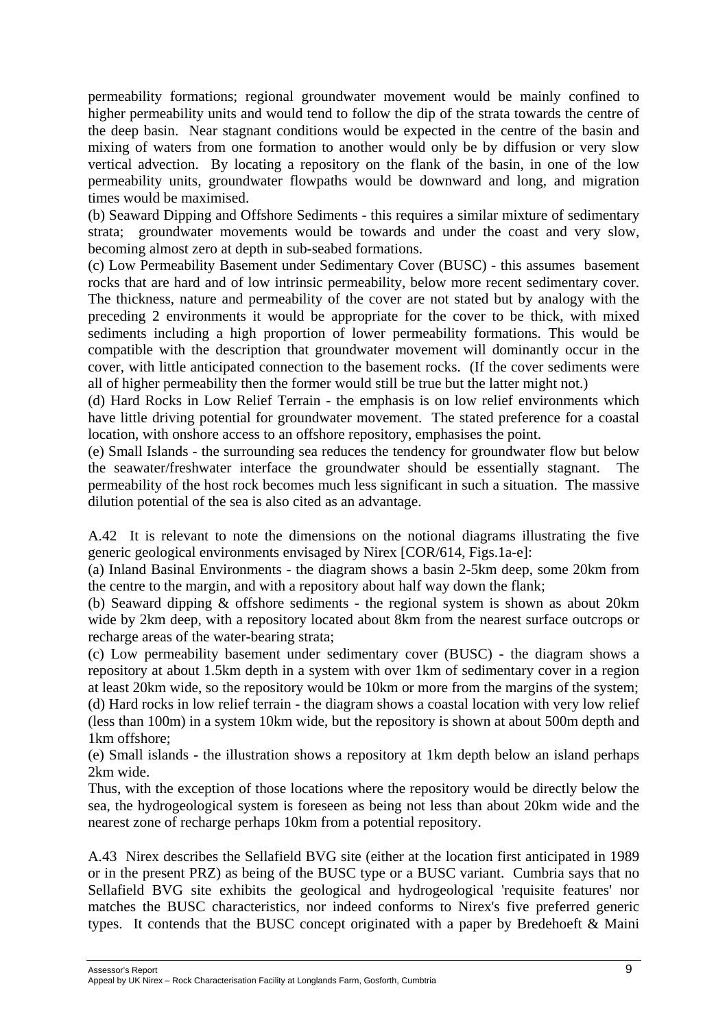permeability formations; regional groundwater movement would be mainly confined to higher permeability units and would tend to follow the dip of the strata towards the centre of the deep basin. Near stagnant conditions would be expected in the centre of the basin and mixing of waters from one formation to another would only be by diffusion or very slow vertical advection. By locating a repository on the flank of the basin, in one of the low permeability units, groundwater flowpaths would be downward and long, and migration times would be maximised.

(b) Seaward Dipping and Offshore Sediments - this requires a similar mixture of sedimentary strata; groundwater movements would be towards and under the coast and very slow, becoming almost zero at depth in sub-seabed formations.

(c) Low Permeability Basement under Sedimentary Cover (BUSC) - this assumes basement rocks that are hard and of low intrinsic permeability, below more recent sedimentary cover. The thickness, nature and permeability of the cover are not stated but by analogy with the preceding 2 environments it would be appropriate for the cover to be thick, with mixed sediments including a high proportion of lower permeability formations. This would be compatible with the description that groundwater movement will dominantly occur in the cover, with little anticipated connection to the basement rocks. (If the cover sediments were all of higher permeability then the former would still be true but the latter might not.)

(d) Hard Rocks in Low Relief Terrain - the emphasis is on low relief environments which have little driving potential for groundwater movement. The stated preference for a coastal location, with onshore access to an offshore repository, emphasises the point.

(e) Small Islands - the surrounding sea reduces the tendency for groundwater flow but below the seawater/freshwater interface the groundwater should be essentially stagnant. The permeability of the host rock becomes much less significant in such a situation. The massive dilution potential of the sea is also cited as an advantage.

A.42 It is relevant to note the dimensions on the notional diagrams illustrating the five generic geological environments envisaged by Nirex [COR/614, Figs.1a-e]:

(a) Inland Basinal Environments - the diagram shows a basin 2-5km deep, some 20km from the centre to the margin, and with a repository about half way down the flank;

(b) Seaward dipping & offshore sediments - the regional system is shown as about 20km wide by 2km deep, with a repository located about 8km from the nearest surface outcrops or recharge areas of the water-bearing strata;

(c) Low permeability basement under sedimentary cover (BUSC) - the diagram shows a repository at about 1.5km depth in a system with over 1km of sedimentary cover in a region at least 20km wide, so the repository would be 10km or more from the margins of the system;

(d) Hard rocks in low relief terrain - the diagram shows a coastal location with very low relief (less than 100m) in a system 10km wide, but the repository is shown at about 500m depth and 1km offshore;

(e) Small islands - the illustration shows a repository at 1km depth below an island perhaps 2km wide.

Thus, with the exception of those locations where the repository would be directly below the sea, the hydrogeological system is foreseen as being not less than about 20km wide and the nearest zone of recharge perhaps 10km from a potential repository.

A.43 Nirex describes the Sellafield BVG site (either at the location first anticipated in 1989 or in the present PRZ) as being of the BUSC type or a BUSC variant. Cumbria says that no Sellafield BVG site exhibits the geological and hydrogeological 'requisite features' nor matches the BUSC characteristics, nor indeed conforms to Nirex's five preferred generic types. It contends that the BUSC concept originated with a paper by Bredehoeft & Maini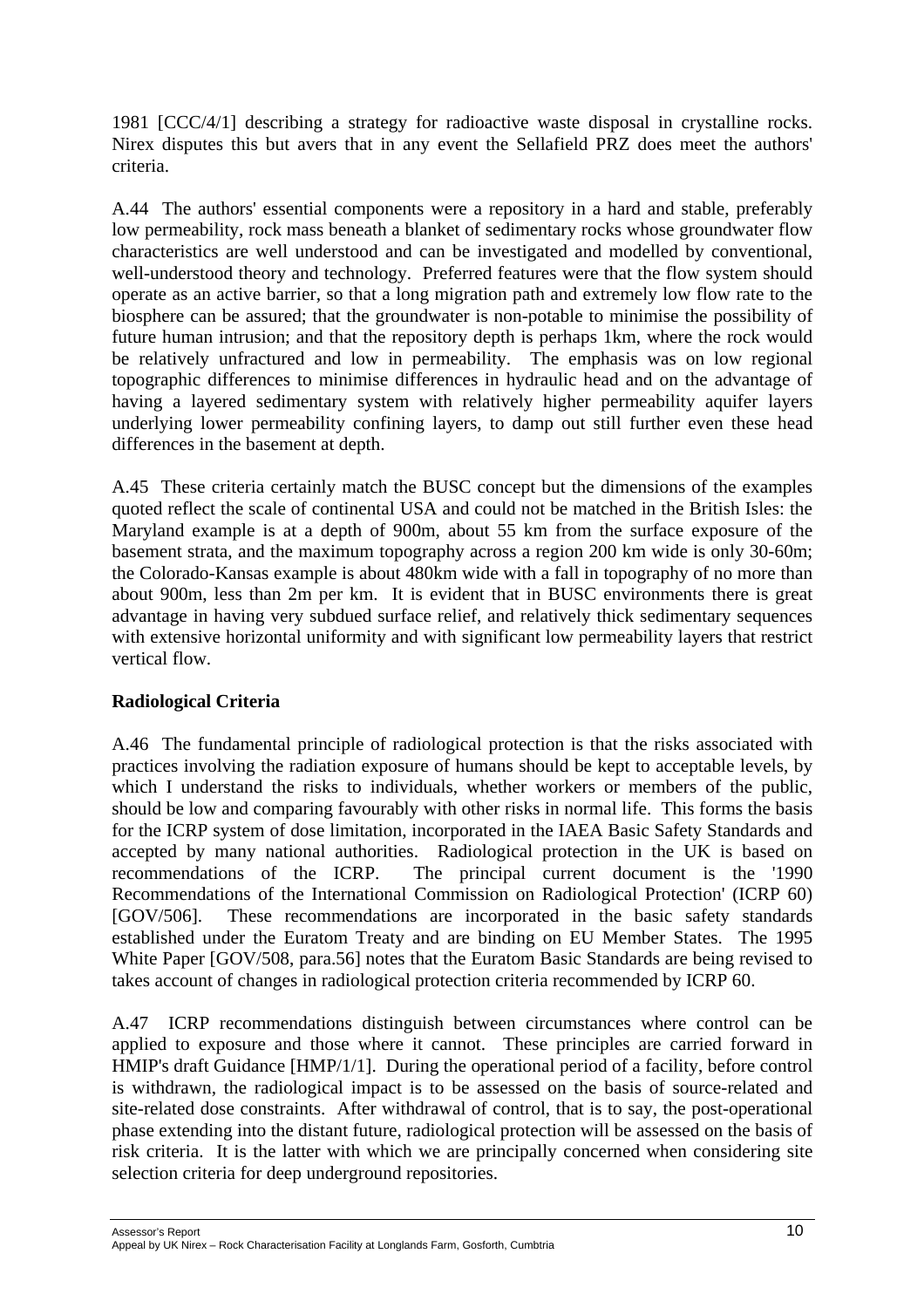1981 [CCC/4/1] describing a strategy for radioactive waste disposal in crystalline rocks. Nirex disputes this but avers that in any event the Sellafield PRZ does meet the authors' criteria.

A.44 The authors' essential components were a repository in a hard and stable, preferably low permeability, rock mass beneath a blanket of sedimentary rocks whose groundwater flow characteristics are well understood and can be investigated and modelled by conventional, well-understood theory and technology. Preferred features were that the flow system should operate as an active barrier, so that a long migration path and extremely low flow rate to the biosphere can be assured; that the groundwater is non-potable to minimise the possibility of future human intrusion; and that the repository depth is perhaps 1km, where the rock would be relatively unfractured and low in permeability. The emphasis was on low regional topographic differences to minimise differences in hydraulic head and on the advantage of having a layered sedimentary system with relatively higher permeability aquifer layers underlying lower permeability confining layers, to damp out still further even these head differences in the basement at depth.

A.45 These criteria certainly match the BUSC concept but the dimensions of the examples quoted reflect the scale of continental USA and could not be matched in the British Isles: the Maryland example is at a depth of 900m, about 55 km from the surface exposure of the basement strata, and the maximum topography across a region 200 km wide is only 30-60m; the Colorado-Kansas example is about 480km wide with a fall in topography of no more than about 900m, less than 2m per km. It is evident that in BUSC environments there is great advantage in having very subdued surface relief, and relatively thick sedimentary sequences with extensive horizontal uniformity and with significant low permeability layers that restrict vertical flow.

### Radiological Criteria

A.46 The fundamental principle of radiological protection is that the risks associated with practices involving the radiation exposure of humans should be kept to acceptable levels, by which I understand the risks to individuals, whether workers or members of the public, should be low and comparing favourably with other risks in normal life. This forms the basis for the ICRP system of dose limitation, incorporated in the IAEA Basic Safety Standards and accepted by many national authorities. Radiological protection in the UK is based on recommendations of the ICRP. The principal current document is the '1990 Recommendations of the International Commission on Radiological Protection' (ICRP 60) [GOV/506]. These recommendations are incorporated in the basic safety standards established under the Euratom Treaty and are binding on EU Member States. The 1995 White Paper [GOV/508, para.56] notes that the Euratom Basic Standards are being revised to takes account of changes in radiological protection criteria recommended by ICRP 60.

A.47 ICRP recommendations distinguish between circumstances where control can be applied to exposure and those where it cannot. These principles are carried forward in HMIP's draft Guidance [HMP/1/1]. During the operational period of a facility, before control is withdrawn, the radiological impact is to be assessed on the basis of source-related and site-related dose constraints. After withdrawal of control, that is to say, the post-operational phase extending into the distant future, radiological protection will be assessed on the basis of risk criteria. It is the latter with which we are principally concerned when considering site selection criteria for deep underground repositories.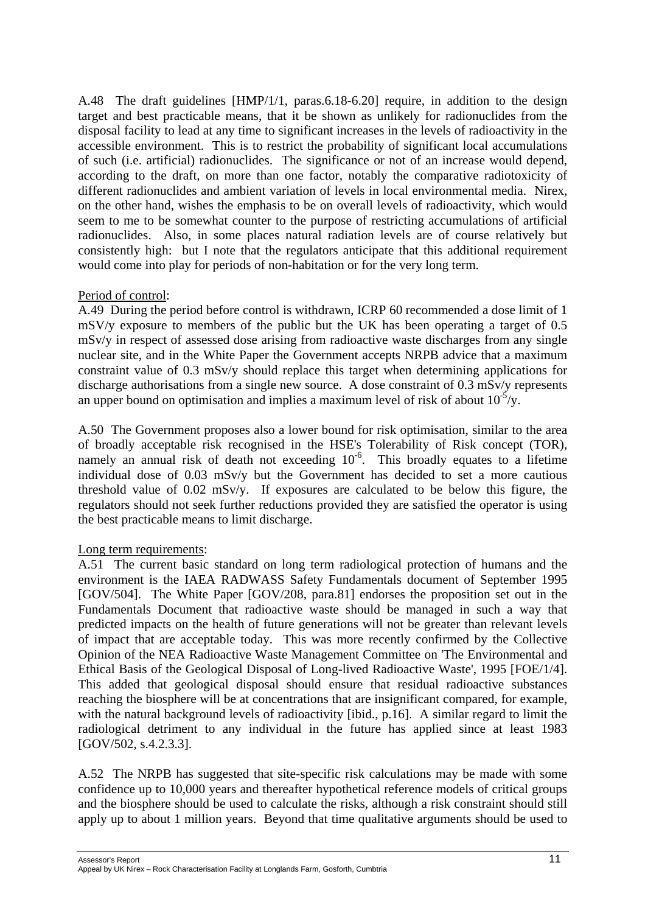A.48 The draft guidelines [HMP/1/1, paras.6.18-6.20] require, in addition to the design target and best practicable means, that it be shown as unlikely for radionuclides from the disposal facility to lead at any time to significant increases in the levels of radioactivity in the accessible environment. This is to restrict the probability of significant local accumulations of such (i.e. artificial) radionuclides. The significance or not of an increase would depend, according to the draft, on more than one factor, notably the comparative radiotoxicity of different radionuclides and ambient variation of levels in local environmental media. Nirex, on the other hand, wishes the emphasis to be on overall levels of radioactivity, which would seem to me to be somewhat counter to the purpose of restricting accumulations of artificial radionuclides. Also, in some places natural radiation levels are of course relatively but consistently high: but I note that the regulators anticipate that this additional requirement would come into play for periods of non-habitation or for the very long term.

Period of control:

A.49 During the period before control is withdrawn, ICRP 60 recommended a dose limit of 1 mSV/y exposure to members of the public but the UK has been operating a target of 0.5 mSv/y in respect of assessed dose arising from radioactive waste discharges from any single nuclear site, and in the White Paper the Government accepts NRPB advice that a maximum constraint value of 0.3 mSv/y should replace this target when determining applications for discharge authorisations from a single new source. A dose constraint of 0.3 mSv/y represents an upper bound on optimisation and implies a maximum level of risk of about $10^{-5}$/y.

A.50 The Government proposes also a lower bound for risk optimisation, similar to the area of broadly acceptable risk recognised in the HSE's Tolerability of Risk concept (TOR), namely an annual risk of death not exceeding $10^{-6}$. This broadly equates to a lifetime individual dose of 0.03 mSv/y but the Government has decided to set a more cautious threshold value of 0.02 mSv/y. If exposures are calculated to be below this figure, the regulators should not seek further reductions provided they are satisfied the operator is using the best practicable means to limit discharge.

Long term requirements:

A.51 The current basic standard on long term radiological protection of humans and the environment is the IAEA RADWASS Safety Fundamentals document of September 1995 [GOV/504]. The White Paper [GOV/208, para.81] endorses the proposition set out in the Fundamentals Document that radioactive waste should be managed in such a way that predicted impacts on the health of future generations will not be greater than relevant levels of impact that are acceptable today. This was more recently confirmed by the Collective Opinion of the NEA Radioactive Waste Management Committee on 'The Environmental and Ethical Basis of the Geological Disposal of Long-lived Radioactive Waste', 1995 [FOE/1/4]. This added that geological disposal should ensure that residual radioactive substances reaching the biosphere will be at concentrations that are insignificant compared, for example, with the natural background levels of radioactivity [ibid., p.16]. A similar regard to limit the radiological detriment to any individual in the future has applied since at least 1983 [GOV/502, s.4.2.3.3].

A.52 The NRPB has suggested that site-specific risk calculations may be made with some confidence up to 10,000 years and thereafter hypothetical reference models of critical groups and the biosphere should be used to calculate the risks, although a risk constraint should still apply up to about 1 million years. Beyond that time qualitative arguments should be used to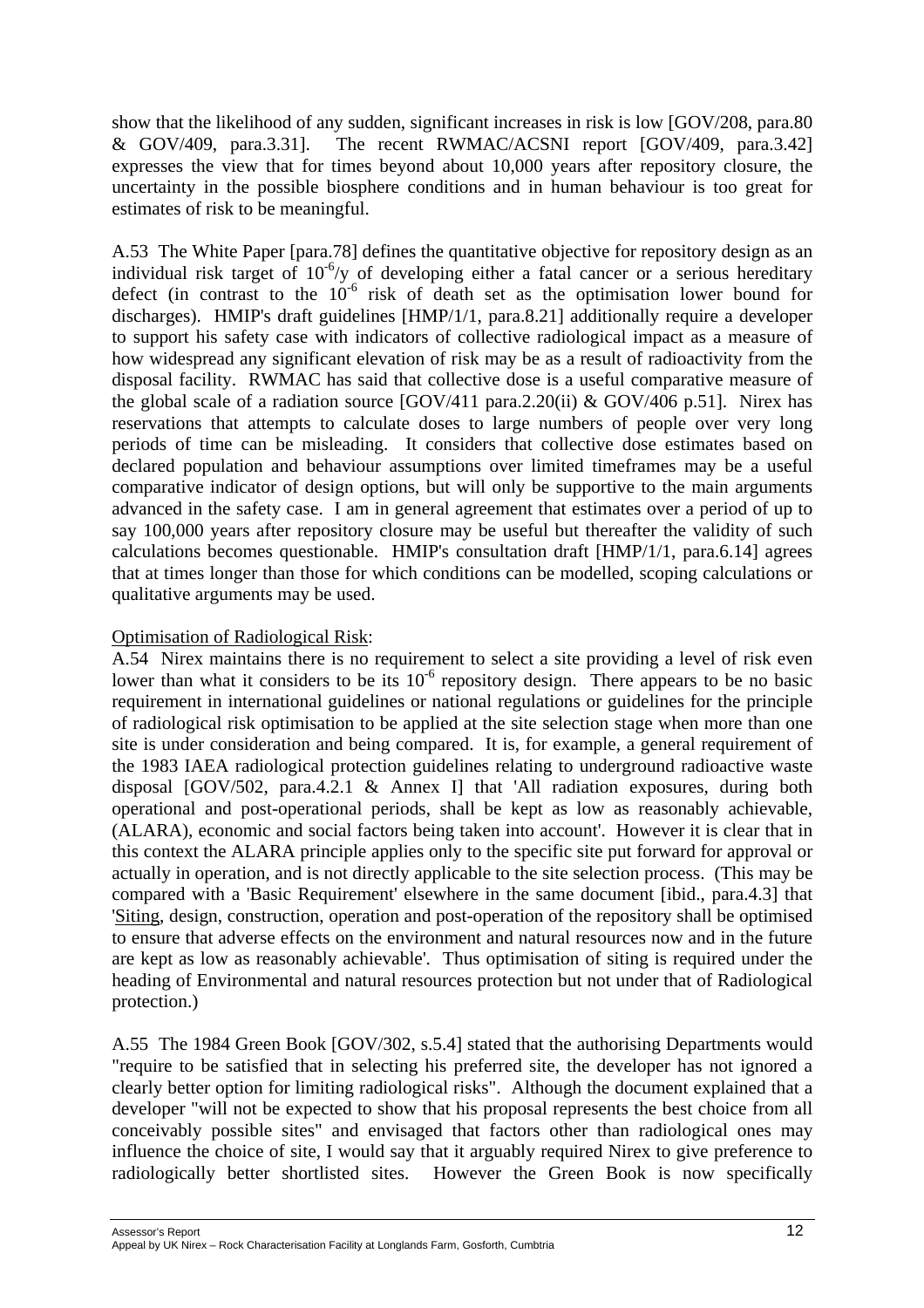show that the likelihood of any sudden, significant increases in risk is low [GOV/208, para.80 & GOV/409, para.3.31]. The recent RWMAC/ACSNI report [GOV/409, para.3.42] expresses the view that for times beyond about 10,000 years after repository closure, the uncertainty in the possible biosphere conditions and in human behaviour is too great for estimates of risk to be meaningful.

A.53 The White Paper [para.78] defines the quantitative objective for repository design as an individual risk target of $10^{-6}$/y of developing either a fatal cancer or a serious hereditary defect (in contrast to the $10^{-6}$ risk of death set as the optimisation lower bound for discharges). HMIP's draft guidelines [HMP/1/1, para.8.21] additionally require a developer to support his safety case with indicators of collective radiological impact as a measure of how widespread any significant elevation of risk may be as a result of radioactivity from the disposal facility. RWMAC has said that collective dose is a useful comparative measure of the global scale of a radiation source [GOV/411 para.2.20(ii) & GOV/406 p.51]. Nirex has reservations that attempts to calculate doses to large numbers of people over very long periods of time can be misleading. It considers that collective dose estimates based on declared population and behaviour assumptions over limited timeframes may be a useful comparative indicator of design options, but will only be supportive to the main arguments advanced in the safety case. I am in general agreement that estimates over a period of up to say 100,000 years after repository closure may be useful but thereafter the validity of such calculations becomes questionable. HMIP's consultation draft [HMP/1/1, para.6.14] agrees that at times longer than those for which conditions can be modelled, scoping calculations or qualitative arguments may be used.

Optimisation of Radiological Risk:

A.54 Nirex maintains there is no requirement to select a site providing a level of risk even lower than what it considers to be its $10^{-6}$ repository design. There appears to be no basic requirement in international guidelines or national regulations or guidelines for the principle of radiological risk optimisation to be applied at the site selection stage when more than one site is under consideration and being compared. It is, for example, a general requirement of the 1983 IAEA radiological protection guidelines relating to underground radioactive waste disposal [GOV/502, para.4.2.1 & Annex I] that 'All radiation exposures, during both operational and post-operational periods, shall be kept as low as reasonably achievable, (ALARA), economic and social factors being taken into account'. However it is clear that in this context the ALARA principle applies only to the specific site put forward for approval or actually in operation, and is not directly applicable to the site selection process. (This may be compared with a 'Basic Requirement' elsewhere in the same document [ibid., para.4.3] that 'Siting, design, construction, operation and post-operation of the repository shall be optimised to ensure that adverse effects on the environment and natural resources now and in the future are kept as low as reasonably achievable'. Thus optimisation of siting is required under the heading of Environmental and natural resources protection but not under that of Radiological protection.)

A.55 The 1984 Green Book [GOV/302, s.5.4] stated that the authorising Departments would "require to be satisfied that in selecting his preferred site, the developer has not ignored a clearly better option for limiting radiological risks". Although the document explained that a developer "will not be expected to show that his proposal represents the best choice from all conceivably possible sites" and envisaged that factors other than radiological ones may influence the choice of site, I would say that it arguably required Nirex to give preference to radiologically better shortlisted sites. However the Green Book is now specifically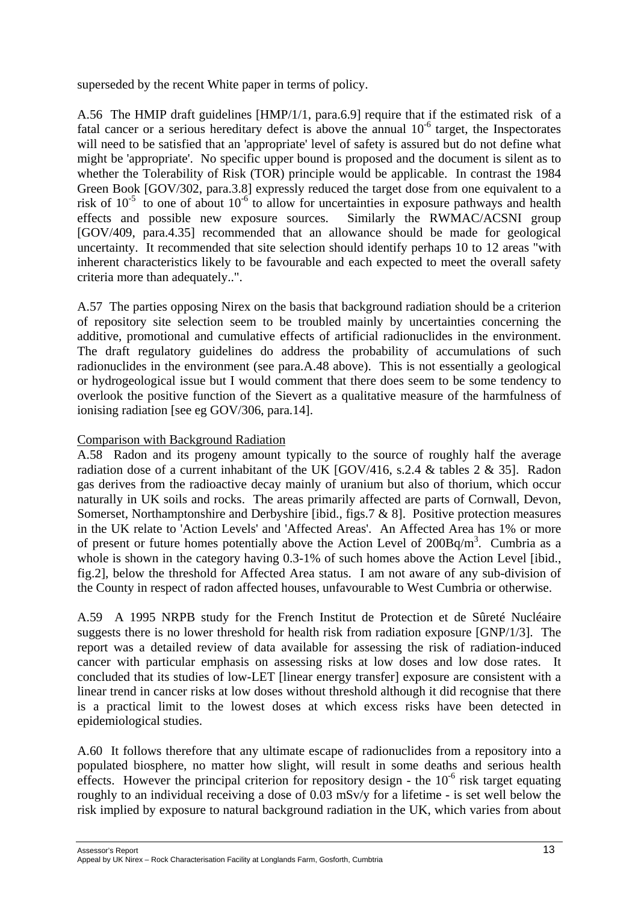superseded by the recent White paper in terms of policy.

A.56 The HMIP draft guidelines [HMP/1/1, para.6.9] require that if the estimated risk of a fatal cancer or a serious hereditary defect is above the annual $10^{-6}$ target, the Inspectorates will need to be satisfied that an 'appropriate' level of safety is assured but do not define what might be 'appropriate'. No specific upper bound is proposed and the document is silent as to whether the Tolerability of Risk (TOR) principle would be applicable. In contrast the 1984 Green Book [GOV/302, para.3.8] expressly reduced the target dose from one equivalent to a risk of $10^{-5}$ to one of about $10^{-6}$ to allow for uncertainties in exposure pathways and health effects and possible new exposure sources. Similarly the RWMAC/ACSNI group [GOV/409, para.4.35] recommended that an allowance should be made for geological uncertainty. It recommended that site selection should identify perhaps 10 to 12 areas "with inherent characteristics likely to be favourable and each expected to meet the overall safety criteria more than adequately..".

A.57 The parties opposing Nirex on the basis that background radiation should be a criterion of repository site selection seem to be troubled mainly by uncertainties concerning the additive, promotional and cumulative effects of artificial radionuclides in the environment. The draft regulatory guidelines do address the probability of accumulations of such radionuclides in the environment (see para.A.48 above). This is not essentially a geological or hydrogeological issue but I would comment that there does seem to be some tendency to overlook the positive function of the Sievert as a qualitative measure of the harmfulness of ionising radiation [see eg GOV/306, para.14].

Comparison with Background Radiation

A.58 Radon and its progeny amount typically to the source of roughly half the average radiation dose of a current inhabitant of the UK [GOV/416, s.2.4 & tables 2 & 35]. Radon gas derives from the radioactive decay mainly of uranium but also of thorium, which occur naturally in UK soils and rocks. The areas primarily affected are parts of Cornwall, Devon, Somerset, Northamptonshire and Derbyshire [ibid., figs.7 & 8]. Positive protection measures in the UK relate to 'Action Levels' and 'Affected Areas'. An Affected Area has 1% or more of present or future homes potentially above the Action Level of 200Bq/m$^3$. Cumbria as a whole is shown in the category having 0.3-1% of such homes above the Action Level [ibid., fig.2], below the threshold for Affected Area status. I am not aware of any sub-division of the County in respect of radon affected houses, unfavourable to West Cumbria or otherwise.

A.59 A 1995 NRPB study for the French Institut de Protection et de Sûreté Nucléaire suggests there is no lower threshold for health risk from radiation exposure [GNP/1/3]. The report was a detailed review of data available for assessing the risk of radiation-induced cancer with particular emphasis on assessing risks at low doses and low dose rates. It concluded that its studies of low-LET [linear energy transfer] exposure are consistent with a linear trend in cancer risks at low doses without threshold although it did recognise that there is a practical limit to the lowest doses at which excess risks have been detected in epidemiological studies.

A.60 It follows therefore that any ultimate escape of radionuclides from a repository into a populated biosphere, no matter how slight, will result in some deaths and serious health effects. However the principal criterion for repository design - the $10^{-6}$ risk target equating roughly to an individual receiving a dose of 0.03 mSv/y for a lifetime - is set well below the risk implied by exposure to natural background radiation in the UK, which varies from about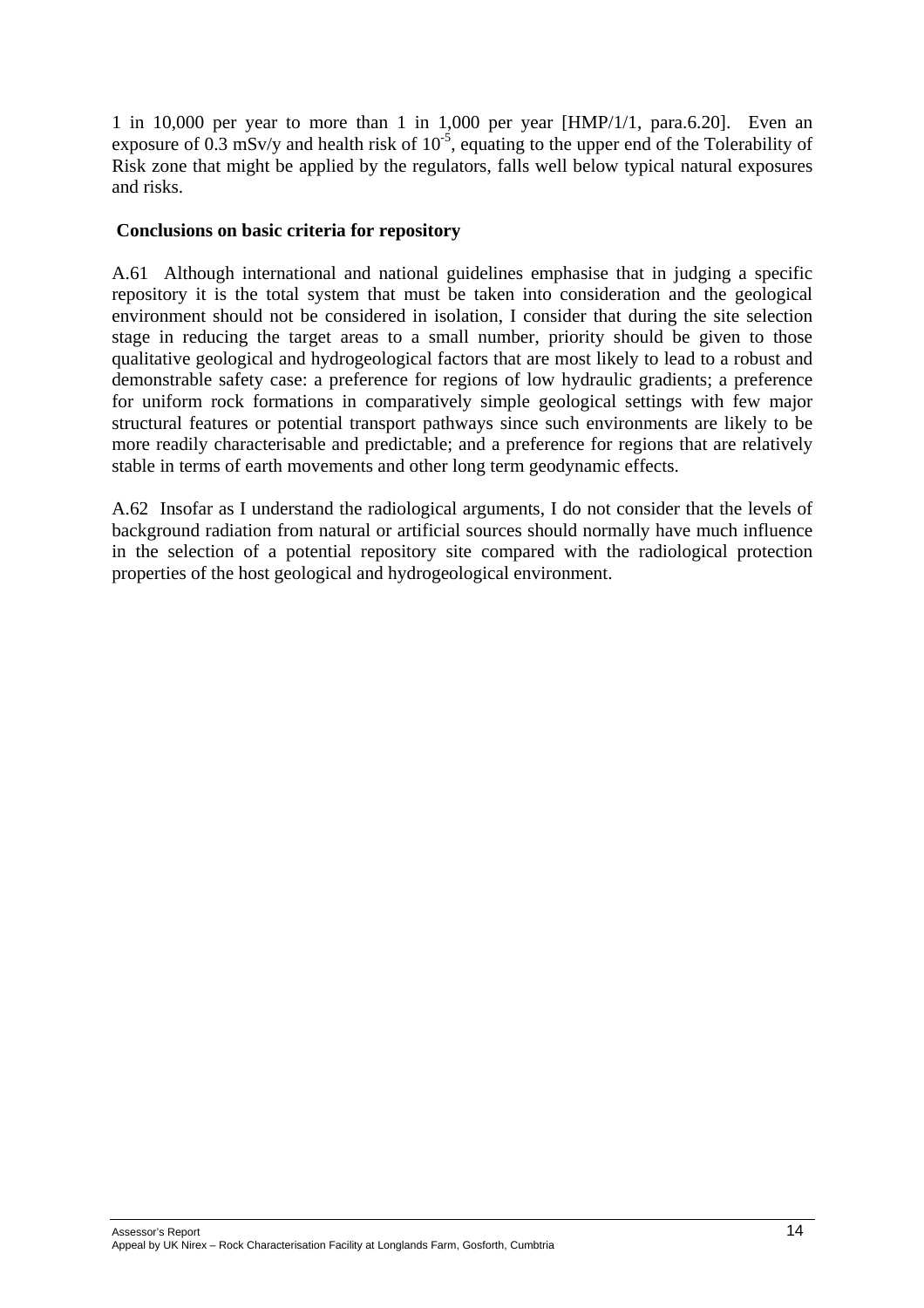1 in 10,000 per year to more than 1 in 1,000 per year [HMP/1/1, para.6.20]. Even an exposure of 0.3 mSv/y and health risk of $10^{-5}$, equating to the upper end of the Tolerability of Risk zone that might be applied by the regulators, falls well below typical natural exposures and risks.

**Conclusions on basic criteria for repository**

A.61 Although international and national guidelines emphasise that in judging a specific repository it is the total system that must be taken into consideration and the geological environment should not be considered in isolation, I consider that during the site selection stage in reducing the target areas to a small number, priority should be given to those qualitative geological and hydrogeological factors that are most likely to lead to a robust and demonstrable safety case: a preference for regions of low hydraulic gradients; a preference for uniform rock formations in comparatively simple geological settings with few major structural features or potential transport pathways since such environments are likely to be more readily characterisable and predictable; and a preference for regions that are relatively stable in terms of earth movements and other long term geodynamic effects.

A.62 Insofar as I understand the radiological arguments, I do not consider that the levels of background radiation from natural or artificial sources should normally have much influence in the selection of a potential repository site compared with the radiological protection properties of the host geological and hydrogeological environment.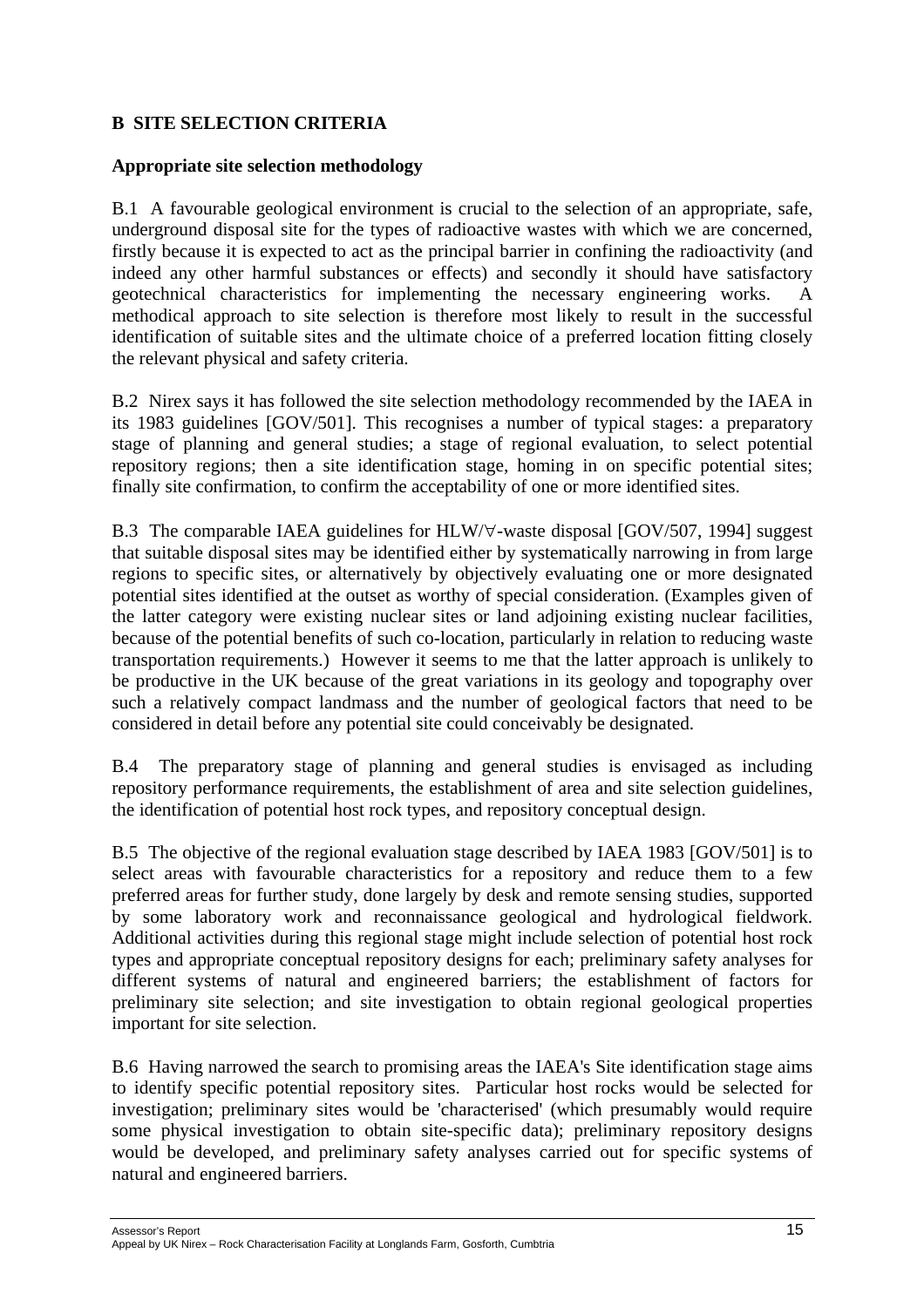## B SITE SELECTION CRITERIA

### Appropriate site selection methodology

B.1 A favourable geological environment is crucial to the selection of an appropriate, safe, underground disposal site for the types of radioactive wastes with which we are concerned, firstly because it is expected to act as the principal barrier in confining the radioactivity (and indeed any other harmful substances or effects) and secondly it should have satisfactory geotechnical characteristics for implementing the necessary engineering works. A methodical approach to site selection is therefore most likely to result in the successful identification of suitable sites and the ultimate choice of a preferred location fitting closely the relevant physical and safety criteria.

B.2 Nirex says it has followed the site selection methodology recommended by the IAEA in its 1983 guidelines [GOV/501]. This recognises a number of typical stages: a preparatory stage of planning and general studies; a stage of regional evaluation, to select potential repository regions; then a site identification stage, homing in on specific potential sites; finally site confirmation, to confirm the acceptability of one or more identified sites.

B.3 The comparable IAEA guidelines for HLW/∀-waste disposal [GOV/507, 1994] suggest that suitable disposal sites may be identified either by systematically narrowing in from large regions to specific sites, or alternatively by objectively evaluating one or more designated potential sites identified at the outset as worthy of special consideration. (Examples given of the latter category were existing nuclear sites or land adjoining existing nuclear facilities, because of the potential benefits of such co-location, particularly in relation to reducing waste transportation requirements.) However it seems to me that the latter approach is unlikely to be productive in the UK because of the great variations in its geology and topography over such a relatively compact landmass and the number of geological factors that need to be considered in detail before any potential site could conceivably be designated.

B.4 The preparatory stage of planning and general studies is envisaged as including repository performance requirements, the establishment of area and site selection guidelines, the identification of potential host rock types, and repository conceptual design.

B.5 The objective of the regional evaluation stage described by IAEA 1983 [GOV/501] is to select areas with favourable characteristics for a repository and reduce them to a few preferred areas for further study, done largely by desk and remote sensing studies, supported by some laboratory work and reconnaissance geological and hydrological fieldwork. Additional activities during this regional stage might include selection of potential host rock types and appropriate conceptual repository designs for each; preliminary safety analyses for different systems of natural and engineered barriers; the establishment of factors for preliminary site selection; and site investigation to obtain regional geological properties important for site selection.

B.6 Having narrowed the search to promising areas the IAEA's Site identification stage aims to identify specific potential repository sites. Particular host rocks would be selected for investigation; preliminary sites would be 'characterised' (which presumably would require some physical investigation to obtain site-specific data); preliminary repository designs would be developed, and preliminary safety analyses carried out for specific systems of natural and engineered barriers.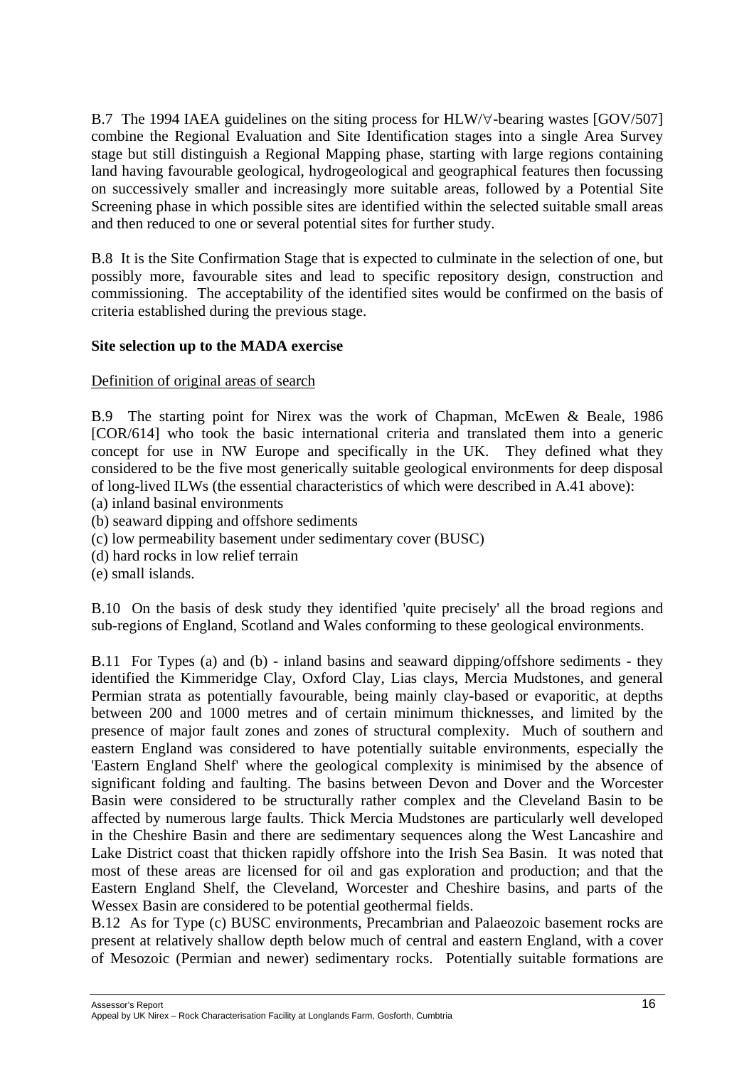B.7 The 1994 IAEA guidelines on the siting process for HLW/∀-bearing wastes [GOV/507] combine the Regional Evaluation and Site Identification stages into a single Area Survey stage but still distinguish a Regional Mapping phase, starting with large regions containing land having favourable geological, hydrogeological and geographical features then focussing on successively smaller and increasingly more suitable areas, followed by a Potential Site Screening phase in which possible sites are identified within the selected suitable small areas and then reduced to one or several potential sites for further study.

B.8 It is the Site Confirmation Stage that is expected to culminate in the selection of one, but possibly more, favourable sites and lead to specific repository design, construction and commissioning. The acceptability of the identified sites would be confirmed on the basis of criteria established during the previous stage.

**Site selection up to the MADA exercise**

<u>Definition of original areas of search</u>

B.9 The starting point for Nirex was the work of Chapman, McEwen & Beale, 1986 [COR/614] who took the basic international criteria and translated them into a generic concept for use in NW Europe and specifically in the UK. They defined what they considered to be the five most generically suitable geological environments for deep disposal of long-lived ILWs (the essential characteristics of which were described in A.41 above):
(a) inland basinal environments
(b) seaward dipping and offshore sediments
(c) low permeability basement under sedimentary cover (BUSC)
(d) hard rocks in low relief terrain
(e) small islands.

B.10 On the basis of desk study they identified 'quite precisely' all the broad regions and sub-regions of England, Scotland and Wales conforming to these geological environments.

B.11 For Types (a) and (b) - inland basins and seaward dipping/offshore sediments - they identified the Kimmeridge Clay, Oxford Clay, Lias clays, Mercia Mudstones, and general Permian strata as potentially favourable, being mainly clay-based or evaporitic, at depths between 200 and 1000 metres and of certain minimum thicknesses, and limited by the presence of major fault zones and zones of structural complexity. Much of southern and eastern England was considered to have potentially suitable environments, especially the 'Eastern England Shelf' where the geological complexity is minimised by the absence of significant folding and faulting. The basins between Devon and Dover and the Worcester Basin were considered to be structurally rather complex and the Cleveland Basin to be affected by numerous large faults. Thick Mercia Mudstones are particularly well developed in the Cheshire Basin and there are sedimentary sequences along the West Lancashire and Lake District coast that thicken rapidly offshore into the Irish Sea Basin. It was noted that most of these areas are licensed for oil and gas exploration and production; and that the Eastern England Shelf, the Cleveland, Worcester and Cheshire basins, and parts of the Wessex Basin are considered to be potential geothermal fields.

B.12 As for Type (c) BUSC environments, Precambrian and Palaeozoic basement rocks are present at relatively shallow depth below much of central and eastern England, with a cover of Mesozoic (Permian and newer) sedimentary rocks. Potentially suitable formations are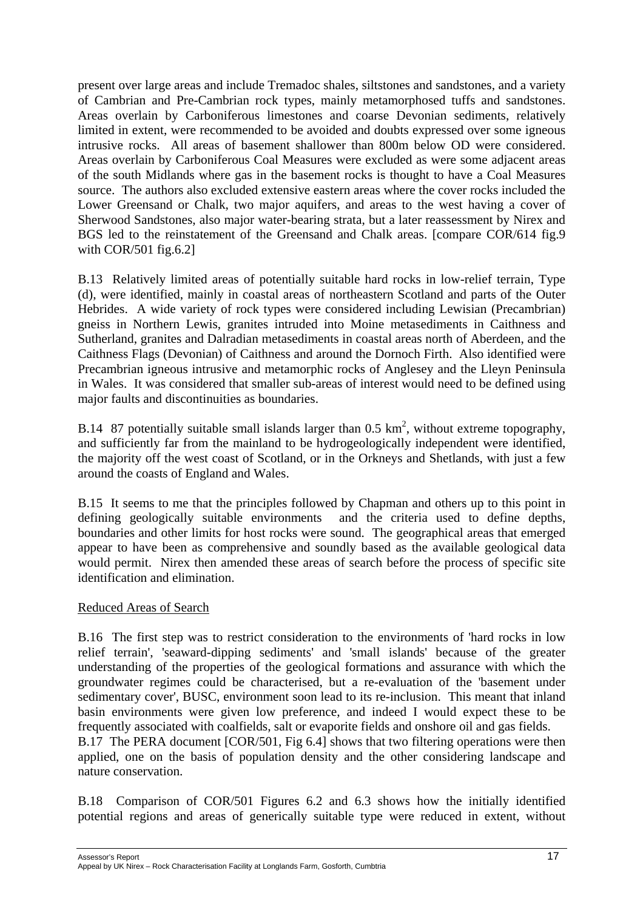present over large areas and include Tremadoc shales, siltstones and sandstones, and a variety of Cambrian and Pre-Cambrian rock types, mainly metamorphosed tuffs and sandstones. Areas overlain by Carboniferous limestones and coarse Devonian sediments, relatively limited in extent, were recommended to be avoided and doubts expressed over some igneous intrusive rocks. All areas of basement shallower than 800m below OD were considered. Areas overlain by Carboniferous Coal Measures were excluded as were some adjacent areas of the south Midlands where gas in the basement rocks is thought to have a Coal Measures source. The authors also excluded extensive eastern areas where the cover rocks included the Lower Greensand or Chalk, two major aquifers, and areas to the west having a cover of Sherwood Sandstones, also major water-bearing strata, but a later reassessment by Nirex and BGS led to the reinstatement of the Greensand and Chalk areas. [compare COR/614 fig.9 with COR/501 fig.6.2]

B.13 Relatively limited areas of potentially suitable hard rocks in low-relief terrain, Type (d), were identified, mainly in coastal areas of northeastern Scotland and parts of the Outer Hebrides. A wide variety of rock types were considered including Lewisian (Precambrian) gneiss in Northern Lewis, granites intruded into Moine metasediments in Caithness and Sutherland, granites and Dalradian metasediments in coastal areas north of Aberdeen, and the Caithness Flags (Devonian) of Caithness and around the Dornoch Firth. Also identified were Precambrian igneous intrusive and metamorphic rocks of Anglesey and the Lleyn Peninsula in Wales. It was considered that smaller sub-areas of interest would need to be defined using major faults and discontinuities as boundaries.

B.14 87 potentially suitable small islands larger than 0.5 $km^2$, without extreme topography, and sufficiently far from the mainland to be hydrogeologically independent were identified, the majority off the west coast of Scotland, or in the Orkneys and Shetlands, with just a few around the coasts of England and Wales.

B.15 It seems to me that the principles followed by Chapman and others up to this point in defining geologically suitable environments and the criteria used to define depths, boundaries and other limits for host rocks were sound. The geographical areas that emerged appear to have been as comprehensive and soundly based as the available geological data would permit. Nirex then amended these areas of search before the process of specific site identification and elimination.

## Reduced Areas of Search

B.16 The first step was to restrict consideration to the environments of 'hard rocks in low relief terrain', 'seaward-dipping sediments' and 'small islands' because of the greater understanding of the properties of the geological formations and assurance with which the groundwater regimes could be characterised, but a re-evaluation of the 'basement under sedimentary cover', BUSC, environment soon lead to its re-inclusion. This meant that inland basin environments were given low preference, and indeed I would expect these to be frequently associated with coalfields, salt or evaporite fields and onshore oil and gas fields.

B.17 The PERA document [COR/501, Fig 6.4] shows that two filtering operations were then applied, one on the basis of population density and the other considering landscape and nature conservation.

B.18 Comparison of COR/501 Figures 6.2 and 6.3 shows how the initially identified potential regions and areas of generically suitable type were reduced in extent, without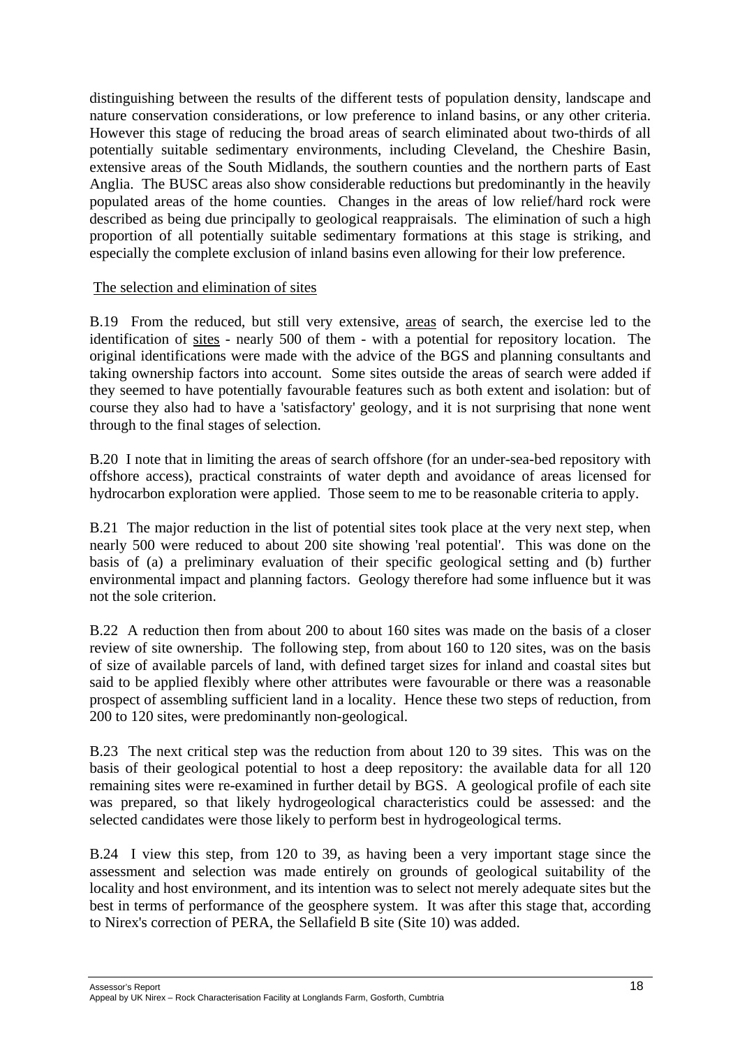distinguishing between the results of the different tests of population density, landscape and nature conservation considerations, or low preference to inland basins, or any other criteria. However this stage of reducing the broad areas of search eliminated about two-thirds of all potentially suitable sedimentary environments, including Cleveland, the Cheshire Basin, extensive areas of the South Midlands, the southern counties and the northern parts of East Anglia. The BUSC areas also show considerable reductions but predominantly in the heavily populated areas of the home counties. Changes in the areas of low relief/hard rock were described as being due principally to geological reappraisals. The elimination of such a high proportion of all potentially suitable sedimentary formations at this stage is striking, and especially the complete exclusion of inland basins even allowing for their low preference.

The selection and elimination of sites

B.19 From the reduced, but still very extensive, areas of search, the exercise led to the identification of sites - nearly 500 of them - with a potential for repository location. The original identifications were made with the advice of the BGS and planning consultants and taking ownership factors into account. Some sites outside the areas of search were added if they seemed to have potentially favourable features such as both extent and isolation: but of course they also had to have a 'satisfactory' geology, and it is not surprising that none went through to the final stages of selection.

B.20 I note that in limiting the areas of search offshore (for an under-sea-bed repository with offshore access), practical constraints of water depth and avoidance of areas licensed for hydrocarbon exploration were applied. Those seem to me to be reasonable criteria to apply.

B.21 The major reduction in the list of potential sites took place at the very next step, when nearly 500 were reduced to about 200 site showing 'real potential'. This was done on the basis of (a) a preliminary evaluation of their specific geological setting and (b) further environmental impact and planning factors. Geology therefore had some influence but it was not the sole criterion.

B.22 A reduction then from about 200 to about 160 sites was made on the basis of a closer review of site ownership. The following step, from about 160 to 120 sites, was on the basis of size of available parcels of land, with defined target sizes for inland and coastal sites but said to be applied flexibly where other attributes were favourable or there was a reasonable prospect of assembling sufficient land in a locality. Hence these two steps of reduction, from 200 to 120 sites, were predominantly non-geological.

B.23 The next critical step was the reduction from about 120 to 39 sites. This was on the basis of their geological potential to host a deep repository: the available data for all 120 remaining sites were re-examined in further detail by BGS. A geological profile of each site was prepared, so that likely hydrogeological characteristics could be assessed: and the selected candidates were those likely to perform best in hydrogeological terms.

B.24 I view this step, from 120 to 39, as having been a very important stage since the assessment and selection was made entirely on grounds of geological suitability of the locality and host environment, and its intention was to select not merely adequate sites but the best in terms of performance of the geosphere system. It was after this stage that, according to Nirex's correction of PERA, the Sellafield B site (Site 10) was added.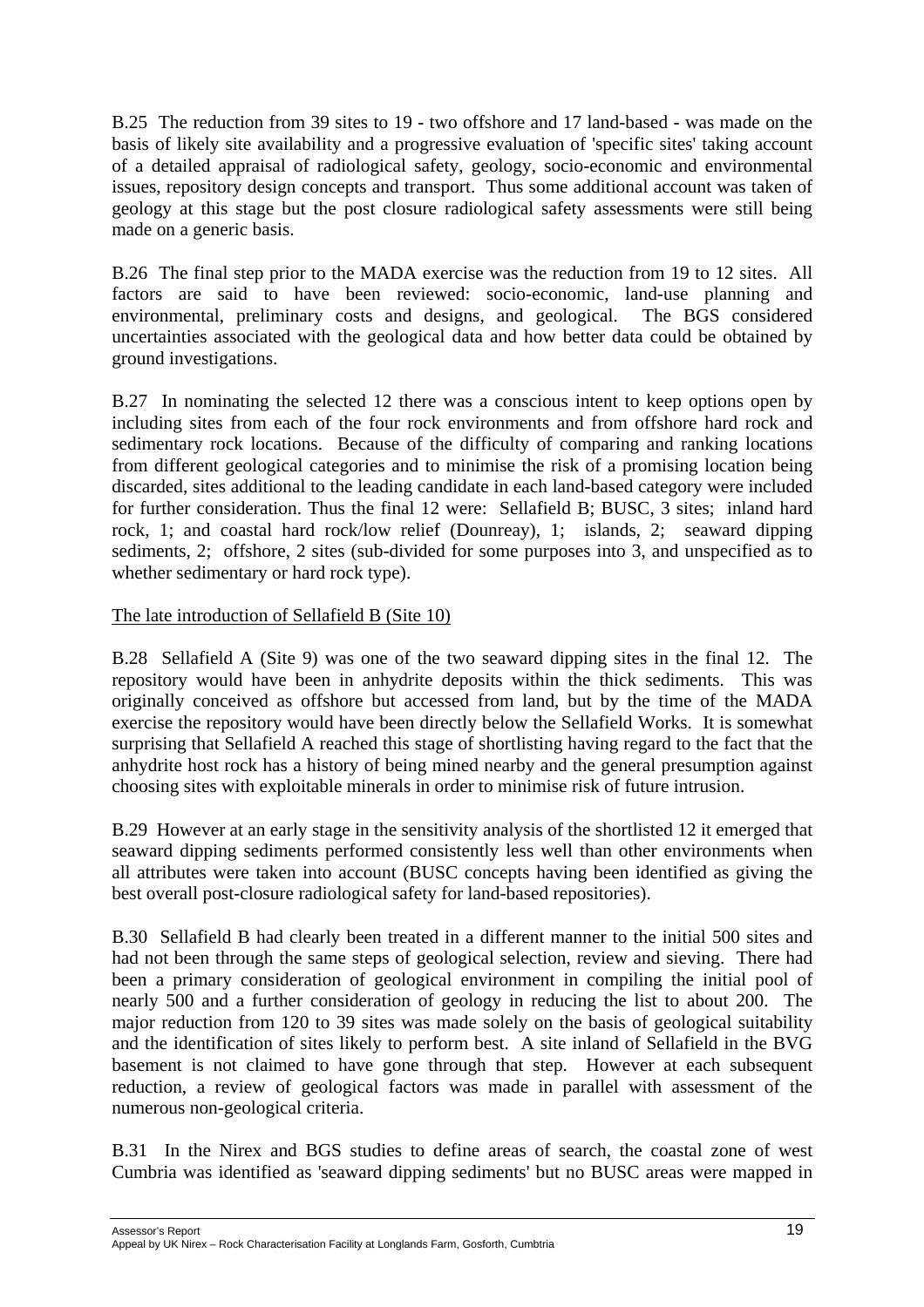B.25 The reduction from 39 sites to 19 - two offshore and 17 land-based - was made on the basis of likely site availability and a progressive evaluation of 'specific sites' taking account of a detailed appraisal of radiological safety, geology, socio-economic and environmental issues, repository design concepts and transport. Thus some additional account was taken of geology at this stage but the post closure radiological safety assessments were still being made on a generic basis.

B.26 The final step prior to the MADA exercise was the reduction from 19 to 12 sites. All factors are said to have been reviewed: socio-economic, land-use planning and environmental, preliminary costs and designs, and geological. The BGS considered uncertainties associated with the geological data and how better data could be obtained by ground investigations.

B.27 In nominating the selected 12 there was a conscious intent to keep options open by including sites from each of the four rock environments and from offshore hard rock and sedimentary rock locations. Because of the difficulty of comparing and ranking locations from different geological categories and to minimise the risk of a promising location being discarded, sites additional to the leading candidate in each land-based category were included for further consideration. Thus the final 12 were: Sellafield B; BUSC, 3 sites; inland hard rock, 1; and coastal hard rock/low relief (Dounreay), 1; islands, 2; seaward dipping sediments, 2; offshore, 2 sites (sub-divided for some purposes into 3, and unspecified as to whether sedimentary or hard rock type).

<u>The late introduction of Sellafield B (Site 10)</u>

B.28 Sellafield A (Site 9) was one of the two seaward dipping sites in the final 12. The repository would have been in anhydrite deposits within the thick sediments. This was originally conceived as offshore but accessed from land, but by the time of the MADA exercise the repository would have been directly below the Sellafield Works. It is somewhat surprising that Sellafield A reached this stage of shortlisting having regard to the fact that the anhydrite host rock has a history of being mined nearby and the general presumption against choosing sites with exploitable minerals in order to minimise risk of future intrusion.

B.29 However at an early stage in the sensitivity analysis of the shortlisted 12 it emerged that seaward dipping sediments performed consistently less well than other environments when all attributes were taken into account (BUSC concepts having been identified as giving the best overall post-closure radiological safety for land-based repositories).

B.30 Sellafield B had clearly been treated in a different manner to the initial 500 sites and had not been through the same steps of geological selection, review and sieving. There had been a primary consideration of geological environment in compiling the initial pool of nearly 500 and a further consideration of geology in reducing the list to about 200. The major reduction from 120 to 39 sites was made solely on the basis of geological suitability and the identification of sites likely to perform best. A site inland of Sellafield in the BVG basement is not claimed to have gone through that step. However at each subsequent reduction, a review of geological factors was made in parallel with assessment of the numerous non-geological criteria.

B.31 In the Nirex and BGS studies to define areas of search, the coastal zone of west Cumbria was identified as 'seaward dipping sediments' but no BUSC areas were mapped in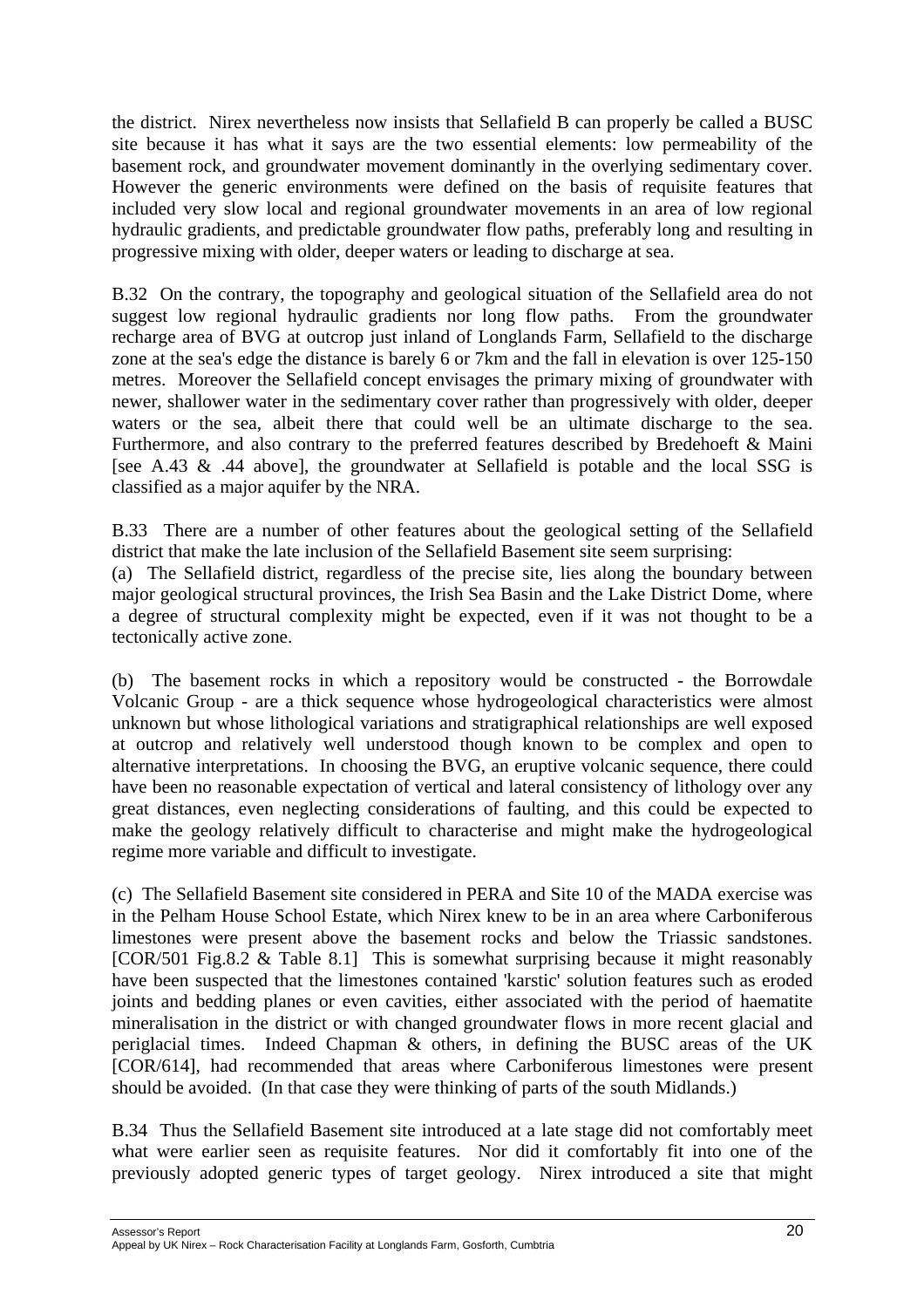the district. Nirex nevertheless now insists that Sellafield B can properly be called a BUSC site because it has what it says are the two essential elements: low permeability of the basement rock, and groundwater movement dominantly in the overlying sedimentary cover. However the generic environments were defined on the basis of requisite features that included very slow local and regional groundwater movements in an area of low regional hydraulic gradients, and predictable groundwater flow paths, preferably long and resulting in progressive mixing with older, deeper waters or leading to discharge at sea.

B.32 On the contrary, the topography and geological situation of the Sellafield area do not suggest low regional hydraulic gradients nor long flow paths. From the groundwater recharge area of BVG at outcrop just inland of Longlands Farm, Sellafield to the discharge zone at the sea's edge the distance is barely 6 or 7km and the fall in elevation is over 125-150 metres. Moreover the Sellafield concept envisages the primary mixing of groundwater with newer, shallower water in the sedimentary cover rather than progressively with older, deeper waters or the sea, albeit there that could well be an ultimate discharge to the sea. Furthermore, and also contrary to the preferred features described by Bredehoeft & Maini [see A.43 & .44 above], the groundwater at Sellafield is potable and the local SSG is classified as a major aquifer by the NRA.

B.33 There are a number of other features about the geological setting of the Sellafield district that make the late inclusion of the Sellafield Basement site seem surprising:

(a) The Sellafield district, regardless of the precise site, lies along the boundary between major geological structural provinces, the Irish Sea Basin and the Lake District Dome, where a degree of structural complexity might be expected, even if it was not thought to be a tectonically active zone.

(b) The basement rocks in which a repository would be constructed - the Borrowdale Volcanic Group - are a thick sequence whose hydrogeological characteristics were almost unknown but whose lithological variations and stratigraphical relationships are well exposed at outcrop and relatively well understood though known to be complex and open to alternative interpretations. In choosing the BVG, an eruptive volcanic sequence, there could have been no reasonable expectation of vertical and lateral consistency of lithology over any great distances, even neglecting considerations of faulting, and this could be expected to make the geology relatively difficult to characterise and might make the hydrogeological regime more variable and difficult to investigate.

(c) The Sellafield Basement site considered in PERA and Site 10 of the MADA exercise was in the Pelham House School Estate, which Nirex knew to be in an area where Carboniferous limestones were present above the basement rocks and below the Triassic sandstones. [COR/501 Fig.8.2 & Table 8.1] This is somewhat surprising because it might reasonably have been suspected that the limestones contained 'karstic' solution features such as eroded joints and bedding planes or even cavities, either associated with the period of haematite mineralisation in the district or with changed groundwater flows in more recent glacial and periglacial times. Indeed Chapman & others, in defining the BUSC areas of the UK [COR/614], had recommended that areas where Carboniferous limestones were present should be avoided. (In that case they were thinking of parts of the south Midlands.)

B.34 Thus the Sellafield Basement site introduced at a late stage did not comfortably meet what were earlier seen as requisite features. Nor did it comfortably fit into one of the previously adopted generic types of target geology. Nirex introduced a site that might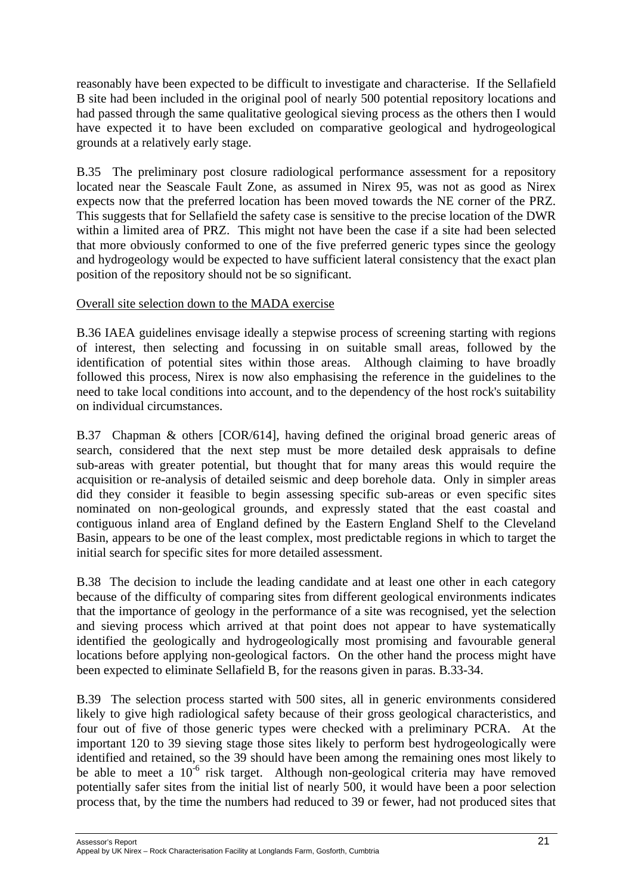reasonably have been expected to be difficult to investigate and characterise. If the Sellafield B site had been included in the original pool of nearly 500 potential repository locations and had passed through the same qualitative geological sieving process as the others then I would have expected it to have been excluded on comparative geological and hydrogeological grounds at a relatively early stage.

B.35 The preliminary post closure radiological performance assessment for a repository located near the Seascale Fault Zone, as assumed in Nirex 95, was not as good as Nirex expects now that the preferred location has been moved towards the NE corner of the PRZ. This suggests that for Sellafield the safety case is sensitive to the precise location of the DWR within a limited area of PRZ. This might not have been the case if a site had been selected that more obviously conformed to one of the five preferred generic types since the geology and hydrogeology would be expected to have sufficient lateral consistency that the exact plan position of the repository should not be so significant.

Overall site selection down to the MADA exercise

B.36 IAEA guidelines envisage ideally a stepwise process of screening starting with regions of interest, then selecting and focussing in on suitable small areas, followed by the identification of potential sites within those areas. Although claiming to have broadly followed this process, Nirex is now also emphasising the reference in the guidelines to the need to take local conditions into account, and to the dependency of the host rock's suitability on individual circumstances.

B.37 Chapman & others [COR/614], having defined the original broad generic areas of search, considered that the next step must be more detailed desk appraisals to define sub-areas with greater potential, but thought that for many areas this would require the acquisition or re-analysis of detailed seismic and deep borehole data. Only in simpler areas did they consider it feasible to begin assessing specific sub-areas or even specific sites nominated on non-geological grounds, and expressly stated that the east coastal and contiguous inland area of England defined by the Eastern England Shelf to the Cleveland Basin, appears to be one of the least complex, most predictable regions in which to target the initial search for specific sites for more detailed assessment.

B.38 The decision to include the leading candidate and at least one other in each category because of the difficulty of comparing sites from different geological environments indicates that the importance of geology in the performance of a site was recognised, yet the selection and sieving process which arrived at that point does not appear to have systematically identified the geologically and hydrogeologically most promising and favourable general locations before applying non-geological factors. On the other hand the process might have been expected to eliminate Sellafield B, for the reasons given in paras. B.33-34.

B.39 The selection process started with 500 sites, all in generic environments considered likely to give high radiological safety because of their gross geological characteristics, and four out of five of those generic types were checked with a preliminary PCRA. At the important 120 to 39 sieving stage those sites likely to perform best hydrogeologically were identified and retained, so the 39 should have been among the remaining ones most likely to be able to meet a $10^{-6}$ risk target. Although non-geological criteria may have removed potentially safer sites from the initial list of nearly 500, it would have been a poor selection process that, by the time the numbers had reduced to 39 or fewer, had not produced sites that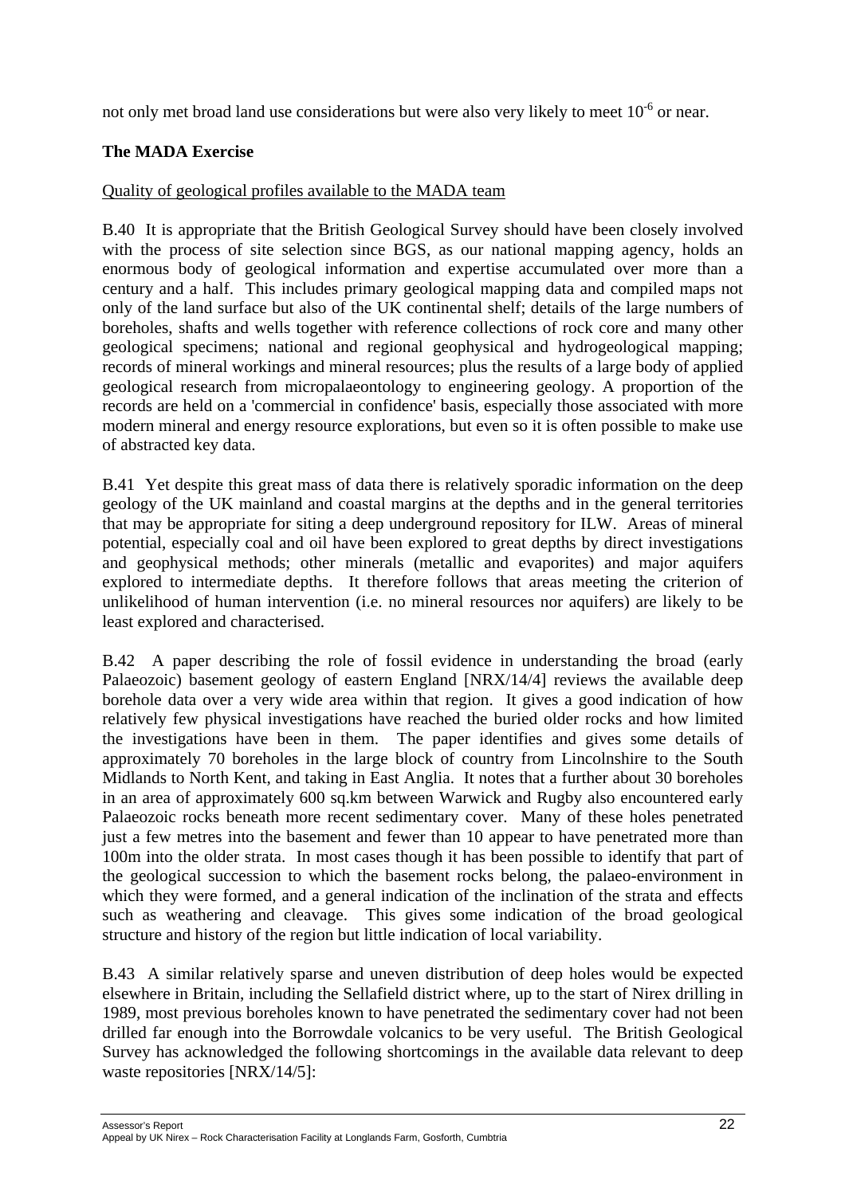not only met broad land use considerations but were also very likely to meet $10^{-6}$ or near.

**The MADA Exercise**

Quality of geological profiles available to the MADA team

B.40 It is appropriate that the British Geological Survey should have been closely involved with the process of site selection since BGS, as our national mapping agency, holds an enormous body of geological information and expertise accumulated over more than a century and a half. This includes primary geological mapping data and compiled maps not only of the land surface but also of the UK continental shelf; details of the large numbers of boreholes, shafts and wells together with reference collections of rock core and many other geological specimens; national and regional geophysical and hydrogeological mapping; records of mineral workings and mineral resources; plus the results of a large body of applied geological research from micropalaeontology to engineering geology. A proportion of the records are held on a 'commercial in confidence' basis, especially those associated with more modern mineral and energy resource explorations, but even so it is often possible to make use of abstracted key data.

B.41 Yet despite this great mass of data there is relatively sporadic information on the deep geology of the UK mainland and coastal margins at the depths and in the general territories that may be appropriate for siting a deep underground repository for ILW. Areas of mineral potential, especially coal and oil have been explored to great depths by direct investigations and geophysical methods; other minerals (metallic and evaporites) and major aquifers explored to intermediate depths. It therefore follows that areas meeting the criterion of unlikelihood of human intervention (i.e. no mineral resources nor aquifers) are likely to be least explored and characterised.

B.42 A paper describing the role of fossil evidence in understanding the broad (early Palaeozoic) basement geology of eastern England [NRX/14/4] reviews the available deep borehole data over a very wide area within that region. It gives a good indication of how relatively few physical investigations have reached the buried older rocks and how limited the investigations have been in them. The paper identifies and gives some details of approximately 70 boreholes in the large block of country from Lincolnshire to the South Midlands to North Kent, and taking in East Anglia. It notes that a further about 30 boreholes in an area of approximately 600 sq.km between Warwick and Rugby also encountered early Palaeozoic rocks beneath more recent sedimentary cover. Many of these holes penetrated just a few metres into the basement and fewer than 10 appear to have penetrated more than 100m into the older strata. In most cases though it has been possible to identify that part of the geological succession to which the basement rocks belong, the palaeo-environment in which they were formed, and a general indication of the inclination of the strata and effects such as weathering and cleavage. This gives some indication of the broad geological structure and history of the region but little indication of local variability.

B.43 A similar relatively sparse and uneven distribution of deep holes would be expected elsewhere in Britain, including the Sellafield district where, up to the start of Nirex drilling in 1989, most previous boreholes known to have penetrated the sedimentary cover had not been drilled far enough into the Borrowdale volcanics to be very useful. The British Geological Survey has acknowledged the following shortcomings in the available data relevant to deep waste repositories [NRX/14/5]: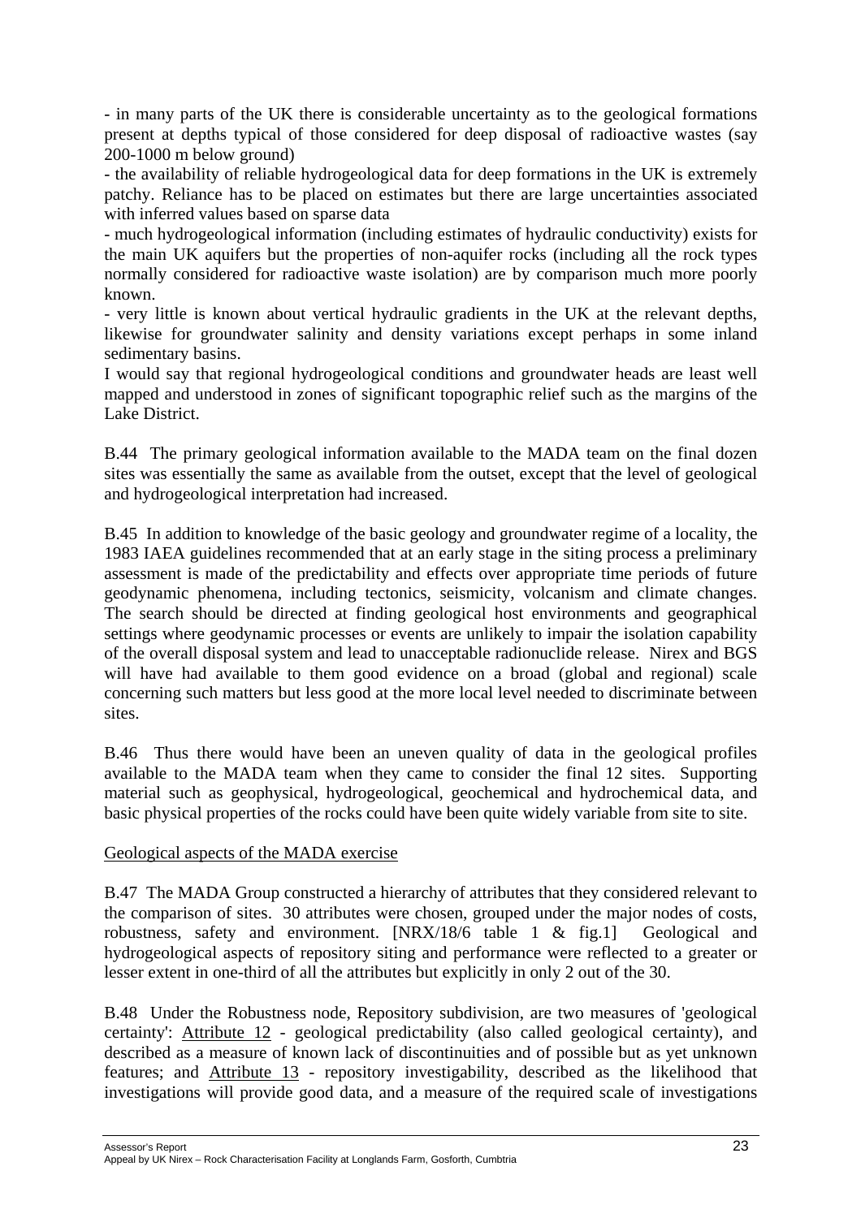- in many parts of the UK there is considerable uncertainty as to the geological formations present at depths typical of those considered for deep disposal of radioactive wastes (say 200-1000 m below ground)

- the availability of reliable hydrogeological data for deep formations in the UK is extremely patchy. Reliance has to be placed on estimates but there are large uncertainties associated with inferred values based on sparse data

- much hydrogeological information (including estimates of hydraulic conductivity) exists for the main UK aquifers but the properties of non-aquifer rocks (including all the rock types normally considered for radioactive waste isolation) are by comparison much more poorly known.

- very little is known about vertical hydraulic gradients in the UK at the relevant depths, likewise for groundwater salinity and density variations except perhaps in some inland sedimentary basins.

I would say that regional hydrogeological conditions and groundwater heads are least well mapped and understood in zones of significant topographic relief such as the margins of the Lake District.

B.44 The primary geological information available to the MADA team on the final dozen sites was essentially the same as available from the outset, except that the level of geological and hydrogeological interpretation had increased.

B.45 In addition to knowledge of the basic geology and groundwater regime of a locality, the 1983 IAEA guidelines recommended that at an early stage in the siting process a preliminary assessment is made of the predictability and effects over appropriate time periods of future geodynamic phenomena, including tectonics, seismicity, volcanism and climate changes. The search should be directed at finding geological host environments and geographical settings where geodynamic processes or events are unlikely to impair the isolation capability of the overall disposal system and lead to unacceptable radionuclide release. Nirex and BGS will have had available to them good evidence on a broad (global and regional) scale concerning such matters but less good at the more local level needed to discriminate between sites.

B.46 Thus there would have been an uneven quality of data in the geological profiles available to the MADA team when they came to consider the final 12 sites. Supporting material such as geophysical, hydrogeological, geochemical and hydrochemical data, and basic physical properties of the rocks could have been quite widely variable from site to site.

Geological aspects of the MADA exercise

B.47 The MADA Group constructed a hierarchy of attributes that they considered relevant to the comparison of sites. 30 attributes were chosen, grouped under the major nodes of costs, robustness, safety and environment. [NRX/18/6 table 1 & fig.1] Geological and hydrogeological aspects of repository siting and performance were reflected to a greater or lesser extent in one-third of all the attributes but explicitly in only 2 out of the 30.

B.48 Under the Robustness node, Repository subdivision, are two measures of 'geological certainty': Attribute 12 - geological predictability (also called geological certainty), and described as a measure of known lack of discontinuities and of possible but as yet unknown features; and Attribute 13 - repository investigability, described as the likelihood that investigations will provide good data, and a measure of the required scale of investigations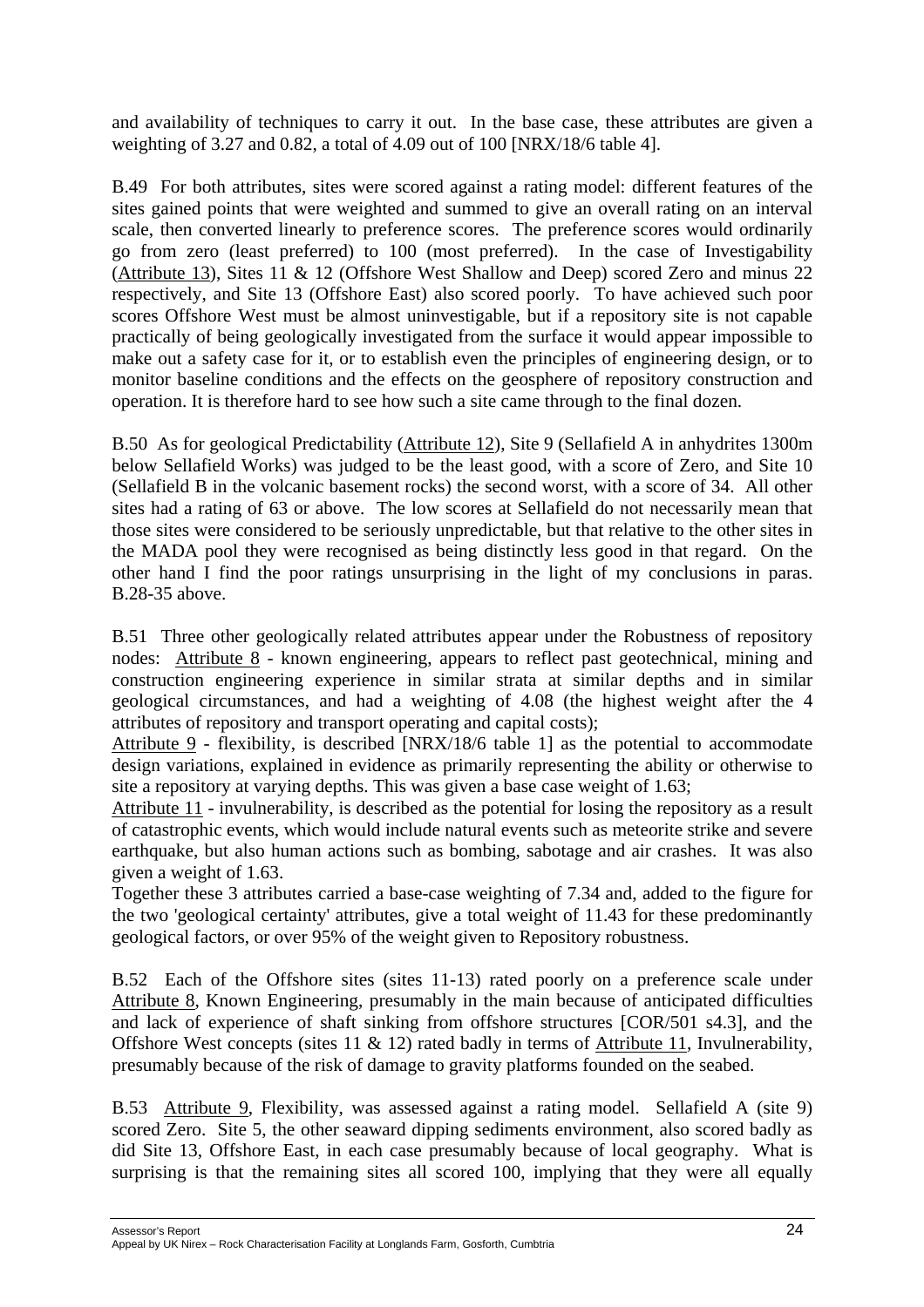and availability of techniques to carry it out. In the base case, these attributes are given a weighting of 3.27 and 0.82, a total of 4.09 out of 100 [NRX/18/6 table 4].

B.49 For both attributes, sites were scored against a rating model: different features of the sites gained points that were weighted and summed to give an overall rating on an interval scale, then converted linearly to preference scores. The preference scores would ordinarily go from zero (least preferred) to 100 (most preferred). In the case of Investigability (Attribute 13), Sites 11 & 12 (Offshore West Shallow and Deep) scored Zero and minus 22 respectively, and Site 13 (Offshore East) also scored poorly. To have achieved such poor scores Offshore West must be almost uninvestigable, but if a repository site is not capable practically of being geologically investigated from the surface it would appear impossible to make out a safety case for it, or to establish even the principles of engineering design, or to monitor baseline conditions and the effects on the geosphere of repository construction and operation. It is therefore hard to see how such a site came through to the final dozen.

B.50 As for geological Predictability (Attribute 12), Site 9 (Sellafield A in anhydrites 1300m below Sellafield Works) was judged to be the least good, with a score of Zero, and Site 10 (Sellafield B in the volcanic basement rocks) the second worst, with a score of 34. All other sites had a rating of 63 or above. The low scores at Sellafield do not necessarily mean that those sites were considered to be seriously unpredictable, but that relative to the other sites in the MADA pool they were recognised as being distinctly less good in that regard. On the other hand I find the poor ratings unsurprising in the light of my conclusions in paras. B.28-35 above.

B.51 Three other geologically related attributes appear under the Robustness of repository nodes: Attribute 8 - known engineering, appears to reflect past geotechnical, mining and construction engineering experience in similar strata at similar depths and in similar geological circumstances, and had a weighting of 4.08 (the highest weight after the 4 attributes of repository and transport operating and capital costs);
Attribute 9 - flexibility, is described [NRX/18/6 table 1] as the potential to accommodate design variations, explained in evidence as primarily representing the ability or otherwise to site a repository at varying depths. This was given a base case weight of 1.63;
Attribute 11 - invulnerability, is described as the potential for losing the repository as a result of catastrophic events, which would include natural events such as meteorite strike and severe earthquake, but also human actions such as bombing, sabotage and air crashes. It was also given a weight of 1.63.
Together these 3 attributes carried a base-case weighting of 7.34 and, added to the figure for the two 'geological certainty' attributes, give a total weight of 11.43 for these predominantly geological factors, or over 95% of the weight given to Repository robustness.

B.52 Each of the Offshore sites (sites 11-13) rated poorly on a preference scale under Attribute 8, Known Engineering, presumably in the main because of anticipated difficulties and lack of experience of shaft sinking from offshore structures [COR/501 s4.3], and the Offshore West concepts (sites 11 & 12) rated badly in terms of Attribute 11, Invulnerability, presumably because of the risk of damage to gravity platforms founded on the seabed.

B.53 Attribute 9, Flexibility, was assessed against a rating model. Sellafield A (site 9) scored Zero. Site 5, the other seaward dipping sediments environment, also scored badly as did Site 13, Offshore East, in each case presumably because of local geography. What is surprising is that the remaining sites all scored 100, implying that they were all equally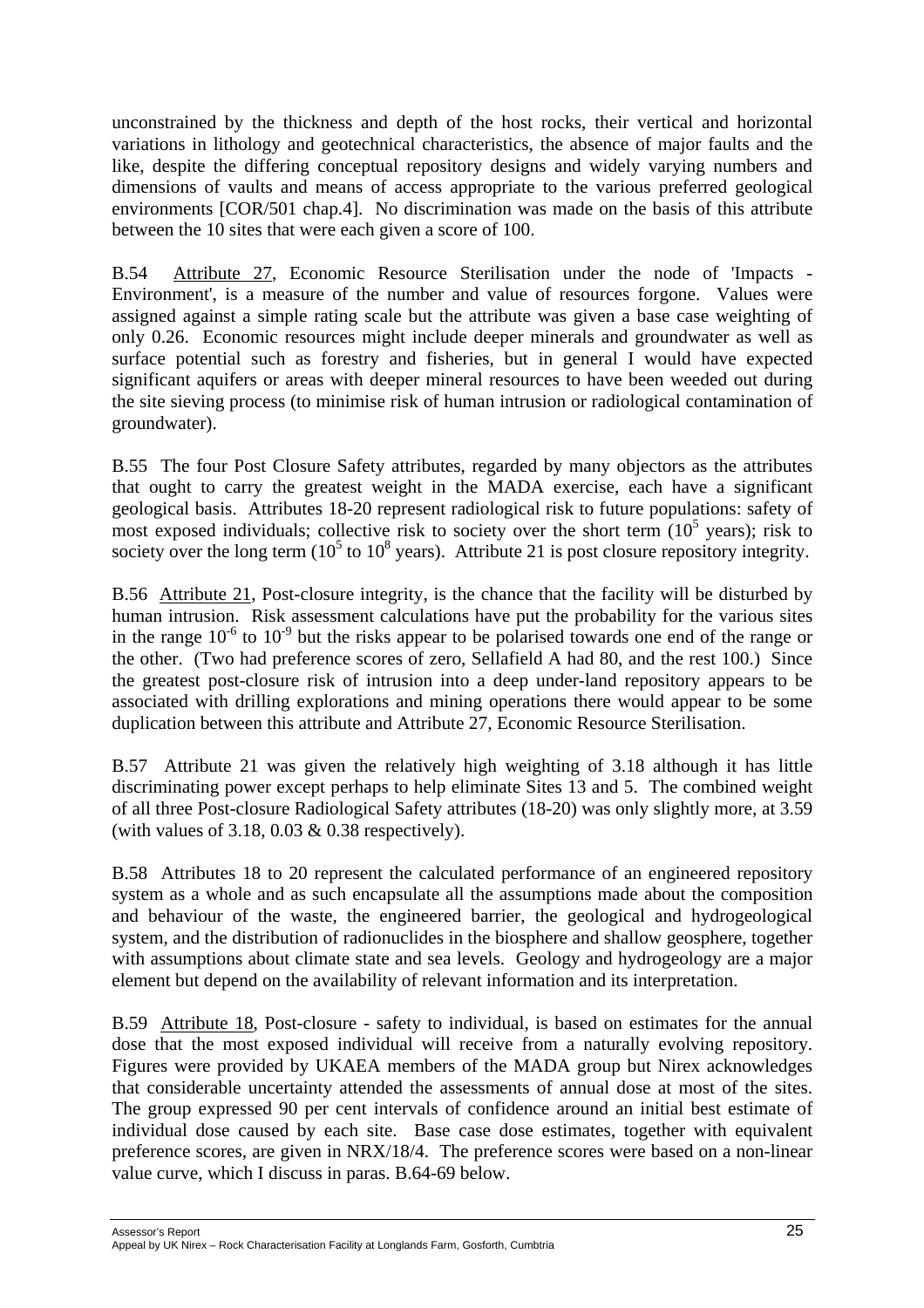unconstrained by the thickness and depth of the host rocks, their vertical and horizontal variations in lithology and geotechnical characteristics, the absence of major faults and the like, despite the differing conceptual repository designs and widely varying numbers and dimensions of vaults and means of access appropriate to the various preferred geological environments [COR/501 chap.4]. No discrimination was made on the basis of this attribute between the 10 sites that were each given a score of 100.

B.54 Attribute 27, Economic Resource Sterilisation under the node of 'Impacts - Environment', is a measure of the number and value of resources forgone. Values were assigned against a simple rating scale but the attribute was given a base case weighting of only 0.26. Economic resources might include deeper minerals and groundwater as well as surface potential such as forestry and fisheries, but in general I would have expected significant aquifers or areas with deeper mineral resources to have been weeded out during the site sieving process (to minimise risk of human intrusion or radiological contamination of groundwater).

B.55 The four Post Closure Safety attributes, regarded by many objectors as the attributes that ought to carry the greatest weight in the MADA exercise, each have a significant geological basis. Attributes 18-20 represent radiological risk to future populations: safety of most exposed individuals; collective risk to society over the short term ($10^5$ years); risk to society over the long term ($10^5$ to $10^8$ years). Attribute 21 is post closure repository integrity.

B.56 Attribute 21, Post-closure integrity, is the chance that the facility will be disturbed by human intrusion. Risk assessment calculations have put the probability for the various sites in the range $10^{-6}$ to $10^{-9}$ but the risks appear to be polarised towards one end of the range or the other. (Two had preference scores of zero, Sellafield A had 80, and the rest 100.) Since the greatest post-closure risk of intrusion into a deep under-land repository appears to be associated with drilling explorations and mining operations there would appear to be some duplication between this attribute and Attribute 27, Economic Resource Sterilisation.

B.57 Attribute 21 was given the relatively high weighting of 3.18 although it has little discriminating power except perhaps to help eliminate Sites 13 and 5. The combined weight of all three Post-closure Radiological Safety attributes (18-20) was only slightly more, at 3.59 (with values of 3.18, 0.03 & 0.38 respectively).

B.58 Attributes 18 to 20 represent the calculated performance of an engineered repository system as a whole and as such encapsulate all the assumptions made about the composition and behaviour of the waste, the engineered barrier, the geological and hydrogeological system, and the distribution of radionuclides in the biosphere and shallow geosphere, together with assumptions about climate state and sea levels. Geology and hydrogeology are a major element but depend on the availability of relevant information and its interpretation.

B.59 Attribute 18, Post-closure - safety to individual, is based on estimates for the annual dose that the most exposed individual will receive from a naturally evolving repository. Figures were provided by UKAEA members of the MADA group but Nirex acknowledges that considerable uncertainty attended the assessments of annual dose at most of the sites. The group expressed 90 per cent intervals of confidence around an initial best estimate of individual dose caused by each site. Base case dose estimates, together with equivalent preference scores, are given in NRX/18/4. The preference scores were based on a non-linear value curve, which I discuss in paras. B.64-69 below.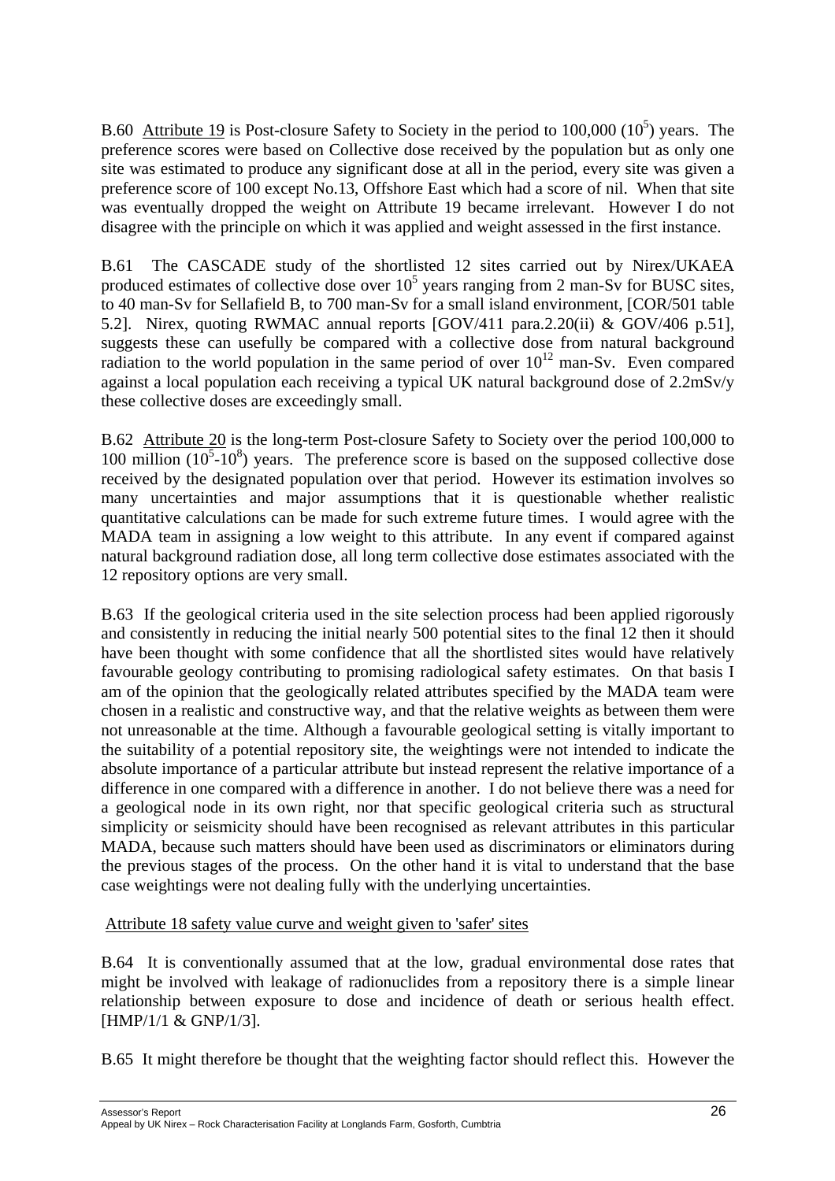B.60 <u>Attribute 19</u> is Post-closure Safety to Society in the period to 100,000 ($10^5$) years. The preference scores were based on Collective dose received by the population but as only one site was estimated to produce any significant dose at all in the period, every site was given a preference score of 100 except No.13, Offshore East which had a score of nil. When that site was eventually dropped the weight on Attribute 19 became irrelevant. However I do not disagree with the principle on which it was applied and weight assessed in the first instance.

B.61 The CASCADE study of the shortlisted 12 sites carried out by Nirex/UKAEA produced estimates of collective dose over $10^5$ years ranging from 2 man-Sv for BUSC sites, to 40 man-Sv for Sellafield B, to 700 man-Sv for a small island environment, [COR/501 table 5.2]. Nirex, quoting RWMAC annual reports [GOV/411 para.2.20(ii) & GOV/406 p.51], suggests these can usefully be compared with a collective dose from natural background radiation to the world population in the same period of over $10^{12}$ man-Sv. Even compared against a local population each receiving a typical UK natural background dose of 2.2mSv/y these collective doses are exceedingly small.

B.62 <u>Attribute 20</u> is the long-term Post-closure Safety to Society over the period 100,000 to 100 million ($10^5$-$10^8$) years. The preference score is based on the supposed collective dose received by the designated population over that period. However its estimation involves so many uncertainties and major assumptions that it is questionable whether realistic quantitative calculations can be made for such extreme future times. I would agree with the MADA team in assigning a low weight to this attribute. In any event if compared against natural background radiation dose, all long term collective dose estimates associated with the 12 repository options are very small.

B.63 If the geological criteria used in the site selection process had been applied rigorously and consistently in reducing the initial nearly 500 potential sites to the final 12 then it should have been thought with some confidence that all the shortlisted sites would have relatively favourable geology contributing to promising radiological safety estimates. On that basis I am of the opinion that the geologically related attributes specified by the MADA team were chosen in a realistic and constructive way, and that the relative weights as between them were not unreasonable at the time. Although a favourable geological setting is vitally important to the suitability of a potential repository site, the weightings were not intended to indicate the absolute importance of a particular attribute but instead represent the relative importance of a difference in one compared with a difference in another. I do not believe there was a need for a geological node in its own right, nor that specific geological criteria such as structural simplicity or seismicity should have been recognised as relevant attributes in this particular MADA, because such matters should have been used as discriminators or eliminators during the previous stages of the process. On the other hand it is vital to understand that the base case weightings were not dealing fully with the underlying uncertainties.

<u>Attribute 18 safety value curve and weight given to 'safer' sites</u>

B.64 It is conventionally assumed that at the low, gradual environmental dose rates that might be involved with leakage of radionuclides from a repository there is a simple linear relationship between exposure to dose and incidence of death or serious health effect. [HMP/1/1 & GNP/1/3].

B.65 It might therefore be thought that the weighting factor should reflect this. However the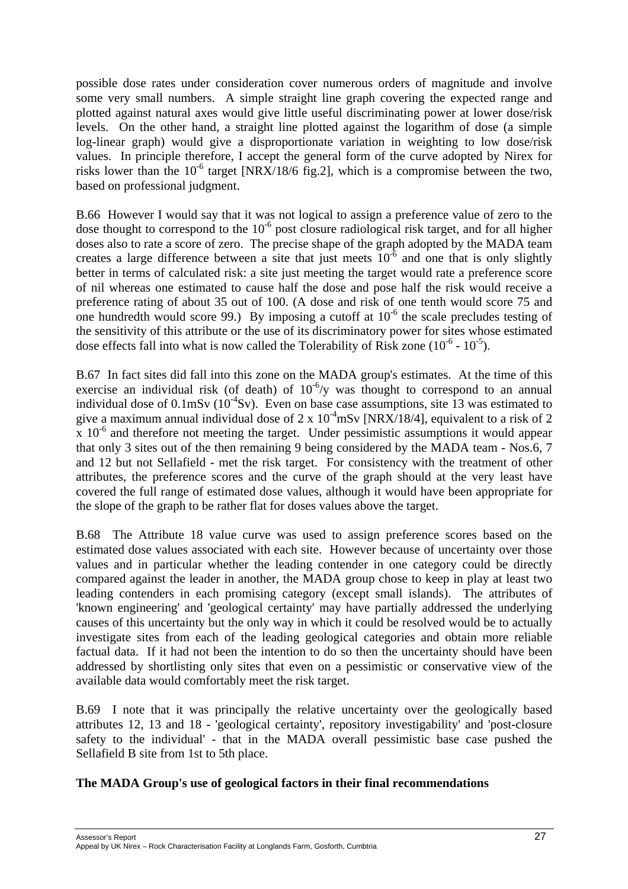possible dose rates under consideration cover numerous orders of magnitude and involve some very small numbers. A simple straight line graph covering the expected range and plotted against natural axes would give little useful discriminating power at lower dose/risk levels. On the other hand, a straight line plotted against the logarithm of dose (a simple log-linear graph) would give a disproportionate variation in weighting to low dose/risk values. In principle therefore, I accept the general form of the curve adopted by Nirex for risks lower than the $10^{-6}$ target [NRX/18/6 fig.2], which is a compromise between the two, based on professional judgment.

B.66 However I would say that it was not logical to assign a preference value of zero to the dose thought to correspond to the $10^{-6}$ post closure radiological risk target, and for all higher doses also to rate a score of zero. The precise shape of the graph adopted by the MADA team creates a large difference between a site that just meets $10^{-6}$ and one that is only slightly better in terms of calculated risk: a site just meeting the target would rate a preference score of nil whereas one estimated to cause half the dose and pose half the risk would receive a preference rating of about 35 out of 100. (A dose and risk of one tenth would score 75 and one hundredth would score 99.) By imposing a cutoff at $10^{-6}$ the scale precludes testing of the sensitivity of this attribute or the use of its discriminatory power for sites whose estimated dose effects fall into what is now called the Tolerability of Risk zone ($10^{-6}$ - $10^{-5}$).

B.67 In fact sites did fall into this zone on the MADA group's estimates. At the time of this exercise an individual risk (of death) of $10^{-6}$/y was thought to correspond to an annual individual dose of 0.1mSv ($10^{-4}$Sv). Even on base case assumptions, site 13 was estimated to give a maximum annual individual dose of 2 x $10^{-4}$mSv [NRX/18/4], equivalent to a risk of 2 x $10^{-6}$ and therefore not meeting the target. Under pessimistic assumptions it would appear that only 3 sites out of the then remaining 9 being considered by the MADA team - Nos.6, 7 and 12 but not Sellafield - met the risk target. For consistency with the treatment of other attributes, the preference scores and the curve of the graph should at the very least have covered the full range of estimated dose values, although it would have been appropriate for the slope of the graph to be rather flat for doses values above the target.

B.68 The Attribute 18 value curve was used to assign preference scores based on the estimated dose values associated with each site. However because of uncertainty over those values and in particular whether the leading contender in one category could be directly compared against the leader in another, the MADA group chose to keep in play at least two leading contenders in each promising category (except small islands). The attributes of 'known engineering' and 'geological certainty' may have partially addressed the underlying causes of this uncertainty but the only way in which it could be resolved would be to actually investigate sites from each of the leading geological categories and obtain more reliable factual data. If it had not been the intention to do so then the uncertainty should have been addressed by shortlisting only sites that even on a pessimistic or conservative view of the available data would comfortably meet the risk target.

B.69 I note that it was principally the relative uncertainty over the geologically based attributes 12, 13 and 18 - 'geological certainty', repository investigability' and 'post-closure safety to the individual' - that in the MADA overall pessimistic base case pushed the Sellafield B site from 1st to 5th place.

**The MADA Group's use of geological factors in their final recommendations**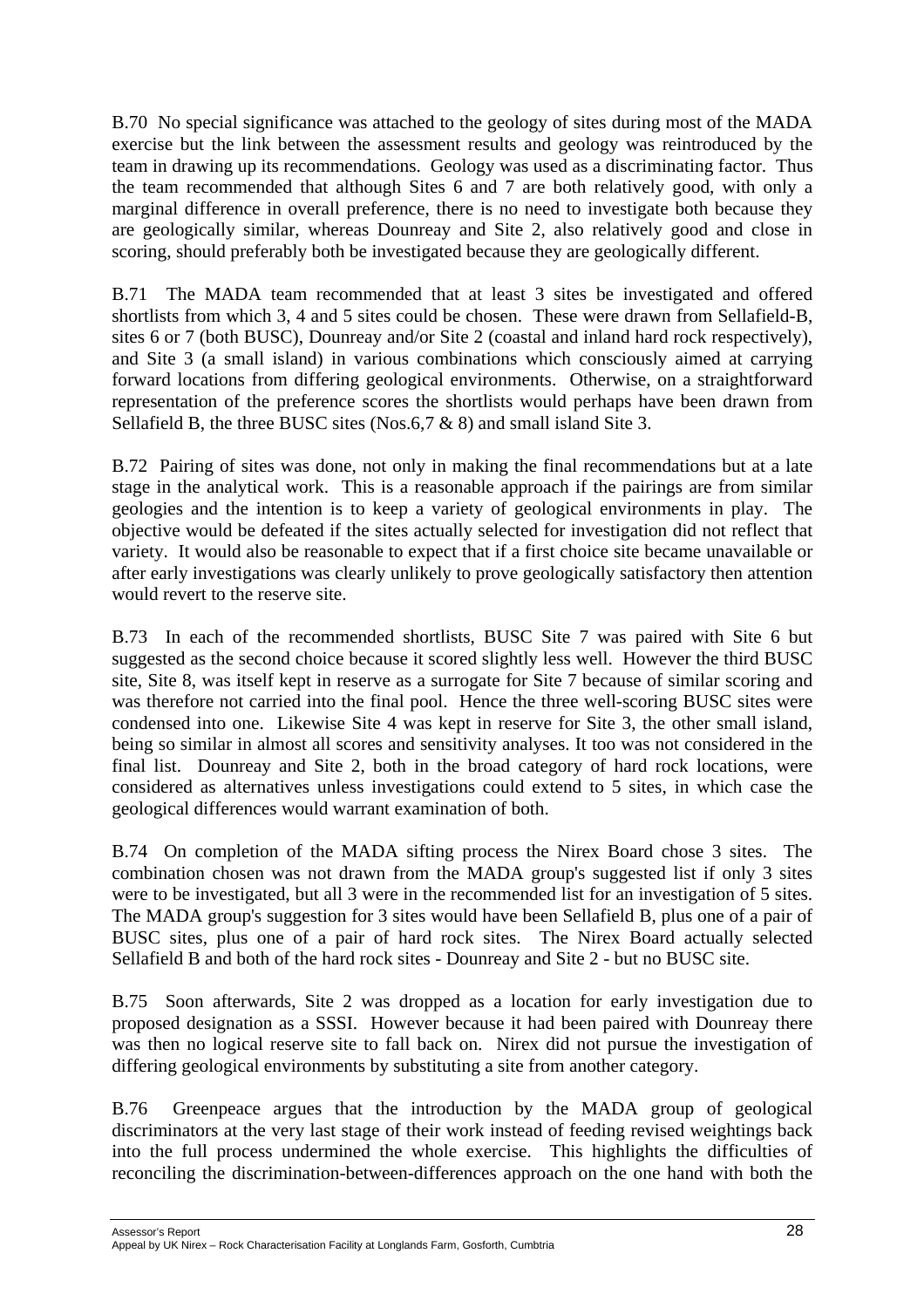B.70 No special significance was attached to the geology of sites during most of the MADA exercise but the link between the assessment results and geology was reintroduced by the team in drawing up its recommendations. Geology was used as a discriminating factor. Thus the team recommended that although Sites 6 and 7 are both relatively good, with only a marginal difference in overall preference, there is no need to investigate both because they are geologically similar, whereas Dounreay and Site 2, also relatively good and close in scoring, should preferably both be investigated because they are geologically different.

B.71 The MADA team recommended that at least 3 sites be investigated and offered shortlists from which 3, 4 and 5 sites could be chosen. These were drawn from Sellafield-B, sites 6 or 7 (both BUSC), Dounreay and/or Site 2 (coastal and inland hard rock respectively), and Site 3 (a small island) in various combinations which consciously aimed at carrying forward locations from differing geological environments. Otherwise, on a straightforward representation of the preference scores the shortlists would perhaps have been drawn from Sellafield B, the three BUSC sites (Nos.6,7 & 8) and small island Site 3.

B.72 Pairing of sites was done, not only in making the final recommendations but at a late stage in the analytical work. This is a reasonable approach if the pairings are from similar geologies and the intention is to keep a variety of geological environments in play. The objective would be defeated if the sites actually selected for investigation did not reflect that variety. It would also be reasonable to expect that if a first choice site became unavailable or after early investigations was clearly unlikely to prove geologically satisfactory then attention would revert to the reserve site.

B.73 In each of the recommended shortlists, BUSC Site 7 was paired with Site 6 but suggested as the second choice because it scored slightly less well. However the third BUSC site, Site 8, was itself kept in reserve as a surrogate for Site 7 because of similar scoring and was therefore not carried into the final pool. Hence the three well-scoring BUSC sites were condensed into one. Likewise Site 4 was kept in reserve for Site 3, the other small island, being so similar in almost all scores and sensitivity analyses. It too was not considered in the final list. Dounreay and Site 2, both in the broad category of hard rock locations, were considered as alternatives unless investigations could extend to 5 sites, in which case the geological differences would warrant examination of both.

B.74 On completion of the MADA sifting process the Nirex Board chose 3 sites. The combination chosen was not drawn from the MADA group's suggested list if only 3 sites were to be investigated, but all 3 were in the recommended list for an investigation of 5 sites. The MADA group's suggestion for 3 sites would have been Sellafield B, plus one of a pair of BUSC sites, plus one of a pair of hard rock sites. The Nirex Board actually selected Sellafield B and both of the hard rock sites - Dounreay and Site 2 - but no BUSC site.

B.75 Soon afterwards, Site 2 was dropped as a location for early investigation due to proposed designation as a SSSI. However because it had been paired with Dounreay there was then no logical reserve site to fall back on. Nirex did not pursue the investigation of differing geological environments by substituting a site from another category.

B.76 Greenpeace argues that the introduction by the MADA group of geological discriminators at the very last stage of their work instead of feeding revised weightings back into the full process undermined the whole exercise. This highlights the difficulties of reconciling the discrimination-between-differences approach on the one hand with both the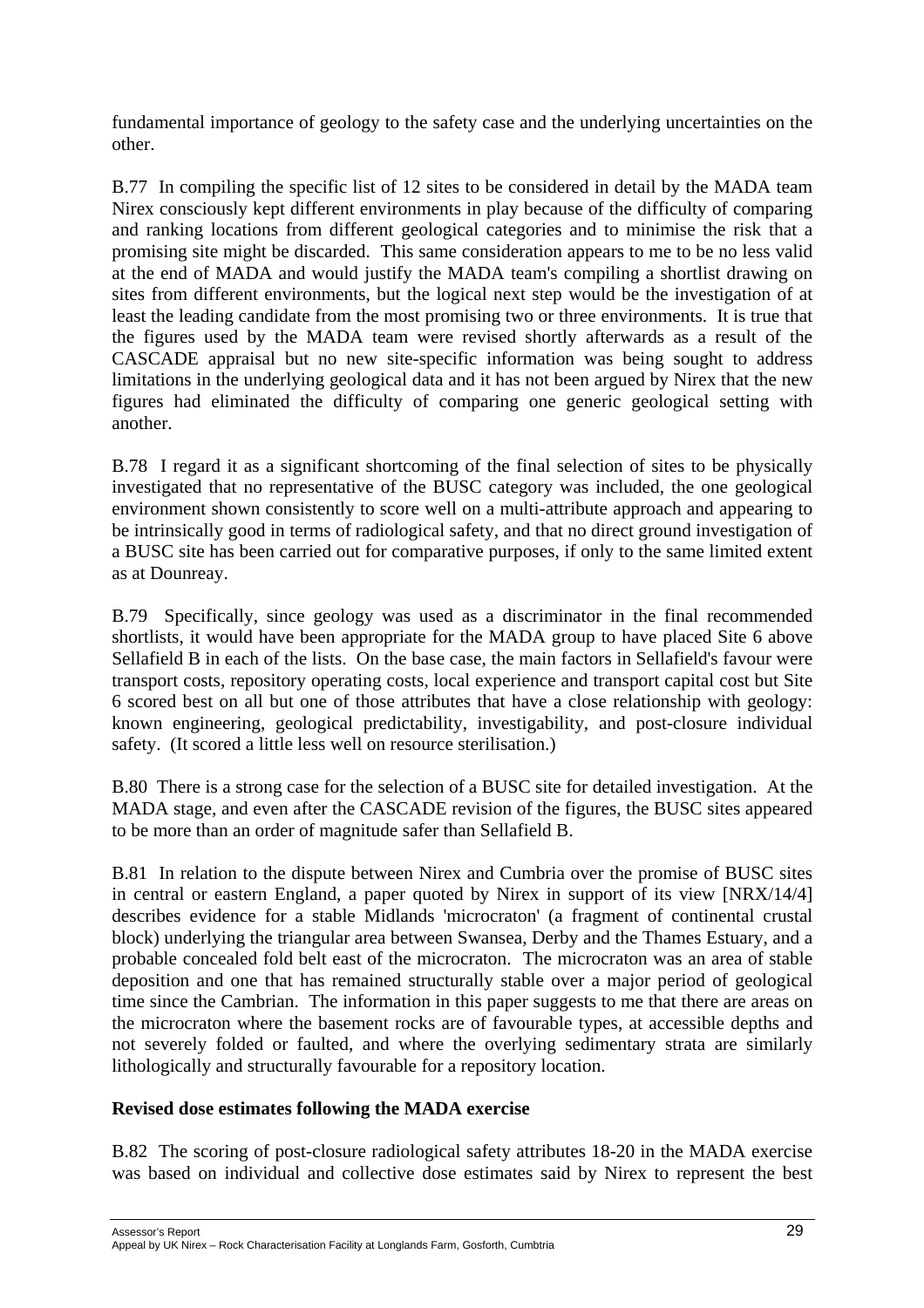fundamental importance of geology to the safety case and the underlying uncertainties on the other.

B.77 In compiling the specific list of 12 sites to be considered in detail by the MADA team Nirex consciously kept different environments in play because of the difficulty of comparing and ranking locations from different geological categories and to minimise the risk that a promising site might be discarded. This same consideration appears to me to be no less valid at the end of MADA and would justify the MADA team's compiling a shortlist drawing on sites from different environments, but the logical next step would be the investigation of at least the leading candidate from the most promising two or three environments. It is true that the figures used by the MADA team were revised shortly afterwards as a result of the CASCADE appraisal but no new site-specific information was being sought to address limitations in the underlying geological data and it has not been argued by Nirex that the new figures had eliminated the difficulty of comparing one generic geological setting with another.

B.78 I regard it as a significant shortcoming of the final selection of sites to be physically investigated that no representative of the BUSC category was included, the one geological environment shown consistently to score well on a multi-attribute approach and appearing to be intrinsically good in terms of radiological safety, and that no direct ground investigation of a BUSC site has been carried out for comparative purposes, if only to the same limited extent as at Dounreay.

B.79 Specifically, since geology was used as a discriminator in the final recommended shortlists, it would have been appropriate for the MADA group to have placed Site 6 above Sellafield B in each of the lists. On the base case, the main factors in Sellafield's favour were transport costs, repository operating costs, local experience and transport capital cost but Site 6 scored best on all but one of those attributes that have a close relationship with geology: known engineering, geological predictability, investigability, and post-closure individual safety. (It scored a little less well on resource sterilisation.)

B.80 There is a strong case for the selection of a BUSC site for detailed investigation. At the MADA stage, and even after the CASCADE revision of the figures, the BUSC sites appeared to be more than an order of magnitude safer than Sellafield B.

B.81 In relation to the dispute between Nirex and Cumbria over the promise of BUSC sites in central or eastern England, a paper quoted by Nirex in support of its view [NRX/14/4] describes evidence for a stable Midlands 'microcraton' (a fragment of continental crustal block) underlying the triangular area between Swansea, Derby and the Thames Estuary, and a probable concealed fold belt east of the microcraton. The microcraton was an area of stable deposition and one that has remained structurally stable over a major period of geological time since the Cambrian. The information in this paper suggests to me that there are areas on the microcraton where the basement rocks are of favourable types, at accessible depths and not severely folded or faulted, and where the overlying sedimentary strata are similarly lithologically and structurally favourable for a repository location.

**Revised dose estimates following the MADA exercise**

B.82 The scoring of post-closure radiological safety attributes 18-20 in the MADA exercise was based on individual and collective dose estimates said by Nirex to represent the best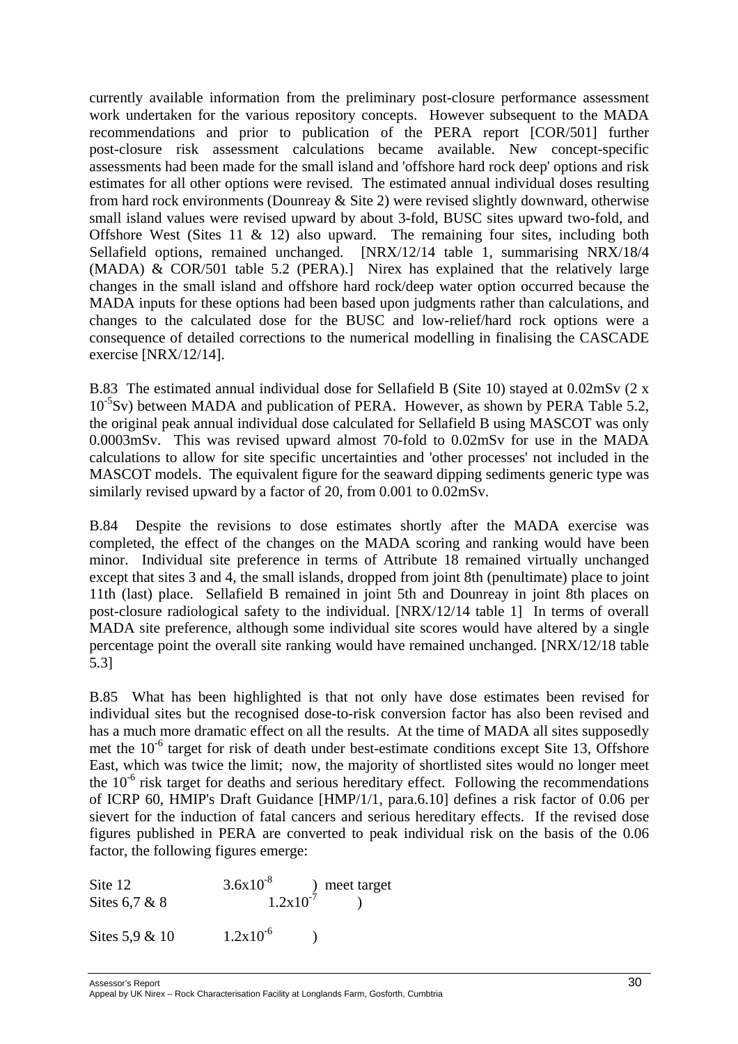currently available information from the preliminary post-closure performance assessment work undertaken for the various repository concepts. However subsequent to the MADA recommendations and prior to publication of the PERA report [COR/501] further post-closure risk assessment calculations became available. New concept-specific assessments had been made for the small island and 'offshore hard rock deep' options and risk estimates for all other options were revised. The estimated annual individual doses resulting from hard rock environments (Dounreay & Site 2) were revised slightly downward, otherwise small island values were revised upward by about 3-fold, BUSC sites upward two-fold, and Offshore West (Sites 11 & 12) also upward. The remaining four sites, including both Sellafield options, remained unchanged. [NRX/12/14 table 1, summarising NRX/18/4 (MADA) & COR/501 table 5.2 (PERA).] Nirex has explained that the relatively large changes in the small island and offshore hard rock/deep water option occurred because the MADA inputs for these options had been based upon judgments rather than calculations, and changes to the calculated dose for the BUSC and low-relief/hard rock options were a consequence of detailed corrections to the numerical modelling in finalising the CASCADE exercise [NRX/12/14].

B.83 The estimated annual individual dose for Sellafield B (Site 10) stayed at 0.02mSv (2 x $10^{-5}$Sv) between MADA and publication of PERA. However, as shown by PERA Table 5.2, the original peak annual individual dose calculated for Sellafield B using MASCOT was only 0.0003mSv. This was revised upward almost 70-fold to 0.02mSv for use in the MADA calculations to allow for site specific uncertainties and 'other processes' not included in the MASCOT models. The equivalent figure for the seaward dipping sediments generic type was similarly revised upward by a factor of 20, from 0.001 to 0.02mSv.

B.84 Despite the revisions to dose estimates shortly after the MADA exercise was completed, the effect of the changes on the MADA scoring and ranking would have been minor. Individual site preference in terms of Attribute 18 remained virtually unchanged except that sites 3 and 4, the small islands, dropped from joint 8th (penultimate) place to joint 11th (last) place. Sellafield B remained in joint 5th and Dounreay in joint 8th places on post-closure radiological safety to the individual. [NRX/12/14 table 1] In terms of overall MADA site preference, although some individual site scores would have altered by a single percentage point the overall site ranking would have remained unchanged. [NRX/12/18 table 5.3]

B.85 What has been highlighted is that not only have dose estimates been revised for individual sites but the recognised dose-to-risk conversion factor has also been revised and has a much more dramatic effect on all the results. At the time of MADA all sites supposedly met the $10^{-6}$ target for risk of death under best-estimate conditions except Site 13, Offshore East, which was twice the limit; now, the majority of shortlisted sites would no longer meet the $10^{-6}$ risk target for deaths and serious hereditary effect. Following the recommendations of ICRP 60, HMIP's Draft Guidance [HMP/1/1, para.6.10] defines a risk factor of 0.06 per sievert for the induction of fatal cancers and serious hereditary effects. If the revised dose figures published in PERA are converted to peak individual risk on the basis of the 0.06 factor, the following figures emerge:

| | | |
|---|---|---|
| Site 12 | $3.6x10^{-8}$ | ) meet target |
| Sites 6,7 & 8 | $1.2x10^{-7}$ | ) |
| Sites 5,9 & 10 | $1.2x10^{-6}$ | ) |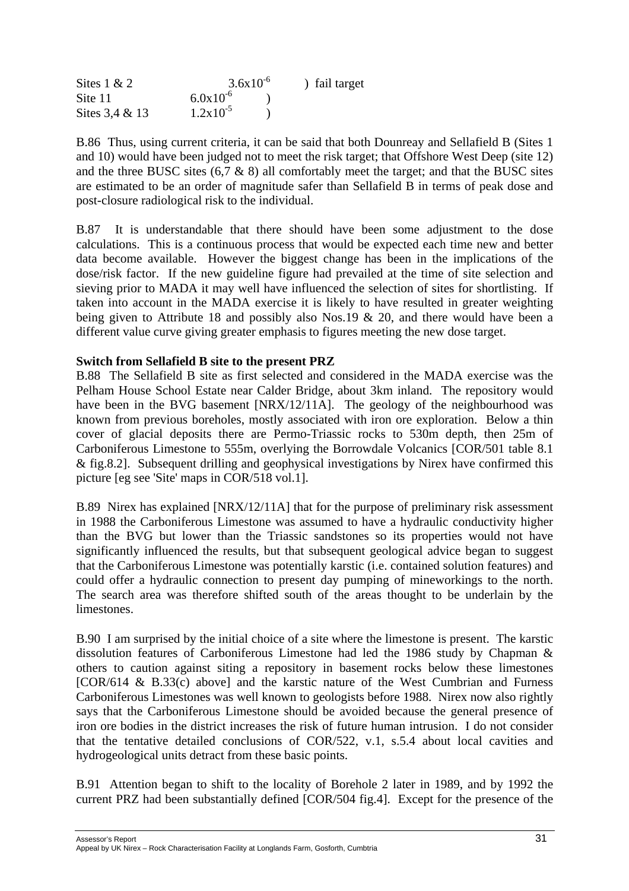| | | |
|---|---|---|
| Sites 1 & 2 | $3.6x10^{-6}$ | ) fail target |
| Site 11 | $6.0x10^{-6}$ | ) |
| Sites 3,4 & 13 | $1.2x10^{-5}$ | ) |

B.86 Thus, using current criteria, it can be said that both Dounreay and Sellafield B (Sites 1 and 10) would have been judged not to meet the risk target; that Offshore West Deep (site 12) and the three BUSC sites (6,7 & 8) all comfortably meet the target; and that the BUSC sites are estimated to be an order of magnitude safer than Sellafield B in terms of peak dose and post-closure radiological risk to the individual.

B.87 It is understandable that there should have been some adjustment to the dose calculations. This is a continuous process that would be expected each time new and better data become available. However the biggest change has been in the implications of the dose/risk factor. If the new guideline figure had prevailed at the time of site selection and sieving prior to MADA it may well have influenced the selection of sites for shortlisting. If taken into account in the MADA exercise it is likely to have resulted in greater weighting being given to Attribute 18 and possibly also Nos.19 & 20, and there would have been a different value curve giving greater emphasis to figures meeting the new dose target.

**Switch from Sellafield B site to the present PRZ**

B.88 The Sellafield B site as first selected and considered in the MADA exercise was the Pelham House School Estate near Calder Bridge, about 3km inland. The repository would have been in the BVG basement [NRX/12/11A]. The geology of the neighbourhood was known from previous boreholes, mostly associated with iron ore exploration. Below a thin cover of glacial deposits there are Permo-Triassic rocks to 530m depth, then 25m of Carboniferous Limestone to 555m, overlying the Borrowdale Volcanics [COR/501 table 8.1 & fig.8.2]. Subsequent drilling and geophysical investigations by Nirex have confirmed this picture [eg see 'Site' maps in COR/518 vol.1].

B.89 Nirex has explained [NRX/12/11A] that for the purpose of preliminary risk assessment in 1988 the Carboniferous Limestone was assumed to have a hydraulic conductivity higher than the BVG but lower than the Triassic sandstones so its properties would not have significantly influenced the results, but that subsequent geological advice began to suggest that the Carboniferous Limestone was potentially karstic (i.e. contained solution features) and could offer a hydraulic connection to present day pumping of mineworkings to the north. The search area was therefore shifted south of the areas thought to be underlain by the limestones.

B.90 I am surprised by the initial choice of a site where the limestone is present. The karstic dissolution features of Carboniferous Limestone had led the 1986 study by Chapman & others to caution against siting a repository in basement rocks below these limestones [COR/614 & B.33(c) above] and the karstic nature of the West Cumbrian and Furness Carboniferous Limestones was well known to geologists before 1988. Nirex now also rightly says that the Carboniferous Limestone should be avoided because the general presence of iron ore bodies in the district increases the risk of future human intrusion. I do not consider that the tentative detailed conclusions of COR/522, v.1, s.5.4 about local cavities and hydrogeological units detract from these basic points.

B.91 Attention began to shift to the locality of Borehole 2 later in 1989, and by 1992 the current PRZ had been substantially defined [COR/504 fig.4]. Except for the presence of the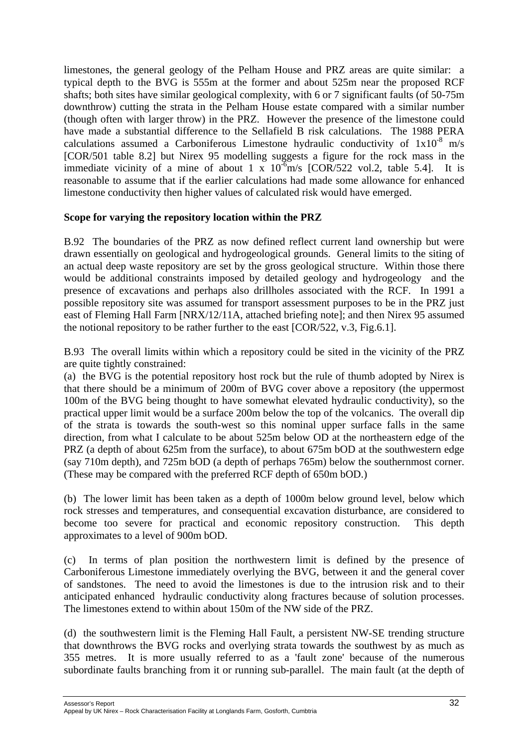limestones, the general geology of the Pelham House and PRZ areas are quite similar: a typical depth to the BVG is 555m at the former and about 525m near the proposed RCF shafts; both sites have similar geological complexity, with 6 or 7 significant faults (of 50-75m downthrow) cutting the strata in the Pelham House estate compared with a similar number (though often with larger throw) in the PRZ. However the presence of the limestone could have made a substantial difference to the Sellafield B risk calculations. The 1988 PERA calculations assumed a Carboniferous Limestone hydraulic conductivity of $1x10^{-8}$ m/s [COR/501 table 8.2] but Nirex 95 modelling suggests a figure for the rock mass in the immediate vicinity of a mine of about $1 \times 10^{-6}$m/s [COR/522 vol.2, table 5.4]. It is reasonable to assume that if the earlier calculations had made some allowance for enhanced limestone conductivity then higher values of calculated risk would have emerged.

**Scope for varying the repository location within the PRZ**

B.92 The boundaries of the PRZ as now defined reflect current land ownership but were drawn essentially on geological and hydrogeological grounds. General limits to the siting of an actual deep waste repository are set by the gross geological structure. Within those there would be additional constraints imposed by detailed geology and hydrogeology and the presence of excavations and perhaps also drillholes associated with the RCF. In 1991 a possible repository site was assumed for transport assessment purposes to be in the PRZ just east of Fleming Hall Farm [NRX/12/11A, attached briefing note]; and then Nirex 95 assumed the notional repository to be rather further to the east [COR/522, v.3, Fig.6.1].

B.93 The overall limits within which a repository could be sited in the vicinity of the PRZ are quite tightly constrained:

(a) the BVG is the potential repository host rock but the rule of thumb adopted by Nirex is that there should be a minimum of 200m of BVG cover above a repository (the uppermost 100m of the BVG being thought to have somewhat elevated hydraulic conductivity), so the practical upper limit would be a surface 200m below the top of the volcanics. The overall dip of the strata is towards the south-west so this nominal upper surface falls in the same direction, from what I calculate to be about 525m below OD at the northeastern edge of the PRZ (a depth of about 625m from the surface), to about 675m bOD at the southwestern edge (say 710m depth), and 725m bOD (a depth of perhaps 765m) below the southernmost corner. (These may be compared with the preferred RCF depth of 650m bOD.)

(b) The lower limit has been taken as a depth of 1000m below ground level, below which rock stresses and temperatures, and consequential excavation disturbance, are considered to become too severe for practical and economic repository construction. This depth approximates to a level of 900m bOD.

(c) In terms of plan position the northwestern limit is defined by the presence of Carboniferous Limestone immediately overlying the BVG, between it and the general cover of sandstones. The need to avoid the limestones is due to the intrusion risk and to their anticipated enhanced hydraulic conductivity along fractures because of solution processes. The limestones extend to within about 150m of the NW side of the PRZ.

(d) the southwestern limit is the Fleming Hall Fault, a persistent NW-SE trending structure that downthrows the BVG rocks and overlying strata towards the southwest by as much as 355 metres. It is more usually referred to as a 'fault zone' because of the numerous subordinate faults branching from it or running sub-parallel. The main fault (at the depth of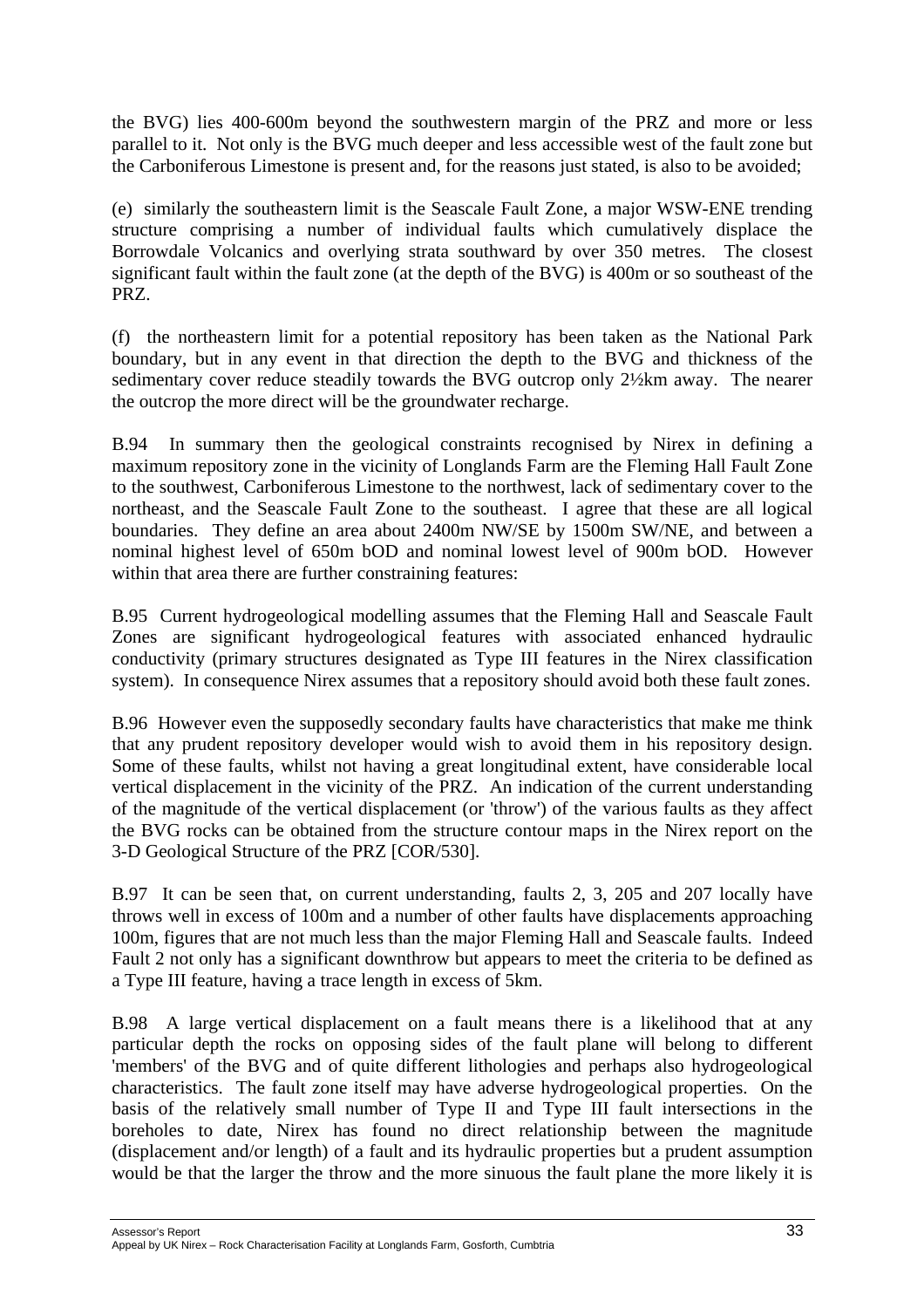the BVG) lies 400-600m beyond the southwestern margin of the PRZ and more or less parallel to it. Not only is the BVG much deeper and less accessible west of the fault zone but the Carboniferous Limestone is present and, for the reasons just stated, is also to be avoided;

(e) similarly the southeastern limit is the Seascale Fault Zone, a major WSW-ENE trending structure comprising a number of individual faults which cumulatively displace the Borrowdale Volcanics and overlying strata southward by over 350 metres. The closest significant fault within the fault zone (at the depth of the BVG) is 400m or so southeast of the PRZ.

(f) the northeastern limit for a potential repository has been taken as the National Park boundary, but in any event in that direction the depth to the BVG and thickness of the sedimentary cover reduce steadily towards the BVG outcrop only 2½km away. The nearer the outcrop the more direct will be the groundwater recharge.

B.94 In summary then the geological constraints recognised by Nirex in defining a maximum repository zone in the vicinity of Longlands Farm are the Fleming Hall Fault Zone to the southwest, Carboniferous Limestone to the northwest, lack of sedimentary cover to the northeast, and the Seascale Fault Zone to the southeast. I agree that these are all logical boundaries. They define an area about 2400m NW/SE by 1500m SW/NE, and between a nominal highest level of 650m bOD and nominal lowest level of 900m bOD. However within that area there are further constraining features:

B.95 Current hydrogeological modelling assumes that the Fleming Hall and Seascale Fault Zones are significant hydrogeological features with associated enhanced hydraulic conductivity (primary structures designated as Type III features in the Nirex classification system). In consequence Nirex assumes that a repository should avoid both these fault zones.

B.96 However even the supposedly secondary faults have characteristics that make me think that any prudent repository developer would wish to avoid them in his repository design. Some of these faults, whilst not having a great longitudinal extent, have considerable local vertical displacement in the vicinity of the PRZ. An indication of the current understanding of the magnitude of the vertical displacement (or 'throw') of the various faults as they affect the BVG rocks can be obtained from the structure contour maps in the Nirex report on the 3-D Geological Structure of the PRZ [COR/530].

B.97 It can be seen that, on current understanding, faults 2, 3, 205 and 207 locally have throws well in excess of 100m and a number of other faults have displacements approaching 100m, figures that are not much less than the major Fleming Hall and Seascale faults. Indeed Fault 2 not only has a significant downthrow but appears to meet the criteria to be defined as a Type III feature, having a trace length in excess of 5km.

B.98 A large vertical displacement on a fault means there is a likelihood that at any particular depth the rocks on opposing sides of the fault plane will belong to different 'members' of the BVG and of quite different lithologies and perhaps also hydrogeological characteristics. The fault zone itself may have adverse hydrogeological properties. On the basis of the relatively small number of Type II and Type III fault intersections in the boreholes to date, Nirex has found no direct relationship between the magnitude (displacement and/or length) of a fault and its hydraulic properties but a prudent assumption would be that the larger the throw and the more sinuous the fault plane the more likely it is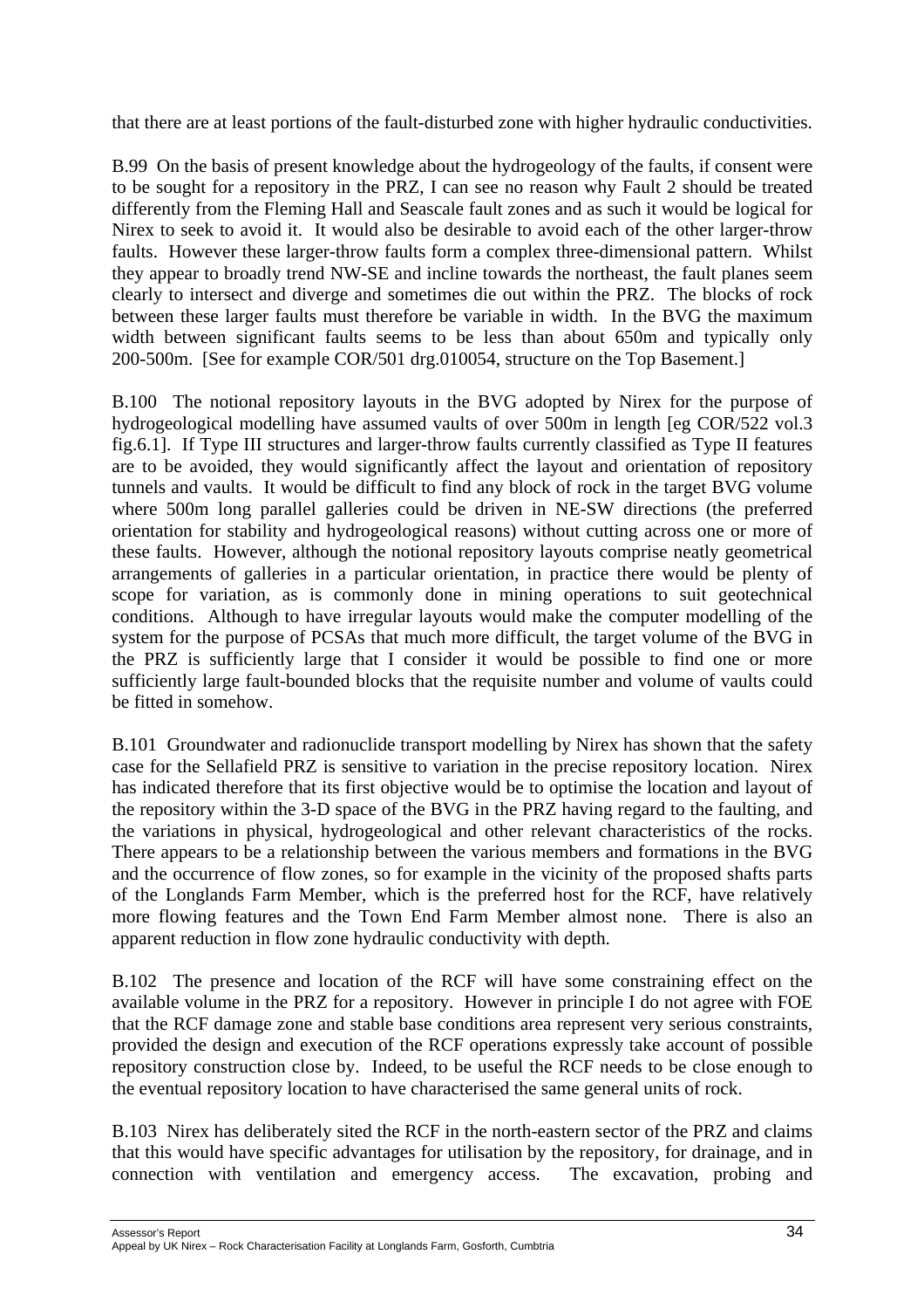that there are at least portions of the fault-disturbed zone with higher hydraulic conductivities.

B.99 On the basis of present knowledge about the hydrogeology of the faults, if consent were to be sought for a repository in the PRZ, I can see no reason why Fault 2 should be treated differently from the Fleming Hall and Seascale fault zones and as such it would be logical for Nirex to seek to avoid it. It would also be desirable to avoid each of the other larger-throw faults. However these larger-throw faults form a complex three-dimensional pattern. Whilst they appear to broadly trend NW-SE and incline towards the northeast, the fault planes seem clearly to intersect and diverge and sometimes die out within the PRZ. The blocks of rock between these larger faults must therefore be variable in width. In the BVG the maximum width between significant faults seems to be less than about 650m and typically only 200-500m. [See for example COR/501 drg.010054, structure on the Top Basement.]

B.100 The notional repository layouts in the BVG adopted by Nirex for the purpose of hydrogeological modelling have assumed vaults of over 500m in length [eg COR/522 vol.3 fig.6.1]. If Type III structures and larger-throw faults currently classified as Type II features are to be avoided, they would significantly affect the layout and orientation of repository tunnels and vaults. It would be difficult to find any block of rock in the target BVG volume where 500m long parallel galleries could be driven in NE-SW directions (the preferred orientation for stability and hydrogeological reasons) without cutting across one or more of these faults. However, although the notional repository layouts comprise neatly geometrical arrangements of galleries in a particular orientation, in practice there would be plenty of scope for variation, as is commonly done in mining operations to suit geotechnical conditions. Although to have irregular layouts would make the computer modelling of the system for the purpose of PCSAs that much more difficult, the target volume of the BVG in the PRZ is sufficiently large that I consider it would be possible to find one or more sufficiently large fault-bounded blocks that the requisite number and volume of vaults could be fitted in somehow.

B.101 Groundwater and radionuclide transport modelling by Nirex has shown that the safety case for the Sellafield PRZ is sensitive to variation in the precise repository location. Nirex has indicated therefore that its first objective would be to optimise the location and layout of the repository within the 3-D space of the BVG in the PRZ having regard to the faulting, and the variations in physical, hydrogeological and other relevant characteristics of the rocks. There appears to be a relationship between the various members and formations in the BVG and the occurrence of flow zones, so for example in the vicinity of the proposed shafts parts of the Longlands Farm Member, which is the preferred host for the RCF, have relatively more flowing features and the Town End Farm Member almost none. There is also an apparent reduction in flow zone hydraulic conductivity with depth.

B.102 The presence and location of the RCF will have some constraining effect on the available volume in the PRZ for a repository. However in principle I do not agree with FOE that the RCF damage zone and stable base conditions area represent very serious constraints, provided the design and execution of the RCF operations expressly take account of possible repository construction close by. Indeed, to be useful the RCF needs to be close enough to the eventual repository location to have characterised the same general units of rock.

B.103 Nirex has deliberately sited the RCF in the north-eastern sector of the PRZ and claims that this would have specific advantages for utilisation by the repository, for drainage, and in connection with ventilation and emergency access. The excavation, probing and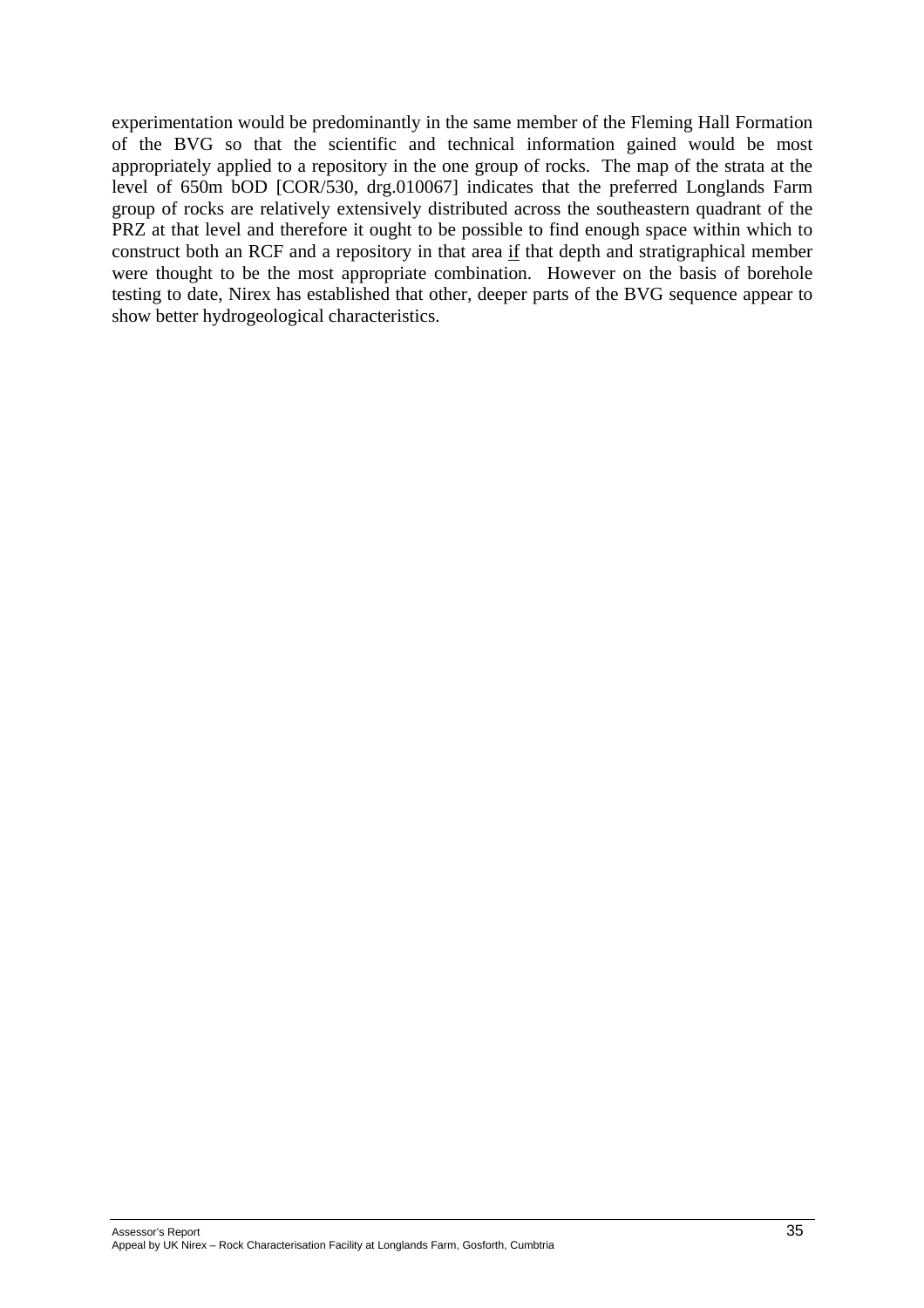experimentation would be predominantly in the same member of the Fleming Hall Formation of the BVG so that the scientific and technical information gained would be most appropriately applied to a repository in the one group of rocks. The map of the strata at the level of 650m bOD [COR/530, drg.010067] indicates that the preferred Longlands Farm group of rocks are relatively extensively distributed across the southeastern quadrant of the PRZ at that level and therefore it ought to be possible to find enough space within which to construct both an RCF and a repository in that area <u>if</u> that depth and stratigraphical member were thought to be the most appropriate combination. However on the basis of borehole testing to date, Nirex has established that other, deeper parts of the BVG sequence appear to show better hydrogeological characteristics.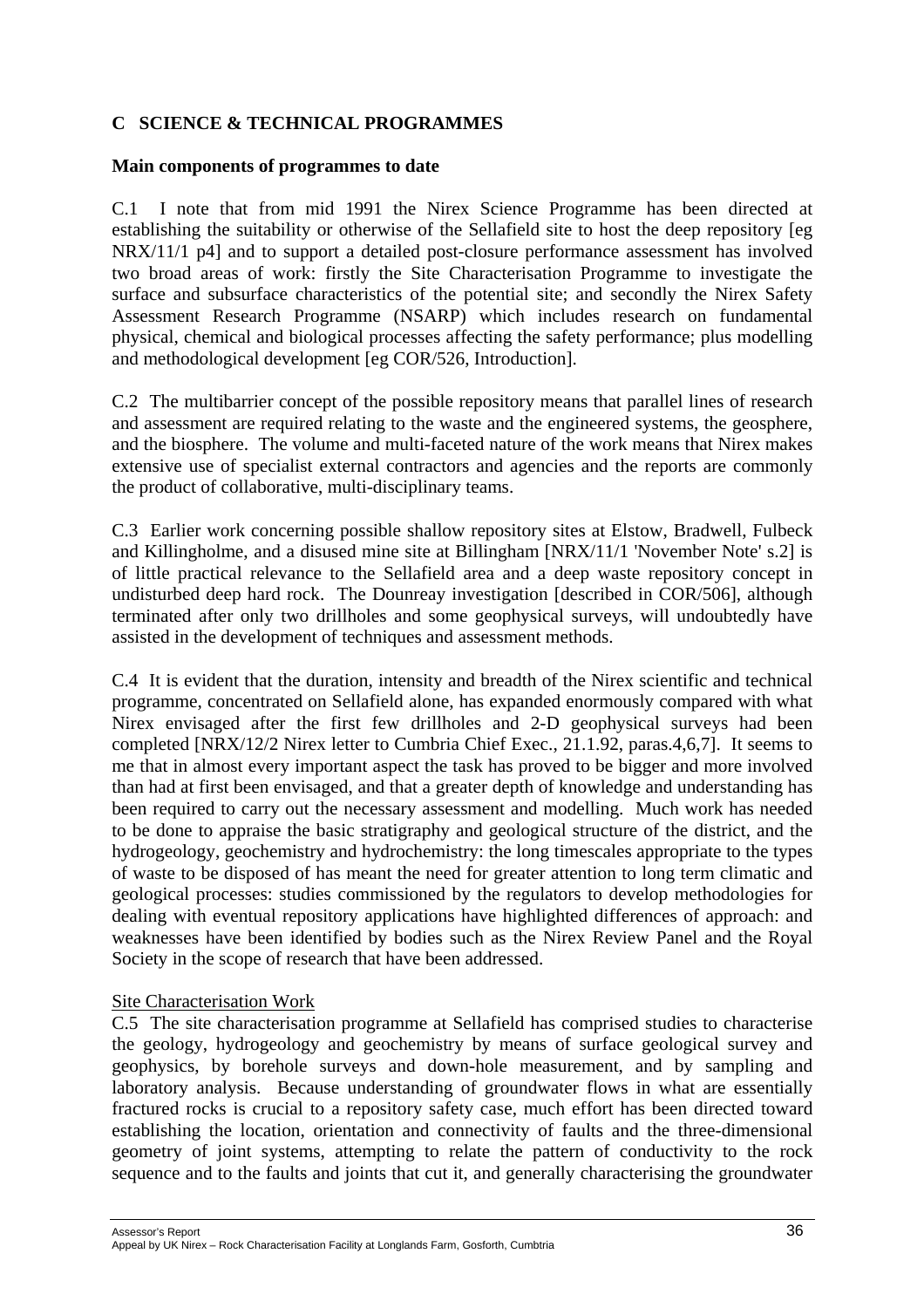## C SCIENCE & TECHNICAL PROGRAMMES

**Main components of programmes to date**

C.1 I note that from mid 1991 the Nirex Science Programme has been directed at establishing the suitability or otherwise of the Sellafield site to host the deep repository [eg NRX/11/1 p4] and to support a detailed post-closure performance assessment has involved two broad areas of work: firstly the Site Characterisation Programme to investigate the surface and subsurface characteristics of the potential site; and secondly the Nirex Safety Assessment Research Programme (NSARP) which includes research on fundamental physical, chemical and biological processes affecting the safety performance; plus modelling and methodological development [eg COR/526, Introduction].

C.2 The multibarrier concept of the possible repository means that parallel lines of research and assessment are required relating to the waste and the engineered systems, the geosphere, and the biosphere. The volume and multi-faceted nature of the work means that Nirex makes extensive use of specialist external contractors and agencies and the reports are commonly the product of collaborative, multi-disciplinary teams.

C.3 Earlier work concerning possible shallow repository sites at Elstow, Bradwell, Fulbeck and Killingholme, and a disused mine site at Billingham [NRX/11/1 'November Note' s.2] is of little practical relevance to the Sellafield area and a deep waste repository concept in undisturbed deep hard rock. The Dounreay investigation [described in COR/506], although terminated after only two drillholes and some geophysical surveys, will undoubtedly have assisted in the development of techniques and assessment methods.

C.4 It is evident that the duration, intensity and breadth of the Nirex scientific and technical programme, concentrated on Sellafield alone, has expanded enormously compared with what Nirex envisaged after the first few drillholes and 2-D geophysical surveys had been completed [NRX/12/2 Nirex letter to Cumbria Chief Exec., 21.1.92, paras.4,6,7]. It seems to me that in almost every important aspect the task has proved to be bigger and more involved than had at first been envisaged, and that a greater depth of knowledge and understanding has been required to carry out the necessary assessment and modelling. Much work has needed to be done to appraise the basic stratigraphy and geological structure of the district, and the hydrogeology, geochemistry and hydrochemistry: the long timescales appropriate to the types of waste to be disposed of has meant the need for greater attention to long term climatic and geological processes: studies commissioned by the regulators to develop methodologies for dealing with eventual repository applications have highlighted differences of approach: and weaknesses have been identified by bodies such as the Nirex Review Panel and the Royal Society in the scope of research that have been addressed.

Site Characterisation Work

C.5 The site characterisation programme at Sellafield has comprised studies to characterise the geology, hydrogeology and geochemistry by means of surface geological survey and geophysics, by borehole surveys and down-hole measurement, and by sampling and laboratory analysis. Because understanding of groundwater flows in what are essentially fractured rocks is crucial to a repository safety case, much effort has been directed toward establishing the location, orientation and connectivity of faults and the three-dimensional geometry of joint systems, attempting to relate the pattern of conductivity to the rock sequence and to the faults and joints that cut it, and generally characterising the groundwater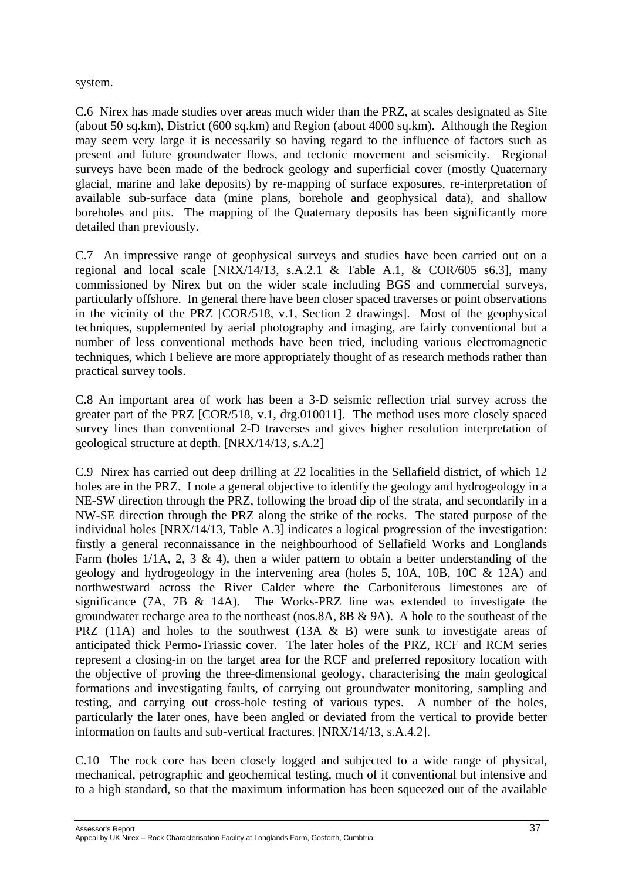system.

C.6 Nirex has made studies over areas much wider than the PRZ, at scales designated as Site (about 50 sq.km), District (600 sq.km) and Region (about 4000 sq.km). Although the Region may seem very large it is necessarily so having regard to the influence of factors such as present and future groundwater flows, and tectonic movement and seismicity. Regional surveys have been made of the bedrock geology and superficial cover (mostly Quaternary glacial, marine and lake deposits) by re-mapping of surface exposures, re-interpretation of available sub-surface data (mine plans, borehole and geophysical data), and shallow boreholes and pits. The mapping of the Quaternary deposits has been significantly more detailed than previously.

C.7 An impressive range of geophysical surveys and studies have been carried out on a regional and local scale [NRX/14/13, s.A.2.1 & Table A.1, & COR/605 s6.3], many commissioned by Nirex but on the wider scale including BGS and commercial surveys, particularly offshore. In general there have been closer spaced traverses or point observations in the vicinity of the PRZ [COR/518, v.1, Section 2 drawings]. Most of the geophysical techniques, supplemented by aerial photography and imaging, are fairly conventional but a number of less conventional methods have been tried, including various electromagnetic techniques, which I believe are more appropriately thought of as research methods rather than practical survey tools.

C.8 An important area of work has been a 3-D seismic reflection trial survey across the greater part of the PRZ [COR/518, v.1, drg.010011]. The method uses more closely spaced survey lines than conventional 2-D traverses and gives higher resolution interpretation of geological structure at depth. [NRX/14/13, s.A.2]

C.9 Nirex has carried out deep drilling at 22 localities in the Sellafield district, of which 12 holes are in the PRZ. I note a general objective to identify the geology and hydrogeology in a NE-SW direction through the PRZ, following the broad dip of the strata, and secondarily in a NW-SE direction through the PRZ along the strike of the rocks. The stated purpose of the individual holes [NRX/14/13, Table A.3] indicates a logical progression of the investigation: firstly a general reconnaissance in the neighbourhood of Sellafield Works and Longlands Farm (holes 1/1A, 2, 3 & 4), then a wider pattern to obtain a better understanding of the geology and hydrogeology in the intervening area (holes 5, 10A, 10B, 10C & 12A) and northwestward across the River Calder where the Carboniferous limestones are of significance (7A, 7B & 14A). The Works-PRZ line was extended to investigate the groundwater recharge area to the northeast (nos.8A, 8B & 9A). A hole to the southeast of the PRZ (11A) and holes to the southwest (13A & B) were sunk to investigate areas of anticipated thick Permo-Triassic cover. The later holes of the PRZ, RCF and RCM series represent a closing-in on the target area for the RCF and preferred repository location with the objective of proving the three-dimensional geology, characterising the main geological formations and investigating faults, of carrying out groundwater monitoring, sampling and testing, and carrying out cross-hole testing of various types. A number of the holes, particularly the later ones, have been angled or deviated from the vertical to provide better information on faults and sub-vertical fractures. [NRX/14/13, s.A.4.2].

C.10 The rock core has been closely logged and subjected to a wide range of physical, mechanical, petrographic and geochemical testing, much of it conventional but intensive and to a high standard, so that the maximum information has been squeezed out of the available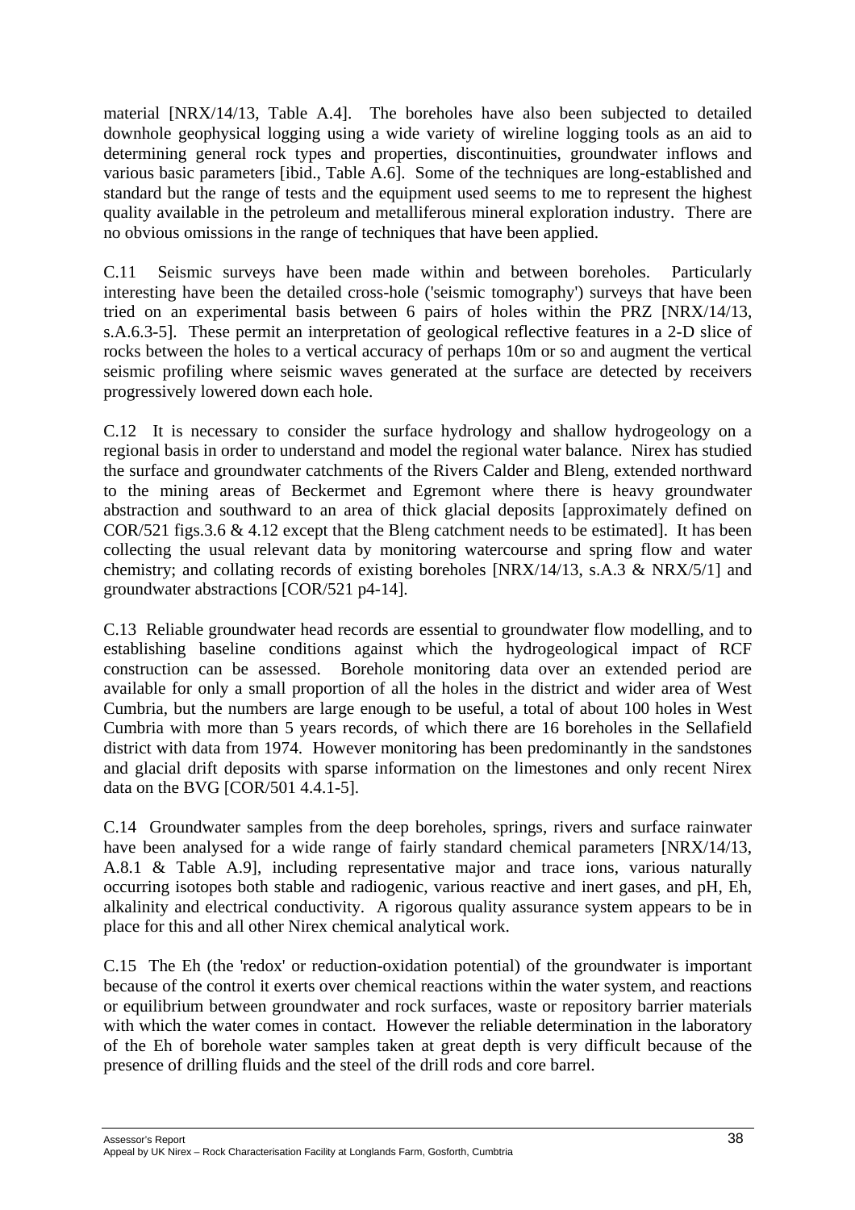material [NRX/14/13, Table A.4]. The boreholes have also been subjected to detailed downhole geophysical logging using a wide variety of wireline logging tools as an aid to determining general rock types and properties, discontinuities, groundwater inflows and various basic parameters [ibid., Table A.6]. Some of the techniques are long-established and standard but the range of tests and the equipment used seems to me to represent the highest quality available in the petroleum and metalliferous mineral exploration industry. There are no obvious omissions in the range of techniques that have been applied.

C.11 Seismic surveys have been made within and between boreholes. Particularly interesting have been the detailed cross-hole ('seismic tomography') surveys that have been tried on an experimental basis between 6 pairs of holes within the PRZ [NRX/14/13, s.A.6.3-5]. These permit an interpretation of geological reflective features in a 2-D slice of rocks between the holes to a vertical accuracy of perhaps 10m or so and augment the vertical seismic profiling where seismic waves generated at the surface are detected by receivers progressively lowered down each hole.

C.12 It is necessary to consider the surface hydrology and shallow hydrogeology on a regional basis in order to understand and model the regional water balance. Nirex has studied the surface and groundwater catchments of the Rivers Calder and Bleng, extended northward to the mining areas of Beckermet and Egremont where there is heavy groundwater abstraction and southward to an area of thick glacial deposits [approximately defined on COR/521 figs.3.6 & 4.12 except that the Bleng catchment needs to be estimated]. It has been collecting the usual relevant data by monitoring watercourse and spring flow and water chemistry; and collating records of existing boreholes [NRX/14/13, s.A.3 & NRX/5/1] and groundwater abstractions [COR/521 p4-14].

C.13 Reliable groundwater head records are essential to groundwater flow modelling, and to establishing baseline conditions against which the hydrogeological impact of RCF construction can be assessed. Borehole monitoring data over an extended period are available for only a small proportion of all the holes in the district and wider area of West Cumbria, but the numbers are large enough to be useful, a total of about 100 holes in West Cumbria with more than 5 years records, of which there are 16 boreholes in the Sellafield district with data from 1974. However monitoring has been predominantly in the sandstones and glacial drift deposits with sparse information on the limestones and only recent Nirex data on the BVG [COR/501 4.4.1-5].

C.14 Groundwater samples from the deep boreholes, springs, rivers and surface rainwater have been analysed for a wide range of fairly standard chemical parameters [NRX/14/13, A.8.1 & Table A.9], including representative major and trace ions, various naturally occurring isotopes both stable and radiogenic, various reactive and inert gases, and pH, Eh, alkalinity and electrical conductivity. A rigorous quality assurance system appears to be in place for this and all other Nirex chemical analytical work.

C.15 The Eh (the 'redox' or reduction-oxidation potential) of the groundwater is important because of the control it exerts over chemical reactions within the water system, and reactions or equilibrium between groundwater and rock surfaces, waste or repository barrier materials with which the water comes in contact. However the reliable determination in the laboratory of the Eh of borehole water samples taken at great depth is very difficult because of the presence of drilling fluids and the steel of the drill rods and core barrel.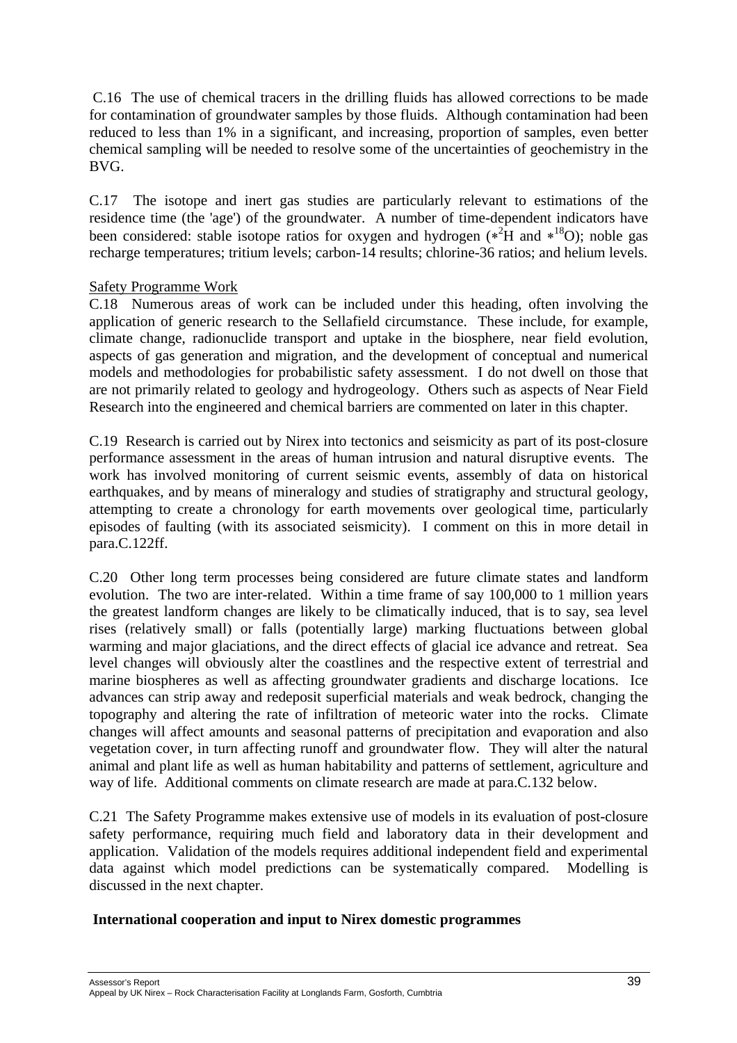C.16 The use of chemical tracers in the drilling fluids has allowed corrections to be made for contamination of groundwater samples by those fluids. Although contamination had been reduced to less than 1% in a significant, and increasing, proportion of samples, even better chemical sampling will be needed to resolve some of the uncertainties of geochemistry in the BVG.

C.17 The isotope and inert gas studies are particularly relevant to estimations of the residence time (the 'age') of the groundwater. A number of time-dependent indicators have been considered: stable isotope ratios for oxygen and hydrogen ($*^{2}H$ and $*^{18}O$); noble gas recharge temperatures; tritium levels; carbon-14 results; chlorine-36 ratios; and helium levels.

Safety Programme Work

C.18 Numerous areas of work can be included under this heading, often involving the application of generic research to the Sellafield circumstance. These include, for example, climate change, radionuclide transport and uptake in the biosphere, near field evolution, aspects of gas generation and migration, and the development of conceptual and numerical models and methodologies for probabilistic safety assessment. I do not dwell on those that are not primarily related to geology and hydrogeology. Others such as aspects of Near Field Research into the engineered and chemical barriers are commented on later in this chapter.

C.19 Research is carried out by Nirex into tectonics and seismicity as part of its post-closure performance assessment in the areas of human intrusion and natural disruptive events. The work has involved monitoring of current seismic events, assembly of data on historical earthquakes, and by means of mineralogy and studies of stratigraphy and structural geology, attempting to create a chronology for earth movements over geological time, particularly episodes of faulting (with its associated seismicity). I comment on this in more detail in para.C.122ff.

C.20 Other long term processes being considered are future climate states and landform evolution. The two are inter-related. Within a time frame of say 100,000 to 1 million years the greatest landform changes are likely to be climatically induced, that is to say, sea level rises (relatively small) or falls (potentially large) marking fluctuations between global warming and major glaciations, and the direct effects of glacial ice advance and retreat. Sea level changes will obviously alter the coastlines and the respective extent of terrestrial and marine biospheres as well as affecting groundwater gradients and discharge locations. Ice advances can strip away and redeposit superficial materials and weak bedrock, changing the topography and altering the rate of infiltration of meteoric water into the rocks. Climate changes will affect amounts and seasonal patterns of precipitation and evaporation and also vegetation cover, in turn affecting runoff and groundwater flow. They will alter the natural animal and plant life as well as human habitability and patterns of settlement, agriculture and way of life. Additional comments on climate research are made at para.C.132 below.

C.21 The Safety Programme makes extensive use of models in its evaluation of post-closure safety performance, requiring much field and laboratory data in their development and application. Validation of the models requires additional independent field and experimental data against which model predictions can be systematically compared. Modelling is discussed in the next chapter.

**International cooperation and input to Nirex domestic programmes**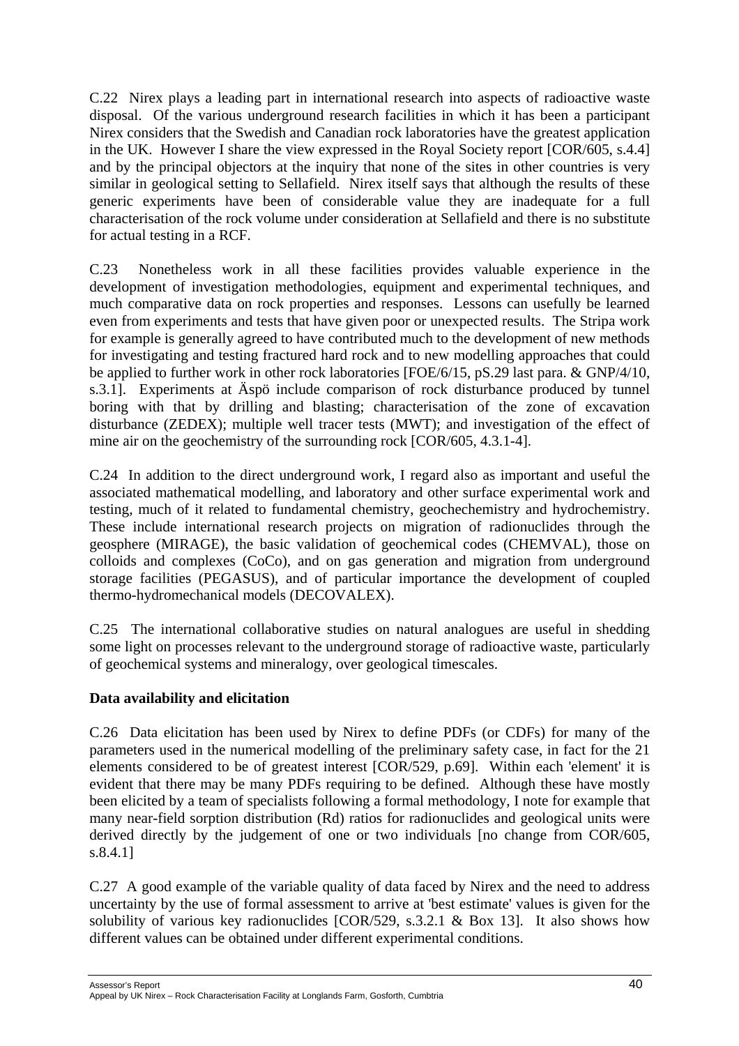C.22 Nirex plays a leading part in international research into aspects of radioactive waste disposal. Of the various underground research facilities in which it has been a participant Nirex considers that the Swedish and Canadian rock laboratories have the greatest application in the UK. However I share the view expressed in the Royal Society report [COR/605, s.4.4] and by the principal objectors at the inquiry that none of the sites in other countries is very similar in geological setting to Sellafield. Nirex itself says that although the results of these generic experiments have been of considerable value they are inadequate for a full characterisation of the rock volume under consideration at Sellafield and there is no substitute for actual testing in a RCF.

C.23 Nonetheless work in all these facilities provides valuable experience in the development of investigation methodologies, equipment and experimental techniques, and much comparative data on rock properties and responses. Lessons can usefully be learned even from experiments and tests that have given poor or unexpected results. The Stripa work for example is generally agreed to have contributed much to the development of new methods for investigating and testing fractured hard rock and to new modelling approaches that could be applied to further work in other rock laboratories [FOE/6/15, pS.29 last para. & GNP/4/10, s.3.1]. Experiments at Äspö include comparison of rock disturbance produced by tunnel boring with that by drilling and blasting; characterisation of the zone of excavation disturbance (ZEDEX); multiple well tracer tests (MWT); and investigation of the effect of mine air on the geochemistry of the surrounding rock [COR/605, 4.3.1-4].

C.24 In addition to the direct underground work, I regard also as important and useful the associated mathematical modelling, and laboratory and other surface experimental work and testing, much of it related to fundamental chemistry, geochechemistry and hydrochemistry. These include international research projects on migration of radionuclides through the geosphere (MIRAGE), the basic validation of geochemical codes (CHEMVAL), those on colloids and complexes (CoCo), and on gas generation and migration from underground storage facilities (PEGASUS), and of particular importance the development of coupled thermo-hydromechanical models (DECOVALEX).

C.25 The international collaborative studies on natural analogues are useful in shedding some light on processes relevant to the underground storage of radioactive waste, particularly of geochemical systems and mineralogy, over geological timescales.

**Data availability and elicitation**

C.26 Data elicitation has been used by Nirex to define PDFs (or CDFs) for many of the parameters used in the numerical modelling of the preliminary safety case, in fact for the 21 elements considered to be of greatest interest [COR/529, p.69]. Within each 'element' it is evident that there may be many PDFs requiring to be defined. Although these have mostly been elicited by a team of specialists following a formal methodology, I note for example that many near-field sorption distribution (Rd) ratios for radionuclides and geological units were derived directly by the judgement of one or two individuals [no change from COR/605, s.8.4.1]

C.27 A good example of the variable quality of data faced by Nirex and the need to address uncertainty by the use of formal assessment to arrive at 'best estimate' values is given for the solubility of various key radionuclides [COR/529, s.3.2.1 & Box 13]. It also shows how different values can be obtained under different experimental conditions.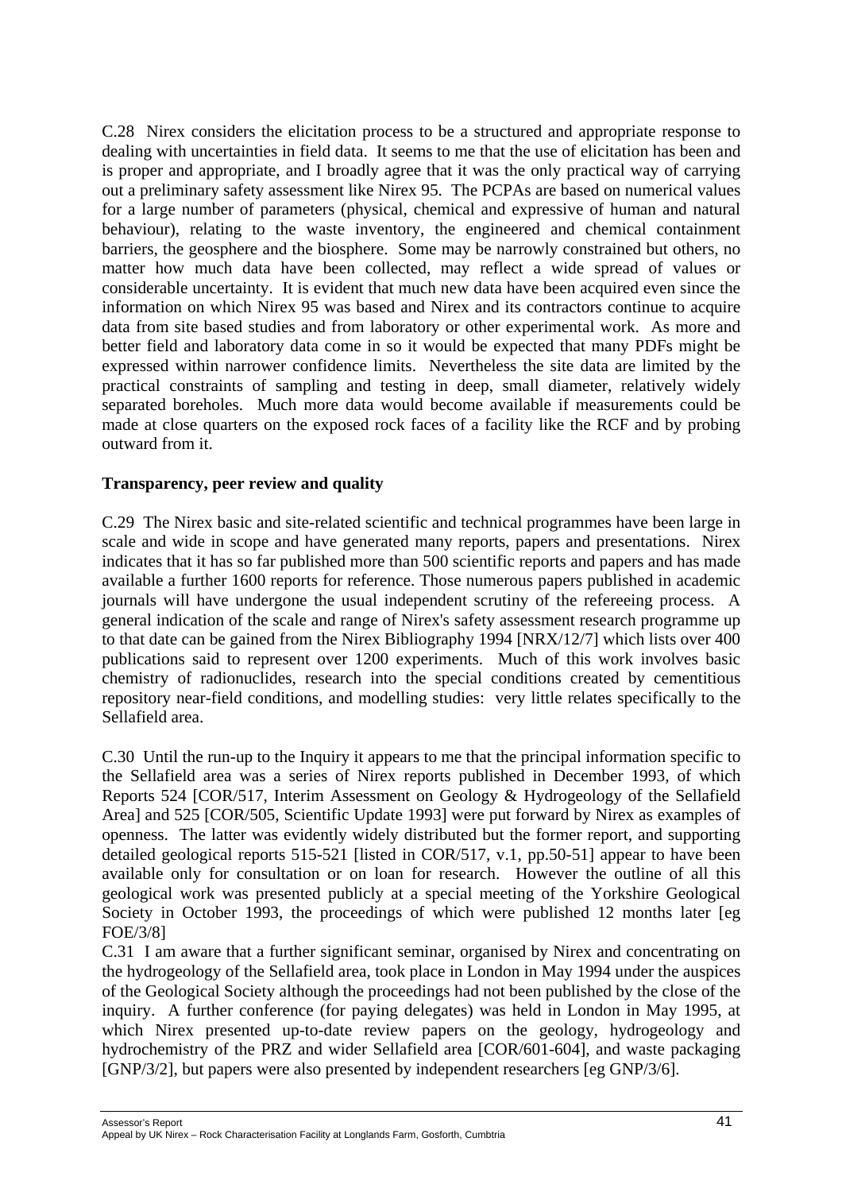C.28 Nirex considers the elicitation process to be a structured and appropriate response to dealing with uncertainties in field data. It seems to me that the use of elicitation has been and is proper and appropriate, and I broadly agree that it was the only practical way of carrying out a preliminary safety assessment like Nirex 95. The PCPAs are based on numerical values for a large number of parameters (physical, chemical and expressive of human and natural behaviour), relating to the waste inventory, the engineered and chemical containment barriers, the geosphere and the biosphere. Some may be narrowly constrained but others, no matter how much data have been collected, may reflect a wide spread of values or considerable uncertainty. It is evident that much new data have been acquired even since the information on which Nirex 95 was based and Nirex and its contractors continue to acquire data from site based studies and from laboratory or other experimental work. As more and better field and laboratory data come in so it would be expected that many PDFs might be expressed within narrower confidence limits. Nevertheless the site data are limited by the practical constraints of sampling and testing in deep, small diameter, relatively widely separated boreholes. Much more data would become available if measurements could be made at close quarters on the exposed rock faces of a facility like the RCF and by probing outward from it.

**Transparency, peer review and quality**

C.29 The Nirex basic and site-related scientific and technical programmes have been large in scale and wide in scope and have generated many reports, papers and presentations. Nirex indicates that it has so far published more than 500 scientific reports and papers and has made available a further 1600 reports for reference. Those numerous papers published in academic journals will have undergone the usual independent scrutiny of the refereeing process. A general indication of the scale and range of Nirex's safety assessment research programme up to that date can be gained from the Nirex Bibliography 1994 [NRX/12/7] which lists over 400 publications said to represent over 1200 experiments. Much of this work involves basic chemistry of radionuclides, research into the special conditions created by cementitious repository near-field conditions, and modelling studies: very little relates specifically to the Sellafield area.

C.30 Until the run-up to the Inquiry it appears to me that the principal information specific to the Sellafield area was a series of Nirex reports published in December 1993, of which Reports 524 [COR/517, Interim Assessment on Geology & Hydrogeology of the Sellafield Area] and 525 [COR/505, Scientific Update 1993] were put forward by Nirex as examples of openness. The latter was evidently widely distributed but the former report, and supporting detailed geological reports 515-521 [listed in COR/517, v.1, pp.50-51] appear to have been available only for consultation or on loan for research. However the outline of all this geological work was presented publicly at a special meeting of the Yorkshire Geological Society in October 1993, the proceedings of which were published 12 months later [eg FOE/3/8]

C.31 I am aware that a further significant seminar, organised by Nirex and concentrating on the hydrogeology of the Sellafield area, took place in London in May 1994 under the auspices of the Geological Society although the proceedings had not been published by the close of the inquiry. A further conference (for paying delegates) was held in London in May 1995, at which Nirex presented up-to-date review papers on the geology, hydrogeology and hydrochemistry of the PRZ and wider Sellafield area [COR/601-604], and waste packaging [GNP/3/2], but papers were also presented by independent researchers [eg GNP/3/6].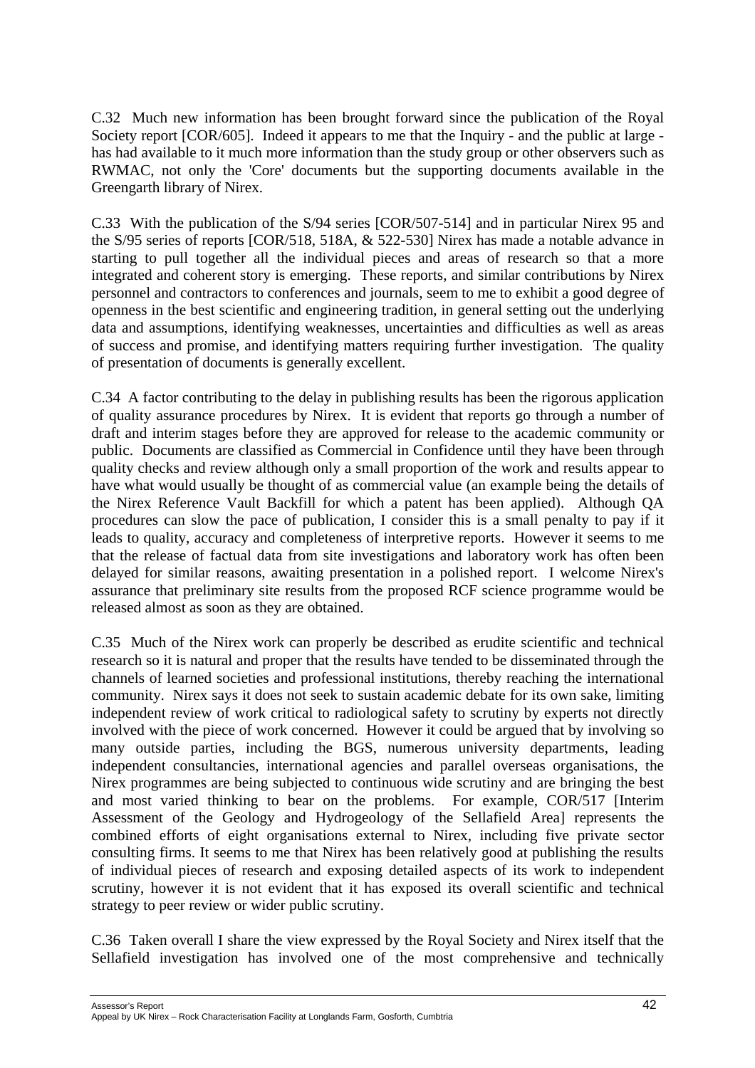C.32 Much new information has been brought forward since the publication of the Royal Society report [COR/605]. Indeed it appears to me that the Inquiry - and the public at large - has had available to it much more information than the study group or other observers such as RWMAC, not only the 'Core' documents but the supporting documents available in the Greengarth library of Nirex.

C.33 With the publication of the S/94 series [COR/507-514] and in particular Nirex 95 and the S/95 series of reports [COR/518, 518A, & 522-530] Nirex has made a notable advance in starting to pull together all the individual pieces and areas of research so that a more integrated and coherent story is emerging. These reports, and similar contributions by Nirex personnel and contractors to conferences and journals, seem to me to exhibit a good degree of openness in the best scientific and engineering tradition, in general setting out the underlying data and assumptions, identifying weaknesses, uncertainties and difficulties as well as areas of success and promise, and identifying matters requiring further investigation. The quality of presentation of documents is generally excellent.

C.34 A factor contributing to the delay in publishing results has been the rigorous application of quality assurance procedures by Nirex. It is evident that reports go through a number of draft and interim stages before they are approved for release to the academic community or public. Documents are classified as Commercial in Confidence until they have been through quality checks and review although only a small proportion of the work and results appear to have what would usually be thought of as commercial value (an example being the details of the Nirex Reference Vault Backfill for which a patent has been applied). Although QA procedures can slow the pace of publication, I consider this is a small penalty to pay if it leads to quality, accuracy and completeness of interpretive reports. However it seems to me that the release of factual data from site investigations and laboratory work has often been delayed for similar reasons, awaiting presentation in a polished report. I welcome Nirex's assurance that preliminary site results from the proposed RCF science programme would be released almost as soon as they are obtained.

C.35 Much of the Nirex work can properly be described as erudite scientific and technical research so it is natural and proper that the results have tended to be disseminated through the channels of learned societies and professional institutions, thereby reaching the international community. Nirex says it does not seek to sustain academic debate for its own sake, limiting independent review of work critical to radiological safety to scrutiny by experts not directly involved with the piece of work concerned. However it could be argued that by involving so many outside parties, including the BGS, numerous university departments, leading independent consultancies, international agencies and parallel overseas organisations, the Nirex programmes are being subjected to continuous wide scrutiny and are bringing the best and most varied thinking to bear on the problems. For example, COR/517 [Interim Assessment of the Geology and Hydrogeology of the Sellafield Area] represents the combined efforts of eight organisations external to Nirex, including five private sector consulting firms. It seems to me that Nirex has been relatively good at publishing the results of individual pieces of research and exposing detailed aspects of its work to independent scrutiny, however it is not evident that it has exposed its overall scientific and technical strategy to peer review or wider public scrutiny.

C.36 Taken overall I share the view expressed by the Royal Society and Nirex itself that the Sellafield investigation has involved one of the most comprehensive and technically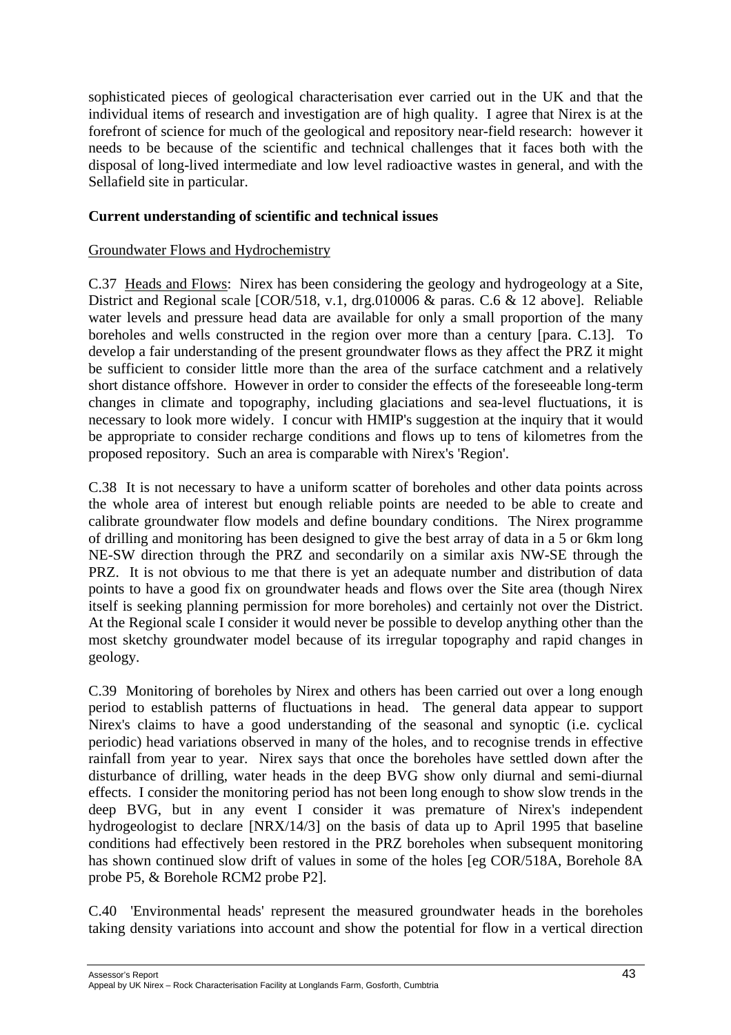sophisticated pieces of geological characterisation ever carried out in the UK and that the individual items of research and investigation are of high quality. I agree that Nirex is at the forefront of science for much of the geological and repository near-field research: however it needs to be because of the scientific and technical challenges that it faces both with the disposal of long-lived intermediate and low level radioactive wastes in general, and with the Sellafield site in particular.

**Current understanding of scientific and technical issues**

Groundwater Flows and Hydrochemistry

C.37 Heads and Flows: Nirex has been considering the geology and hydrogeology at a Site, District and Regional scale [COR/518, v.1, drg.010006 & paras. C.6 & 12 above]. Reliable water levels and pressure head data are available for only a small proportion of the many boreholes and wells constructed in the region over more than a century [para. C.13]. To develop a fair understanding of the present groundwater flows as they affect the PRZ it might be sufficient to consider little more than the area of the surface catchment and a relatively short distance offshore. However in order to consider the effects of the foreseeable long-term changes in climate and topography, including glaciations and sea-level fluctuations, it is necessary to look more widely. I concur with HMIP's suggestion at the inquiry that it would be appropriate to consider recharge conditions and flows up to tens of kilometres from the proposed repository. Such an area is comparable with Nirex's 'Region'.

C.38 It is not necessary to have a uniform scatter of boreholes and other data points across the whole area of interest but enough reliable points are needed to be able to create and calibrate groundwater flow models and define boundary conditions. The Nirex programme of drilling and monitoring has been designed to give the best array of data in a 5 or 6km long NE-SW direction through the PRZ and secondarily on a similar axis NW-SE through the PRZ. It is not obvious to me that there is yet an adequate number and distribution of data points to have a good fix on groundwater heads and flows over the Site area (though Nirex itself is seeking planning permission for more boreholes) and certainly not over the District. At the Regional scale I consider it would never be possible to develop anything other than the most sketchy groundwater model because of its irregular topography and rapid changes in geology.

C.39 Monitoring of boreholes by Nirex and others has been carried out over a long enough period to establish patterns of fluctuations in head. The general data appear to support Nirex's claims to have a good understanding of the seasonal and synoptic (i.e. cyclical periodic) head variations observed in many of the holes, and to recognise trends in effective rainfall from year to year. Nirex says that once the boreholes have settled down after the disturbance of drilling, water heads in the deep BVG show only diurnal and semi-diurnal effects. I consider the monitoring period has not been long enough to show slow trends in the deep BVG, but in any event I consider it was premature of Nirex's independent hydrogeologist to declare [NRX/14/3] on the basis of data up to April 1995 that baseline conditions had effectively been restored in the PRZ boreholes when subsequent monitoring has shown continued slow drift of values in some of the holes [eg COR/518A, Borehole 8A probe P5, & Borehole RCM2 probe P2].

C.40 'Environmental heads' represent the measured groundwater heads in the boreholes taking density variations into account and show the potential for flow in a vertical direction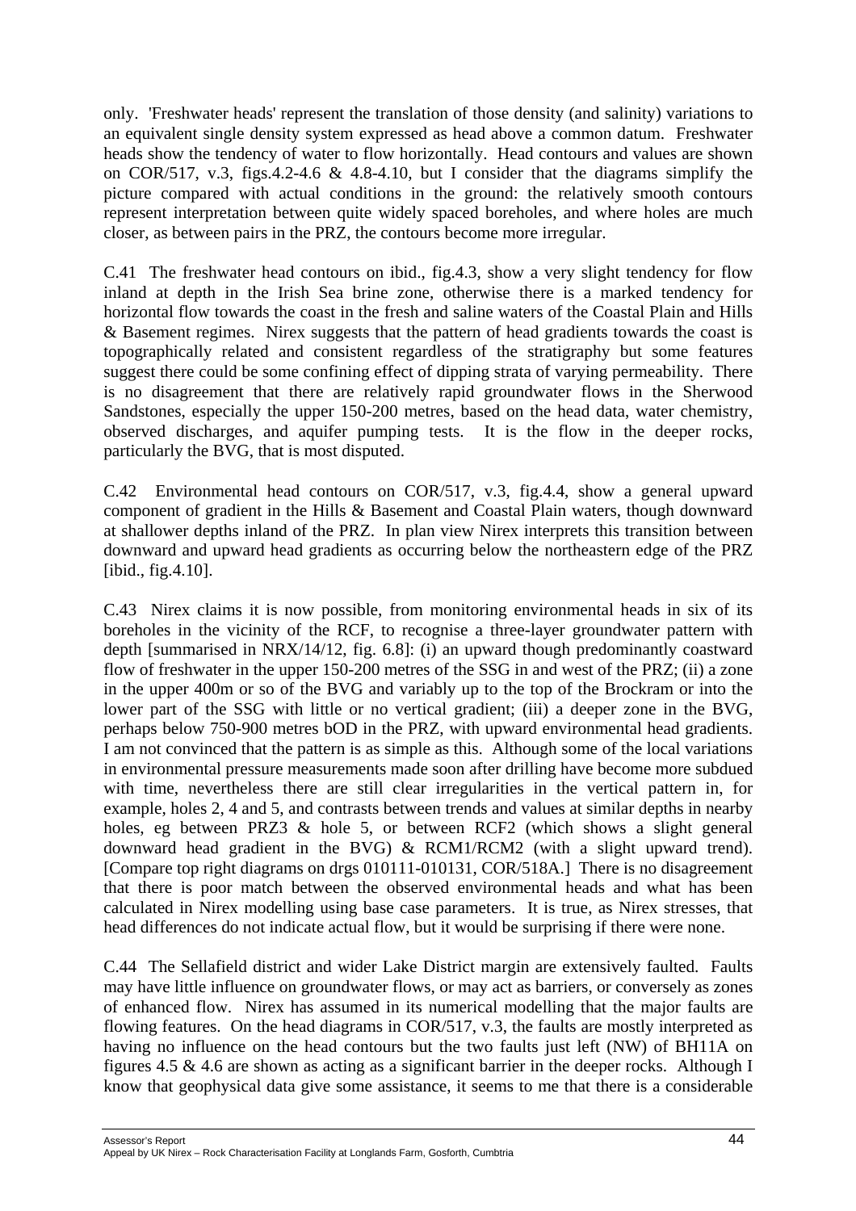only. 'Freshwater heads' represent the translation of those density (and salinity) variations to an equivalent single density system expressed as head above a common datum. Freshwater heads show the tendency of water to flow horizontally. Head contours and values are shown on COR/517, v.3, figs.4.2-4.6 & 4.8-4.10, but I consider that the diagrams simplify the picture compared with actual conditions in the ground: the relatively smooth contours represent interpretation between quite widely spaced boreholes, and where holes are much closer, as between pairs in the PRZ, the contours become more irregular.

C.41 The freshwater head contours on ibid., fig.4.3, show a very slight tendency for flow inland at depth in the Irish Sea brine zone, otherwise there is a marked tendency for horizontal flow towards the coast in the fresh and saline waters of the Coastal Plain and Hills & Basement regimes. Nirex suggests that the pattern of head gradients towards the coast is topographically related and consistent regardless of the stratigraphy but some features suggest there could be some confining effect of dipping strata of varying permeability. There is no disagreement that there are relatively rapid groundwater flows in the Sherwood Sandstones, especially the upper 150-200 metres, based on the head data, water chemistry, observed discharges, and aquifer pumping tests. It is the flow in the deeper rocks, particularly the BVG, that is most disputed.

C.42 Environmental head contours on COR/517, v.3, fig.4.4, show a general upward component of gradient in the Hills & Basement and Coastal Plain waters, though downward at shallower depths inland of the PRZ. In plan view Nirex interprets this transition between downward and upward head gradients as occurring below the northeastern edge of the PRZ [ibid., fig.4.10].

C.43 Nirex claims it is now possible, from monitoring environmental heads in six of its boreholes in the vicinity of the RCF, to recognise a three-layer groundwater pattern with depth [summarised in NRX/14/12, fig. 6.8]: (i) an upward though predominantly coastward flow of freshwater in the upper 150-200 metres of the SSG in and west of the PRZ; (ii) a zone in the upper 400m or so of the BVG and variably up to the top of the Brockram or into the lower part of the SSG with little or no vertical gradient; (iii) a deeper zone in the BVG, perhaps below 750-900 metres bOD in the PRZ, with upward environmental head gradients. I am not convinced that the pattern is as simple as this. Although some of the local variations in environmental pressure measurements made soon after drilling have become more subdued with time, nevertheless there are still clear irregularities in the vertical pattern in, for example, holes 2, 4 and 5, and contrasts between trends and values at similar depths in nearby holes, eg between PRZ3 & hole 5, or between RCF2 (which shows a slight general downward head gradient in the BVG) & RCM1/RCM2 (with a slight upward trend). [Compare top right diagrams on drgs 010111-010131, COR/518A.] There is no disagreement that there is poor match between the observed environmental heads and what has been calculated in Nirex modelling using base case parameters. It is true, as Nirex stresses, that head differences do not indicate actual flow, but it would be surprising if there were none.

C.44 The Sellafield district and wider Lake District margin are extensively faulted. Faults may have little influence on groundwater flows, or may act as barriers, or conversely as zones of enhanced flow. Nirex has assumed in its numerical modelling that the major faults are flowing features. On the head diagrams in COR/517, v.3, the faults are mostly interpreted as having no influence on the head contours but the two faults just left (NW) of BH11A on figures 4.5 & 4.6 are shown as acting as a significant barrier in the deeper rocks. Although I know that geophysical data give some assistance, it seems to me that there is a considerable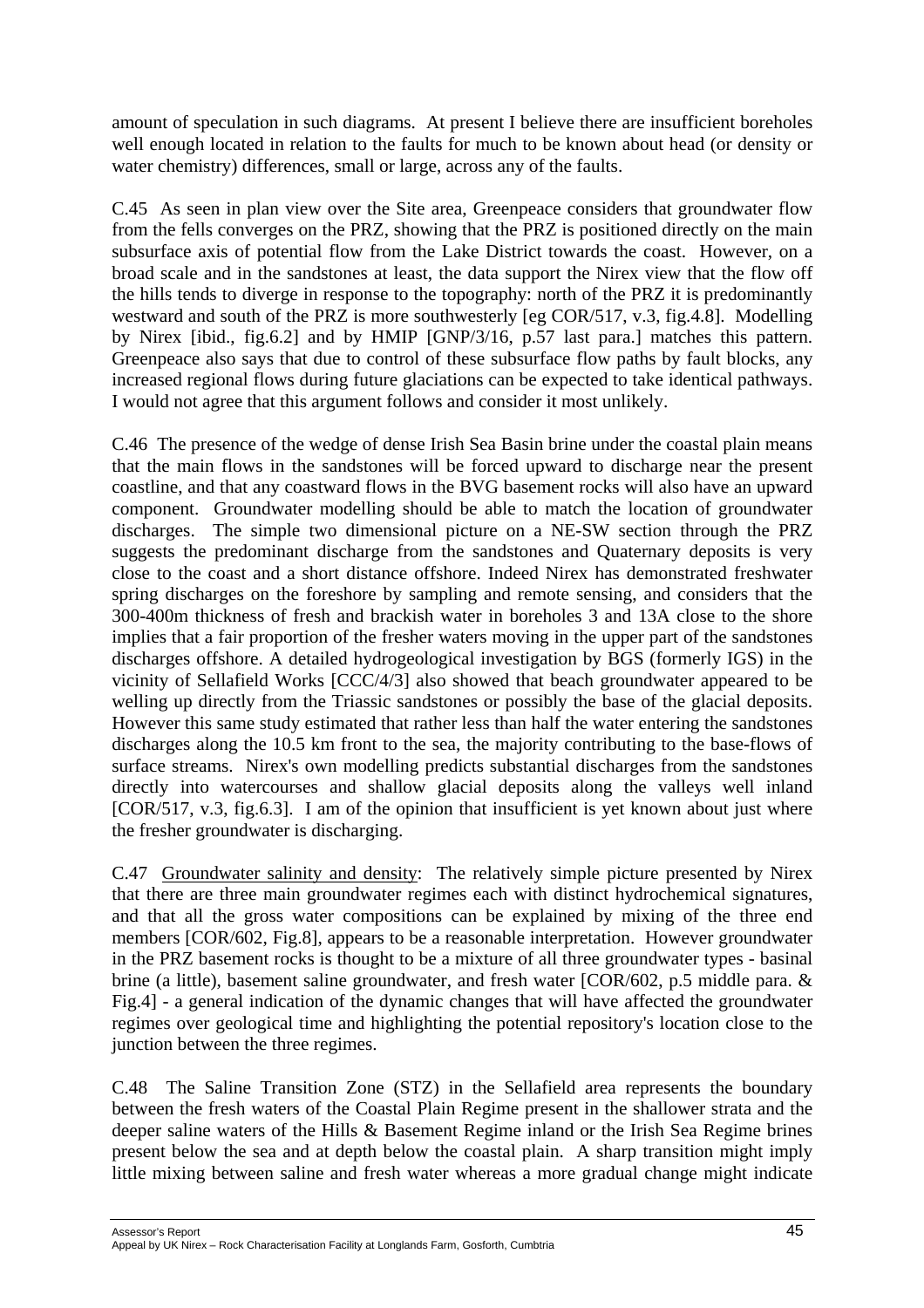amount of speculation in such diagrams. At present I believe there are insufficient boreholes well enough located in relation to the faults for much to be known about head (or density or water chemistry) differences, small or large, across any of the faults.

C.45 As seen in plan view over the Site area, Greenpeace considers that groundwater flow from the fells converges on the PRZ, showing that the PRZ is positioned directly on the main subsurface axis of potential flow from the Lake District towards the coast. However, on a broad scale and in the sandstones at least, the data support the Nirex view that the flow off the hills tends to diverge in response to the topography: north of the PRZ it is predominantly westward and south of the PRZ is more southwesterly [eg COR/517, v.3, fig.4.8]. Modelling by Nirex [ibid., fig.6.2] and by HMIP [GNP/3/16, p.57 last para.] matches this pattern. Greenpeace also says that due to control of these subsurface flow paths by fault blocks, any increased regional flows during future glaciations can be expected to take identical pathways. I would not agree that this argument follows and consider it most unlikely.

C.46 The presence of the wedge of dense Irish Sea Basin brine under the coastal plain means that the main flows in the sandstones will be forced upward to discharge near the present coastline, and that any coastward flows in the BVG basement rocks will also have an upward component. Groundwater modelling should be able to match the location of groundwater discharges. The simple two dimensional picture on a NE-SW section through the PRZ suggests the predominant discharge from the sandstones and Quaternary deposits is very close to the coast and a short distance offshore. Indeed Nirex has demonstrated freshwater spring discharges on the foreshore by sampling and remote sensing, and considers that the 300-400m thickness of fresh and brackish water in boreholes 3 and 13A close to the shore implies that a fair proportion of the fresher waters moving in the upper part of the sandstones discharges offshore. A detailed hydrogeological investigation by BGS (formerly IGS) in the vicinity of Sellafield Works [CCC/4/3] also showed that beach groundwater appeared to be welling up directly from the Triassic sandstones or possibly the base of the glacial deposits. However this same study estimated that rather less than half the water entering the sandstones discharges along the 10.5 km front to the sea, the majority contributing to the base-flows of surface streams. Nirex's own modelling predicts substantial discharges from the sandstones directly into watercourses and shallow glacial deposits along the valleys well inland [COR/517, v.3, fig.6.3]. I am of the opinion that insufficient is yet known about just where the fresher groundwater is discharging.

C.47 Groundwater salinity and density: The relatively simple picture presented by Nirex that there are three main groundwater regimes each with distinct hydrochemical signatures, and that all the gross water compositions can be explained by mixing of the three end members [COR/602, Fig.8], appears to be a reasonable interpretation. However groundwater in the PRZ basement rocks is thought to be a mixture of all three groundwater types - basinal brine (a little), basement saline groundwater, and fresh water [COR/602, p.5 middle para. & Fig.4] - a general indication of the dynamic changes that will have affected the groundwater regimes over geological time and highlighting the potential repository's location close to the junction between the three regimes.

C.48 The Saline Transition Zone (STZ) in the Sellafield area represents the boundary between the fresh waters of the Coastal Plain Regime present in the shallower strata and the deeper saline waters of the Hills & Basement Regime inland or the Irish Sea Regime brines present below the sea and at depth below the coastal plain. A sharp transition might imply little mixing between saline and fresh water whereas a more gradual change might indicate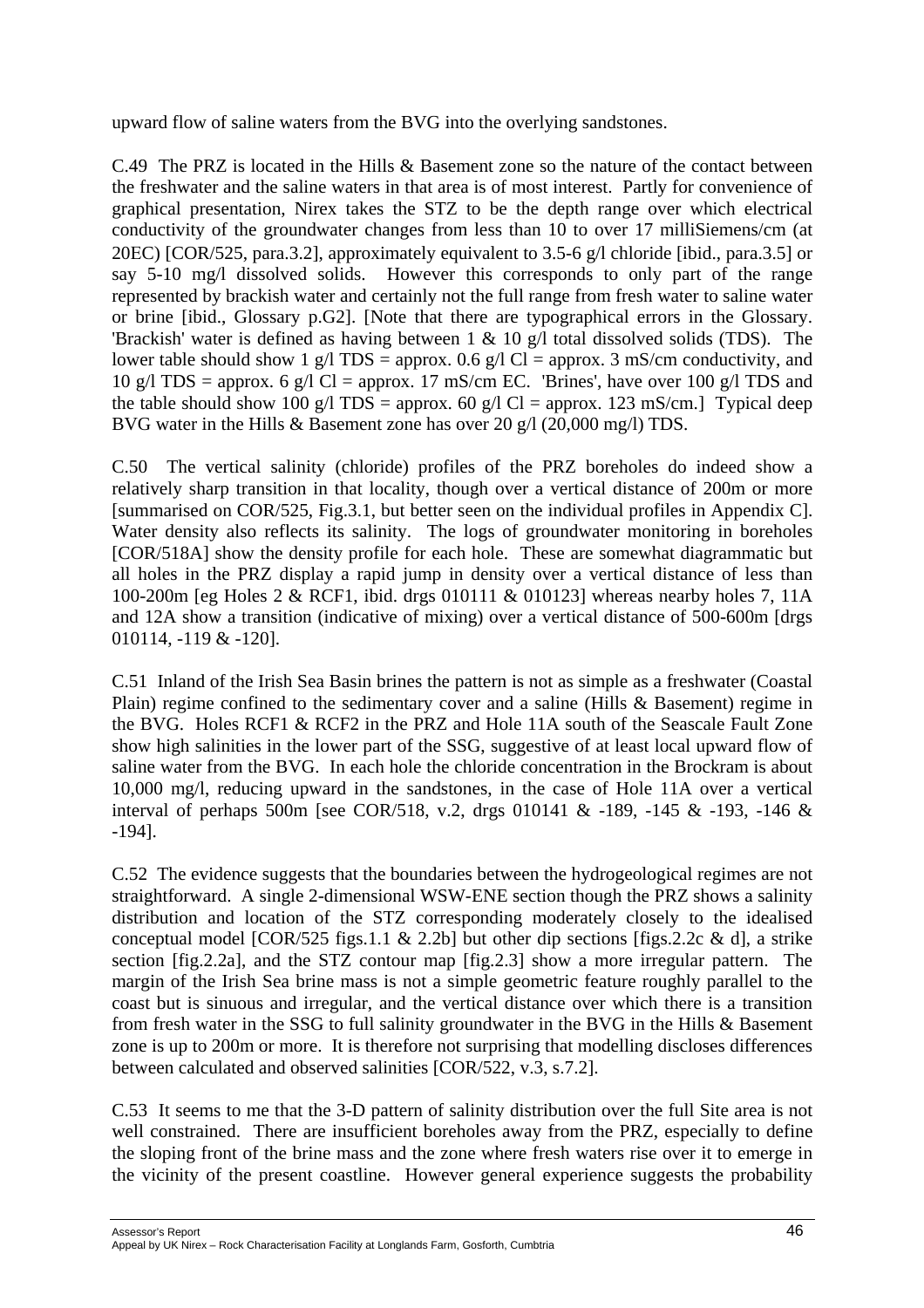upward flow of saline waters from the BVG into the overlying sandstones.

C.49 The PRZ is located in the Hills & Basement zone so the nature of the contact between the freshwater and the saline waters in that area is of most interest. Partly for convenience of graphical presentation, Nirex takes the STZ to be the depth range over which electrical conductivity of the groundwater changes from less than 10 to over 17 milliSiemens/cm (at 20EC) [COR/525, para.3.2], approximately equivalent to 3.5-6 g/l chloride [ibid., para.3.5] or say 5-10 mg/l dissolved solids. However this corresponds to only part of the range represented by brackish water and certainly not the full range from fresh water to saline water or brine [ibid., Glossary p.G2]. [Note that there are typographical errors in the Glossary. 'Brackish' water is defined as having between 1 & 10 g/l total dissolved solids (TDS). The lower table should show 1 g/l TDS = approx. 0.6 g/l Cl = approx. 3 mS/cm conductivity, and 10 g/l TDS = approx. 6 g/l Cl = approx. 17 mS/cm EC. 'Brines', have over 100 g/l TDS and the table should show 100 g/l TDS = approx. 60 g/l Cl = approx. 123 mS/cm.] Typical deep BVG water in the Hills & Basement zone has over 20 g/l (20,000 mg/l) TDS.

C.50 The vertical salinity (chloride) profiles of the PRZ boreholes do indeed show a relatively sharp transition in that locality, though over a vertical distance of 200m or more [summarised on COR/525, Fig.3.1, but better seen on the individual profiles in Appendix C]. Water density also reflects its salinity. The logs of groundwater monitoring in boreholes [COR/518A] show the density profile for each hole. These are somewhat diagrammatic but all holes in the PRZ display a rapid jump in density over a vertical distance of less than 100-200m [eg Holes 2 & RCF1, ibid. drgs 010111 & 010123] whereas nearby holes 7, 11A and 12A show a transition (indicative of mixing) over a vertical distance of 500-600m [drgs 010114, -119 & -120].

C.51 Inland of the Irish Sea Basin brines the pattern is not as simple as a freshwater (Coastal Plain) regime confined to the sedimentary cover and a saline (Hills & Basement) regime in the BVG. Holes RCF1 & RCF2 in the PRZ and Hole 11A south of the Seascale Fault Zone show high salinities in the lower part of the SSG, suggestive of at least local upward flow of saline water from the BVG. In each hole the chloride concentration in the Brockram is about 10,000 mg/l, reducing upward in the sandstones, in the case of Hole 11A over a vertical interval of perhaps 500m [see COR/518, v.2, drgs 010141 & -189, -145 & -193, -146 & -194].

C.52 The evidence suggests that the boundaries between the hydrogeological regimes are not straightforward. A single 2-dimensional WSW-ENE section though the PRZ shows a salinity distribution and location of the STZ corresponding moderately closely to the idealised conceptual model [COR/525 figs.1.1 & 2.2b] but other dip sections [figs.2.2c & d], a strike section [fig.2.2a], and the STZ contour map [fig.2.3] show a more irregular pattern. The margin of the Irish Sea brine mass is not a simple geometric feature roughly parallel to the coast but is sinuous and irregular, and the vertical distance over which there is a transition from fresh water in the SSG to full salinity groundwater in the BVG in the Hills & Basement zone is up to 200m or more. It is therefore not surprising that modelling discloses differences between calculated and observed salinities [COR/522, v.3, s.7.2].

C.53 It seems to me that the 3-D pattern of salinity distribution over the full Site area is not well constrained. There are insufficient boreholes away from the PRZ, especially to define the sloping front of the brine mass and the zone where fresh waters rise over it to emerge in the vicinity of the present coastline. However general experience suggests the probability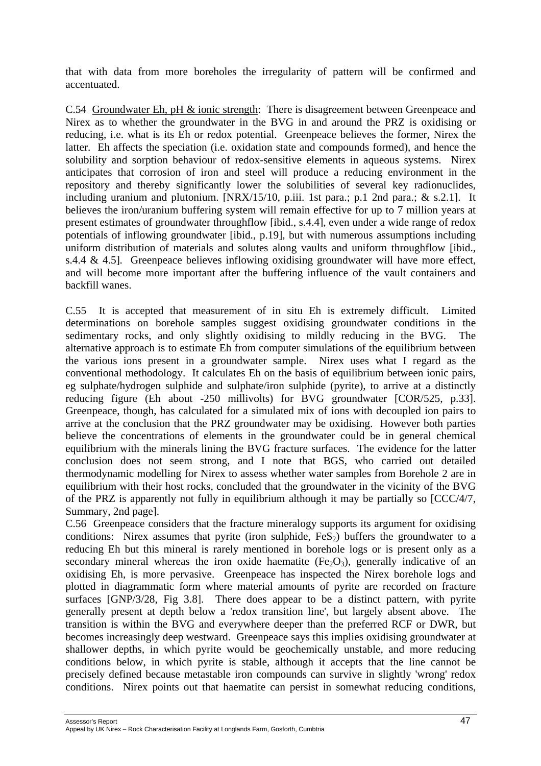that with data from more boreholes the irregularity of pattern will be confirmed and accentuated.

C.54 Groundwater Eh, pH & ionic strength: There is disagreement between Greenpeace and Nirex as to whether the groundwater in the BVG in and around the PRZ is oxidising or reducing, i.e. what is its Eh or redox potential. Greenpeace believes the former, Nirex the latter. Eh affects the speciation (i.e. oxidation state and compounds formed), and hence the solubility and sorption behaviour of redox-sensitive elements in aqueous systems. Nirex anticipates that corrosion of iron and steel will produce a reducing environment in the repository and thereby significantly lower the solubilities of several key radionuclides, including uranium and plutonium. [NRX/15/10, p.iii. 1st para.; p.1 2nd para.; & s.2.1]. It believes the iron/uranium buffering system will remain effective for up to 7 million years at present estimates of groundwater throughflow [ibid., s.4.4], even under a wide range of redox potentials of inflowing groundwater [ibid., p.19], but with numerous assumptions including uniform distribution of materials and solutes along vaults and uniform throughflow [ibid., s.4.4 & 4.5]. Greenpeace believes inflowing oxidising groundwater will have more effect, and will become more important after the buffering influence of the vault containers and backfill wanes.

C.55 It is accepted that measurement of in situ Eh is extremely difficult. Limited determinations on borehole samples suggest oxidising groundwater conditions in the sedimentary rocks, and only slightly oxidising to mildly reducing in the BVG. The alternative approach is to estimate Eh from computer simulations of the equilibrium between the various ions present in a groundwater sample. Nirex uses what I regard as the conventional methodology. It calculates Eh on the basis of equilibrium between ionic pairs, eg sulphate/hydrogen sulphide and sulphate/iron sulphide (pyrite), to arrive at a distinctly reducing figure (Eh about -250 millivolts) for BVG groundwater [COR/525, p.33]. Greenpeace, though, has calculated for a simulated mix of ions with decoupled ion pairs to arrive at the conclusion that the PRZ groundwater may be oxidising. However both parties believe the concentrations of elements in the groundwater could be in general chemical equilibrium with the minerals lining the BVG fracture surfaces. The evidence for the latter conclusion does not seem strong, and I note that BGS, who carried out detailed thermodynamic modelling for Nirex to assess whether water samples from Borehole 2 are in equilibrium with their host rocks, concluded that the groundwater in the vicinity of the BVG of the PRZ is apparently not fully in equilibrium although it may be partially so [CCC/4/7, Summary, 2nd page].

C.56 Greenpeace considers that the fracture mineralogy supports its argument for oxidising conditions: Nirex assumes that pyrite (iron sulphide, $FeS_2$) buffers the groundwater to a reducing Eh but this mineral is rarely mentioned in borehole logs or is present only as a secondary mineral whereas the iron oxide haematite ($Fe_2O_3$), generally indicative of an oxidising Eh, is more pervasive. Greenpeace has inspected the Nirex borehole logs and plotted in diagrammatic form where material amounts of pyrite are recorded on fracture surfaces [GNP/3/28, Fig 3.8]. There does appear to be a distinct pattern, with pyrite generally present at depth below a 'redox transition line', but largely absent above. The transition is within the BVG and everywhere deeper than the preferred RCF or DWR, but becomes increasingly deep westward. Greenpeace says this implies oxidising groundwater at shallower depths, in which pyrite would be geochemically unstable, and more reducing conditions below, in which pyrite is stable, although it accepts that the line cannot be precisely defined because metastable iron compounds can survive in slightly 'wrong' redox conditions. Nirex points out that haematite can persist in somewhat reducing conditions,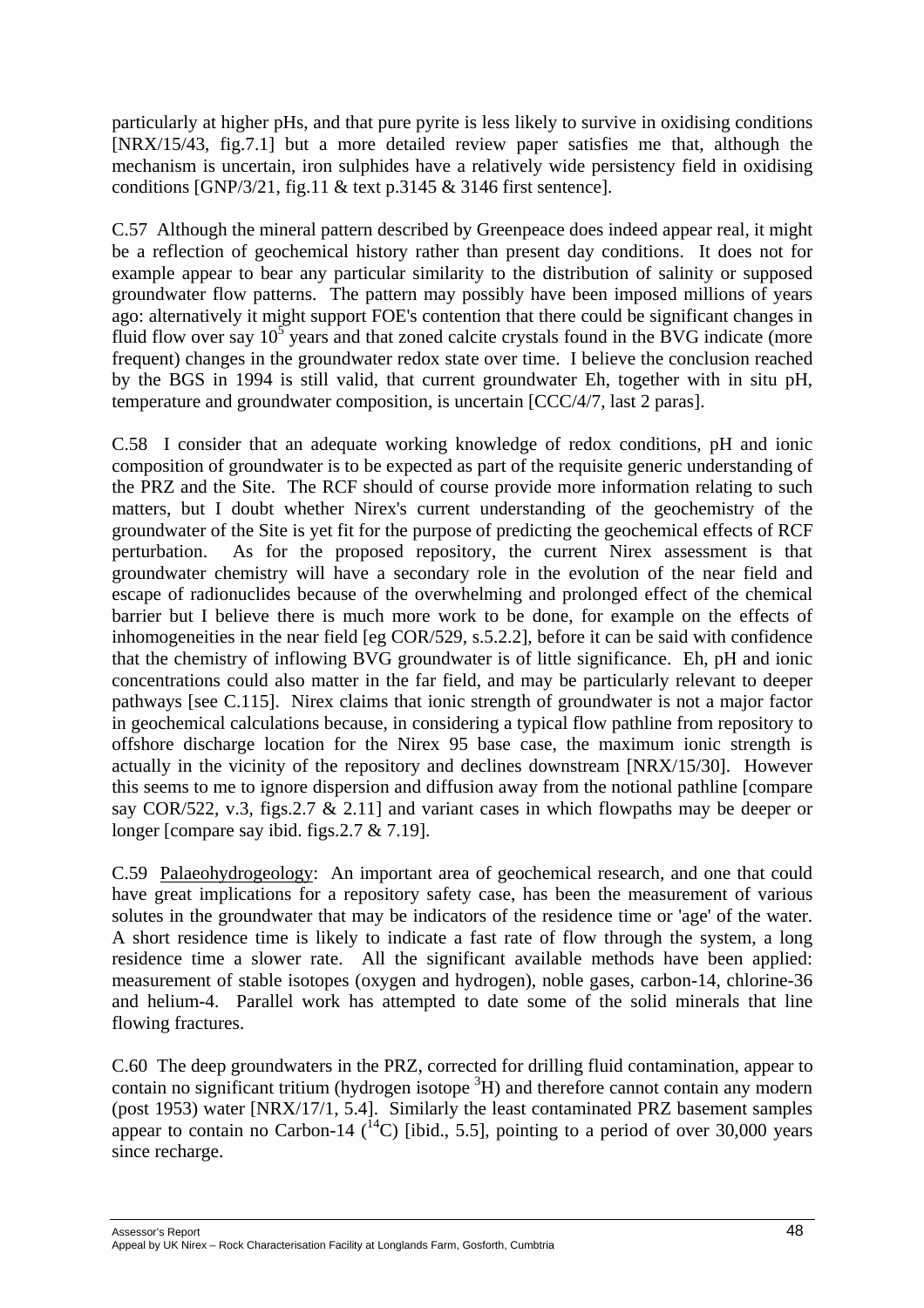particularly at higher pHs, and that pure pyrite is less likely to survive in oxidising conditions [NRX/15/43, fig.7.1] but a more detailed review paper satisfies me that, although the mechanism is uncertain, iron sulphides have a relatively wide persistency field in oxidising conditions [GNP/3/21, fig.11 & text p.3145 & 3146 first sentence].

C.57 Although the mineral pattern described by Greenpeace does indeed appear real, it might be a reflection of geochemical history rather than present day conditions. It does not for example appear to bear any particular similarity to the distribution of salinity or supposed groundwater flow patterns. The pattern may possibly have been imposed millions of years ago: alternatively it might support FOE's contention that there could be significant changes in fluid flow over say $10^5$ years and that zoned calcite crystals found in the BVG indicate (more frequent) changes in the groundwater redox state over time. I believe the conclusion reached by the BGS in 1994 is still valid, that current groundwater Eh, together with in situ pH, temperature and groundwater composition, is uncertain [CCC/4/7, last 2 paras].

C.58 I consider that an adequate working knowledge of redox conditions, pH and ionic composition of groundwater is to be expected as part of the requisite generic understanding of the PRZ and the Site. The RCF should of course provide more information relating to such matters, but I doubt whether Nirex's current understanding of the geochemistry of the groundwater of the Site is yet fit for the purpose of predicting the geochemical effects of RCF perturbation. As for the proposed repository, the current Nirex assessment is that groundwater chemistry will have a secondary role in the evolution of the near field and escape of radionuclides because of the overwhelming and prolonged effect of the chemical barrier but I believe there is much more work to be done, for example on the effects of inhomogeneities in the near field [eg COR/529, s.5.2.2], before it can be said with confidence that the chemistry of inflowing BVG groundwater is of little significance. Eh, pH and ionic concentrations could also matter in the far field, and may be particularly relevant to deeper pathways [see C.115]. Nirex claims that ionic strength of groundwater is not a major factor in geochemical calculations because, in considering a typical flow pathline from repository to offshore discharge location for the Nirex 95 base case, the maximum ionic strength is actually in the vicinity of the repository and declines downstream [NRX/15/30]. However this seems to me to ignore dispersion and diffusion away from the notional pathline [compare say COR/522, v.3, figs.2.7 & 2.11] and variant cases in which flowpaths may be deeper or longer [compare say ibid. figs.2.7 & 7.19].

C.59 Palaeohydrogeology: An important area of geochemical research, and one that could have great implications for a repository safety case, has been the measurement of various solutes in the groundwater that may be indicators of the residence time or 'age' of the water. A short residence time is likely to indicate a fast rate of flow through the system, a long residence time a slower rate. All the significant available methods have been applied: measurement of stable isotopes (oxygen and hydrogen), noble gases, carbon-14, chlorine-36 and helium-4. Parallel work has attempted to date some of the solid minerals that line flowing fractures.

C.60 The deep groundwaters in the PRZ, corrected for drilling fluid contamination, appear to contain no significant tritium (hydrogen isotope $^3$H) and therefore cannot contain any modern (post 1953) water [NRX/17/1, 5.4]. Similarly the least contaminated PRZ basement samples appear to contain no Carbon-14 ($^{14}$C) [ibid., 5.5], pointing to a period of over 30,000 years since recharge.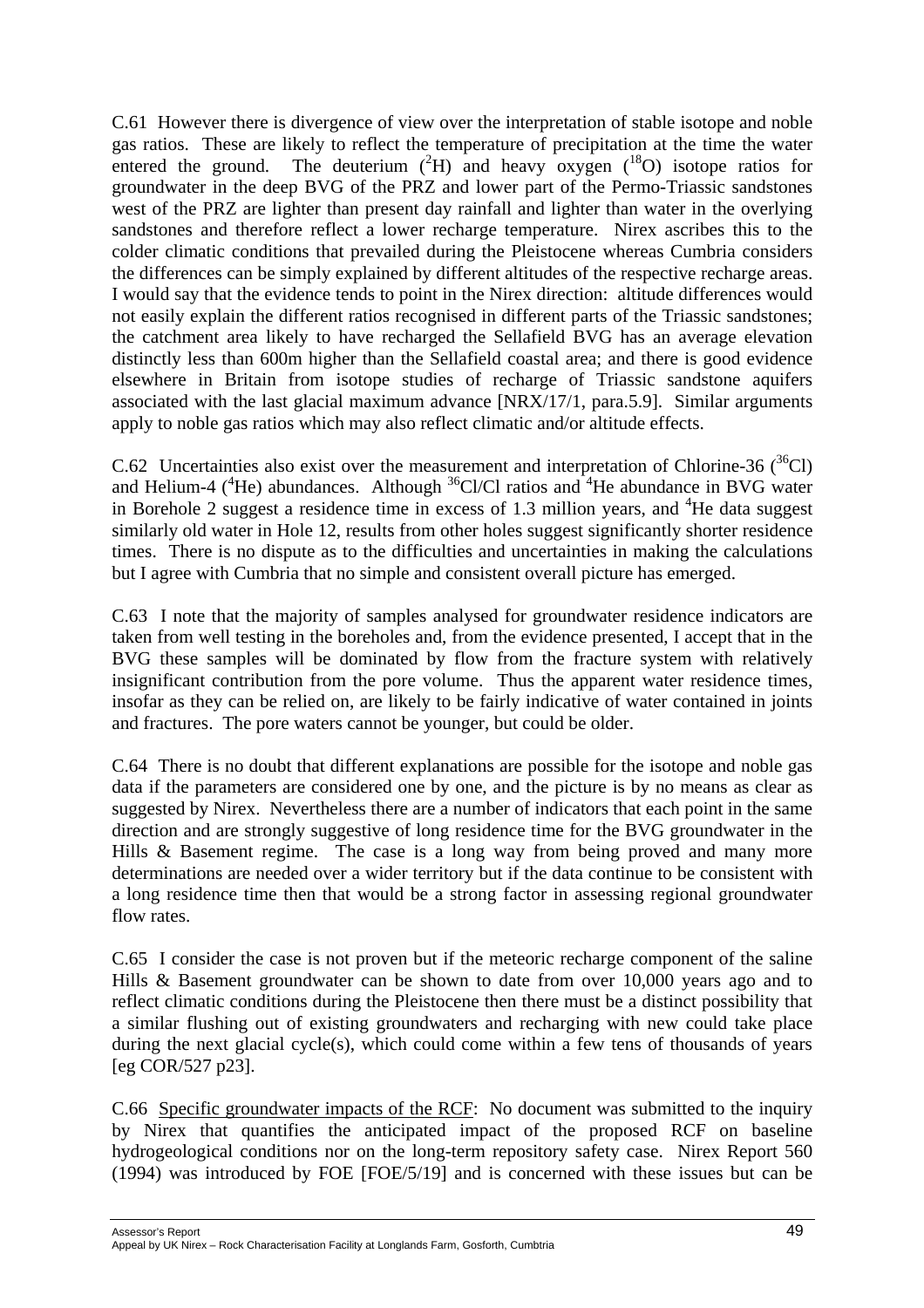C.61 However there is divergence of view over the interpretation of stable isotope and noble gas ratios. These are likely to reflect the temperature of precipitation at the time the water entered the ground. The deuterium ($^{2}H$) and heavy oxygen ($^{18}O$) isotope ratios for groundwater in the deep BVG of the PRZ and lower part of the Permo-Triassic sandstones west of the PRZ are lighter than present day rainfall and lighter than water in the overlying sandstones and therefore reflect a lower recharge temperature. Nirex ascribes this to the colder climatic conditions that prevailed during the Pleistocene whereas Cumbria considers the differences can be simply explained by different altitudes of the respective recharge areas. I would say that the evidence tends to point in the Nirex direction: altitude differences would not easily explain the different ratios recognised in different parts of the Triassic sandstones; the catchment area likely to have recharged the Sellafield BVG has an average elevation distinctly less than 600m higher than the Sellafield coastal area; and there is good evidence elsewhere in Britain from isotope studies of recharge of Triassic sandstone aquifers associated with the last glacial maximum advance [NRX/17/1, para.5.9]. Similar arguments apply to noble gas ratios which may also reflect climatic and/or altitude effects.

C.62 Uncertainties also exist over the measurement and interpretation of Chlorine-36 ($^{36}Cl$) and Helium-4 ($^{4}He$) abundances. Although $^{36}Cl/Cl$ ratios and $^{4}He$ abundance in BVG water in Borehole 2 suggest a residence time in excess of 1.3 million years, and $^{4}He$ data suggest similarly old water in Hole 12, results from other holes suggest significantly shorter residence times. There is no dispute as to the difficulties and uncertainties in making the calculations but I agree with Cumbria that no simple and consistent overall picture has emerged.

C.63 I note that the majority of samples analysed for groundwater residence indicators are taken from well testing in the boreholes and, from the evidence presented, I accept that in the BVG these samples will be dominated by flow from the fracture system with relatively insignificant contribution from the pore volume. Thus the apparent water residence times, insofar as they can be relied on, are likely to be fairly indicative of water contained in joints and fractures. The pore waters cannot be younger, but could be older.

C.64 There is no doubt that different explanations are possible for the isotope and noble gas data if the parameters are considered one by one, and the picture is by no means as clear as suggested by Nirex. Nevertheless there are a number of indicators that each point in the same direction and are strongly suggestive of long residence time for the BVG groundwater in the Hills & Basement regime. The case is a long way from being proved and many more determinations are needed over a wider territory but if the data continue to be consistent with a long residence time then that would be a strong factor in assessing regional groundwater flow rates.

C.65 I consider the case is not proven but if the meteoric recharge component of the saline Hills & Basement groundwater can be shown to date from over 10,000 years ago and to reflect climatic conditions during the Pleistocene then there must be a distinct possibility that a similar flushing out of existing groundwaters and recharging with new could take place during the next glacial cycle(s), which could come within a few tens of thousands of years [eg COR/527 p23].

C.66 Specific groundwater impacts of the RCF: No document was submitted to the inquiry by Nirex that quantifies the anticipated impact of the proposed RCF on baseline hydrogeological conditions nor on the long-term repository safety case. Nirex Report 560 (1994) was introduced by FOE [FOE/5/19] and is concerned with these issues but can be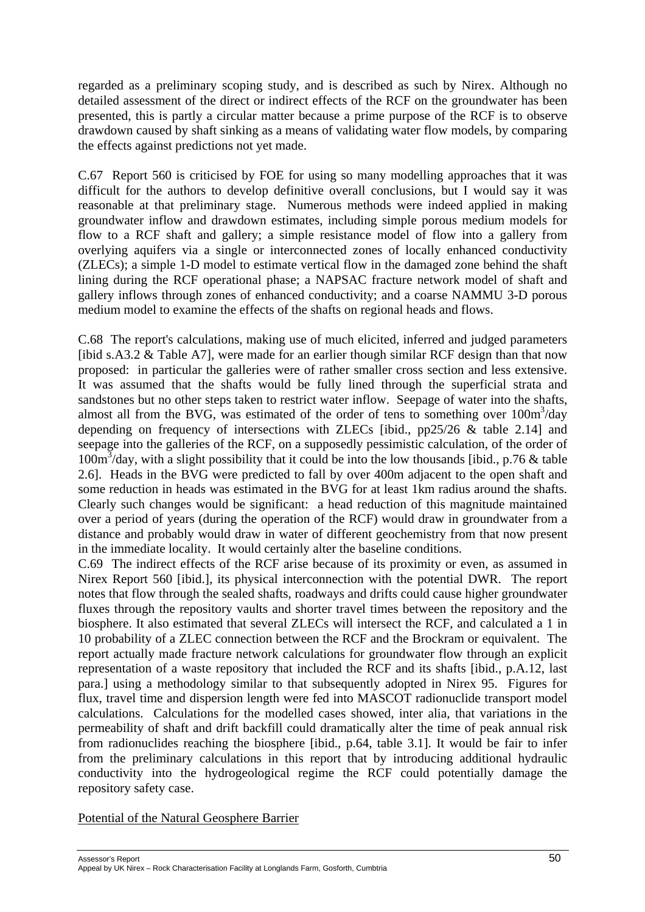regarded as a preliminary scoping study, and is described as such by Nirex. Although no detailed assessment of the direct or indirect effects of the RCF on the groundwater has been presented, this is partly a circular matter because a prime purpose of the RCF is to observe drawdown caused by shaft sinking as a means of validating water flow models, by comparing the effects against predictions not yet made.

C.67 Report 560 is criticised by FOE for using so many modelling approaches that it was difficult for the authors to develop definitive overall conclusions, but I would say it was reasonable at that preliminary stage. Numerous methods were indeed applied in making groundwater inflow and drawdown estimates, including simple porous medium models for flow to a RCF shaft and gallery; a simple resistance model of flow into a gallery from overlying aquifers via a single or interconnected zones of locally enhanced conductivity (ZLECs); a simple 1-D model to estimate vertical flow in the damaged zone behind the shaft lining during the RCF operational phase; a NAPSAC fracture network model of shaft and gallery inflows through zones of enhanced conductivity; and a coarse NAMMU 3-D porous medium model to examine the effects of the shafts on regional heads and flows.

C.68 The report's calculations, making use of much elicited, inferred and judged parameters [ibid s.A3.2 & Table A7], were made for an earlier though similar RCF design than that now proposed: in particular the galleries were of rather smaller cross section and less extensive. It was assumed that the shafts would be fully lined through the superficial strata and sandstones but no other steps taken to restrict water inflow. Seepage of water into the shafts, almost all from the BVG, was estimated of the order of tens to something over $100m^3$/day depending on frequency of intersections with ZLECs [ibid., pp25/26 & table 2.14] and seepage into the galleries of the RCF, on a supposedly pessimistic calculation, of the order of $100m^3$/day, with a slight possibility that it could be into the low thousands [ibid., p.76 & table 2.6]. Heads in the BVG were predicted to fall by over 400m adjacent to the open shaft and some reduction in heads was estimated in the BVG for at least 1km radius around the shafts. Clearly such changes would be significant: a head reduction of this magnitude maintained over a period of years (during the operation of the RCF) would draw in groundwater from a distance and probably would draw in water of different geochemistry from that now present in the immediate locality. It would certainly alter the baseline conditions.

C.69 The indirect effects of the RCF arise because of its proximity or even, as assumed in Nirex Report 560 [ibid.], its physical interconnection with the potential DWR. The report notes that flow through the sealed shafts, roadways and drifts could cause higher groundwater fluxes through the repository vaults and shorter travel times between the repository and the biosphere. It also estimated that several ZLECs will intersect the RCF, and calculated a 1 in 10 probability of a ZLEC connection between the RCF and the Brockram or equivalent. The report actually made fracture network calculations for groundwater flow through an explicit representation of a waste repository that included the RCF and its shafts [ibid., p.A.12, last para.] using a methodology similar to that subsequently adopted in Nirex 95. Figures for flux, travel time and dispersion length were fed into MASCOT radionuclide transport model calculations. Calculations for the modelled cases showed, inter alia, that variations in the permeability of shaft and drift backfill could dramatically alter the time of peak annual risk from radionuclides reaching the biosphere [ibid., p.64, table 3.1]. It would be fair to infer from the preliminary calculations in this report that by introducing additional hydraulic conductivity into the hydrogeological regime the RCF could potentially damage the repository safety case.

Potential of the Natural Geosphere Barrier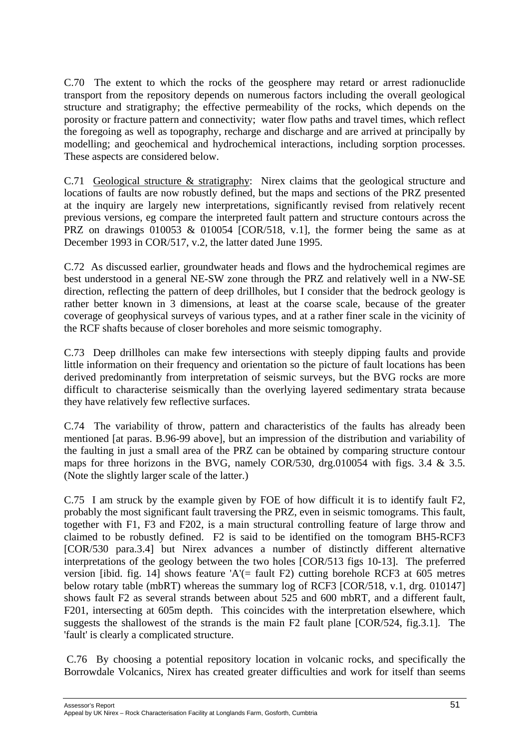C.70 The extent to which the rocks of the geosphere may retard or arrest radionuclide transport from the repository depends on numerous factors including the overall geological structure and stratigraphy; the effective permeability of the rocks, which depends on the porosity or fracture pattern and connectivity; water flow paths and travel times, which reflect the foregoing as well as topography, recharge and discharge and are arrived at principally by modelling; and geochemical and hydrochemical interactions, including sorption processes. These aspects are considered below.

C.71 Geological structure & stratigraphy: Nirex claims that the geological structure and locations of faults are now robustly defined, but the maps and sections of the PRZ presented at the inquiry are largely new interpretations, significantly revised from relatively recent previous versions, eg compare the interpreted fault pattern and structure contours across the PRZ on drawings 010053 & 010054 [COR/518, v.1], the former being the same as at December 1993 in COR/517, v.2, the latter dated June 1995.

C.72 As discussed earlier, groundwater heads and flows and the hydrochemical regimes are best understood in a general NE-SW zone through the PRZ and relatively well in a NW-SE direction, reflecting the pattern of deep drillholes, but I consider that the bedrock geology is rather better known in 3 dimensions, at least at the coarse scale, because of the greater coverage of geophysical surveys of various types, and at a rather finer scale in the vicinity of the RCF shafts because of closer boreholes and more seismic tomography.

C.73 Deep drillholes can make few intersections with steeply dipping faults and provide little information on their frequency and orientation so the picture of fault locations has been derived predominantly from interpretation of seismic surveys, but the BVG rocks are more difficult to characterise seismically than the overlying layered sedimentary strata because they have relatively few reflective surfaces.

C.74 The variability of throw, pattern and characteristics of the faults has already been mentioned [at paras. B.96-99 above], but an impression of the distribution and variability of the faulting in just a small area of the PRZ can be obtained by comparing structure contour maps for three horizons in the BVG, namely COR/530, drg.010054 with figs. 3.4 & 3.5. (Note the slightly larger scale of the latter.)

C.75 I am struck by the example given by FOE of how difficult it is to identify fault F2, probably the most significant fault traversing the PRZ, even in seismic tomograms. This fault, together with F1, F3 and F202, is a main structural controlling feature of large throw and claimed to be robustly defined. F2 is said to be identified on the tomogram BH5-RCF3 [COR/530 para.3.4] but Nirex advances a number of distinctly different alternative interpretations of the geology between the two holes [COR/513 figs 10-13]. The preferred version [ibid. fig. 14] shows feature 'A'(= fault F2) cutting borehole RCF3 at 605 metres below rotary table (mbRT) whereas the summary log of RCF3 [COR/518, v.1, drg. 010147] shows fault F2 as several strands between about 525 and 600 mbRT, and a different fault, F201, intersecting at 605m depth. This coincides with the interpretation elsewhere, which suggests the shallowest of the strands is the main F2 fault plane [COR/524, fig.3.1]. The 'fault' is clearly a complicated structure.

C.76 By choosing a potential repository location in volcanic rocks, and specifically the Borrowdale Volcanics, Nirex has created greater difficulties and work for itself than seems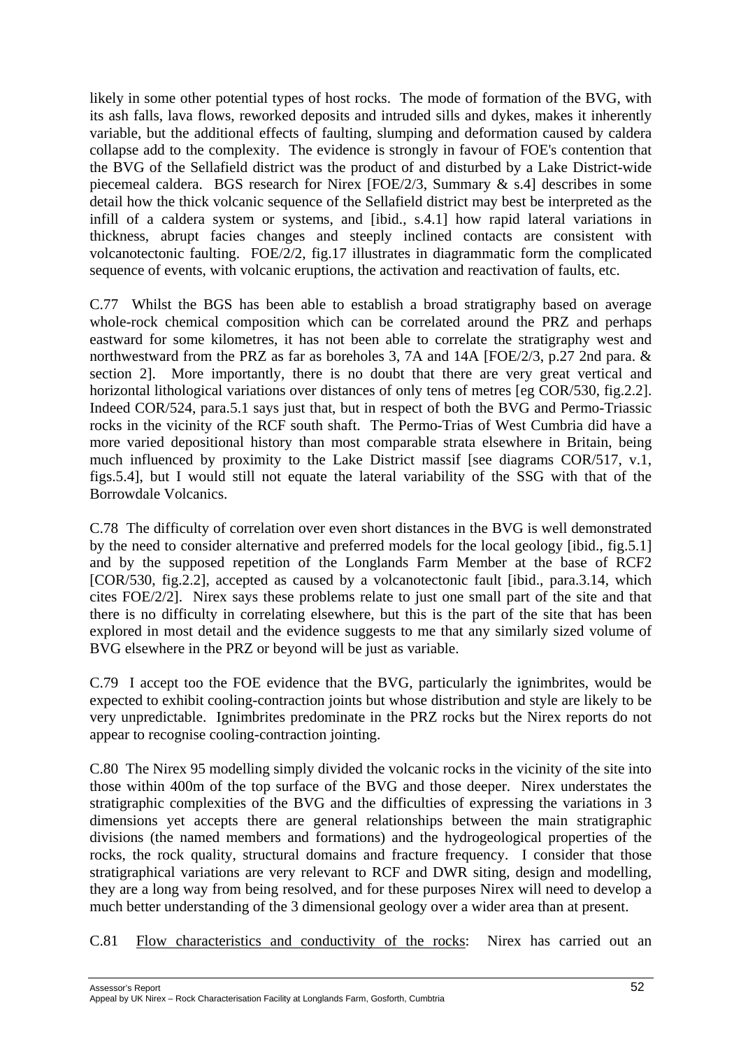likely in some other potential types of host rocks. The mode of formation of the BVG, with its ash falls, lava flows, reworked deposits and intruded sills and dykes, makes it inherently variable, but the additional effects of faulting, slumping and deformation caused by caldera collapse add to the complexity. The evidence is strongly in favour of FOE's contention that the BVG of the Sellafield district was the product of and disturbed by a Lake District-wide piecemeal caldera. BGS research for Nirex [FOE/2/3, Summary & s.4] describes in some detail how the thick volcanic sequence of the Sellafield district may best be interpreted as the infill of a caldera system or systems, and [ibid., s.4.1] how rapid lateral variations in thickness, abrupt facies changes and steeply inclined contacts are consistent with volcanotectonic faulting. FOE/2/2, fig.17 illustrates in diagrammatic form the complicated sequence of events, with volcanic eruptions, the activation and reactivation of faults, etc.

C.77 Whilst the BGS has been able to establish a broad stratigraphy based on average whole-rock chemical composition which can be correlated around the PRZ and perhaps eastward for some kilometres, it has not been able to correlate the stratigraphy west and northwestward from the PRZ as far as boreholes 3, 7A and 14A [FOE/2/3, p.27 2nd para. & section 2]. More importantly, there is no doubt that there are very great vertical and horizontal lithological variations over distances of only tens of metres [eg COR/530, fig.2.2]. Indeed COR/524, para.5.1 says just that, but in respect of both the BVG and Permo-Triassic rocks in the vicinity of the RCF south shaft. The Permo-Trias of West Cumbria did have a more varied depositional history than most comparable strata elsewhere in Britain, being much influenced by proximity to the Lake District massif [see diagrams COR/517, v.1, figs.5.4], but I would still not equate the lateral variability of the SSG with that of the Borrowdale Volcanics.

C.78 The difficulty of correlation over even short distances in the BVG is well demonstrated by the need to consider alternative and preferred models for the local geology [ibid., fig.5.1] and by the supposed repetition of the Longlands Farm Member at the base of RCF2 [COR/530, fig.2.2], accepted as caused by a volcanotectonic fault [ibid., para.3.14, which cites FOE/2/2]. Nirex says these problems relate to just one small part of the site and that there is no difficulty in correlating elsewhere, but this is the part of the site that has been explored in most detail and the evidence suggests to me that any similarly sized volume of BVG elsewhere in the PRZ or beyond will be just as variable.

C.79 I accept too the FOE evidence that the BVG, particularly the ignimbrites, would be expected to exhibit cooling-contraction joints but whose distribution and style are likely to be very unpredictable. Ignimbrites predominate in the PRZ rocks but the Nirex reports do not appear to recognise cooling-contraction jointing.

C.80 The Nirex 95 modelling simply divided the volcanic rocks in the vicinity of the site into those within 400m of the top surface of the BVG and those deeper. Nirex understates the stratigraphic complexities of the BVG and the difficulties of expressing the variations in 3 dimensions yet accepts there are general relationships between the main stratigraphic divisions (the named members and formations) and the hydrogeological properties of the rocks, the rock quality, structural domains and fracture frequency. I consider that those stratigraphical variations are very relevant to RCF and DWR siting, design and modelling, they are a long way from being resolved, and for these purposes Nirex will need to develop a much better understanding of the 3 dimensional geology over a wider area than at present.

C.81 Flow characteristics and conductivity of the rocks: Nirex has carried out an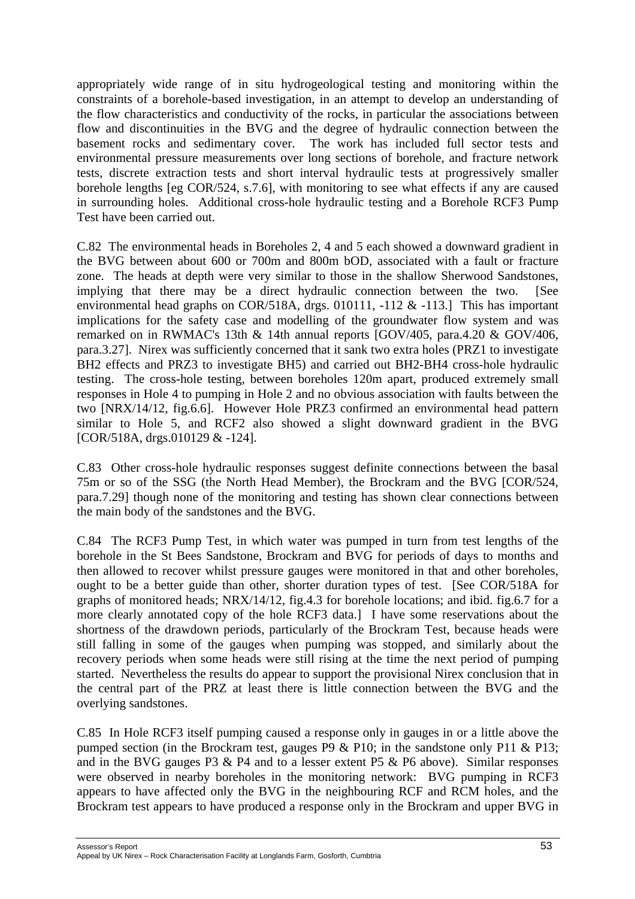appropriately wide range of in situ hydrogeological testing and monitoring within the constraints of a borehole-based investigation, in an attempt to develop an understanding of the flow characteristics and conductivity of the rocks, in particular the associations between flow and discontinuities in the BVG and the degree of hydraulic connection between the basement rocks and sedimentary cover. The work has included full sector tests and environmental pressure measurements over long sections of borehole, and fracture network tests, discrete extraction tests and short interval hydraulic tests at progressively smaller borehole lengths [eg COR/524, s.7.6], with monitoring to see what effects if any are caused in surrounding holes. Additional cross-hole hydraulic testing and a Borehole RCF3 Pump Test have been carried out.

C.82 The environmental heads in Boreholes 2, 4 and 5 each showed a downward gradient in the BVG between about 600 or 700m and 800m bOD, associated with a fault or fracture zone. The heads at depth were very similar to those in the shallow Sherwood Sandstones, implying that there may be a direct hydraulic connection between the two. [See environmental head graphs on COR/518A, drgs. 010111, -112 & -113.] This has important implications for the safety case and modelling of the groundwater flow system and was remarked on in RWMAC's 13th & 14th annual reports [GOV/405, para.4.20 & GOV/406, para.3.27]. Nirex was sufficiently concerned that it sank two extra holes (PRZ1 to investigate BH2 effects and PRZ3 to investigate BH5) and carried out BH2-BH4 cross-hole hydraulic testing. The cross-hole testing, between boreholes 120m apart, produced extremely small responses in Hole 4 to pumping in Hole 2 and no obvious association with faults between the two [NRX/14/12, fig.6.6]. However Hole PRZ3 confirmed an environmental head pattern similar to Hole 5, and RCF2 also showed a slight downward gradient in the BVG [COR/518A, drgs.010129 & -124].

C.83 Other cross-hole hydraulic responses suggest definite connections between the basal 75m or so of the SSG (the North Head Member), the Brockram and the BVG [COR/524, para.7.29] though none of the monitoring and testing has shown clear connections between the main body of the sandstones and the BVG.

C.84 The RCF3 Pump Test, in which water was pumped in turn from test lengths of the borehole in the St Bees Sandstone, Brockram and BVG for periods of days to months and then allowed to recover whilst pressure gauges were monitored in that and other boreholes, ought to be a better guide than other, shorter duration types of test. [See COR/518A for graphs of monitored heads; NRX/14/12, fig.4.3 for borehole locations; and ibid. fig.6.7 for a more clearly annotated copy of the hole RCF3 data.] I have some reservations about the shortness of the drawdown periods, particularly of the Brockram Test, because heads were still falling in some of the gauges when pumping was stopped, and similarly about the recovery periods when some heads were still rising at the time the next period of pumping started. Nevertheless the results do appear to support the provisional Nirex conclusion that in the central part of the PRZ at least there is little connection between the BVG and the overlying sandstones.

C.85 In Hole RCF3 itself pumping caused a response only in gauges in or a little above the pumped section (in the Brockram test, gauges P9 & P10; in the sandstone only P11 & P13; and in the BVG gauges P3 & P4 and to a lesser extent P5 & P6 above). Similar responses were observed in nearby boreholes in the monitoring network: BVG pumping in RCF3 appears to have affected only the BVG in the neighbouring RCF and RCM holes, and the Brockram test appears to have produced a response only in the Brockram and upper BVG in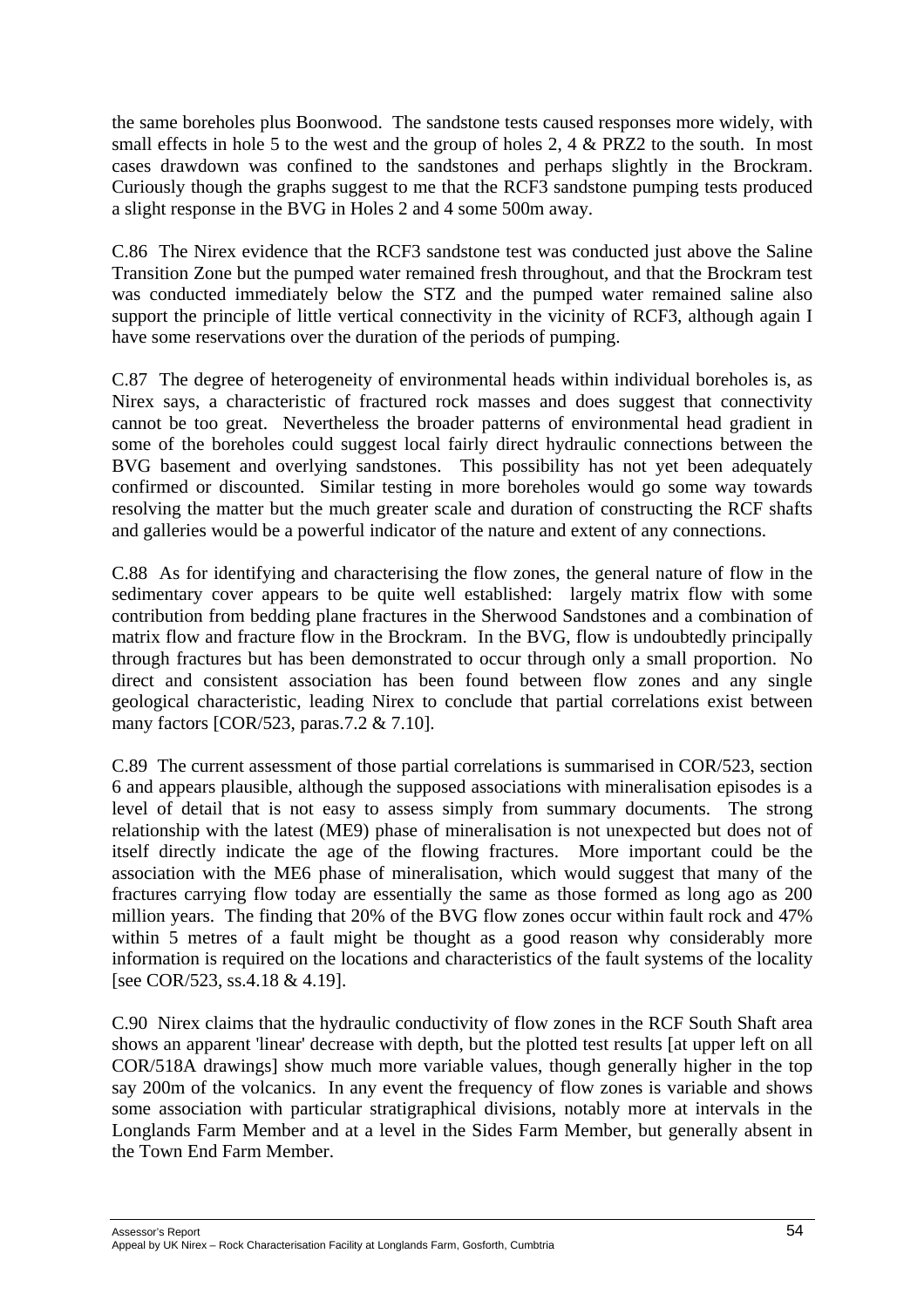the same boreholes plus Boonwood. The sandstone tests caused responses more widely, with small effects in hole 5 to the west and the group of holes 2, 4 & PRZ2 to the south. In most cases drawdown was confined to the sandstones and perhaps slightly in the Brockram. Curiously though the graphs suggest to me that the RCF3 sandstone pumping tests produced a slight response in the BVG in Holes 2 and 4 some 500m away.

C.86 The Nirex evidence that the RCF3 sandstone test was conducted just above the Saline Transition Zone but the pumped water remained fresh throughout, and that the Brockram test was conducted immediately below the STZ and the pumped water remained saline also support the principle of little vertical connectivity in the vicinity of RCF3, although again I have some reservations over the duration of the periods of pumping.

C.87 The degree of heterogeneity of environmental heads within individual boreholes is, as Nirex says, a characteristic of fractured rock masses and does suggest that connectivity cannot be too great. Nevertheless the broader patterns of environmental head gradient in some of the boreholes could suggest local fairly direct hydraulic connections between the BVG basement and overlying sandstones. This possibility has not yet been adequately confirmed or discounted. Similar testing in more boreholes would go some way towards resolving the matter but the much greater scale and duration of constructing the RCF shafts and galleries would be a powerful indicator of the nature and extent of any connections.

C.88 As for identifying and characterising the flow zones, the general nature of flow in the sedimentary cover appears to be quite well established: largely matrix flow with some contribution from bedding plane fractures in the Sherwood Sandstones and a combination of matrix flow and fracture flow in the Brockram. In the BVG, flow is undoubtedly principally through fractures but has been demonstrated to occur through only a small proportion. No direct and consistent association has been found between flow zones and any single geological characteristic, leading Nirex to conclude that partial correlations exist between many factors [COR/523, paras.7.2 & 7.10].

C.89 The current assessment of those partial correlations is summarised in COR/523, section 6 and appears plausible, although the supposed associations with mineralisation episodes is a level of detail that is not easy to assess simply from summary documents. The strong relationship with the latest (ME9) phase of mineralisation is not unexpected but does not of itself directly indicate the age of the flowing fractures. More important could be the association with the ME6 phase of mineralisation, which would suggest that many of the fractures carrying flow today are essentially the same as those formed as long ago as 200 million years. The finding that 20% of the BVG flow zones occur within fault rock and 47% within 5 metres of a fault might be thought as a good reason why considerably more information is required on the locations and characteristics of the fault systems of the locality [see COR/523, ss.4.18 & 4.19].

C.90 Nirex claims that the hydraulic conductivity of flow zones in the RCF South Shaft area shows an apparent 'linear' decrease with depth, but the plotted test results [at upper left on all COR/518A drawings] show much more variable values, though generally higher in the top say 200m of the volcanics. In any event the frequency of flow zones is variable and shows some association with particular stratigraphical divisions, notably more at intervals in the Longlands Farm Member and at a level in the Sides Farm Member, but generally absent in the Town End Farm Member.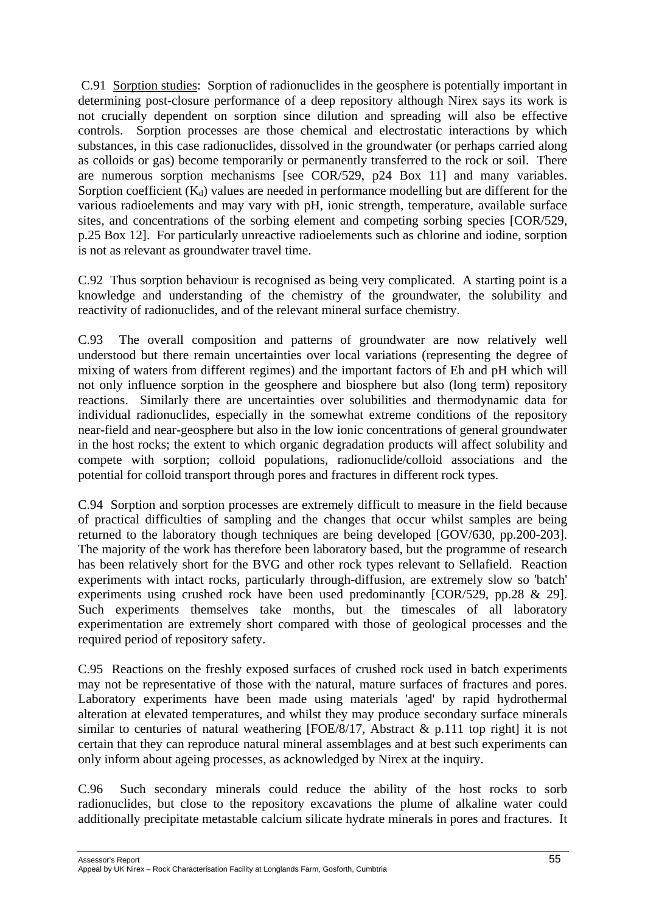C.91 Sorption studies: Sorption of radionuclides in the geosphere is potentially important in determining post-closure performance of a deep repository although Nirex says its work is not crucially dependent on sorption since dilution and spreading will also be effective controls. Sorption processes are those chemical and electrostatic interactions by which substances, in this case radionuclides, dissolved in the groundwater (or perhaps carried along as colloids or gas) become temporarily or permanently transferred to the rock or soil. There are numerous sorption mechanisms [see COR/529, p24 Box 11] and many variables. Sorption coefficient ($K_d$) values are needed in performance modelling but are different for the various radioelements and may vary with pH, ionic strength, temperature, available surface sites, and concentrations of the sorbing element and competing sorbing species [COR/529, p.25 Box 12]. For particularly unreactive radioelements such as chlorine and iodine, sorption is not as relevant as groundwater travel time.

C.92 Thus sorption behaviour is recognised as being very complicated. A starting point is a knowledge and understanding of the chemistry of the groundwater, the solubility and reactivity of radionuclides, and of the relevant mineral surface chemistry.

C.93 The overall composition and patterns of groundwater are now relatively well understood but there remain uncertainties over local variations (representing the degree of mixing of waters from different regimes) and the important factors of Eh and pH which will not only influence sorption in the geosphere and biosphere but also (long term) repository reactions. Similarly there are uncertainties over solubilities and thermodynamic data for individual radionuclides, especially in the somewhat extreme conditions of the repository near-field and near-geosphere but also in the low ionic concentrations of general groundwater in the host rocks; the extent to which organic degradation products will affect solubility and compete with sorption; colloid populations, radionuclide/colloid associations and the potential for colloid transport through pores and fractures in different rock types.

C.94 Sorption and sorption processes are extremely difficult to measure in the field because of practical difficulties of sampling and the changes that occur whilst samples are being returned to the laboratory though techniques are being developed [GOV/630, pp.200-203]. The majority of the work has therefore been laboratory based, but the programme of research has been relatively short for the BVG and other rock types relevant to Sellafield. Reaction experiments with intact rocks, particularly through-diffusion, are extremely slow so 'batch' experiments using crushed rock have been used predominantly [COR/529, pp.28 & 29]. Such experiments themselves take months, but the timescales of all laboratory experimentation are extremely short compared with those of geological processes and the required period of repository safety.

C.95 Reactions on the freshly exposed surfaces of crushed rock used in batch experiments may not be representative of those with the natural, mature surfaces of fractures and pores. Laboratory experiments have been made using materials 'aged' by rapid hydrothermal alteration at elevated temperatures, and whilst they may produce secondary surface minerals similar to centuries of natural weathering [FOE/8/17, Abstract & p.111 top right] it is not certain that they can reproduce natural mineral assemblages and at best such experiments can only inform about ageing processes, as acknowledged by Nirex at the inquiry.

C.96 Such secondary minerals could reduce the ability of the host rocks to sorb radionuclides, but close to the repository excavations the plume of alkaline water could additionally precipitate metastable calcium silicate hydrate minerals in pores and fractures. It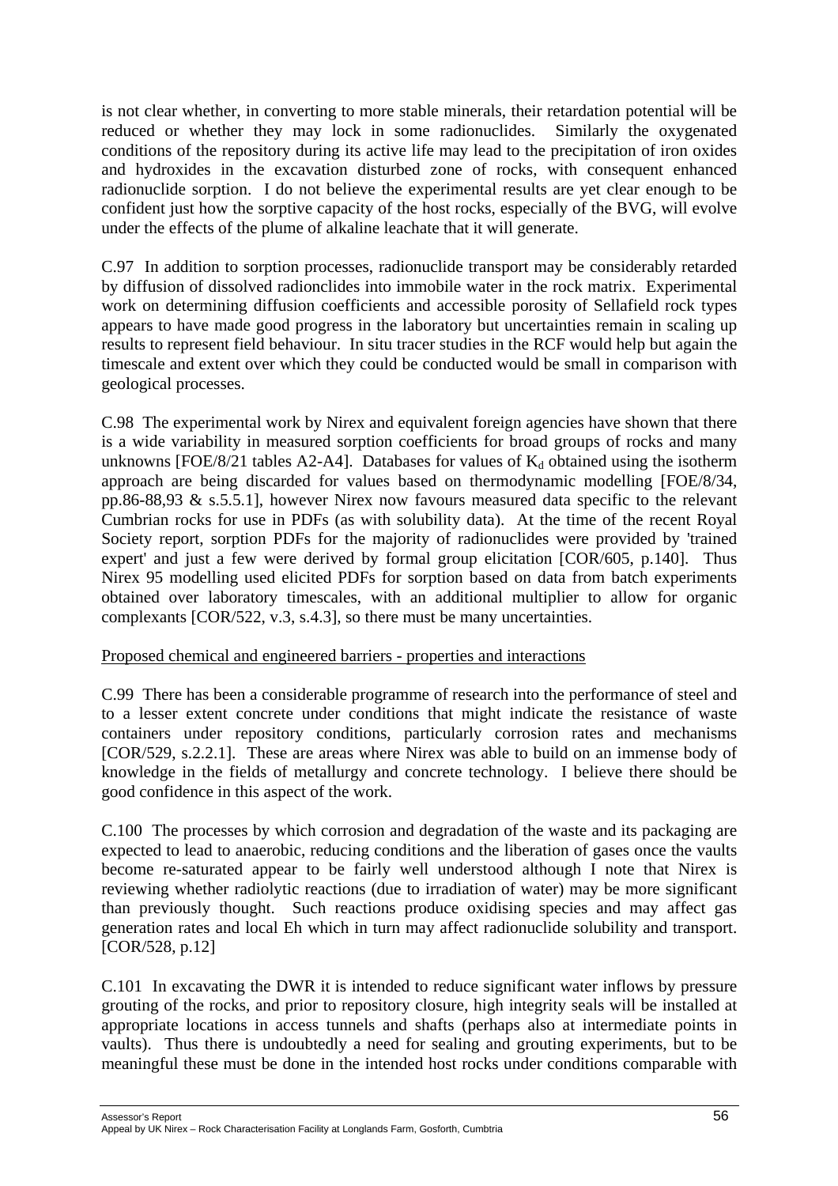is not clear whether, in converting to more stable minerals, their retardation potential will be reduced or whether they may lock in some radionuclides. Similarly the oxygenated conditions of the repository during its active life may lead to the precipitation of iron oxides and hydroxides in the excavation disturbed zone of rocks, with consequent enhanced radionuclide sorption. I do not believe the experimental results are yet clear enough to be confident just how the sorptive capacity of the host rocks, especially of the BVG, will evolve under the effects of the plume of alkaline leachate that it will generate.

C.97 In addition to sorption processes, radionuclide transport may be considerably retarded by diffusion of dissolved radionclides into immobile water in the rock matrix. Experimental work on determining diffusion coefficients and accessible porosity of Sellafield rock types appears to have made good progress in the laboratory but uncertainties remain in scaling up results to represent field behaviour. In situ tracer studies in the RCF would help but again the timescale and extent over which they could be conducted would be small in comparison with geological processes.

C.98 The experimental work by Nirex and equivalent foreign agencies have shown that there is a wide variability in measured sorption coefficients for broad groups of rocks and many unknowns [FOE/8/21 tables A2-A4]. Databases for values of $K_d$ obtained using the isotherm approach are being discarded for values based on thermodynamic modelling [FOE/8/34, pp.86-88,93 & s.5.5.1], however Nirex now favours measured data specific to the relevant Cumbrian rocks for use in PDFs (as with solubility data). At the time of the recent Royal Society report, sorption PDFs for the majority of radionuclides were provided by 'trained expert' and just a few were derived by formal group elicitation [COR/605, p.140]. Thus Nirex 95 modelling used elicited PDFs for sorption based on data from batch experiments obtained over laboratory timescales, with an additional multiplier to allow for organic complexants [COR/522, v.3, s.4.3], so there must be many uncertainties.

Proposed chemical and engineered barriers - properties and interactions

C.99 There has been a considerable programme of research into the performance of steel and to a lesser extent concrete under conditions that might indicate the resistance of waste containers under repository conditions, particularly corrosion rates and mechanisms [COR/529, s.2.2.1]. These are areas where Nirex was able to build on an immense body of knowledge in the fields of metallurgy and concrete technology. I believe there should be good confidence in this aspect of the work.

C.100 The processes by which corrosion and degradation of the waste and its packaging are expected to lead to anaerobic, reducing conditions and the liberation of gases once the vaults become re-saturated appear to be fairly well understood although I note that Nirex is reviewing whether radiolytic reactions (due to irradiation of water) may be more significant than previously thought. Such reactions produce oxidising species and may affect gas generation rates and local Eh which in turn may affect radionuclide solubility and transport. [COR/528, p.12]

C.101 In excavating the DWR it is intended to reduce significant water inflows by pressure grouting of the rocks, and prior to repository closure, high integrity seals will be installed at appropriate locations in access tunnels and shafts (perhaps also at intermediate points in vaults). Thus there is undoubtedly a need for sealing and grouting experiments, but to be meaningful these must be done in the intended host rocks under conditions comparable with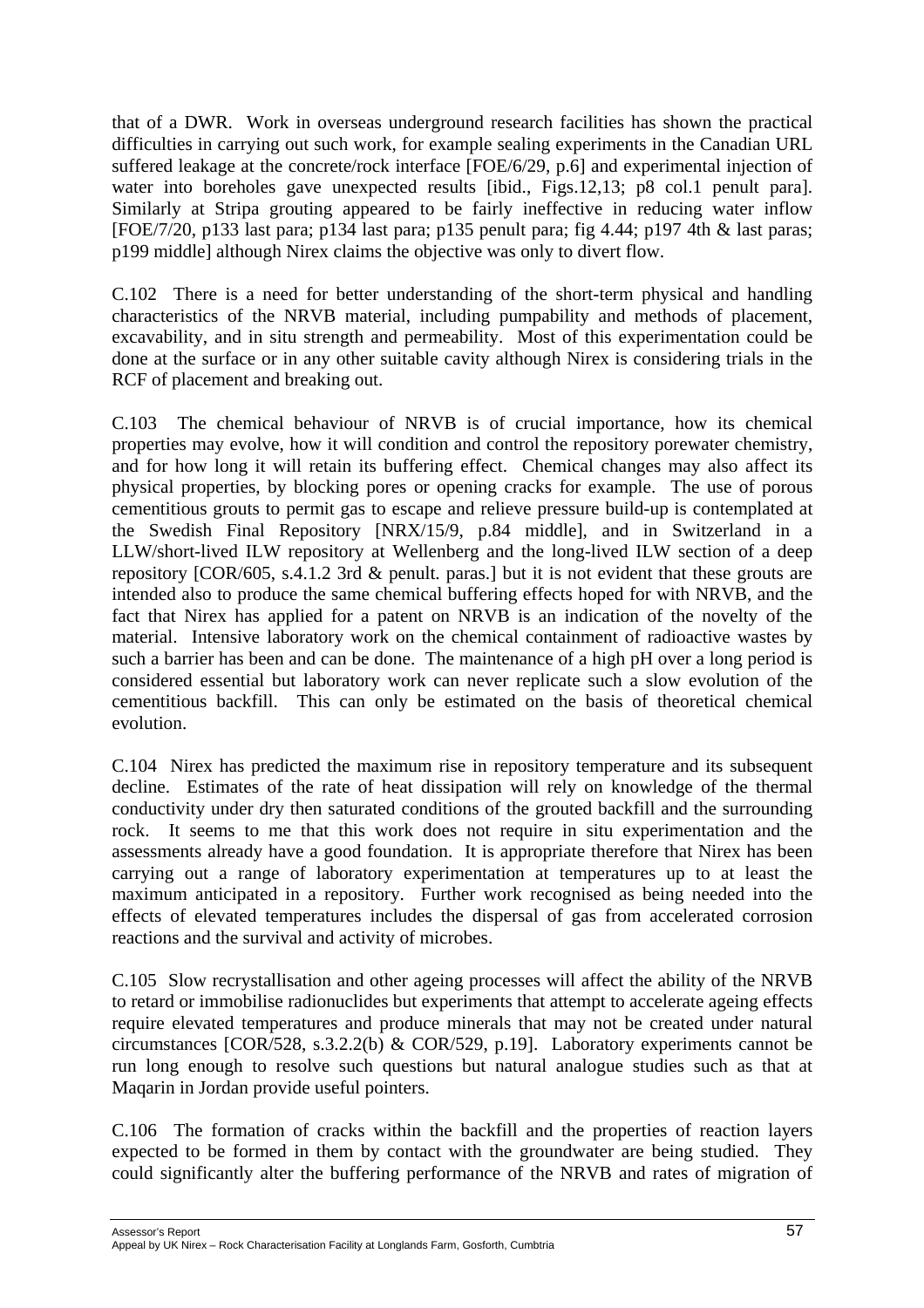that of a DWR. Work in overseas underground research facilities has shown the practical difficulties in carrying out such work, for example sealing experiments in the Canadian URL suffered leakage at the concrete/rock interface [FOE/6/29, p.6] and experimental injection of water into boreholes gave unexpected results [ibid., Figs.12,13; p8 col.1 penult para]. Similarly at Stripa grouting appeared to be fairly ineffective in reducing water inflow [FOE/7/20, p133 last para; p134 last para; p135 penult para; fig 4.44; p197 4th & last paras; p199 middle] although Nirex claims the objective was only to divert flow.

C.102 There is a need for better understanding of the short-term physical and handling characteristics of the NRVB material, including pumpability and methods of placement, excavability, and in situ strength and permeability. Most of this experimentation could be done at the surface or in any other suitable cavity although Nirex is considering trials in the RCF of placement and breaking out.

C.103 The chemical behaviour of NRVB is of crucial importance, how its chemical properties may evolve, how it will condition and control the repository porewater chemistry, and for how long it will retain its buffering effect. Chemical changes may also affect its physical properties, by blocking pores or opening cracks for example. The use of porous cementitious grouts to permit gas to escape and relieve pressure build-up is contemplated at the Swedish Final Repository [NRX/15/9, p.84 middle], and in Switzerland in a LLW/short-lived ILW repository at Wellenberg and the long-lived ILW section of a deep repository [COR/605, s.4.1.2 3rd & penult. paras.] but it is not evident that these grouts are intended also to produce the same chemical buffering effects hoped for with NRVB, and the fact that Nirex has applied for a patent on NRVB is an indication of the novelty of the material. Intensive laboratory work on the chemical containment of radioactive wastes by such a barrier has been and can be done. The maintenance of a high pH over a long period is considered essential but laboratory work can never replicate such a slow evolution of the cementitious backfill. This can only be estimated on the basis of theoretical chemical evolution.

C.104 Nirex has predicted the maximum rise in repository temperature and its subsequent decline. Estimates of the rate of heat dissipation will rely on knowledge of the thermal conductivity under dry then saturated conditions of the grouted backfill and the surrounding rock. It seems to me that this work does not require in situ experimentation and the assessments already have a good foundation. It is appropriate therefore that Nirex has been carrying out a range of laboratory experimentation at temperatures up to at least the maximum anticipated in a repository. Further work recognised as being needed into the effects of elevated temperatures includes the dispersal of gas from accelerated corrosion reactions and the survival and activity of microbes.

C.105 Slow recrystallisation and other ageing processes will affect the ability of the NRVB to retard or immobilise radionuclides but experiments that attempt to accelerate ageing effects require elevated temperatures and produce minerals that may not be created under natural circumstances [COR/528, s.3.2.2(b) & COR/529, p.19]. Laboratory experiments cannot be run long enough to resolve such questions but natural analogue studies such as that at Maqarin in Jordan provide useful pointers.

C.106 The formation of cracks within the backfill and the properties of reaction layers expected to be formed in them by contact with the groundwater are being studied. They could significantly alter the buffering performance of the NRVB and rates of migration of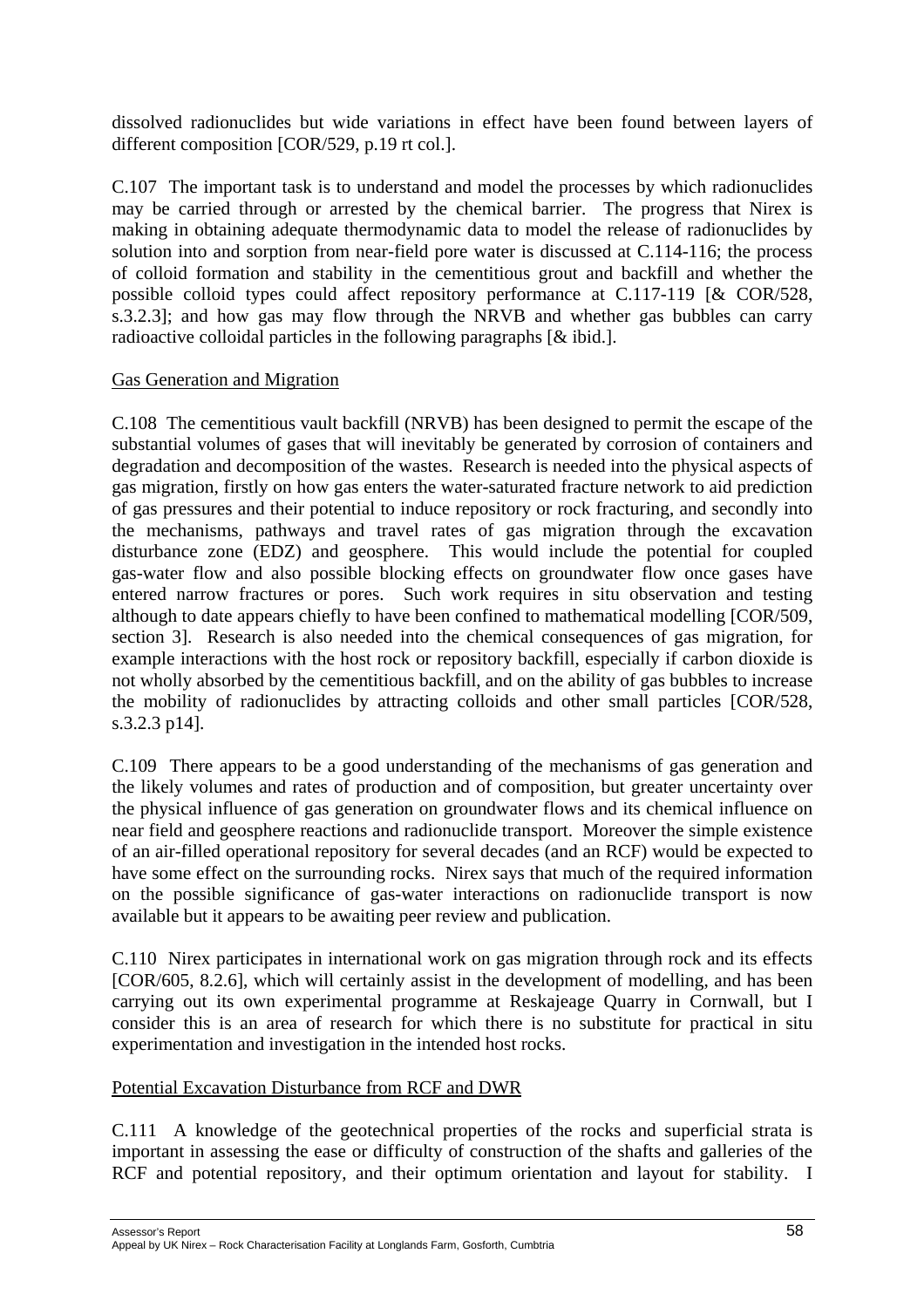dissolved radionuclides but wide variations in effect have been found between layers of different composition [COR/529, p.19 rt col.].

C.107 The important task is to understand and model the processes by which radionuclides may be carried through or arrested by the chemical barrier. The progress that Nirex is making in obtaining adequate thermodynamic data to model the release of radionuclides by solution into and sorption from near-field pore water is discussed at C.114-116; the process of colloid formation and stability in the cementitious grout and backfill and whether the possible colloid types could affect repository performance at C.117-119 [& COR/528, s.3.2.3]; and how gas may flow through the NRVB and whether gas bubbles can carry radioactive colloidal particles in the following paragraphs [& ibid.].

<u>Gas Generation and Migration</u>

C.108 The cementitious vault backfill (NRVB) has been designed to permit the escape of the substantial volumes of gases that will inevitably be generated by corrosion of containers and degradation and decomposition of the wastes. Research is needed into the physical aspects of gas migration, firstly on how gas enters the water-saturated fracture network to aid prediction of gas pressures and their potential to induce repository or rock fracturing, and secondly into the mechanisms, pathways and travel rates of gas migration through the excavation disturbance zone (EDZ) and geosphere. This would include the potential for coupled gas-water flow and also possible blocking effects on groundwater flow once gases have entered narrow fractures or pores. Such work requires in situ observation and testing although to date appears chiefly to have been confined to mathematical modelling [COR/509, section 3]. Research is also needed into the chemical consequences of gas migration, for example interactions with the host rock or repository backfill, especially if carbon dioxide is not wholly absorbed by the cementitious backfill, and on the ability of gas bubbles to increase the mobility of radionuclides by attracting colloids and other small particles [COR/528, s.3.2.3 p14].

C.109 There appears to be a good understanding of the mechanisms of gas generation and the likely volumes and rates of production and of composition, but greater uncertainty over the physical influence of gas generation on groundwater flows and its chemical influence on near field and geosphere reactions and radionuclide transport. Moreover the simple existence of an air-filled operational repository for several decades (and an RCF) would be expected to have some effect on the surrounding rocks. Nirex says that much of the required information on the possible significance of gas-water interactions on radionuclide transport is now available but it appears to be awaiting peer review and publication.

C.110 Nirex participates in international work on gas migration through rock and its effects [COR/605, 8.2.6], which will certainly assist in the development of modelling, and has been carrying out its own experimental programme at Reskajeage Quarry in Cornwall, but I consider this is an area of research for which there is no substitute for practical in situ experimentation and investigation in the intended host rocks.

<u>Potential Excavation Disturbance from RCF and DWR</u>

C.111 A knowledge of the geotechnical properties of the rocks and superficial strata is important in assessing the ease or difficulty of construction of the shafts and galleries of the RCF and potential repository, and their optimum orientation and layout for stability. I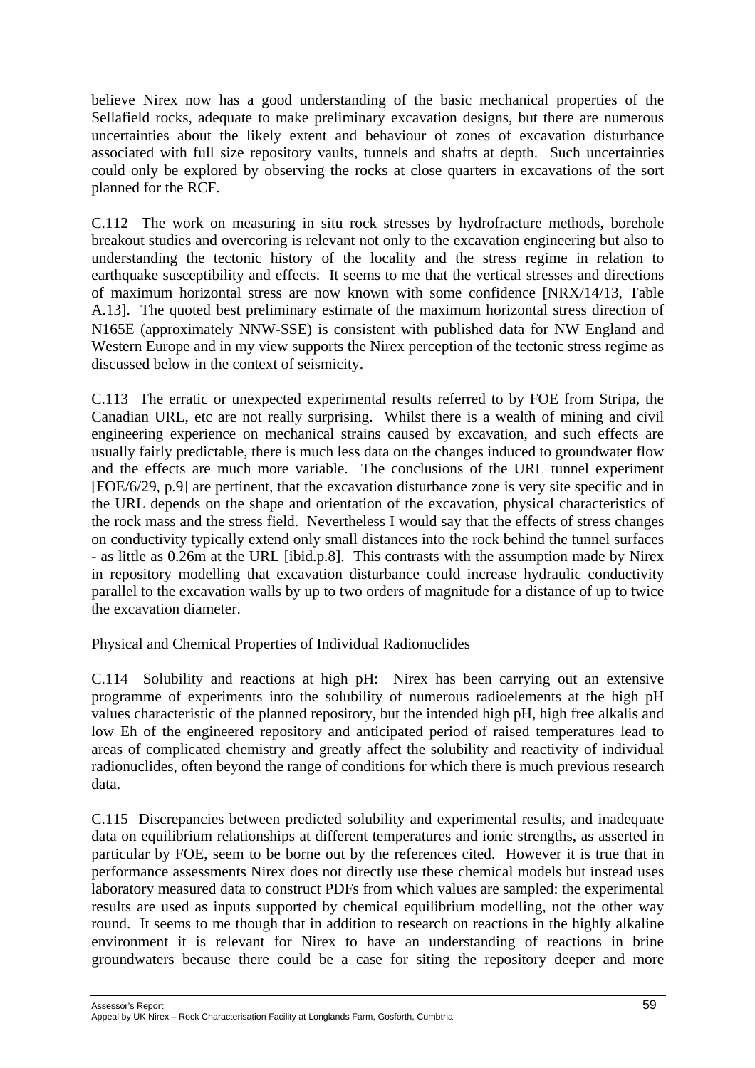believe Nirex now has a good understanding of the basic mechanical properties of the Sellafield rocks, adequate to make preliminary excavation designs, but there are numerous uncertainties about the likely extent and behaviour of zones of excavation disturbance associated with full size repository vaults, tunnels and shafts at depth. Such uncertainties could only be explored by observing the rocks at close quarters in excavations of the sort planned for the RCF.

C.112 The work on measuring in situ rock stresses by hydrofracture methods, borehole breakout studies and overcoring is relevant not only to the excavation engineering but also to understanding the tectonic history of the locality and the stress regime in relation to earthquake susceptibility and effects. It seems to me that the vertical stresses and directions of maximum horizontal stress are now known with some confidence [NRX/14/13, Table A.13]. The quoted best preliminary estimate of the maximum horizontal stress direction of N165E (approximately NNW-SSE) is consistent with published data for NW England and Western Europe and in my view supports the Nirex perception of the tectonic stress regime as discussed below in the context of seismicity.

C.113 The erratic or unexpected experimental results referred to by FOE from Stripa, the Canadian URL, etc are not really surprising. Whilst there is a wealth of mining and civil engineering experience on mechanical strains caused by excavation, and such effects are usually fairly predictable, there is much less data on the changes induced to groundwater flow and the effects are much more variable. The conclusions of the URL tunnel experiment [FOE/6/29, p.9] are pertinent, that the excavation disturbance zone is very site specific and in the URL depends on the shape and orientation of the excavation, physical characteristics of the rock mass and the stress field. Nevertheless I would say that the effects of stress changes on conductivity typically extend only small distances into the rock behind the tunnel surfaces - as little as 0.26m at the URL [ibid.p.8]. This contrasts with the assumption made by Nirex in repository modelling that excavation disturbance could increase hydraulic conductivity parallel to the excavation walls by up to two orders of magnitude for a distance of up to twice the excavation diameter.

Physical and Chemical Properties of Individual Radionuclides

C.114 Solubility and reactions at high pH: Nirex has been carrying out an extensive programme of experiments into the solubility of numerous radioelements at the high pH values characteristic of the planned repository, but the intended high pH, high free alkalis and low Eh of the engineered repository and anticipated period of raised temperatures lead to areas of complicated chemistry and greatly affect the solubility and reactivity of individual radionuclides, often beyond the range of conditions for which there is much previous research data.

C.115 Discrepancies between predicted solubility and experimental results, and inadequate data on equilibrium relationships at different temperatures and ionic strengths, as asserted in particular by FOE, seem to be borne out by the references cited. However it is true that in performance assessments Nirex does not directly use these chemical models but instead uses laboratory measured data to construct PDFs from which values are sampled: the experimental results are used as inputs supported by chemical equilibrium modelling, not the other way round. It seems to me though that in addition to research on reactions in the highly alkaline environment it is relevant for Nirex to have an understanding of reactions in brine groundwaters because there could be a case for siting the repository deeper and more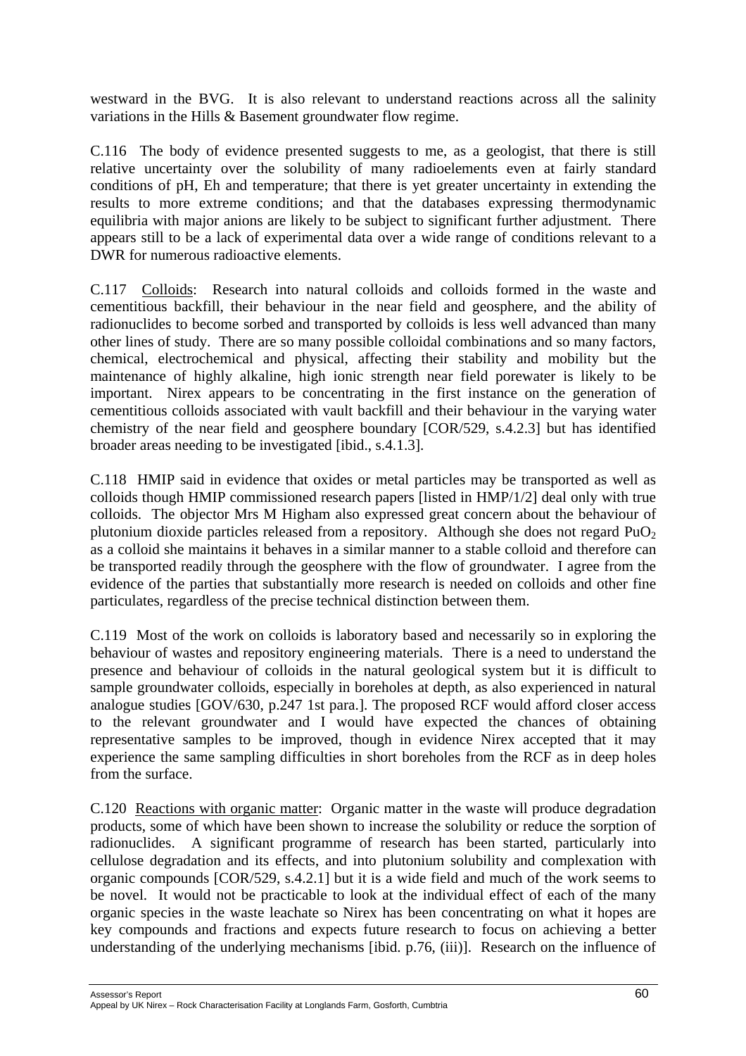westward in the BVG. It is also relevant to understand reactions across all the salinity variations in the Hills & Basement groundwater flow regime.

C.116 The body of evidence presented suggests to me, as a geologist, that there is still relative uncertainty over the solubility of many radioelements even at fairly standard conditions of pH, Eh and temperature; that there is yet greater uncertainty in extending the results to more extreme conditions; and that the databases expressing thermodynamic equilibria with major anions are likely to be subject to significant further adjustment. There appears still to be a lack of experimental data over a wide range of conditions relevant to a DWR for numerous radioactive elements.

C.117 Colloids: Research into natural colloids and colloids formed in the waste and cementitious backfill, their behaviour in the near field and geosphere, and the ability of radionuclides to become sorbed and transported by colloids is less well advanced than many other lines of study. There are so many possible colloidal combinations and so many factors, chemical, electrochemical and physical, affecting their stability and mobility but the maintenance of highly alkaline, high ionic strength near field porewater is likely to be important. Nirex appears to be concentrating in the first instance on the generation of cementitious colloids associated with vault backfill and their behaviour in the varying water chemistry of the near field and geosphere boundary [COR/529, s.4.2.3] but has identified broader areas needing to be investigated [ibid., s.4.1.3].

C.118 HMIP said in evidence that oxides or metal particles may be transported as well as colloids though HMIP commissioned research papers [listed in HMP/1/2] deal only with true colloids. The objector Mrs M Higham also expressed great concern about the behaviour of plutonium dioxide particles released from a repository. Although she does not regard $PuO_2$ as a colloid she maintains it behaves in a similar manner to a stable colloid and therefore can be transported readily through the geosphere with the flow of groundwater. I agree from the evidence of the parties that substantially more research is needed on colloids and other fine particulates, regardless of the precise technical distinction between them.

C.119 Most of the work on colloids is laboratory based and necessarily so in exploring the behaviour of wastes and repository engineering materials. There is a need to understand the presence and behaviour of colloids in the natural geological system but it is difficult to sample groundwater colloids, especially in boreholes at depth, as also experienced in natural analogue studies [GOV/630, p.247 1st para.]. The proposed RCF would afford closer access to the relevant groundwater and I would have expected the chances of obtaining representative samples to be improved, though in evidence Nirex accepted that it may experience the same sampling difficulties in short boreholes from the RCF as in deep holes from the surface.

C.120 Reactions with organic matter: Organic matter in the waste will produce degradation products, some of which have been shown to increase the solubility or reduce the sorption of radionuclides. A significant programme of research has been started, particularly into cellulose degradation and its effects, and into plutonium solubility and complexation with organic compounds [COR/529, s.4.2.1] but it is a wide field and much of the work seems to be novel. It would not be practicable to look at the individual effect of each of the many organic species in the waste leachate so Nirex has been concentrating on what it hopes are key compounds and fractions and expects future research to focus on achieving a better understanding of the underlying mechanisms [ibid. p.76, (iii)]. Research on the influence of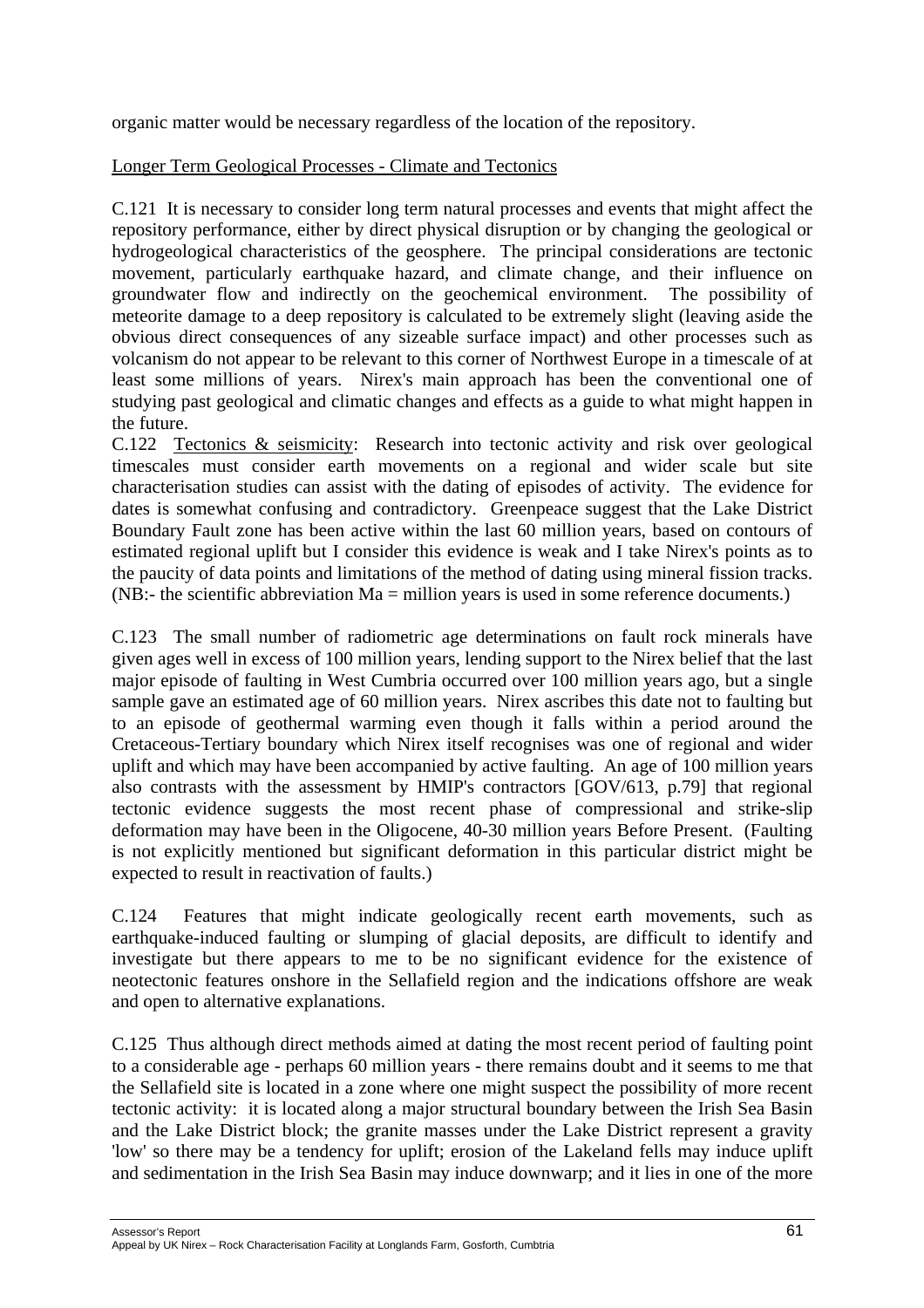organic matter would be necessary regardless of the location of the repository.

Longer Term Geological Processes - Climate and Tectonics

C.121 It is necessary to consider long term natural processes and events that might affect the repository performance, either by direct physical disruption or by changing the geological or hydrogeological characteristics of the geosphere. The principal considerations are tectonic movement, particularly earthquake hazard, and climate change, and their influence on groundwater flow and indirectly on the geochemical environment. The possibility of meteorite damage to a deep repository is calculated to be extremely slight (leaving aside the obvious direct consequences of any sizeable surface impact) and other processes such as volcanism do not appear to be relevant to this corner of Northwest Europe in a timescale of at least some millions of years. Nirex's main approach has been the conventional one of studying past geological and climatic changes and effects as a guide to what might happen in the future.

C.122 Tectonics & seismicity: Research into tectonic activity and risk over geological timescales must consider earth movements on a regional and wider scale but site characterisation studies can assist with the dating of episodes of activity. The evidence for dates is somewhat confusing and contradictory. Greenpeace suggest that the Lake District Boundary Fault zone has been active within the last 60 million years, based on contours of estimated regional uplift but I consider this evidence is weak and I take Nirex's points as to the paucity of data points and limitations of the method of dating using mineral fission tracks. (NB:- the scientific abbreviation Ma = million years is used in some reference documents.)

C.123 The small number of radiometric age determinations on fault rock minerals have given ages well in excess of 100 million years, lending support to the Nirex belief that the last major episode of faulting in West Cumbria occurred over 100 million years ago, but a single sample gave an estimated age of 60 million years. Nirex ascribes this date not to faulting but to an episode of geothermal warming even though it falls within a period around the Cretaceous-Tertiary boundary which Nirex itself recognises was one of regional and wider uplift and which may have been accompanied by active faulting. An age of 100 million years also contrasts with the assessment by HMIP's contractors [GOV/613, p.79] that regional tectonic evidence suggests the most recent phase of compressional and strike-slip deformation may have been in the Oligocene, 40-30 million years Before Present. (Faulting is not explicitly mentioned but significant deformation in this particular district might be expected to result in reactivation of faults.)

C.124 Features that might indicate geologically recent earth movements, such as earthquake-induced faulting or slumping of glacial deposits, are difficult to identify and investigate but there appears to me to be no significant evidence for the existence of neotectonic features onshore in the Sellafield region and the indications offshore are weak and open to alternative explanations.

C.125 Thus although direct methods aimed at dating the most recent period of faulting point to a considerable age - perhaps 60 million years - there remains doubt and it seems to me that the Sellafield site is located in a zone where one might suspect the possibility of more recent tectonic activity: it is located along a major structural boundary between the Irish Sea Basin and the Lake District block; the granite masses under the Lake District represent a gravity 'low' so there may be a tendency for uplift; erosion of the Lakeland fells may induce uplift and sedimentation in the Irish Sea Basin may induce downwarp; and it lies in one of the more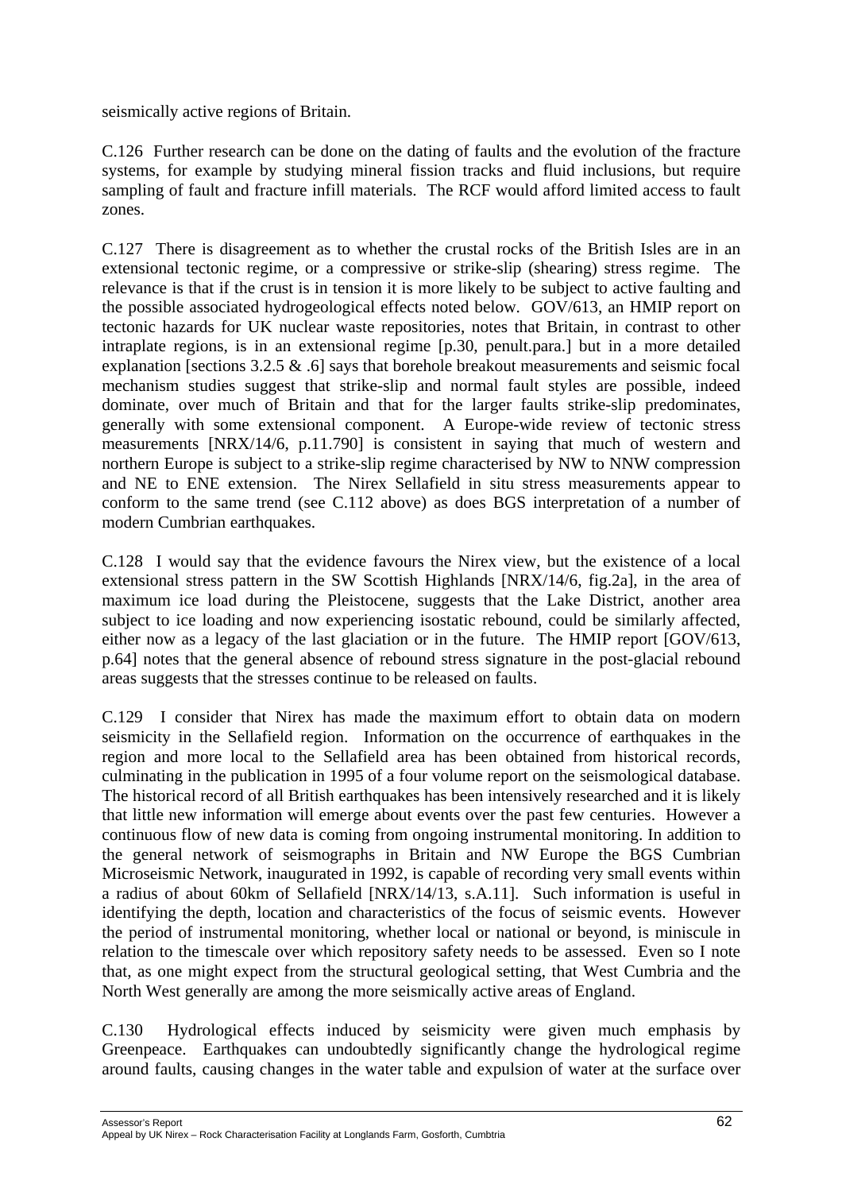seismically active regions of Britain.

C.126 Further research can be done on the dating of faults and the evolution of the fracture systems, for example by studying mineral fission tracks and fluid inclusions, but require sampling of fault and fracture infill materials. The RCF would afford limited access to fault zones.

C.127 There is disagreement as to whether the crustal rocks of the British Isles are in an extensional tectonic regime, or a compressive or strike-slip (shearing) stress regime. The relevance is that if the crust is in tension it is more likely to be subject to active faulting and the possible associated hydrogeological effects noted below. GOV/613, an HMIP report on tectonic hazards for UK nuclear waste repositories, notes that Britain, in contrast to other intraplate regions, is in an extensional regime [p.30, penult.para.] but in a more detailed explanation [sections 3.2.5 & .6] says that borehole breakout measurements and seismic focal mechanism studies suggest that strike-slip and normal fault styles are possible, indeed dominate, over much of Britain and that for the larger faults strike-slip predominates, generally with some extensional component. A Europe-wide review of tectonic stress measurements [NRX/14/6, p.11.790] is consistent in saying that much of western and northern Europe is subject to a strike-slip regime characterised by NW to NNW compression and NE to ENE extension. The Nirex Sellafield in situ stress measurements appear to conform to the same trend (see C.112 above) as does BGS interpretation of a number of modern Cumbrian earthquakes.

C.128 I would say that the evidence favours the Nirex view, but the existence of a local extensional stress pattern in the SW Scottish Highlands [NRX/14/6, fig.2a], in the area of maximum ice load during the Pleistocene, suggests that the Lake District, another area subject to ice loading and now experiencing isostatic rebound, could be similarly affected, either now as a legacy of the last glaciation or in the future. The HMIP report [GOV/613, p.64] notes that the general absence of rebound stress signature in the post-glacial rebound areas suggests that the stresses continue to be released on faults.

C.129 I consider that Nirex has made the maximum effort to obtain data on modern seismicity in the Sellafield region. Information on the occurrence of earthquakes in the region and more local to the Sellafield area has been obtained from historical records, culminating in the publication in 1995 of a four volume report on the seismological database. The historical record of all British earthquakes has been intensively researched and it is likely that little new information will emerge about events over the past few centuries. However a continuous flow of new data is coming from ongoing instrumental monitoring. In addition to the general network of seismographs in Britain and NW Europe the BGS Cumbrian Microseismic Network, inaugurated in 1992, is capable of recording very small events within a radius of about 60km of Sellafield [NRX/14/13, s.A.11]. Such information is useful in identifying the depth, location and characteristics of the focus of seismic events. However the period of instrumental monitoring, whether local or national or beyond, is miniscule in relation to the timescale over which repository safety needs to be assessed. Even so I note that, as one might expect from the structural geological setting, that West Cumbria and the North West generally are among the more seismically active areas of England.

C.130 Hydrological effects induced by seismicity were given much emphasis by Greenpeace. Earthquakes can undoubtedly significantly change the hydrological regime around faults, causing changes in the water table and expulsion of water at the surface over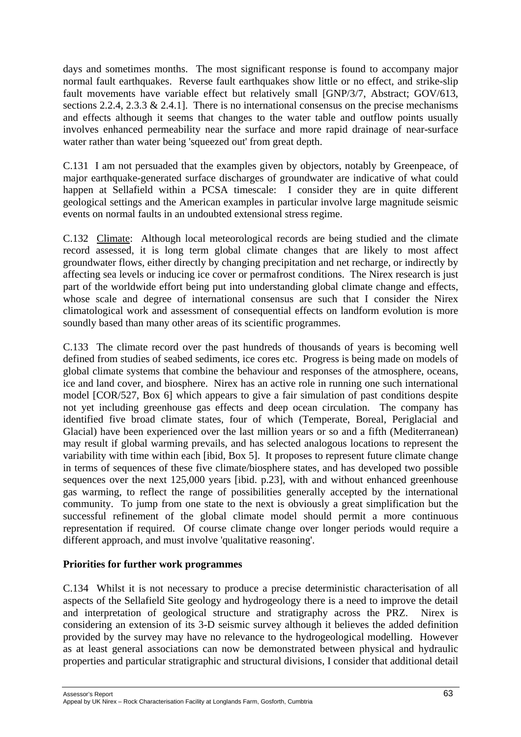days and sometimes months. The most significant response is found to accompany major normal fault earthquakes. Reverse fault earthquakes show little or no effect, and strike-slip fault movements have variable effect but relatively small [GNP/3/7, Abstract; GOV/613, sections 2.2.4, 2.3.3 & 2.4.1]. There is no international consensus on the precise mechanisms and effects although it seems that changes to the water table and outflow points usually involves enhanced permeability near the surface and more rapid drainage of near-surface water rather than water being 'squeezed out' from great depth.

C.131 I am not persuaded that the examples given by objectors, notably by Greenpeace, of major earthquake-generated surface discharges of groundwater are indicative of what could happen at Sellafield within a PCSA timescale: I consider they are in quite different geological settings and the American examples in particular involve large magnitude seismic events on normal faults in an undoubted extensional stress regime.

C.132 Climate: Although local meteorological records are being studied and the climate record assessed, it is long term global climate changes that are likely to most affect groundwater flows, either directly by changing precipitation and net recharge, or indirectly by affecting sea levels or inducing ice cover or permafrost conditions. The Nirex research is just part of the worldwide effort being put into understanding global climate change and effects, whose scale and degree of international consensus are such that I consider the Nirex climatological work and assessment of consequential effects on landform evolution is more soundly based than many other areas of its scientific programmes.

C.133 The climate record over the past hundreds of thousands of years is becoming well defined from studies of seabed sediments, ice cores etc. Progress is being made on models of global climate systems that combine the behaviour and responses of the atmosphere, oceans, ice and land cover, and biosphere. Nirex has an active role in running one such international model [COR/527, Box 6] which appears to give a fair simulation of past conditions despite not yet including greenhouse gas effects and deep ocean circulation. The company has identified five broad climate states, four of which (Temperate, Boreal, Periglacial and Glacial) have been experienced over the last million years or so and a fifth (Mediterranean) may result if global warming prevails, and has selected analogous locations to represent the variability with time within each [ibid, Box 5]. It proposes to represent future climate change in terms of sequences of these five climate/biosphere states, and has developed two possible sequences over the next 125,000 years [ibid. p.23], with and without enhanced greenhouse gas warming, to reflect the range of possibilities generally accepted by the international community. To jump from one state to the next is obviously a great simplification but the successful refinement of the global climate model should permit a more continuous representation if required. Of course climate change over longer periods would require a different approach, and must involve 'qualitative reasoning'.

**Priorities for further work programmes**

C.134 Whilst it is not necessary to produce a precise deterministic characterisation of all aspects of the Sellafield Site geology and hydrogeology there is a need to improve the detail and interpretation of geological structure and stratigraphy across the PRZ. Nirex is considering an extension of its 3-D seismic survey although it believes the added definition provided by the survey may have no relevance to the hydrogeological modelling. However as at least general associations can now be demonstrated between physical and hydraulic properties and particular stratigraphic and structural divisions, I consider that additional detail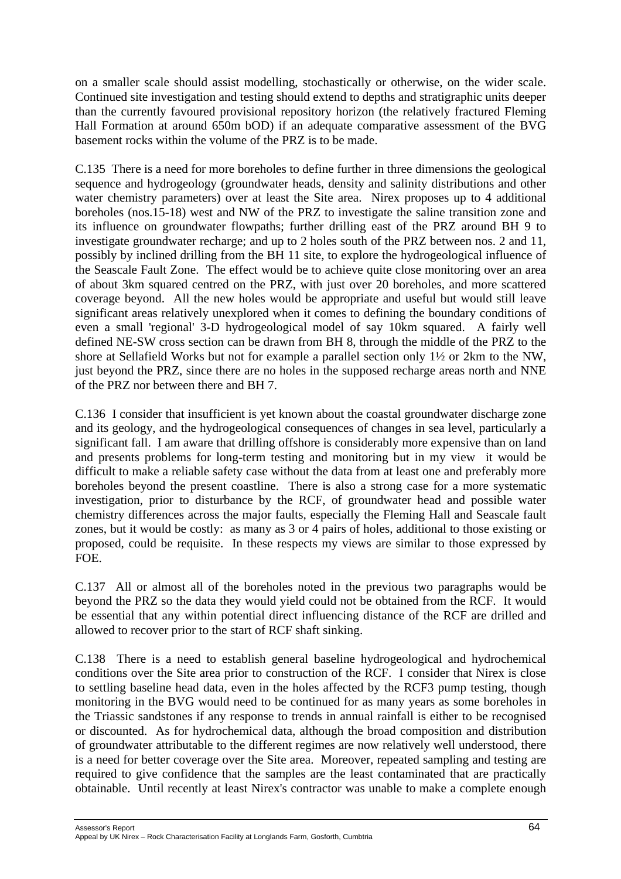on a smaller scale should assist modelling, stochastically or otherwise, on the wider scale. Continued site investigation and testing should extend to depths and stratigraphic units deeper than the currently favoured provisional repository horizon (the relatively fractured Fleming Hall Formation at around 650m bOD) if an adequate comparative assessment of the BVG basement rocks within the volume of the PRZ is to be made.

C.135 There is a need for more boreholes to define further in three dimensions the geological sequence and hydrogeology (groundwater heads, density and salinity distributions and other water chemistry parameters) over at least the Site area. Nirex proposes up to 4 additional boreholes (nos.15-18) west and NW of the PRZ to investigate the saline transition zone and its influence on groundwater flowpaths; further drilling east of the PRZ around BH 9 to investigate groundwater recharge; and up to 2 holes south of the PRZ between nos. 2 and 11, possibly by inclined drilling from the BH 11 site, to explore the hydrogeological influence of the Seascale Fault Zone. The effect would be to achieve quite close monitoring over an area of about 3km squared centred on the PRZ, with just over 20 boreholes, and more scattered coverage beyond. All the new holes would be appropriate and useful but would still leave significant areas relatively unexplored when it comes to defining the boundary conditions of even a small 'regional' 3-D hydrogeological model of say 10km squared. A fairly well defined NE-SW cross section can be drawn from BH 8, through the middle of the PRZ to the shore at Sellafield Works but not for example a parallel section only 1½ or 2km to the NW, just beyond the PRZ, since there are no holes in the supposed recharge areas north and NNE of the PRZ nor between there and BH 7.

C.136 I consider that insufficient is yet known about the coastal groundwater discharge zone and its geology, and the hydrogeological consequences of changes in sea level, particularly a significant fall. I am aware that drilling offshore is considerably more expensive than on land and presents problems for long-term testing and monitoring but in my view it would be difficult to make a reliable safety case without the data from at least one and preferably more boreholes beyond the present coastline. There is also a strong case for a more systematic investigation, prior to disturbance by the RCF, of groundwater head and possible water chemistry differences across the major faults, especially the Fleming Hall and Seascale fault zones, but it would be costly: as many as 3 or 4 pairs of holes, additional to those existing or proposed, could be requisite. In these respects my views are similar to those expressed by FOE.

C.137 All or almost all of the boreholes noted in the previous two paragraphs would be beyond the PRZ so the data they would yield could not be obtained from the RCF. It would be essential that any within potential direct influencing distance of the RCF are drilled and allowed to recover prior to the start of RCF shaft sinking.

C.138 There is a need to establish general baseline hydrogeological and hydrochemical conditions over the Site area prior to construction of the RCF. I consider that Nirex is close to settling baseline head data, even in the holes affected by the RCF3 pump testing, though monitoring in the BVG would need to be continued for as many years as some boreholes in the Triassic sandstones if any response to trends in annual rainfall is either to be recognised or discounted. As for hydrochemical data, although the broad composition and distribution of groundwater attributable to the different regimes are now relatively well understood, there is a need for better coverage over the Site area. Moreover, repeated sampling and testing are required to give confidence that the samples are the least contaminated that are practically obtainable. Until recently at least Nirex's contractor was unable to make a complete enough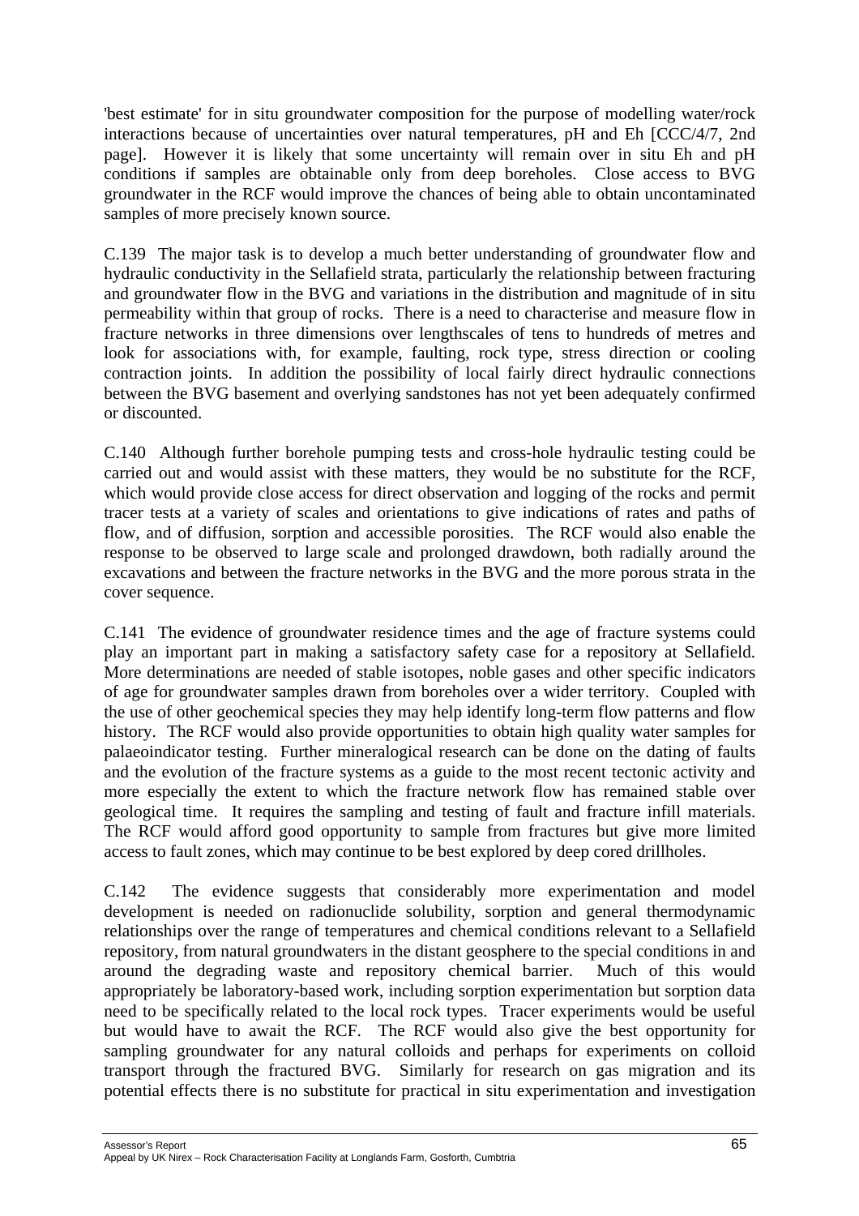'best estimate' for in situ groundwater composition for the purpose of modelling water/rock interactions because of uncertainties over natural temperatures, pH and Eh [CCC/4/7, 2nd page]. However it is likely that some uncertainty will remain over in situ Eh and pH conditions if samples are obtainable only from deep boreholes. Close access to BVG groundwater in the RCF would improve the chances of being able to obtain uncontaminated samples of more precisely known source.

C.139 The major task is to develop a much better understanding of groundwater flow and hydraulic conductivity in the Sellafield strata, particularly the relationship between fracturing and groundwater flow in the BVG and variations in the distribution and magnitude of in situ permeability within that group of rocks. There is a need to characterise and measure flow in fracture networks in three dimensions over lengthscales of tens to hundreds of metres and look for associations with, for example, faulting, rock type, stress direction or cooling contraction joints. In addition the possibility of local fairly direct hydraulic connections between the BVG basement and overlying sandstones has not yet been adequately confirmed or discounted.

C.140 Although further borehole pumping tests and cross-hole hydraulic testing could be carried out and would assist with these matters, they would be no substitute for the RCF, which would provide close access for direct observation and logging of the rocks and permit tracer tests at a variety of scales and orientations to give indications of rates and paths of flow, and of diffusion, sorption and accessible porosities. The RCF would also enable the response to be observed to large scale and prolonged drawdown, both radially around the excavations and between the fracture networks in the BVG and the more porous strata in the cover sequence.

C.141 The evidence of groundwater residence times and the age of fracture systems could play an important part in making a satisfactory safety case for a repository at Sellafield. More determinations are needed of stable isotopes, noble gases and other specific indicators of age for groundwater samples drawn from boreholes over a wider territory. Coupled with the use of other geochemical species they may help identify long-term flow patterns and flow history. The RCF would also provide opportunities to obtain high quality water samples for palaeoindicator testing. Further mineralogical research can be done on the dating of faults and the evolution of the fracture systems as a guide to the most recent tectonic activity and more especially the extent to which the fracture network flow has remained stable over geological time. It requires the sampling and testing of fault and fracture infill materials. The RCF would afford good opportunity to sample from fractures but give more limited access to fault zones, which may continue to be best explored by deep cored drillholes.

C.142 The evidence suggests that considerably more experimentation and model development is needed on radionuclide solubility, sorption and general thermodynamic relationships over the range of temperatures and chemical conditions relevant to a Sellafield repository, from natural groundwaters in the distant geosphere to the special conditions in and around the degrading waste and repository chemical barrier. Much of this would appropriately be laboratory-based work, including sorption experimentation but sorption data need to be specifically related to the local rock types. Tracer experiments would be useful but would have to await the RCF. The RCF would also give the best opportunity for sampling groundwater for any natural colloids and perhaps for experiments on colloid transport through the fractured BVG. Similarly for research on gas migration and its potential effects there is no substitute for practical in situ experimentation and investigation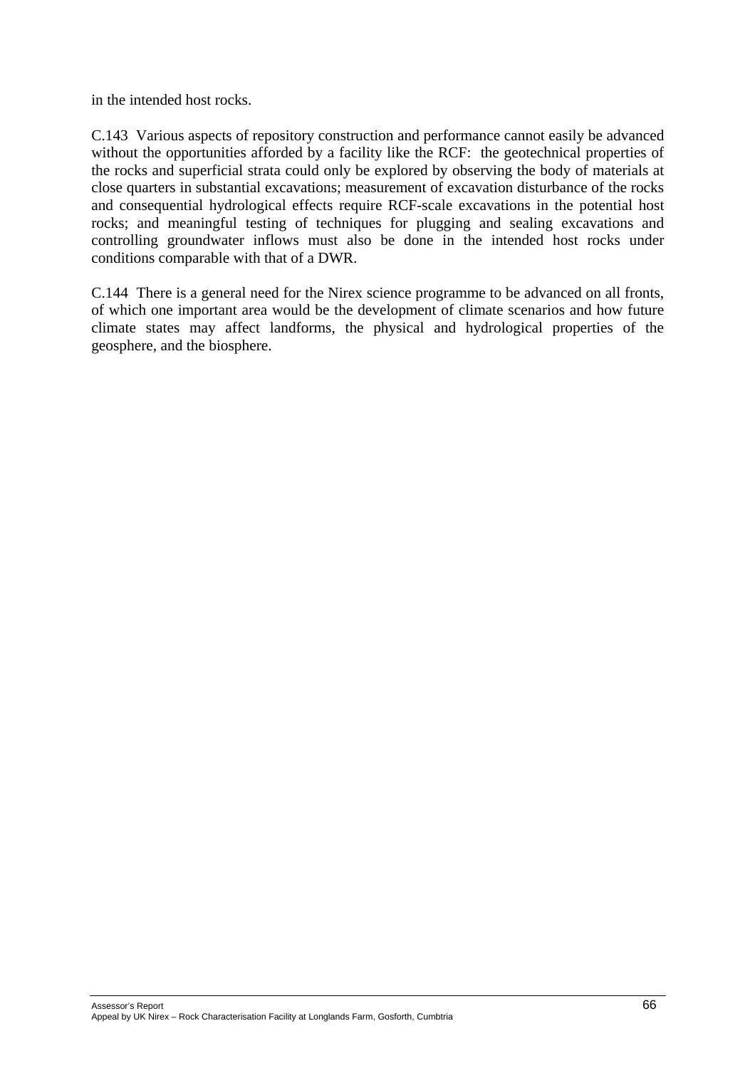in the intended host rocks.

C.143 Various aspects of repository construction and performance cannot easily be advanced without the opportunities afforded by a facility like the RCF: the geotechnical properties of the rocks and superficial strata could only be explored by observing the body of materials at close quarters in substantial excavations; measurement of excavation disturbance of the rocks and consequential hydrological effects require RCF-scale excavations in the potential host rocks; and meaningful testing of techniques for plugging and sealing excavations and controlling groundwater inflows must also be done in the intended host rocks under conditions comparable with that of a DWR.

C.144 There is a general need for the Nirex science programme to be advanced on all fronts, of which one important area would be the development of climate scenarios and how future climate states may affect landforms, the physical and hydrological properties of the geosphere, and the biosphere.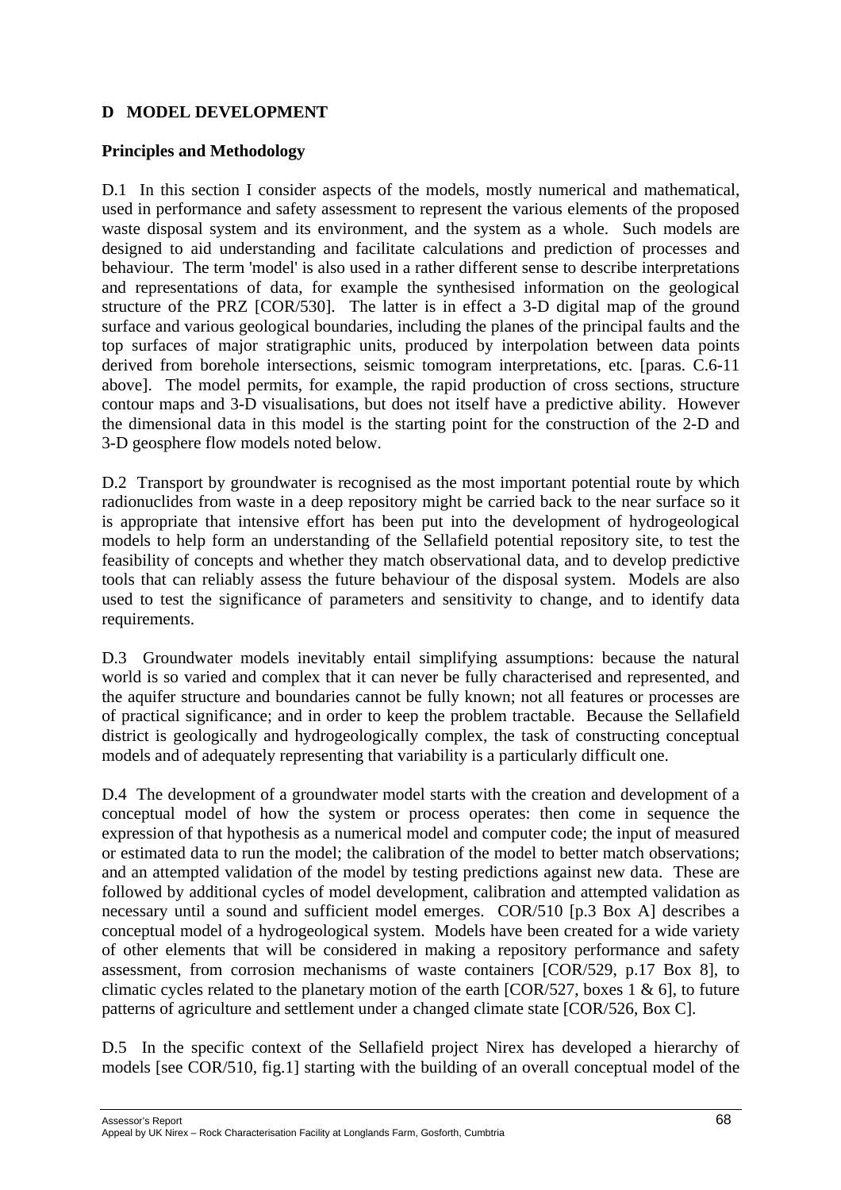## D MODEL DEVELOPMENT

### Principles and Methodology

D.1 In this section I consider aspects of the models, mostly numerical and mathematical, used in performance and safety assessment to represent the various elements of the proposed waste disposal system and its environment, and the system as a whole. Such models are designed to aid understanding and facilitate calculations and prediction of processes and behaviour. The term 'model' is also used in a rather different sense to describe interpretations and representations of data, for example the synthesised information on the geological structure of the PRZ [COR/530]. The latter is in effect a 3-D digital map of the ground surface and various geological boundaries, including the planes of the principal faults and the top surfaces of major stratigraphic units, produced by interpolation between data points derived from borehole intersections, seismic tomogram interpretations, etc. [paras. C.6-11 above]. The model permits, for example, the rapid production of cross sections, structure contour maps and 3-D visualisations, but does not itself have a predictive ability. However the dimensional data in this model is the starting point for the construction of the 2-D and 3-D geosphere flow models noted below.

D.2 Transport by groundwater is recognised as the most important potential route by which radionuclides from waste in a deep repository might be carried back to the near surface so it is appropriate that intensive effort has been put into the development of hydrogeological models to help form an understanding of the Sellafield potential repository site, to test the feasibility of concepts and whether they match observational data, and to develop predictive tools that can reliably assess the future behaviour of the disposal system. Models are also used to test the significance of parameters and sensitivity to change, and to identify data requirements.

D.3 Groundwater models inevitably entail simplifying assumptions: because the natural world is so varied and complex that it can never be fully characterised and represented, and the aquifer structure and boundaries cannot be fully known; not all features or processes are of practical significance; and in order to keep the problem tractable. Because the Sellafield district is geologically and hydrogeologically complex, the task of constructing conceptual models and of adequately representing that variability is a particularly difficult one.

D.4 The development of a groundwater model starts with the creation and development of a conceptual model of how the system or process operates: then come in sequence the expression of that hypothesis as a numerical model and computer code; the input of measured or estimated data to run the model; the calibration of the model to better match observations; and an attempted validation of the model by testing predictions against new data. These are followed by additional cycles of model development, calibration and attempted validation as necessary until a sound and sufficient model emerges. COR/510 [p.3 Box A] describes a conceptual model of a hydrogeological system. Models have been created for a wide variety of other elements that will be considered in making a repository performance and safety assessment, from corrosion mechanisms of waste containers [COR/529, p.17 Box 8], to climatic cycles related to the planetary motion of the earth [COR/527, boxes 1 & 6], to future patterns of agriculture and settlement under a changed climate state [COR/526, Box C].

D.5 In the specific context of the Sellafield project Nirex has developed a hierarchy of models [see COR/510, fig.1] starting with the building of an overall conceptual model of the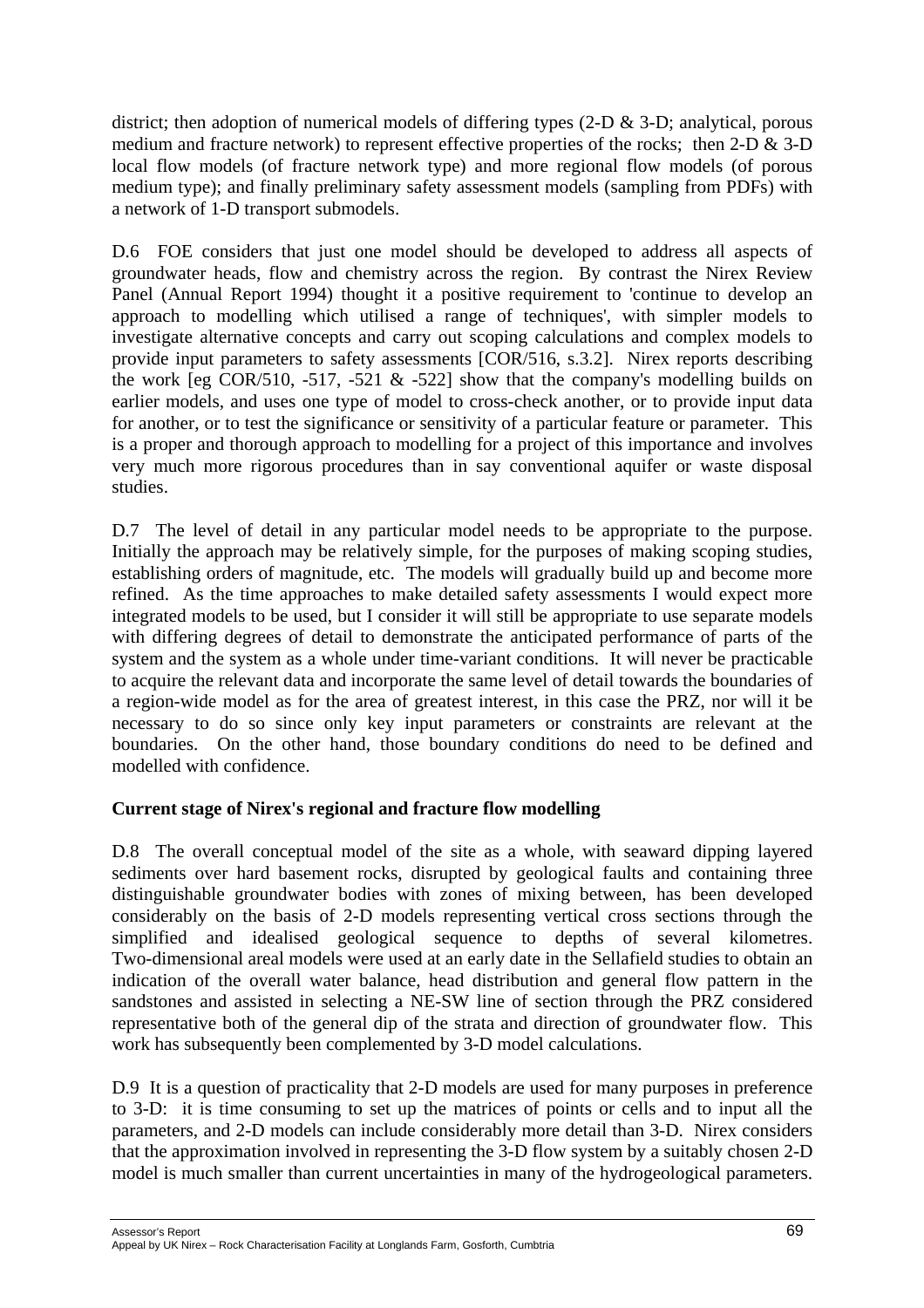district; then adoption of numerical models of differing types (2-D & 3-D; analytical, porous medium and fracture network) to represent effective properties of the rocks; then 2-D & 3-D local flow models (of fracture network type) and more regional flow models (of porous medium type); and finally preliminary safety assessment models (sampling from PDFs) with a network of 1-D transport submodels.

D.6 FOE considers that just one model should be developed to address all aspects of groundwater heads, flow and chemistry across the region. By contrast the Nirex Review Panel (Annual Report 1994) thought it a positive requirement to 'continue to develop an approach to modelling which utilised a range of techniques', with simpler models to investigate alternative concepts and carry out scoping calculations and complex models to provide input parameters to safety assessments [COR/516, s.3.2]. Nirex reports describing the work [eg COR/510, -517, -521 & -522] show that the company's modelling builds on earlier models, and uses one type of model to cross-check another, or to provide input data for another, or to test the significance or sensitivity of a particular feature or parameter. This is a proper and thorough approach to modelling for a project of this importance and involves very much more rigorous procedures than in say conventional aquifer or waste disposal studies.

D.7 The level of detail in any particular model needs to be appropriate to the purpose. Initially the approach may be relatively simple, for the purposes of making scoping studies, establishing orders of magnitude, etc. The models will gradually build up and become more refined. As the time approaches to make detailed safety assessments I would expect more integrated models to be used, but I consider it will still be appropriate to use separate models with differing degrees of detail to demonstrate the anticipated performance of parts of the system and the system as a whole under time-variant conditions. It will never be practicable to acquire the relevant data and incorporate the same level of detail towards the boundaries of a region-wide model as for the area of greatest interest, in this case the PRZ, nor will it be necessary to do so since only key input parameters or constraints are relevant at the boundaries. On the other hand, those boundary conditions do need to be defined and modelled with confidence.

**Current stage of Nirex's regional and fracture flow modelling**

D.8 The overall conceptual model of the site as a whole, with seaward dipping layered sediments over hard basement rocks, disrupted by geological faults and containing three distinguishable groundwater bodies with zones of mixing between, has been developed considerably on the basis of 2-D models representing vertical cross sections through the simplified and idealised geological sequence to depths of several kilometres. Two-dimensional areal models were used at an early date in the Sellafield studies to obtain an indication of the overall water balance, head distribution and general flow pattern in the sandstones and assisted in selecting a NE-SW line of section through the PRZ considered representative both of the general dip of the strata and direction of groundwater flow. This work has subsequently been complemented by 3-D model calculations.

D.9 It is a question of practicality that 2-D models are used for many purposes in preference to 3-D: it is time consuming to set up the matrices of points or cells and to input all the parameters, and 2-D models can include considerably more detail than 3-D. Nirex considers that the approximation involved in representing the 3-D flow system by a suitably chosen 2-D model is much smaller than current uncertainties in many of the hydrogeological parameters.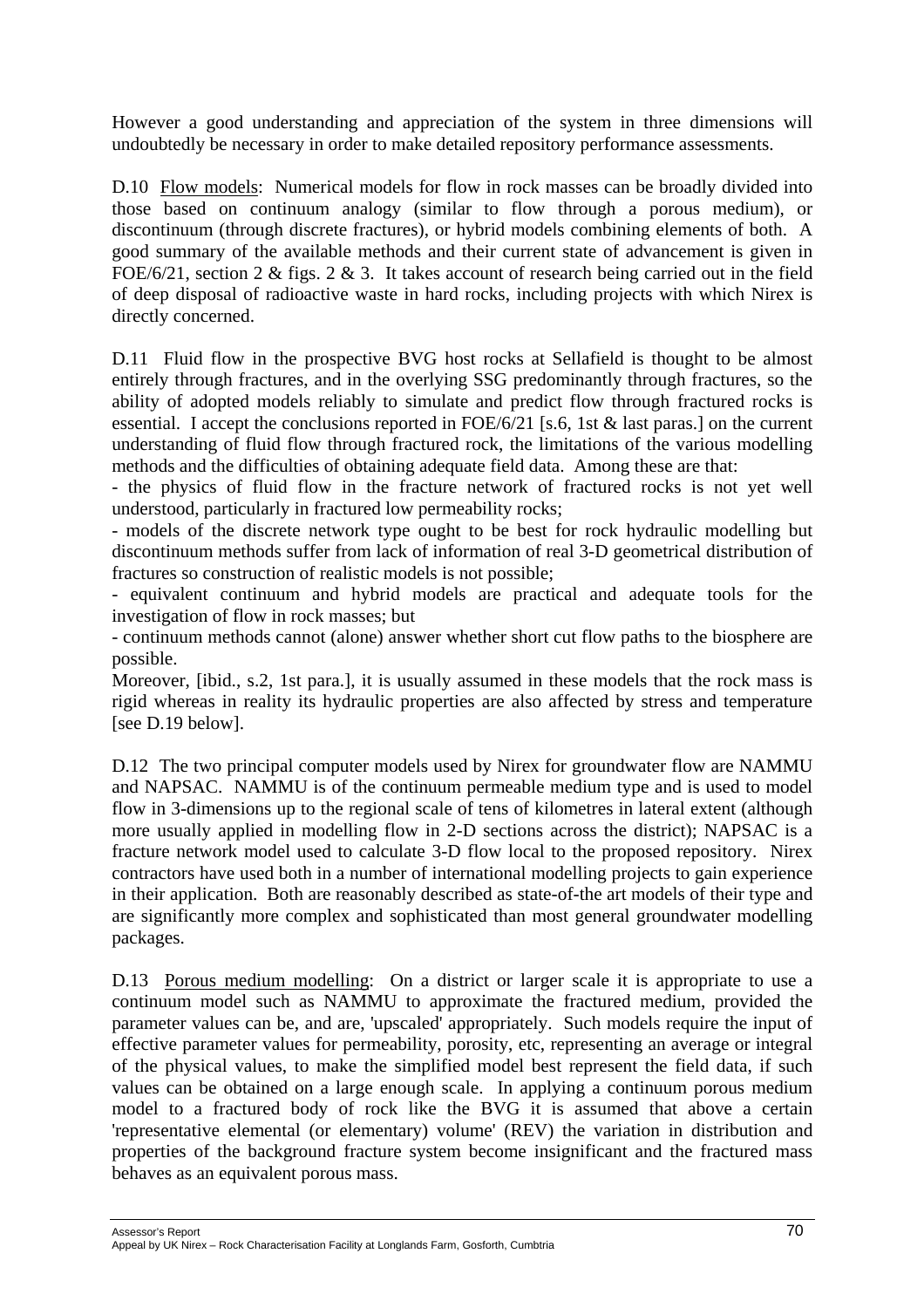However a good understanding and appreciation of the system in three dimensions will undoubtedly be necessary in order to make detailed repository performance assessments.

D.10 Flow models: Numerical models for flow in rock masses can be broadly divided into those based on continuum analogy (similar to flow through a porous medium), or discontinuum (through discrete fractures), or hybrid models combining elements of both. A good summary of the available methods and their current state of advancement is given in FOE/6/21, section 2 & figs. 2 & 3. It takes account of research being carried out in the field of deep disposal of radioactive waste in hard rocks, including projects with which Nirex is directly concerned.

D.11 Fluid flow in the prospective BVG host rocks at Sellafield is thought to be almost entirely through fractures, and in the overlying SSG predominantly through fractures, so the ability of adopted models reliably to simulate and predict flow through fractured rocks is essential. I accept the conclusions reported in FOE/6/21 [s.6, 1st & last paras.] on the current understanding of fluid flow through fractured rock, the limitations of the various modelling methods and the difficulties of obtaining adequate field data. Among these are that:

- the physics of fluid flow in the fracture network of fractured rocks is not yet well understood, particularly in fractured low permeability rocks;
- models of the discrete network type ought to be best for rock hydraulic modelling but discontinuum methods suffer from lack of information of real 3-D geometrical distribution of fractures so construction of realistic models is not possible;
- equivalent continuum and hybrid models are practical and adequate tools for the investigation of flow in rock masses; but
- continuum methods cannot (alone) answer whether short cut flow paths to the biosphere are possible.

Moreover, [ibid., s.2, 1st para.], it is usually assumed in these models that the rock mass is rigid whereas in reality its hydraulic properties are also affected by stress and temperature [see D.19 below].

D.12 The two principal computer models used by Nirex for groundwater flow are NAMMU and NAPSAC. NAMMU is of the continuum permeable medium type and is used to model flow in 3-dimensions up to the regional scale of tens of kilometres in lateral extent (although more usually applied in modelling flow in 2-D sections across the district); NAPSAC is a fracture network model used to calculate 3-D flow local to the proposed repository. Nirex contractors have used both in a number of international modelling projects to gain experience in their application. Both are reasonably described as state-of-the art models of their type and are significantly more complex and sophisticated than most general groundwater modelling packages.

D.13 Porous medium modelling: On a district or larger scale it is appropriate to use a continuum model such as NAMMU to approximate the fractured medium, provided the parameter values can be, and are, 'upscaled' appropriately. Such models require the input of effective parameter values for permeability, porosity, etc, representing an average or integral of the physical values, to make the simplified model best represent the field data, if such values can be obtained on a large enough scale. In applying a continuum porous medium model to a fractured body of rock like the BVG it is assumed that above a certain 'representative elemental (or elementary) volume' (REV) the variation in distribution and properties of the background fracture system become insignificant and the fractured mass behaves as an equivalent porous mass.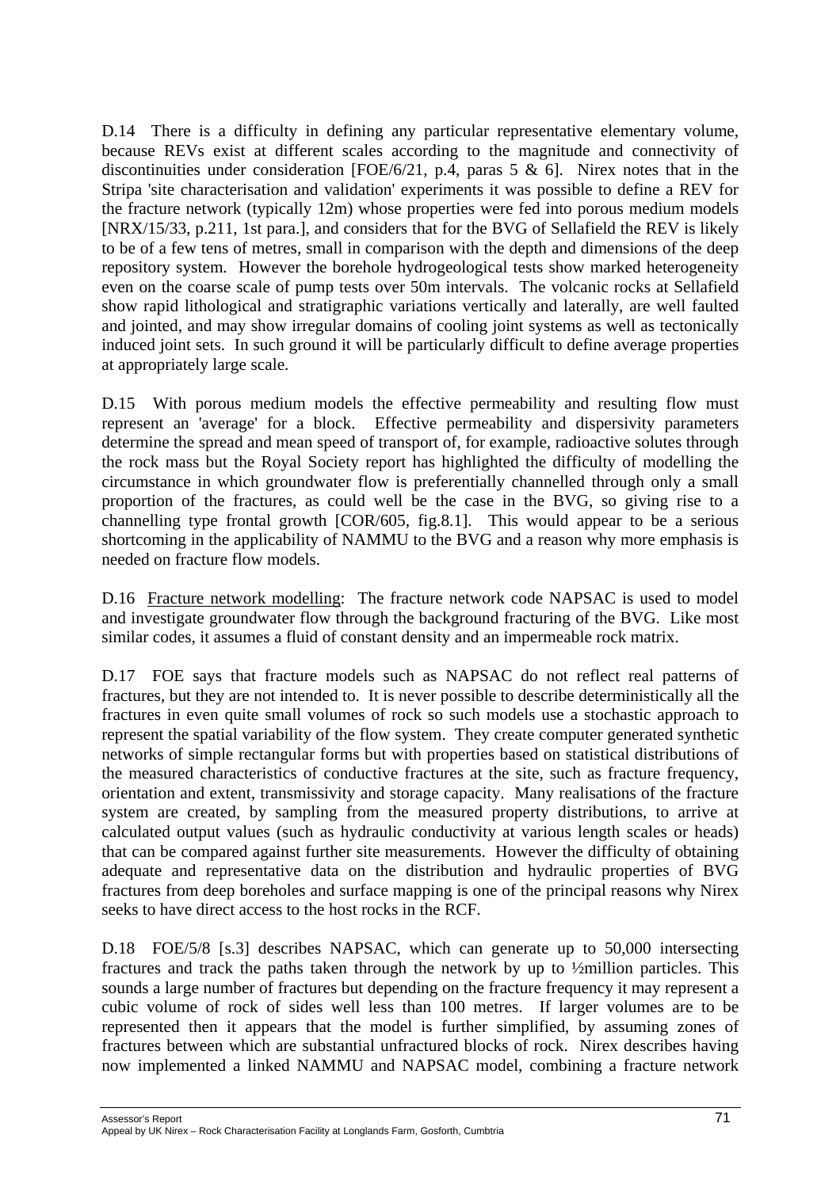D.14 There is a difficulty in defining any particular representative elementary volume, because REVs exist at different scales according to the magnitude and connectivity of discontinuities under consideration [FOE/6/21, p.4, paras 5 & 6]. Nirex notes that in the Stripa 'site characterisation and validation' experiments it was possible to define a REV for the fracture network (typically 12m) whose properties were fed into porous medium models [NRX/15/33, p.211, 1st para.], and considers that for the BVG of Sellafield the REV is likely to be of a few tens of metres, small in comparison with the depth and dimensions of the deep repository system. However the borehole hydrogeological tests show marked heterogeneity even on the coarse scale of pump tests over 50m intervals. The volcanic rocks at Sellafield show rapid lithological and stratigraphic variations vertically and laterally, are well faulted and jointed, and may show irregular domains of cooling joint systems as well as tectonically induced joint sets. In such ground it will be particularly difficult to define average properties at appropriately large scale.

D.15 With porous medium models the effective permeability and resulting flow must represent an 'average' for a block. Effective permeability and dispersivity parameters determine the spread and mean speed of transport of, for example, radioactive solutes through the rock mass but the Royal Society report has highlighted the difficulty of modelling the circumstance in which groundwater flow is preferentially channelled through only a small proportion of the fractures, as could well be the case in the BVG, so giving rise to a channelling type frontal growth [COR/605, fig.8.1]. This would appear to be a serious shortcoming in the applicability of NAMMU to the BVG and a reason why more emphasis is needed on fracture flow models.

D.16 <u>Fracture network modelling</u>: The fracture network code NAPSAC is used to model and investigate groundwater flow through the background fracturing of the BVG. Like most similar codes, it assumes a fluid of constant density and an impermeable rock matrix.

D.17 FOE says that fracture models such as NAPSAC do not reflect real patterns of fractures, but they are not intended to. It is never possible to describe deterministically all the fractures in even quite small volumes of rock so such models use a stochastic approach to represent the spatial variability of the flow system. They create computer generated synthetic networks of simple rectangular forms but with properties based on statistical distributions of the measured characteristics of conductive fractures at the site, such as fracture frequency, orientation and extent, transmissivity and storage capacity. Many realisations of the fracture system are created, by sampling from the measured property distributions, to arrive at calculated output values (such as hydraulic conductivity at various length scales or heads) that can be compared against further site measurements. However the difficulty of obtaining adequate and representative data on the distribution and hydraulic properties of BVG fractures from deep boreholes and surface mapping is one of the principal reasons why Nirex seeks to have direct access to the host rocks in the RCF.

D.18 FOE/5/8 [s.3] describes NAPSAC, which can generate up to 50,000 intersecting fractures and track the paths taken through the network by up to ½million particles. This sounds a large number of fractures but depending on the fracture frequency it may represent a cubic volume of rock of sides well less than 100 metres. If larger volumes are to be represented then it appears that the model is further simplified, by assuming zones of fractures between which are substantial unfractured blocks of rock. Nirex describes having now implemented a linked NAMMU and NAPSAC model, combining a fracture network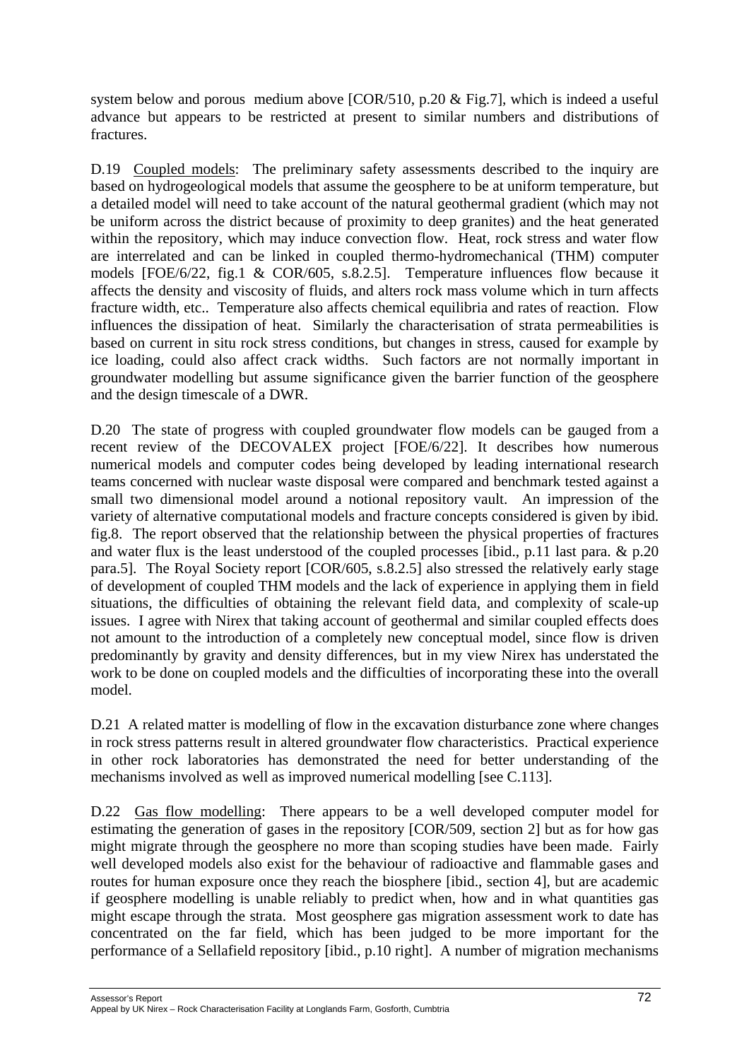system below and porous medium above [COR/510, p.20 & Fig.7], which is indeed a useful advance but appears to be restricted at present to similar numbers and distributions of fractures.

D.19 Coupled models: The preliminary safety assessments described to the inquiry are based on hydrogeological models that assume the geosphere to be at uniform temperature, but a detailed model will need to take account of the natural geothermal gradient (which may not be uniform across the district because of proximity to deep granites) and the heat generated within the repository, which may induce convection flow. Heat, rock stress and water flow are interrelated and can be linked in coupled thermo-hydromechanical (THM) computer models [FOE/6/22, fig.1 & COR/605, s.8.2.5]. Temperature influences flow because it affects the density and viscosity of fluids, and alters rock mass volume which in turn affects fracture width, etc.. Temperature also affects chemical equilibria and rates of reaction. Flow influences the dissipation of heat. Similarly the characterisation of strata permeabilities is based on current in situ rock stress conditions, but changes in stress, caused for example by ice loading, could also affect crack widths. Such factors are not normally important in groundwater modelling but assume significance given the barrier function of the geosphere and the design timescale of a DWR.

D.20 The state of progress with coupled groundwater flow models can be gauged from a recent review of the DECOVALEX project [FOE/6/22]. It describes how numerous numerical models and computer codes being developed by leading international research teams concerned with nuclear waste disposal were compared and benchmark tested against a small two dimensional model around a notional repository vault. An impression of the variety of alternative computational models and fracture concepts considered is given by ibid. fig.8. The report observed that the relationship between the physical properties of fractures and water flux is the least understood of the coupled processes [ibid., p.11 last para. & p.20 para.5]. The Royal Society report [COR/605, s.8.2.5] also stressed the relatively early stage of development of coupled THM models and the lack of experience in applying them in field situations, the difficulties of obtaining the relevant field data, and complexity of scale-up issues. I agree with Nirex that taking account of geothermal and similar coupled effects does not amount to the introduction of a completely new conceptual model, since flow is driven predominantly by gravity and density differences, but in my view Nirex has understated the work to be done on coupled models and the difficulties of incorporating these into the overall model.

D.21 A related matter is modelling of flow in the excavation disturbance zone where changes in rock stress patterns result in altered groundwater flow characteristics. Practical experience in other rock laboratories has demonstrated the need for better understanding of the mechanisms involved as well as improved numerical modelling [see C.113].

D.22 Gas flow modelling: There appears to be a well developed computer model for estimating the generation of gases in the repository [COR/509, section 2] but as for how gas might migrate through the geosphere no more than scoping studies have been made. Fairly well developed models also exist for the behaviour of radioactive and flammable gases and routes for human exposure once they reach the biosphere [ibid., section 4], but are academic if geosphere modelling is unable reliably to predict when, how and in what quantities gas might escape through the strata. Most geosphere gas migration assessment work to date has concentrated on the far field, which has been judged to be more important for the performance of a Sellafield repository [ibid., p.10 right]. A number of migration mechanisms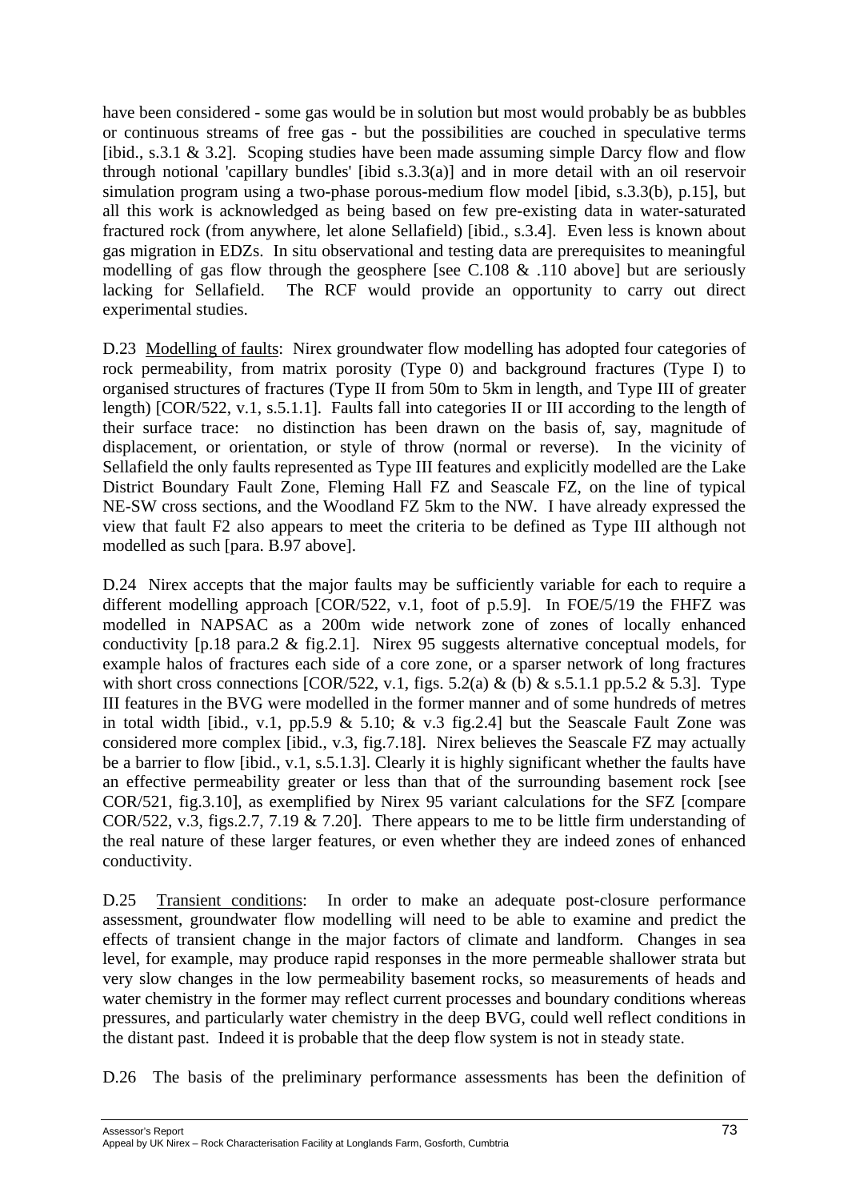have been considered - some gas would be in solution but most would probably be as bubbles or continuous streams of free gas - but the possibilities are couched in speculative terms [ibid., s.3.1 & 3.2]. Scoping studies have been made assuming simple Darcy flow and flow through notional 'capillary bundles' [ibid s.3.3(a)] and in more detail with an oil reservoir simulation program using a two-phase porous-medium flow model [ibid, s.3.3(b), p.15], but all this work is acknowledged as being based on few pre-existing data in water-saturated fractured rock (from anywhere, let alone Sellafield) [ibid., s.3.4]. Even less is known about gas migration in EDZs. In situ observational and testing data are prerequisites to meaningful modelling of gas flow through the geosphere [see C.108 & .110 above] but are seriously lacking for Sellafield. The RCF would provide an opportunity to carry out direct experimental studies.

D.23 Modelling of faults: Nirex groundwater flow modelling has adopted four categories of rock permeability, from matrix porosity (Type 0) and background fractures (Type I) to organised structures of fractures (Type II from 50m to 5km in length, and Type III of greater length) [COR/522, v.1, s.5.1.1]. Faults fall into categories II or III according to the length of their surface trace: no distinction has been drawn on the basis of, say, magnitude of displacement, or orientation, or style of throw (normal or reverse). In the vicinity of Sellafield the only faults represented as Type III features and explicitly modelled are the Lake District Boundary Fault Zone, Fleming Hall FZ and Seascale FZ, on the line of typical NE-SW cross sections, and the Woodland FZ 5km to the NW. I have already expressed the view that fault F2 also appears to meet the criteria to be defined as Type III although not modelled as such [para. B.97 above].

D.24 Nirex accepts that the major faults may be sufficiently variable for each to require a different modelling approach [COR/522, v.1, foot of p.5.9]. In FOE/5/19 the FHFZ was modelled in NAPSAC as a 200m wide network zone of zones of locally enhanced conductivity [p.18 para.2 & fig.2.1]. Nirex 95 suggests alternative conceptual models, for example halos of fractures each side of a core zone, or a sparser network of long fractures with short cross connections [COR/522, v.1, figs. 5.2(a) & (b) & s.5.1.1 pp.5.2 & 5.3]. Type III features in the BVG were modelled in the former manner and of some hundreds of metres in total width [ibid., v.1, pp.5.9 & 5.10; & v.3 fig.2.4] but the Seascale Fault Zone was considered more complex [ibid., v.3, fig.7.18]. Nirex believes the Seascale FZ may actually be a barrier to flow [ibid., v.1, s.5.1.3]. Clearly it is highly significant whether the faults have an effective permeability greater or less than that of the surrounding basement rock [see COR/521, fig.3.10], as exemplified by Nirex 95 variant calculations for the SFZ [compare COR/522, v.3, figs.2.7, 7.19 & 7.20]. There appears to me to be little firm understanding of the real nature of these larger features, or even whether they are indeed zones of enhanced conductivity.

D.25 Transient conditions: In order to make an adequate post-closure performance assessment, groundwater flow modelling will need to be able to examine and predict the effects of transient change in the major factors of climate and landform. Changes in sea level, for example, may produce rapid responses in the more permeable shallower strata but very slow changes in the low permeability basement rocks, so measurements of heads and water chemistry in the former may reflect current processes and boundary conditions whereas pressures, and particularly water chemistry in the deep BVG, could well reflect conditions in the distant past. Indeed it is probable that the deep flow system is not in steady state.

D.26 The basis of the preliminary performance assessments has been the definition of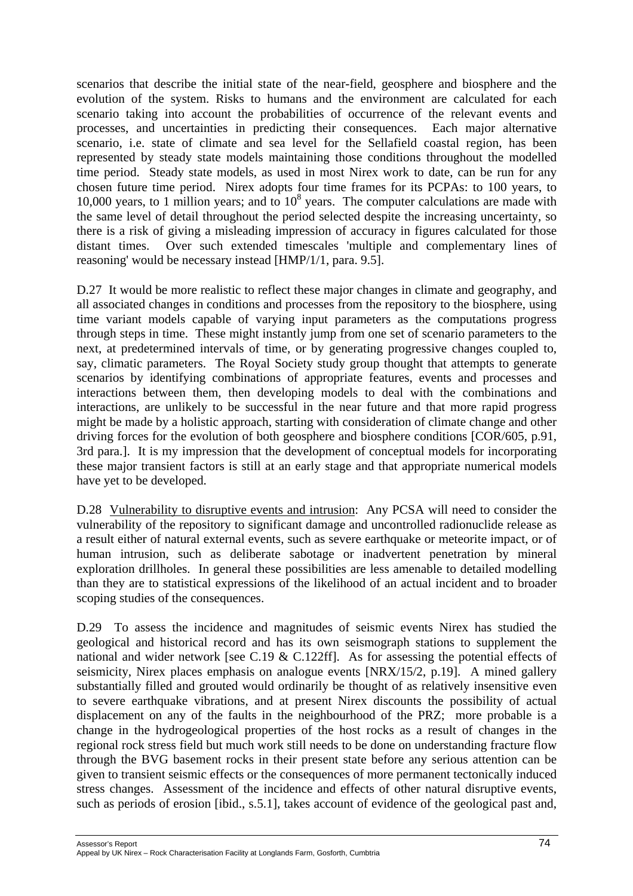scenarios that describe the initial state of the near-field, geosphere and biosphere and the evolution of the system. Risks to humans and the environment are calculated for each scenario taking into account the probabilities of occurrence of the relevant events and processes, and uncertainties in predicting their consequences. Each major alternative scenario, i.e. state of climate and sea level for the Sellafield coastal region, has been represented by steady state models maintaining those conditions throughout the modelled time period. Steady state models, as used in most Nirex work to date, can be run for any chosen future time period. Nirex adopts four time frames for its PCPAs: to 100 years, to 10,000 years, to 1 million years; and to $10^8$ years. The computer calculations are made with the same level of detail throughout the period selected despite the increasing uncertainty, so there is a risk of giving a misleading impression of accuracy in figures calculated for those distant times. Over such extended timescales 'multiple and complementary lines of reasoning' would be necessary instead [HMP/1/1, para. 9.5].

D.27 It would be more realistic to reflect these major changes in climate and geography, and all associated changes in conditions and processes from the repository to the biosphere, using time variant models capable of varying input parameters as the computations progress through steps in time. These might instantly jump from one set of scenario parameters to the next, at predetermined intervals of time, or by generating progressive changes coupled to, say, climatic parameters. The Royal Society study group thought that attempts to generate scenarios by identifying combinations of appropriate features, events and processes and interactions between them, then developing models to deal with the combinations and interactions, are unlikely to be successful in the near future and that more rapid progress might be made by a holistic approach, starting with consideration of climate change and other driving forces for the evolution of both geosphere and biosphere conditions [COR/605, p.91, 3rd para.]. It is my impression that the development of conceptual models for incorporating these major transient factors is still at an early stage and that appropriate numerical models have yet to be developed.

D.28 Vulnerability to disruptive events and intrusion: Any PCSA will need to consider the vulnerability of the repository to significant damage and uncontrolled radionuclide release as a result either of natural external events, such as severe earthquake or meteorite impact, or of human intrusion, such as deliberate sabotage or inadvertent penetration by mineral exploration drillholes. In general these possibilities are less amenable to detailed modelling than they are to statistical expressions of the likelihood of an actual incident and to broader scoping studies of the consequences.

D.29 To assess the incidence and magnitudes of seismic events Nirex has studied the geological and historical record and has its own seismograph stations to supplement the national and wider network [see C.19 & C.122ff]. As for assessing the potential effects of seismicity, Nirex places emphasis on analogue events [NRX/15/2, p.19]. A mined gallery substantially filled and grouted would ordinarily be thought of as relatively insensitive even to severe earthquake vibrations, and at present Nirex discounts the possibility of actual displacement on any of the faults in the neighbourhood of the PRZ; more probable is a change in the hydrogeological properties of the host rocks as a result of changes in the regional rock stress field but much work still needs to be done on understanding fracture flow through the BVG basement rocks in their present state before any serious attention can be given to transient seismic effects or the consequences of more permanent tectonically induced stress changes. Assessment of the incidence and effects of other natural disruptive events, such as periods of erosion [ibid., s.5.1], takes account of evidence of the geological past and,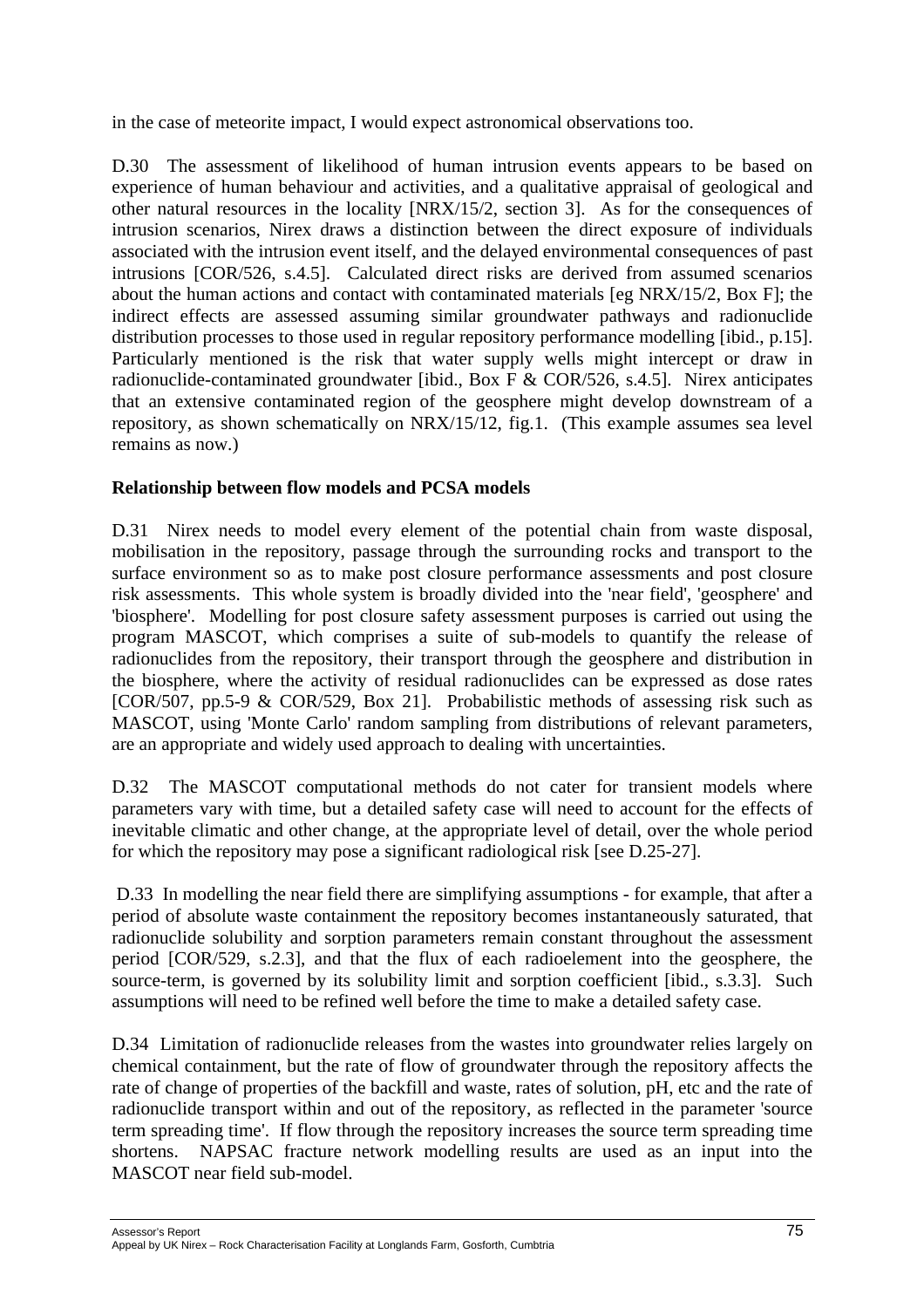in the case of meteorite impact, I would expect astronomical observations too.

D.30 The assessment of likelihood of human intrusion events appears to be based on experience of human behaviour and activities, and a qualitative appraisal of geological and other natural resources in the locality [NRX/15/2, section 3]. As for the consequences of intrusion scenarios, Nirex draws a distinction between the direct exposure of individuals associated with the intrusion event itself, and the delayed environmental consequences of past intrusions [COR/526, s.4.5]. Calculated direct risks are derived from assumed scenarios about the human actions and contact with contaminated materials [eg NRX/15/2, Box F]; the indirect effects are assessed assuming similar groundwater pathways and radionuclide distribution processes to those used in regular repository performance modelling [ibid., p.15]. Particularly mentioned is the risk that water supply wells might intercept or draw in radionuclide-contaminated groundwater [ibid., Box F & COR/526, s.4.5]. Nirex anticipates that an extensive contaminated region of the geosphere might develop downstream of a repository, as shown schematically on NRX/15/12, fig.1. (This example assumes sea level remains as now.)

**Relationship between flow models and PCSA models**

D.31 Nirex needs to model every element of the potential chain from waste disposal, mobilisation in the repository, passage through the surrounding rocks and transport to the surface environment so as to make post closure performance assessments and post closure risk assessments. This whole system is broadly divided into the 'near field', 'geosphere' and 'biosphere'. Modelling for post closure safety assessment purposes is carried out using the program MASCOT, which comprises a suite of sub-models to quantify the release of radionuclides from the repository, their transport through the geosphere and distribution in the biosphere, where the activity of residual radionuclides can be expressed as dose rates [COR/507, pp.5-9 & COR/529, Box 21]. Probabilistic methods of assessing risk such as MASCOT, using 'Monte Carlo' random sampling from distributions of relevant parameters, are an appropriate and widely used approach to dealing with uncertainties.

D.32 The MASCOT computational methods do not cater for transient models where parameters vary with time, but a detailed safety case will need to account for the effects of inevitable climatic and other change, at the appropriate level of detail, over the whole period for which the repository may pose a significant radiological risk [see D.25-27].

D.33 In modelling the near field there are simplifying assumptions - for example, that after a period of absolute waste containment the repository becomes instantaneously saturated, that radionuclide solubility and sorption parameters remain constant throughout the assessment period [COR/529, s.2.3], and that the flux of each radioelement into the geosphere, the source-term, is governed by its solubility limit and sorption coefficient [ibid., s.3.3]. Such assumptions will need to be refined well before the time to make a detailed safety case.

D.34 Limitation of radionuclide releases from the wastes into groundwater relies largely on chemical containment, but the rate of flow of groundwater through the repository affects the rate of change of properties of the backfill and waste, rates of solution, pH, etc and the rate of radionuclide transport within and out of the repository, as reflected in the parameter 'source term spreading time'. If flow through the repository increases the source term spreading time shortens. NAPSAC fracture network modelling results are used as an input into the MASCOT near field sub-model.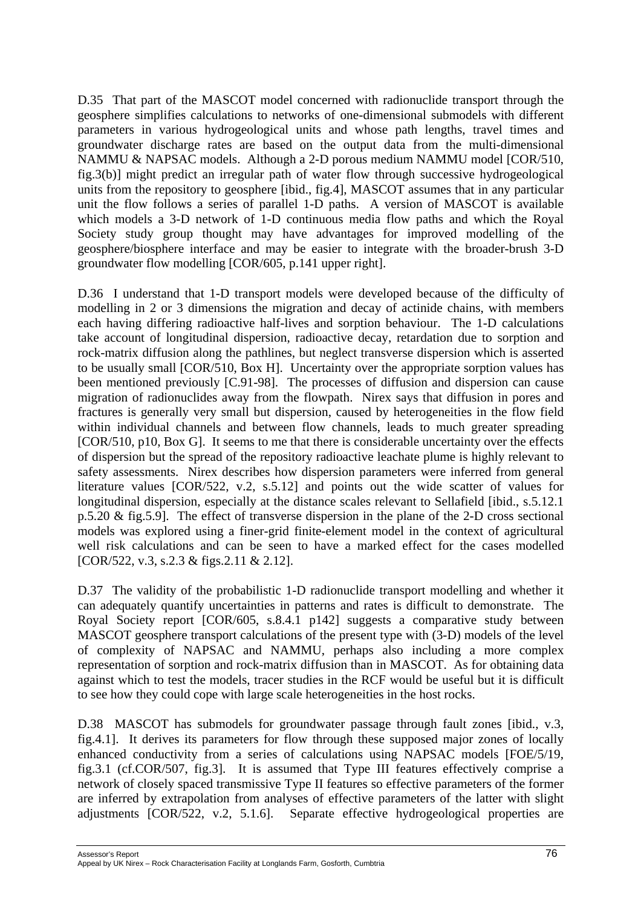D.35 That part of the MASCOT model concerned with radionuclide transport through the geosphere simplifies calculations to networks of one-dimensional submodels with different parameters in various hydrogeological units and whose path lengths, travel times and groundwater discharge rates are based on the output data from the multi-dimensional NAMMU & NAPSAC models. Although a 2-D porous medium NAMMU model [COR/510, fig.3(b)] might predict an irregular path of water flow through successive hydrogeological units from the repository to geosphere [ibid., fig.4], MASCOT assumes that in any particular unit the flow follows a series of parallel 1-D paths. A version of MASCOT is available which models a 3-D network of 1-D continuous media flow paths and which the Royal Society study group thought may have advantages for improved modelling of the geosphere/biosphere interface and may be easier to integrate with the broader-brush 3-D groundwater flow modelling [COR/605, p.141 upper right].

D.36 I understand that 1-D transport models were developed because of the difficulty of modelling in 2 or 3 dimensions the migration and decay of actinide chains, with members each having differing radioactive half-lives and sorption behaviour. The 1-D calculations take account of longitudinal dispersion, radioactive decay, retardation due to sorption and rock-matrix diffusion along the pathlines, but neglect transverse dispersion which is asserted to be usually small [COR/510, Box H]. Uncertainty over the appropriate sorption values has been mentioned previously [C.91-98]. The processes of diffusion and dispersion can cause migration of radionuclides away from the flowpath. Nirex says that diffusion in pores and fractures is generally very small but dispersion, caused by heterogeneities in the flow field within individual channels and between flow channels, leads to much greater spreading [COR/510, p10, Box G]. It seems to me that there is considerable uncertainty over the effects of dispersion but the spread of the repository radioactive leachate plume is highly relevant to safety assessments. Nirex describes how dispersion parameters were inferred from general literature values [COR/522, v.2, s.5.12] and points out the wide scatter of values for longitudinal dispersion, especially at the distance scales relevant to Sellafield [ibid., s.5.12.1 p.5.20 & fig.5.9]. The effect of transverse dispersion in the plane of the 2-D cross sectional models was explored using a finer-grid finite-element model in the context of agricultural well risk calculations and can be seen to have a marked effect for the cases modelled [COR/522, v.3, s.2.3 & figs.2.11 & 2.12].

D.37 The validity of the probabilistic 1-D radionuclide transport modelling and whether it can adequately quantify uncertainties in patterns and rates is difficult to demonstrate. The Royal Society report [COR/605, s.8.4.1 p142] suggests a comparative study between MASCOT geosphere transport calculations of the present type with (3-D) models of the level of complexity of NAPSAC and NAMMU, perhaps also including a more complex representation of sorption and rock-matrix diffusion than in MASCOT. As for obtaining data against which to test the models, tracer studies in the RCF would be useful but it is difficult to see how they could cope with large scale heterogeneities in the host rocks.

D.38 MASCOT has submodels for groundwater passage through fault zones [ibid., v.3, fig.4.1]. It derives its parameters for flow through these supposed major zones of locally enhanced conductivity from a series of calculations using NAPSAC models [FOE/5/19, fig.3.1 (cf.COR/507, fig.3]. It is assumed that Type III features effectively comprise a network of closely spaced transmissive Type II features so effective parameters of the former are inferred by extrapolation from analyses of effective parameters of the latter with slight adjustments [COR/522, v.2, 5.1.6]. Separate effective hydrogeological properties are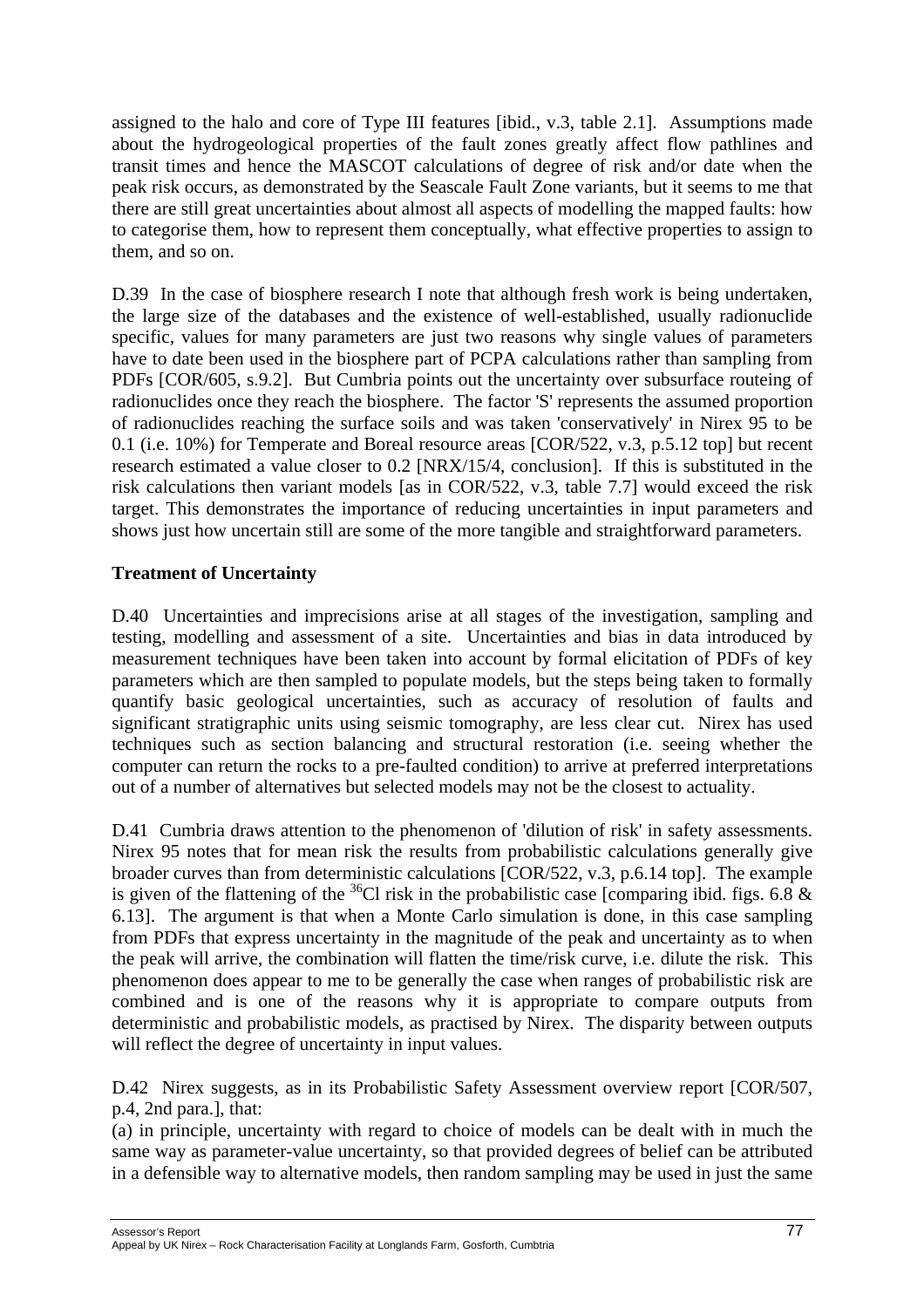assigned to the halo and core of Type III features [ibid., v.3, table 2.1]. Assumptions made about the hydrogeological properties of the fault zones greatly affect flow pathlines and transit times and hence the MASCOT calculations of degree of risk and/or date when the peak risk occurs, as demonstrated by the Seascale Fault Zone variants, but it seems to me that there are still great uncertainties about almost all aspects of modelling the mapped faults: how to categorise them, how to represent them conceptually, what effective properties to assign to them, and so on.

D.39 In the case of biosphere research I note that although fresh work is being undertaken, the large size of the databases and the existence of well-established, usually radionuclide specific, values for many parameters are just two reasons why single values of parameters have to date been used in the biosphere part of PCPA calculations rather than sampling from PDFs [COR/605, s.9.2]. But Cumbria points out the uncertainty over subsurface routeing of radionuclides once they reach the biosphere. The factor 'S' represents the assumed proportion of radionuclides reaching the surface soils and was taken 'conservatively' in Nirex 95 to be 0.1 (i.e. 10%) for Temperate and Boreal resource areas [COR/522, v.3, p.5.12 top] but recent research estimated a value closer to 0.2 [NRX/15/4, conclusion]. If this is substituted in the risk calculations then variant models [as in COR/522, v.3, table 7.7] would exceed the risk target. This demonstrates the importance of reducing uncertainties in input parameters and shows just how uncertain still are some of the more tangible and straightforward parameters.

**Treatment of Uncertainty**

D.40 Uncertainties and imprecisions arise at all stages of the investigation, sampling and testing, modelling and assessment of a site. Uncertainties and bias in data introduced by measurement techniques have been taken into account by formal elicitation of PDFs of key parameters which are then sampled to populate models, but the steps being taken to formally quantify basic geological uncertainties, such as accuracy of resolution of faults and significant stratigraphic units using seismic tomography, are less clear cut. Nirex has used techniques such as section balancing and structural restoration (i.e. seeing whether the computer can return the rocks to a pre-faulted condition) to arrive at preferred interpretations out of a number of alternatives but selected models may not be the closest to actuality.

D.41 Cumbria draws attention to the phenomenon of 'dilution of risk' in safety assessments. Nirex 95 notes that for mean risk the results from probabilistic calculations generally give broader curves than from deterministic calculations [COR/522, v.3, p.6.14 top]. The example is given of the flattening of the $^{36}$Cl risk in the probabilistic case [comparing ibid. figs. 6.8 & 6.13]. The argument is that when a Monte Carlo simulation is done, in this case sampling from PDFs that express uncertainty in the magnitude of the peak and uncertainty as to when the peak will arrive, the combination will flatten the time/risk curve, i.e. dilute the risk. This phenomenon does appear to me to be generally the case when ranges of probabilistic risk are combined and is one of the reasons why it is appropriate to compare outputs from deterministic and probabilistic models, as practised by Nirex. The disparity between outputs will reflect the degree of uncertainty in input values.

D.42 Nirex suggests, as in its Probabilistic Safety Assessment overview report [COR/507, p.4, 2nd para.], that:
(a) in principle, uncertainty with regard to choice of models can be dealt with in much the same way as parameter-value uncertainty, so that provided degrees of belief can be attributed in a defensible way to alternative models, then random sampling may be used in just the same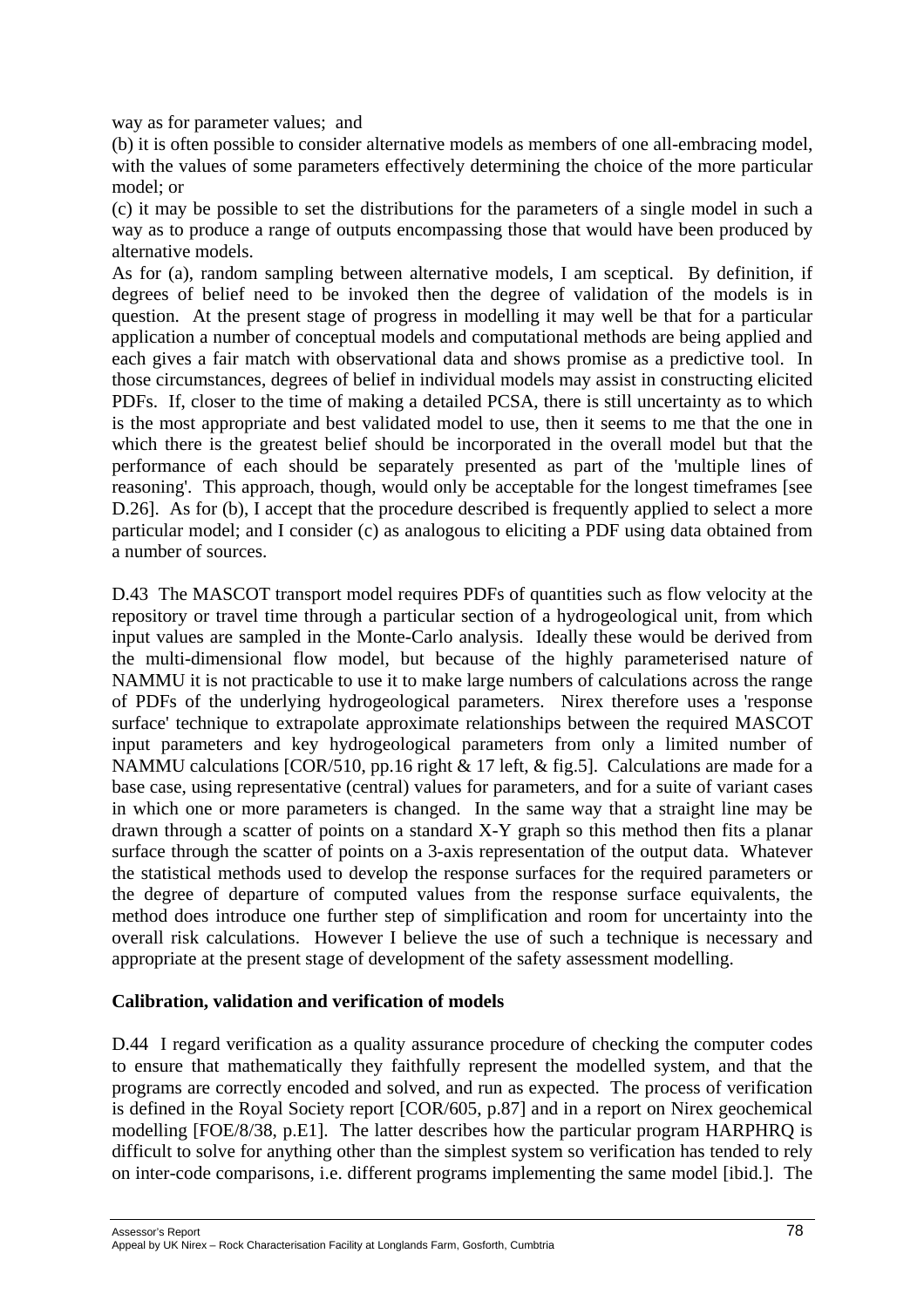way as for parameter values; and

(b) it is often possible to consider alternative models as members of one all-embracing model, with the values of some parameters effectively determining the choice of the more particular model; or

(c) it may be possible to set the distributions for the parameters of a single model in such a way as to produce a range of outputs encompassing those that would have been produced by alternative models.

As for (a), random sampling between alternative models, I am sceptical. By definition, if degrees of belief need to be invoked then the degree of validation of the models is in question. At the present stage of progress in modelling it may well be that for a particular application a number of conceptual models and computational methods are being applied and each gives a fair match with observational data and shows promise as a predictive tool. In those circumstances, degrees of belief in individual models may assist in constructing elicited PDFs. If, closer to the time of making a detailed PCSA, there is still uncertainty as to which is the most appropriate and best validated model to use, then it seems to me that the one in which there is the greatest belief should be incorporated in the overall model but that the performance of each should be separately presented as part of the 'multiple lines of reasoning'. This approach, though, would only be acceptable for the longest timeframes [see D.26]. As for (b), I accept that the procedure described is frequently applied to select a more particular model; and I consider (c) as analogous to eliciting a PDF using data obtained from a number of sources.

D.43 The MASCOT transport model requires PDFs of quantities such as flow velocity at the repository or travel time through a particular section of a hydrogeological unit, from which input values are sampled in the Monte-Carlo analysis. Ideally these would be derived from the multi-dimensional flow model, but because of the highly parameterised nature of NAMMU it is not practicable to use it to make large numbers of calculations across the range of PDFs of the underlying hydrogeological parameters. Nirex therefore uses a 'response surface' technique to extrapolate approximate relationships between the required MASCOT input parameters and key hydrogeological parameters from only a limited number of NAMMU calculations [COR/510, pp.16 right & 17 left, & fig.5]. Calculations are made for a base case, using representative (central) values for parameters, and for a suite of variant cases in which one or more parameters is changed. In the same way that a straight line may be drawn through a scatter of points on a standard X-Y graph so this method then fits a planar surface through the scatter of points on a 3-axis representation of the output data. Whatever the statistical methods used to develop the response surfaces for the required parameters or the degree of departure of computed values from the response surface equivalents, the method does introduce one further step of simplification and room for uncertainty into the overall risk calculations. However I believe the use of such a technique is necessary and appropriate at the present stage of development of the safety assessment modelling.

**Calibration, validation and verification of models**

D.44 I regard verification as a quality assurance procedure of checking the computer codes to ensure that mathematically they faithfully represent the modelled system, and that the programs are correctly encoded and solved, and run as expected. The process of verification is defined in the Royal Society report [COR/605, p.87] and in a report on Nirex geochemical modelling [FOE/8/38, p.E1]. The latter describes how the particular program HARPHRQ is difficult to solve for anything other than the simplest system so verification has tended to rely on inter-code comparisons, i.e. different programs implementing the same model [ibid.]. The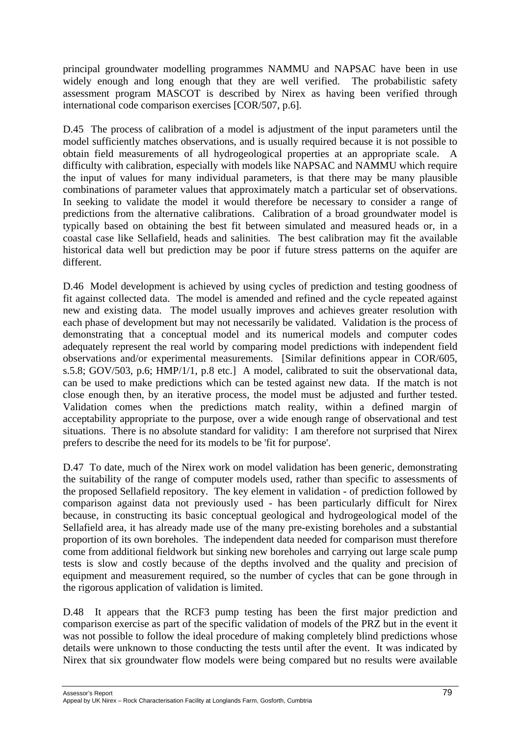principal groundwater modelling programmes NAMMU and NAPSAC have been in use widely enough and long enough that they are well verified. The probabilistic safety assessment program MASCOT is described by Nirex as having been verified through international code comparison exercises [COR/507, p.6].

D.45 The process of calibration of a model is adjustment of the input parameters until the model sufficiently matches observations, and is usually required because it is not possible to obtain field measurements of all hydrogeological properties at an appropriate scale. A difficulty with calibration, especially with models like NAPSAC and NAMMU which require the input of values for many individual parameters, is that there may be many plausible combinations of parameter values that approximately match a particular set of observations. In seeking to validate the model it would therefore be necessary to consider a range of predictions from the alternative calibrations. Calibration of a broad groundwater model is typically based on obtaining the best fit between simulated and measured heads or, in a coastal case like Sellafield, heads and salinities. The best calibration may fit the available historical data well but prediction may be poor if future stress patterns on the aquifer are different.

D.46 Model development is achieved by using cycles of prediction and testing goodness of fit against collected data. The model is amended and refined and the cycle repeated against new and existing data. The model usually improves and achieves greater resolution with each phase of development but may not necessarily be validated. Validation is the process of demonstrating that a conceptual model and its numerical models and computer codes adequately represent the real world by comparing model predictions with independent field observations and/or experimental measurements. [Similar definitions appear in COR/605, s.5.8; GOV/503, p.6; HMP/1/1, p.8 etc.] A model, calibrated to suit the observational data, can be used to make predictions which can be tested against new data. If the match is not close enough then, by an iterative process, the model must be adjusted and further tested. Validation comes when the predictions match reality, within a defined margin of acceptability appropriate to the purpose, over a wide enough range of observational and test situations. There is no absolute standard for validity: I am therefore not surprised that Nirex prefers to describe the need for its models to be 'fit for purpose'.

D.47 To date, much of the Nirex work on model validation has been generic, demonstrating the suitability of the range of computer models used, rather than specific to assessments of the proposed Sellafield repository. The key element in validation - of prediction followed by comparison against data not previously used - has been particularly difficult for Nirex because, in constructing its basic conceptual geological and hydrogeological model of the Sellafield area, it has already made use of the many pre-existing boreholes and a substantial proportion of its own boreholes. The independent data needed for comparison must therefore come from additional fieldwork but sinking new boreholes and carrying out large scale pump tests is slow and costly because of the depths involved and the quality and precision of equipment and measurement required, so the number of cycles that can be gone through in the rigorous application of validation is limited.

D.48 It appears that the RCF3 pump testing has been the first major prediction and comparison exercise as part of the specific validation of models of the PRZ but in the event it was not possible to follow the ideal procedure of making completely blind predictions whose details were unknown to those conducting the tests until after the event. It was indicated by Nirex that six groundwater flow models were being compared but no results were available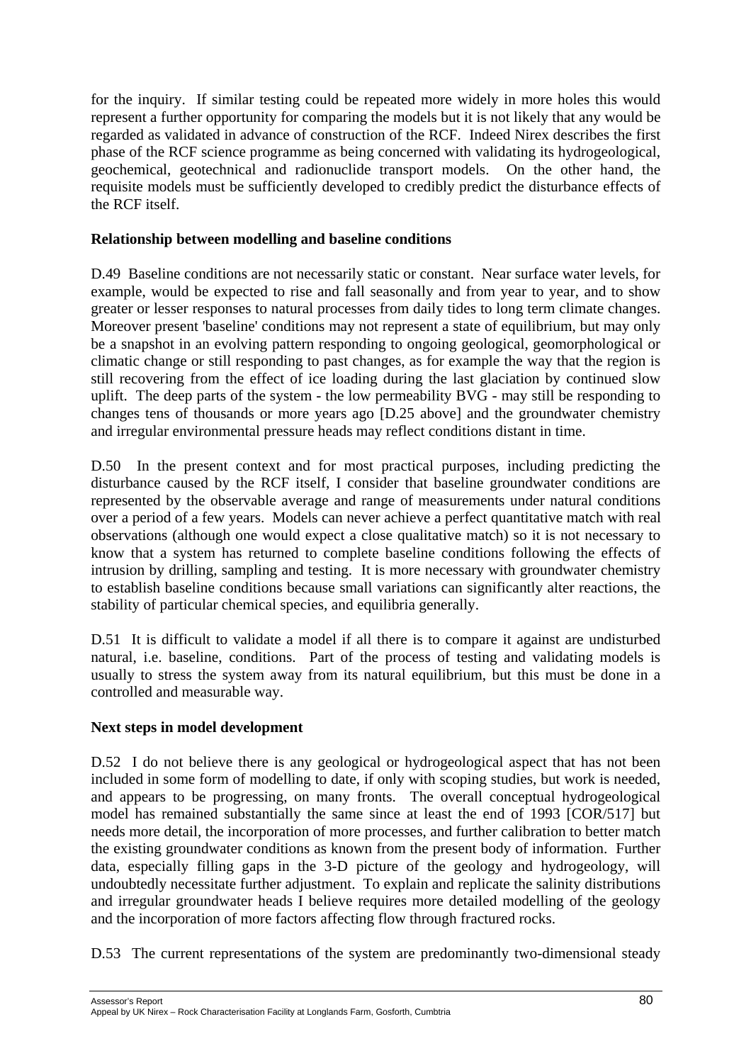for the inquiry. If similar testing could be repeated more widely in more holes this would represent a further opportunity for comparing the models but it is not likely that any would be regarded as validated in advance of construction of the RCF. Indeed Nirex describes the first phase of the RCF science programme as being concerned with validating its hydrogeological, geochemical, geotechnical and radionuclide transport models. On the other hand, the requisite models must be sufficiently developed to credibly predict the disturbance effects of the RCF itself.

**Relationship between modelling and baseline conditions**

D.49 Baseline conditions are not necessarily static or constant. Near surface water levels, for example, would be expected to rise and fall seasonally and from year to year, and to show greater or lesser responses to natural processes from daily tides to long term climate changes. Moreover present 'baseline' conditions may not represent a state of equilibrium, but may only be a snapshot in an evolving pattern responding to ongoing geological, geomorphological or climatic change or still responding to past changes, as for example the way that the region is still recovering from the effect of ice loading during the last glaciation by continued slow uplift. The deep parts of the system - the low permeability BVG - may still be responding to changes tens of thousands or more years ago [D.25 above] and the groundwater chemistry and irregular environmental pressure heads may reflect conditions distant in time.

D.50 In the present context and for most practical purposes, including predicting the disturbance caused by the RCF itself, I consider that baseline groundwater conditions are represented by the observable average and range of measurements under natural conditions over a period of a few years. Models can never achieve a perfect quantitative match with real observations (although one would expect a close qualitative match) so it is not necessary to know that a system has returned to complete baseline conditions following the effects of intrusion by drilling, sampling and testing. It is more necessary with groundwater chemistry to establish baseline conditions because small variations can significantly alter reactions, the stability of particular chemical species, and equilibria generally.

D.51 It is difficult to validate a model if all there is to compare it against are undisturbed natural, i.e. baseline, conditions. Part of the process of testing and validating models is usually to stress the system away from its natural equilibrium, but this must be done in a controlled and measurable way.

**Next steps in model development**

D.52 I do not believe there is any geological or hydrogeological aspect that has not been included in some form of modelling to date, if only with scoping studies, but work is needed, and appears to be progressing, on many fronts. The overall conceptual hydrogeological model has remained substantially the same since at least the end of 1993 [COR/517] but needs more detail, the incorporation of more processes, and further calibration to better match the existing groundwater conditions as known from the present body of information. Further data, especially filling gaps in the 3-D picture of the geology and hydrogeology, will undoubtedly necessitate further adjustment. To explain and replicate the salinity distributions and irregular groundwater heads I believe requires more detailed modelling of the geology and the incorporation of more factors affecting flow through fractured rocks.

D.53 The current representations of the system are predominantly two-dimensional steady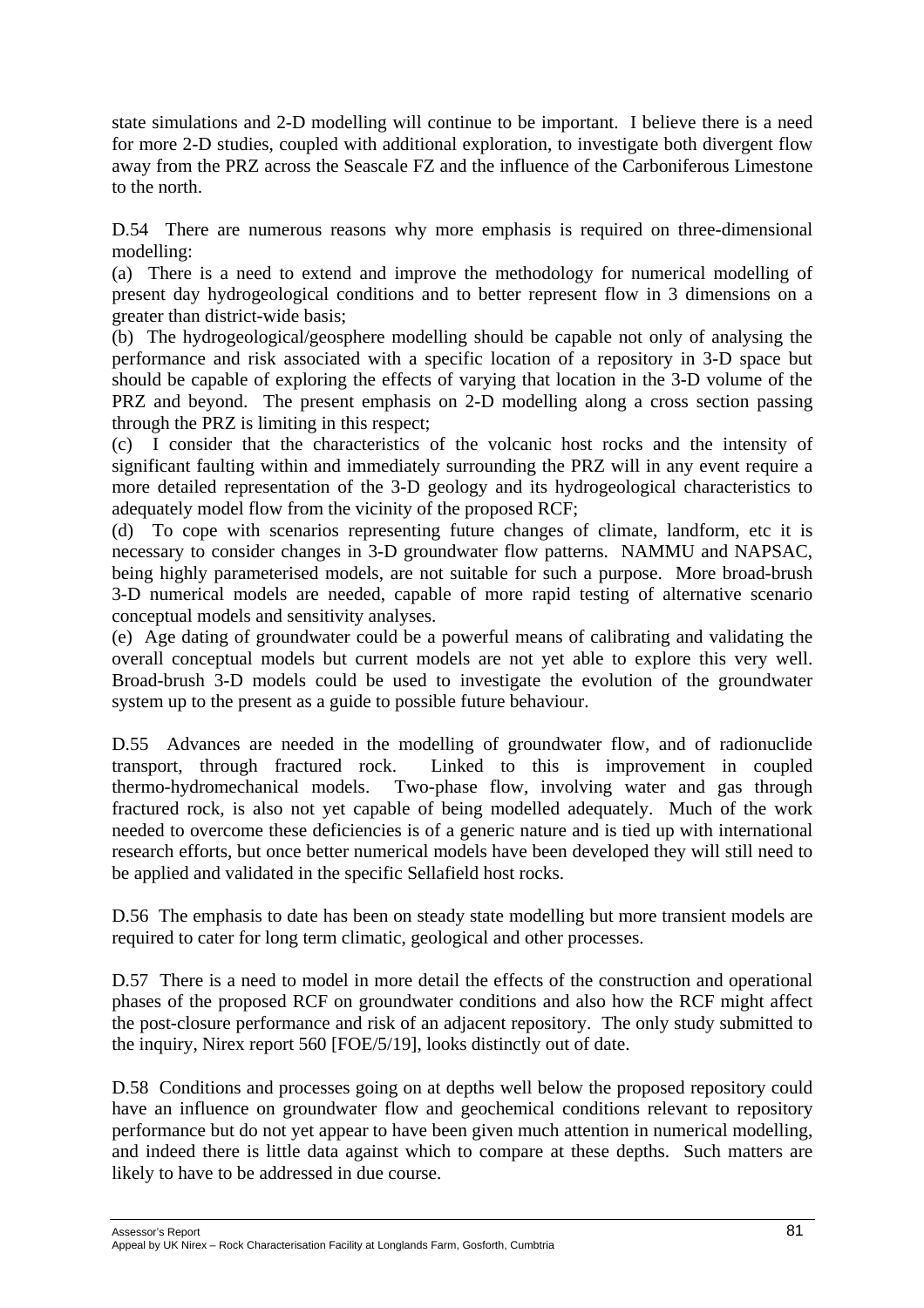state simulations and 2-D modelling will continue to be important. I believe there is a need for more 2-D studies, coupled with additional exploration, to investigate both divergent flow away from the PRZ across the Seascale FZ and the influence of the Carboniferous Limestone to the north.

D.54 There are numerous reasons why more emphasis is required on three-dimensional modelling:

(a) There is a need to extend and improve the methodology for numerical modelling of present day hydrogeological conditions and to better represent flow in 3 dimensions on a greater than district-wide basis;

(b) The hydrogeological/geosphere modelling should be capable not only of analysing the performance and risk associated with a specific location of a repository in 3-D space but should be capable of exploring the effects of varying that location in the 3-D volume of the PRZ and beyond. The present emphasis on 2-D modelling along a cross section passing through the PRZ is limiting in this respect;

(c) I consider that the characteristics of the volcanic host rocks and the intensity of significant faulting within and immediately surrounding the PRZ will in any event require a more detailed representation of the 3-D geology and its hydrogeological characteristics to adequately model flow from the vicinity of the proposed RCF;

(d) To cope with scenarios representing future changes of climate, landform, etc it is necessary to consider changes in 3-D groundwater flow patterns. NAMMU and NAPSAC, being highly parameterised models, are not suitable for such a purpose. More broad-brush 3-D numerical models are needed, capable of more rapid testing of alternative scenario conceptual models and sensitivity analyses.

(e) Age dating of groundwater could be a powerful means of calibrating and validating the overall conceptual models but current models are not yet able to explore this very well. Broad-brush 3-D models could be used to investigate the evolution of the groundwater system up to the present as a guide to possible future behaviour.

D.55 Advances are needed in the modelling of groundwater flow, and of radionuclide transport, through fractured rock. Linked to this is improvement in coupled thermo-hydromechanical models. Two-phase flow, involving water and gas through fractured rock, is also not yet capable of being modelled adequately. Much of the work needed to overcome these deficiencies is of a generic nature and is tied up with international research efforts, but once better numerical models have been developed they will still need to be applied and validated in the specific Sellafield host rocks.

D.56 The emphasis to date has been on steady state modelling but more transient models are required to cater for long term climatic, geological and other processes.

D.57 There is a need to model in more detail the effects of the construction and operational phases of the proposed RCF on groundwater conditions and also how the RCF might affect the post-closure performance and risk of an adjacent repository. The only study submitted to the inquiry, Nirex report 560 [FOE/5/19], looks distinctly out of date.

D.58 Conditions and processes going on at depths well below the proposed repository could have an influence on groundwater flow and geochemical conditions relevant to repository performance but do not yet appear to have been given much attention in numerical modelling, and indeed there is little data against which to compare at these depths. Such matters are likely to have to be addressed in due course.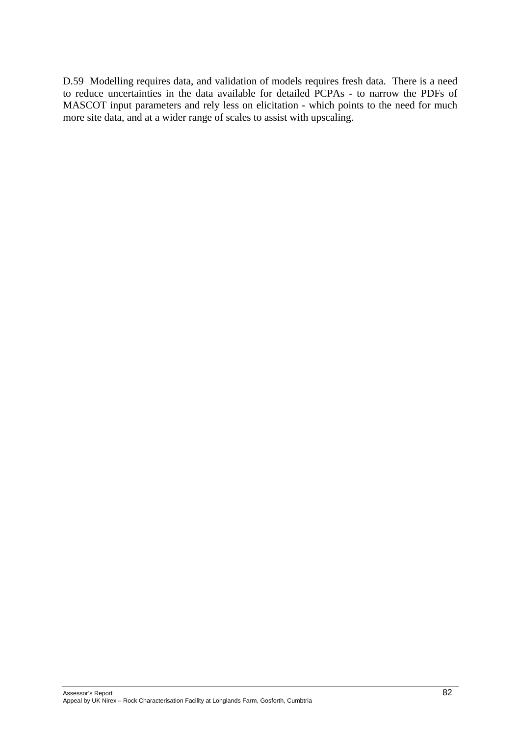D.59 Modelling requires data, and validation of models requires fresh data. There is a need to reduce uncertainties in the data available for detailed PCPAs - to narrow the PDFs of MASCOT input parameters and rely less on elicitation - which points to the need for much more site data, and at a wider range of scales to assist with upscaling.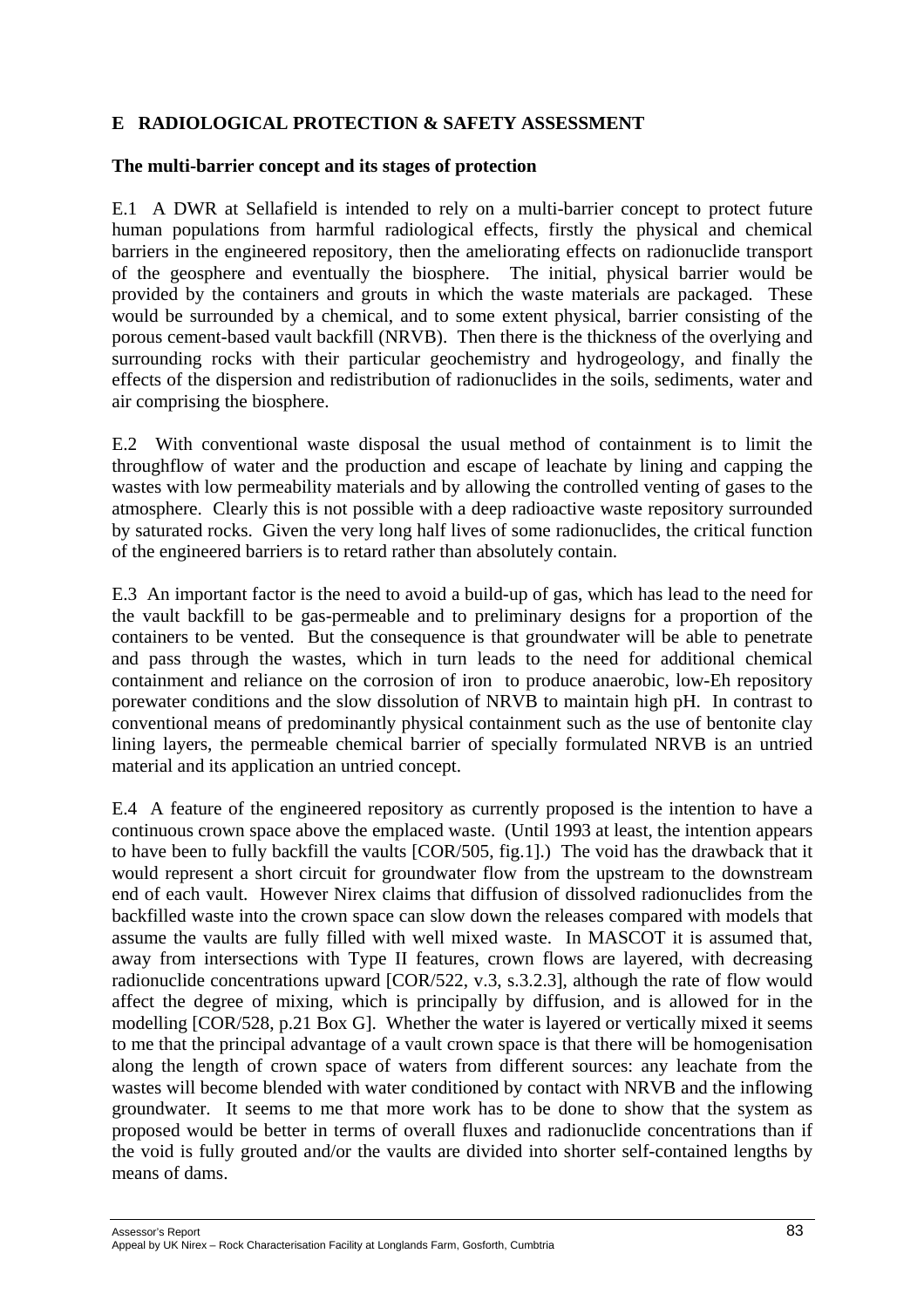## E RADIOLOGICAL PROTECTION & SAFETY ASSESSMENT

### The multi-barrier concept and its stages of protection

E.1 A DWR at Sellafield is intended to rely on a multi-barrier concept to protect future human populations from harmful radiological effects, firstly the physical and chemical barriers in the engineered repository, then the ameliorating effects on radionuclide transport of the geosphere and eventually the biosphere. The initial, physical barrier would be provided by the containers and grouts in which the waste materials are packaged. These would be surrounded by a chemical, and to some extent physical, barrier consisting of the porous cement-based vault backfill (NRVB). Then there is the thickness of the overlying and surrounding rocks with their particular geochemistry and hydrogeology, and finally the effects of the dispersion and redistribution of radionuclides in the soils, sediments, water and air comprising the biosphere.

E.2 With conventional waste disposal the usual method of containment is to limit the throughflow of water and the production and escape of leachate by lining and capping the wastes with low permeability materials and by allowing the controlled venting of gases to the atmosphere. Clearly this is not possible with a deep radioactive waste repository surrounded by saturated rocks. Given the very long half lives of some radionuclides, the critical function of the engineered barriers is to retard rather than absolutely contain.

E.3 An important factor is the need to avoid a build-up of gas, which has lead to the need for the vault backfill to be gas-permeable and to preliminary designs for a proportion of the containers to be vented. But the consequence is that groundwater will be able to penetrate and pass through the wastes, which in turn leads to the need for additional chemical containment and reliance on the corrosion of iron to produce anaerobic, low-Eh repository porewater conditions and the slow dissolution of NRVB to maintain high pH. In contrast to conventional means of predominantly physical containment such as the use of bentonite clay lining layers, the permeable chemical barrier of specially formulated NRVB is an untried material and its application an untried concept.

E.4 A feature of the engineered repository as currently proposed is the intention to have a continuous crown space above the emplaced waste. (Until 1993 at least, the intention appears to have been to fully backfill the vaults [COR/505, fig.1].) The void has the drawback that it would represent a short circuit for groundwater flow from the upstream to the downstream end of each vault. However Nirex claims that diffusion of dissolved radionuclides from the backfilled waste into the crown space can slow down the releases compared with models that assume the vaults are fully filled with well mixed waste. In MASCOT it is assumed that, away from intersections with Type II features, crown flows are layered, with decreasing radionuclide concentrations upward [COR/522, v.3, s.3.2.3], although the rate of flow would affect the degree of mixing, which is principally by diffusion, and is allowed for in the modelling [COR/528, p.21 Box G]. Whether the water is layered or vertically mixed it seems to me that the principal advantage of a vault crown space is that there will be homogenisation along the length of crown space of waters from different sources: any leachate from the wastes will become blended with water conditioned by contact with NRVB and the inflowing groundwater. It seems to me that more work has to be done to show that the system as proposed would be better in terms of overall fluxes and radionuclide concentrations than if the void is fully grouted and/or the vaults are divided into shorter self-contained lengths by means of dams.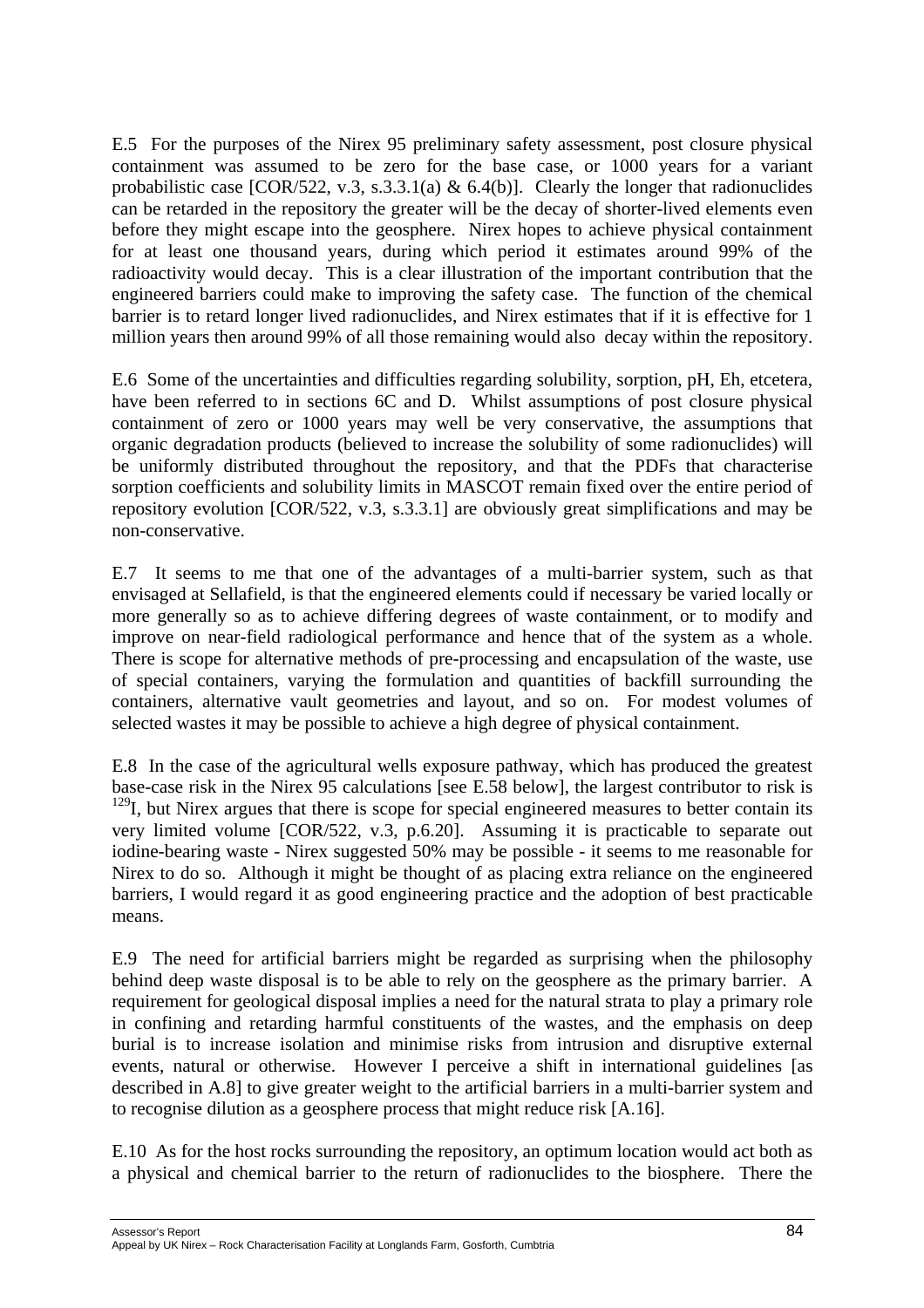E.5 For the purposes of the Nirex 95 preliminary safety assessment, post closure physical containment was assumed to be zero for the base case, or 1000 years for a variant probabilistic case [COR/522, v.3, s.3.3.1(a) & 6.4(b)]. Clearly the longer that radionuclides can be retarded in the repository the greater will be the decay of shorter-lived elements even before they might escape into the geosphere. Nirex hopes to achieve physical containment for at least one thousand years, during which period it estimates around 99% of the radioactivity would decay. This is a clear illustration of the important contribution that the engineered barriers could make to improving the safety case. The function of the chemical barrier is to retard longer lived radionuclides, and Nirex estimates that if it is effective for 1 million years then around 99% of all those remaining would also decay within the repository.

E.6 Some of the uncertainties and difficulties regarding solubility, sorption, pH, Eh, etcetera, have been referred to in sections 6C and D. Whilst assumptions of post closure physical containment of zero or 1000 years may well be very conservative, the assumptions that organic degradation products (believed to increase the solubility of some radionuclides) will be uniformly distributed throughout the repository, and that the PDFs that characterise sorption coefficients and solubility limits in MASCOT remain fixed over the entire period of repository evolution [COR/522, v.3, s.3.3.1] are obviously great simplifications and may be non-conservative.

E.7 It seems to me that one of the advantages of a multi-barrier system, such as that envisaged at Sellafield, is that the engineered elements could if necessary be varied locally or more generally so as to achieve differing degrees of waste containment, or to modify and improve on near-field radiological performance and hence that of the system as a whole. There is scope for alternative methods of pre-processing and encapsulation of the waste, use of special containers, varying the formulation and quantities of backfill surrounding the containers, alternative vault geometries and layout, and so on. For modest volumes of selected wastes it may be possible to achieve a high degree of physical containment.

E.8 In the case of the agricultural wells exposure pathway, which has produced the greatest base-case risk in the Nirex 95 calculations [see E.58 below], the largest contributor to risk is $^{129}$I, but Nirex argues that there is scope for special engineered measures to better contain its very limited volume [COR/522, v.3, p.6.20]. Assuming it is practicable to separate out iodine-bearing waste - Nirex suggested 50% may be possible - it seems to me reasonable for Nirex to do so. Although it might be thought of as placing extra reliance on the engineered barriers, I would regard it as good engineering practice and the adoption of best practicable means.

E.9 The need for artificial barriers might be regarded as surprising when the philosophy behind deep waste disposal is to be able to rely on the geosphere as the primary barrier. A requirement for geological disposal implies a need for the natural strata to play a primary role in confining and retarding harmful constituents of the wastes, and the emphasis on deep burial is to increase isolation and minimise risks from intrusion and disruptive external events, natural or otherwise. However I perceive a shift in international guidelines [as described in A.8] to give greater weight to the artificial barriers in a multi-barrier system and to recognise dilution as a geosphere process that might reduce risk [A.16].

E.10 As for the host rocks surrounding the repository, an optimum location would act both as a physical and chemical barrier to the return of radionuclides to the biosphere. There the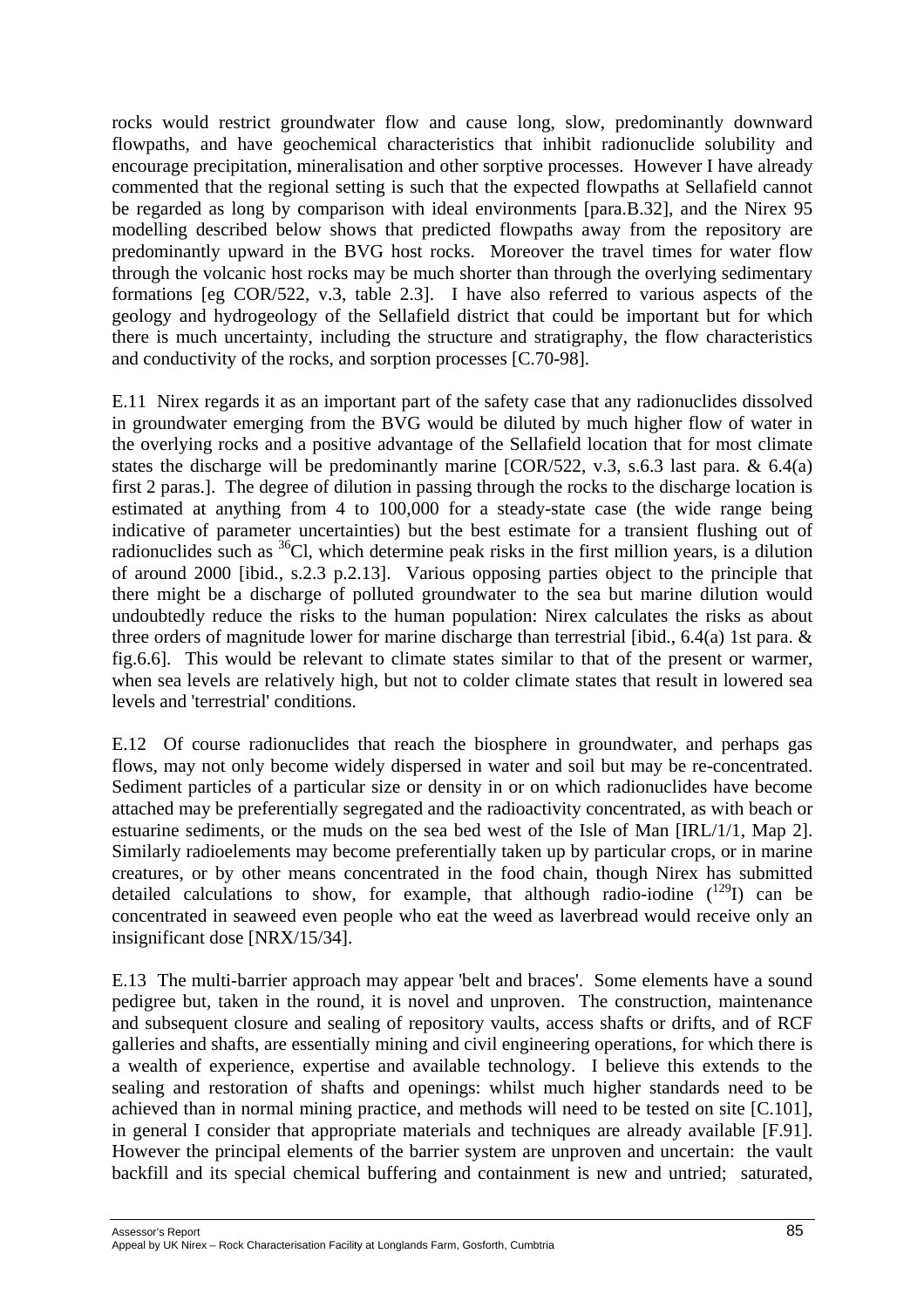rocks would restrict groundwater flow and cause long, slow, predominantly downward flowpaths, and have geochemical characteristics that inhibit radionuclide solubility and encourage precipitation, mineralisation and other sorptive processes. However I have already commented that the regional setting is such that the expected flowpaths at Sellafield cannot be regarded as long by comparison with ideal environments [para.B.32], and the Nirex 95 modelling described below shows that predicted flowpaths away from the repository are predominantly upward in the BVG host rocks. Moreover the travel times for water flow through the volcanic host rocks may be much shorter than through the overlying sedimentary formations [eg COR/522, v.3, table 2.3]. I have also referred to various aspects of the geology and hydrogeology of the Sellafield district that could be important but for which there is much uncertainty, including the structure and stratigraphy, the flow characteristics and conductivity of the rocks, and sorption processes [C.70-98].

E.11 Nirex regards it as an important part of the safety case that any radionuclides dissolved in groundwater emerging from the BVG would be diluted by much higher flow of water in the overlying rocks and a positive advantage of the Sellafield location that for most climate states the discharge will be predominantly marine [COR/522, v.3, s.6.3 last para. & 6.4(a) first 2 paras.]. The degree of dilution in passing through the rocks to the discharge location is estimated at anything from 4 to 100,000 for a steady-state case (the wide range being indicative of parameter uncertainties) but the best estimate for a transient flushing out of radionuclides such as $^{36}$Cl, which determine peak risks in the first million years, is a dilution of around 2000 [ibid., s.2.3 p.2.13]. Various opposing parties object to the principle that there might be a discharge of polluted groundwater to the sea but marine dilution would undoubtedly reduce the risks to the human population: Nirex calculates the risks as about three orders of magnitude lower for marine discharge than terrestrial [ibid., 6.4(a) 1st para. & fig.6.6]. This would be relevant to climate states similar to that of the present or warmer, when sea levels are relatively high, but not to colder climate states that result in lowered sea levels and 'terrestrial' conditions.

E.12 Of course radionuclides that reach the biosphere in groundwater, and perhaps gas flows, may not only become widely dispersed in water and soil but may be re-concentrated. Sediment particles of a particular size or density in or on which radionuclides have become attached may be preferentially segregated and the radioactivity concentrated, as with beach or estuarine sediments, or the muds on the sea bed west of the Isle of Man [IRL/1/1, Map 2]. Similarly radioelements may become preferentially taken up by particular crops, or in marine creatures, or by other means concentrated in the food chain, though Nirex has submitted detailed calculations to show, for example, that although radio-iodine ($^{129}$I) can be concentrated in seaweed even people who eat the weed as laverbread would receive only an insignificant dose [NRX/15/34].

E.13 The multi-barrier approach may appear 'belt and braces'. Some elements have a sound pedigree but, taken in the round, it is novel and unproven. The construction, maintenance and subsequent closure and sealing of repository vaults, access shafts or drifts, and of RCF galleries and shafts, are essentially mining and civil engineering operations, for which there is a wealth of experience, expertise and available technology. I believe this extends to the sealing and restoration of shafts and openings: whilst much higher standards need to be achieved than in normal mining practice, and methods will need to be tested on site [C.101], in general I consider that appropriate materials and techniques are already available [F.91]. However the principal elements of the barrier system are unproven and uncertain: the vault backfill and its special chemical buffering and containment is new and untried; saturated,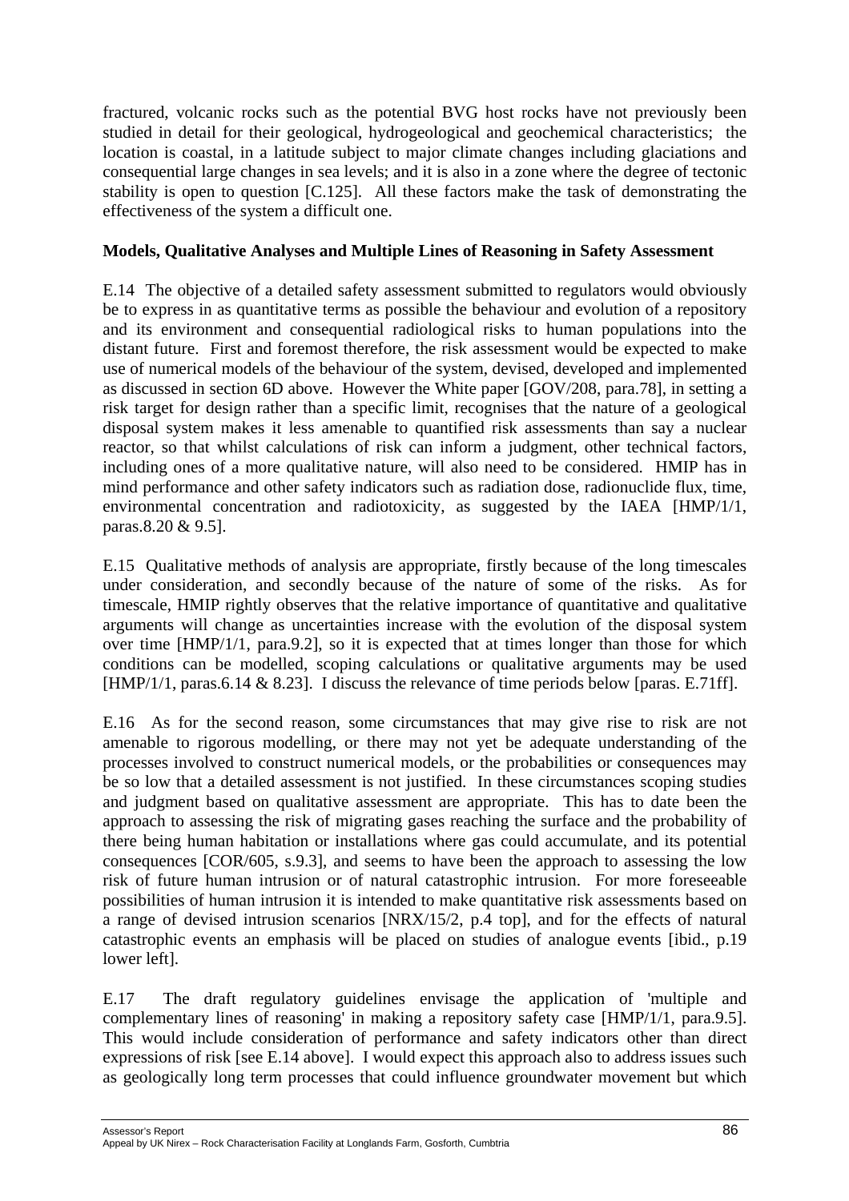fractured, volcanic rocks such as the potential BVG host rocks have not previously been studied in detail for their geological, hydrogeological and geochemical characteristics; the location is coastal, in a latitude subject to major climate changes including glaciations and consequential large changes in sea levels; and it is also in a zone where the degree of tectonic stability is open to question [C.125]. All these factors make the task of demonstrating the effectiveness of the system a difficult one.

**Models, Qualitative Analyses and Multiple Lines of Reasoning in Safety Assessment**

E.14 The objective of a detailed safety assessment submitted to regulators would obviously be to express in as quantitative terms as possible the behaviour and evolution of a repository and its environment and consequential radiological risks to human populations into the distant future. First and foremost therefore, the risk assessment would be expected to make use of numerical models of the behaviour of the system, devised, developed and implemented as discussed in section 6D above. However the White paper [GOV/208, para.78], in setting a risk target for design rather than a specific limit, recognises that the nature of a geological disposal system makes it less amenable to quantified risk assessments than say a nuclear reactor, so that whilst calculations of risk can inform a judgment, other technical factors, including ones of a more qualitative nature, will also need to be considered. HMIP has in mind performance and other safety indicators such as radiation dose, radionuclide flux, time, environmental concentration and radiotoxicity, as suggested by the IAEA [HMP/1/1, paras.8.20 & 9.5].

E.15 Qualitative methods of analysis are appropriate, firstly because of the long timescales under consideration, and secondly because of the nature of some of the risks. As for timescale, HMIP rightly observes that the relative importance of quantitative and qualitative arguments will change as uncertainties increase with the evolution of the disposal system over time [HMP/1/1, para.9.2], so it is expected that at times longer than those for which conditions can be modelled, scoping calculations or qualitative arguments may be used [HMP/1/1, paras.6.14 & 8.23]. I discuss the relevance of time periods below [paras. E.71ff].

E.16 As for the second reason, some circumstances that may give rise to risk are not amenable to rigorous modelling, or there may not yet be adequate understanding of the processes involved to construct numerical models, or the probabilities or consequences may be so low that a detailed assessment is not justified. In these circumstances scoping studies and judgment based on qualitative assessment are appropriate. This has to date been the approach to assessing the risk of migrating gases reaching the surface and the probability of there being human habitation or installations where gas could accumulate, and its potential consequences [COR/605, s.9.3], and seems to have been the approach to assessing the low risk of future human intrusion or of natural catastrophic intrusion. For more foreseeable possibilities of human intrusion it is intended to make quantitative risk assessments based on a range of devised intrusion scenarios [NRX/15/2, p.4 top], and for the effects of natural catastrophic events an emphasis will be placed on studies of analogue events [ibid., p.19 lower left].

E.17 The draft regulatory guidelines envisage the application of 'multiple and complementary lines of reasoning' in making a repository safety case [HMP/1/1, para.9.5]. This would include consideration of performance and safety indicators other than direct expressions of risk [see E.14 above]. I would expect this approach also to address issues such as geologically long term processes that could influence groundwater movement but which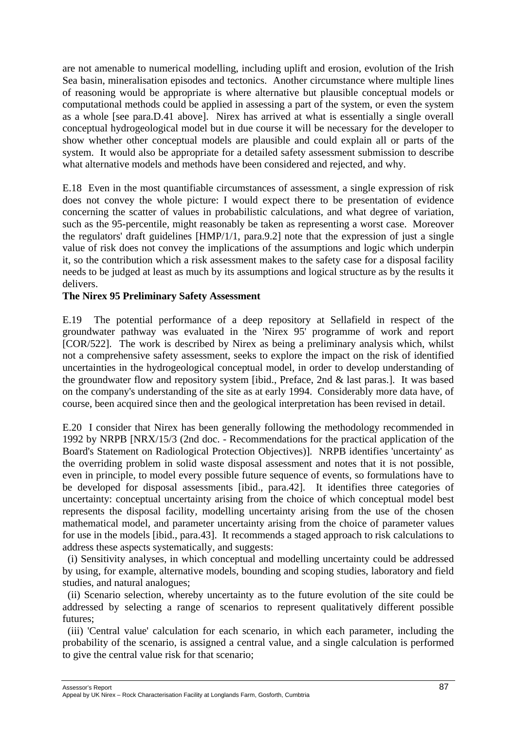are not amenable to numerical modelling, including uplift and erosion, evolution of the Irish Sea basin, mineralisation episodes and tectonics. Another circumstance where multiple lines of reasoning would be appropriate is where alternative but plausible conceptual models or computational methods could be applied in assessing a part of the system, or even the system as a whole [see para.D.41 above]. Nirex has arrived at what is essentially a single overall conceptual hydrogeological model but in due course it will be necessary for the developer to show whether other conceptual models are plausible and could explain all or parts of the system. It would also be appropriate for a detailed safety assessment submission to describe what alternative models and methods have been considered and rejected, and why.

E.18 Even in the most quantifiable circumstances of assessment, a single expression of risk does not convey the whole picture: I would expect there to be presentation of evidence concerning the scatter of values in probabilistic calculations, and what degree of variation, such as the 95-percentile, might reasonably be taken as representing a worst case. Moreover the regulators' draft guidelines [HMP/1/1, para.9.2] note that the expression of just a single value of risk does not convey the implications of the assumptions and logic which underpin it, so the contribution which a risk assessment makes to the safety case for a disposal facility needs to be judged at least as much by its assumptions and logical structure as by the results it delivers.

**The Nirex 95 Preliminary Safety Assessment**

E.19 The potential performance of a deep repository at Sellafield in respect of the groundwater pathway was evaluated in the 'Nirex 95' programme of work and report [COR/522]. The work is described by Nirex as being a preliminary analysis which, whilst not a comprehensive safety assessment, seeks to explore the impact on the risk of identified uncertainties in the hydrogeological conceptual model, in order to develop understanding of the groundwater flow and repository system [ibid., Preface, 2nd & last paras.]. It was based on the company's understanding of the site as at early 1994. Considerably more data have, of course, been acquired since then and the geological interpretation has been revised in detail.

E.20 I consider that Nirex has been generally following the methodology recommended in 1992 by NRPB [NRX/15/3 (2nd doc. - Recommendations for the practical application of the Board's Statement on Radiological Protection Objectives)]. NRPB identifies 'uncertainty' as the overriding problem in solid waste disposal assessment and notes that it is not possible, even in principle, to model every possible future sequence of events, so formulations have to be developed for disposal assessments [ibid., para.42]. It identifies three categories of uncertainty: conceptual uncertainty arising from the choice of which conceptual model best represents the disposal facility, modelling uncertainty arising from the use of the chosen mathematical model, and parameter uncertainty arising from the choice of parameter values for use in the models [ibid., para.43]. It recommends a staged approach to risk calculations to address these aspects systematically, and suggests:

(i) Sensitivity analyses, in which conceptual and modelling uncertainty could be addressed by using, for example, alternative models, bounding and scoping studies, laboratory and field studies, and natural analogues;

(ii) Scenario selection, whereby uncertainty as to the future evolution of the site could be addressed by selecting a range of scenarios to represent qualitatively different possible futures;

(iii) 'Central value' calculation for each scenario, in which each parameter, including the probability of the scenario, is assigned a central value, and a single calculation is performed to give the central value risk for that scenario;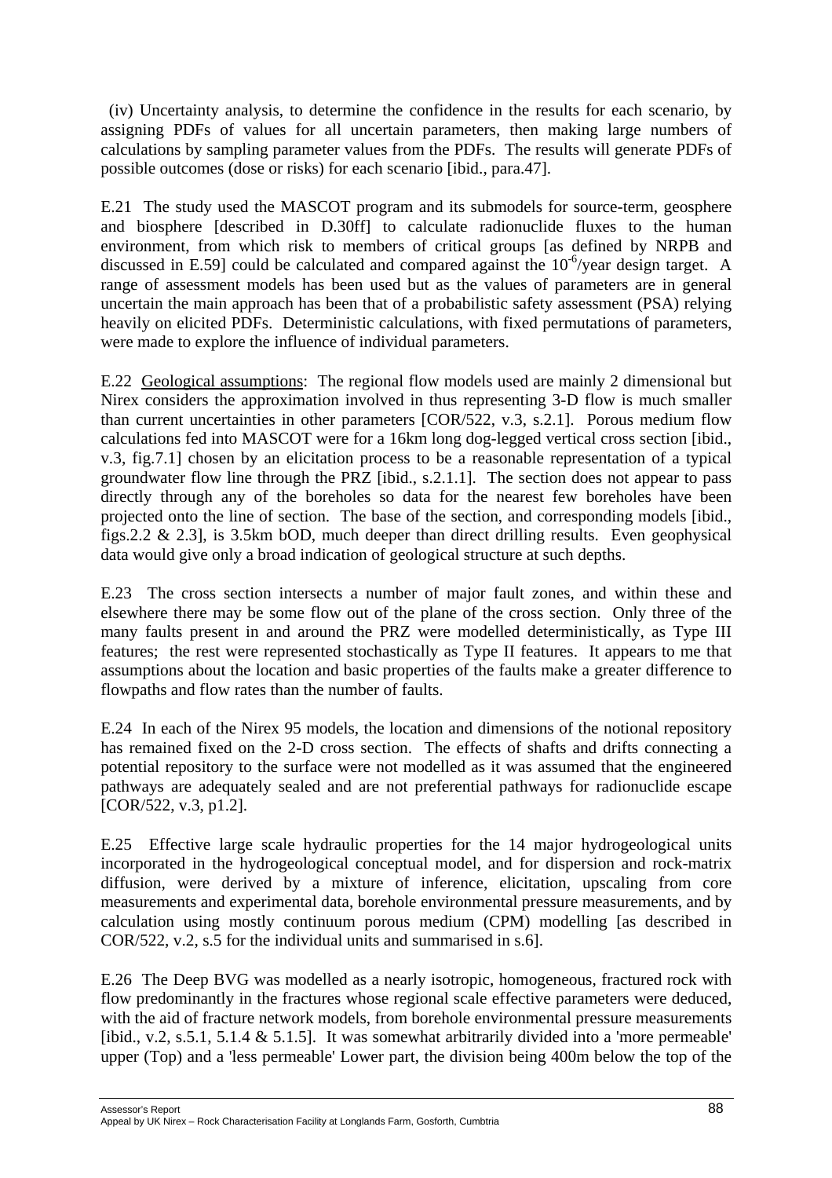(iv) Uncertainty analysis, to determine the confidence in the results for each scenario, by assigning PDFs of values for all uncertain parameters, then making large numbers of calculations by sampling parameter values from the PDFs. The results will generate PDFs of possible outcomes (dose or risks) for each scenario [ibid., para.47].

E.21 The study used the MASCOT program and its submodels for source-term, geosphere and biosphere [described in D.30ff] to calculate radionuclide fluxes to the human environment, from which risk to members of critical groups [as defined by NRPB and discussed in E.59] could be calculated and compared against the $10^{-6}$/year design target. A range of assessment models has been used but as the values of parameters are in general uncertain the main approach has been that of a probabilistic safety assessment (PSA) relying heavily on elicited PDFs. Deterministic calculations, with fixed permutations of parameters, were made to explore the influence of individual parameters.

E.22 Geological assumptions: The regional flow models used are mainly 2 dimensional but Nirex considers the approximation involved in thus representing 3-D flow is much smaller than current uncertainties in other parameters [COR/522, v.3, s.2.1]. Porous medium flow calculations fed into MASCOT were for a 16km long dog-legged vertical cross section [ibid., v.3, fig.7.1] chosen by an elicitation process to be a reasonable representation of a typical groundwater flow line through the PRZ [ibid., s.2.1.1]. The section does not appear to pass directly through any of the boreholes so data for the nearest few boreholes have been projected onto the line of section. The base of the section, and corresponding models [ibid., figs.2.2 & 2.3], is 3.5km bOD, much deeper than direct drilling results. Even geophysical data would give only a broad indication of geological structure at such depths.

E.23 The cross section intersects a number of major fault zones, and within these and elsewhere there may be some flow out of the plane of the cross section. Only three of the many faults present in and around the PRZ were modelled deterministically, as Type III features; the rest were represented stochastically as Type II features. It appears to me that assumptions about the location and basic properties of the faults make a greater difference to flowpaths and flow rates than the number of faults.

E.24 In each of the Nirex 95 models, the location and dimensions of the notional repository has remained fixed on the 2-D cross section. The effects of shafts and drifts connecting a potential repository to the surface were not modelled as it was assumed that the engineered pathways are adequately sealed and are not preferential pathways for radionuclide escape [COR/522, v.3, p1.2].

E.25 Effective large scale hydraulic properties for the 14 major hydrogeological units incorporated in the hydrogeological conceptual model, and for dispersion and rock-matrix diffusion, were derived by a mixture of inference, elicitation, upscaling from core measurements and experimental data, borehole environmental pressure measurements, and by calculation using mostly continuum porous medium (CPM) modelling [as described in COR/522, v.2, s.5 for the individual units and summarised in s.6].

E.26 The Deep BVG was modelled as a nearly isotropic, homogeneous, fractured rock with flow predominantly in the fractures whose regional scale effective parameters were deduced, with the aid of fracture network models, from borehole environmental pressure measurements [ibid., v.2, s.5.1, 5.1.4 & 5.1.5]. It was somewhat arbitrarily divided into a 'more permeable' upper (Top) and a 'less permeable' Lower part, the division being 400m below the top of the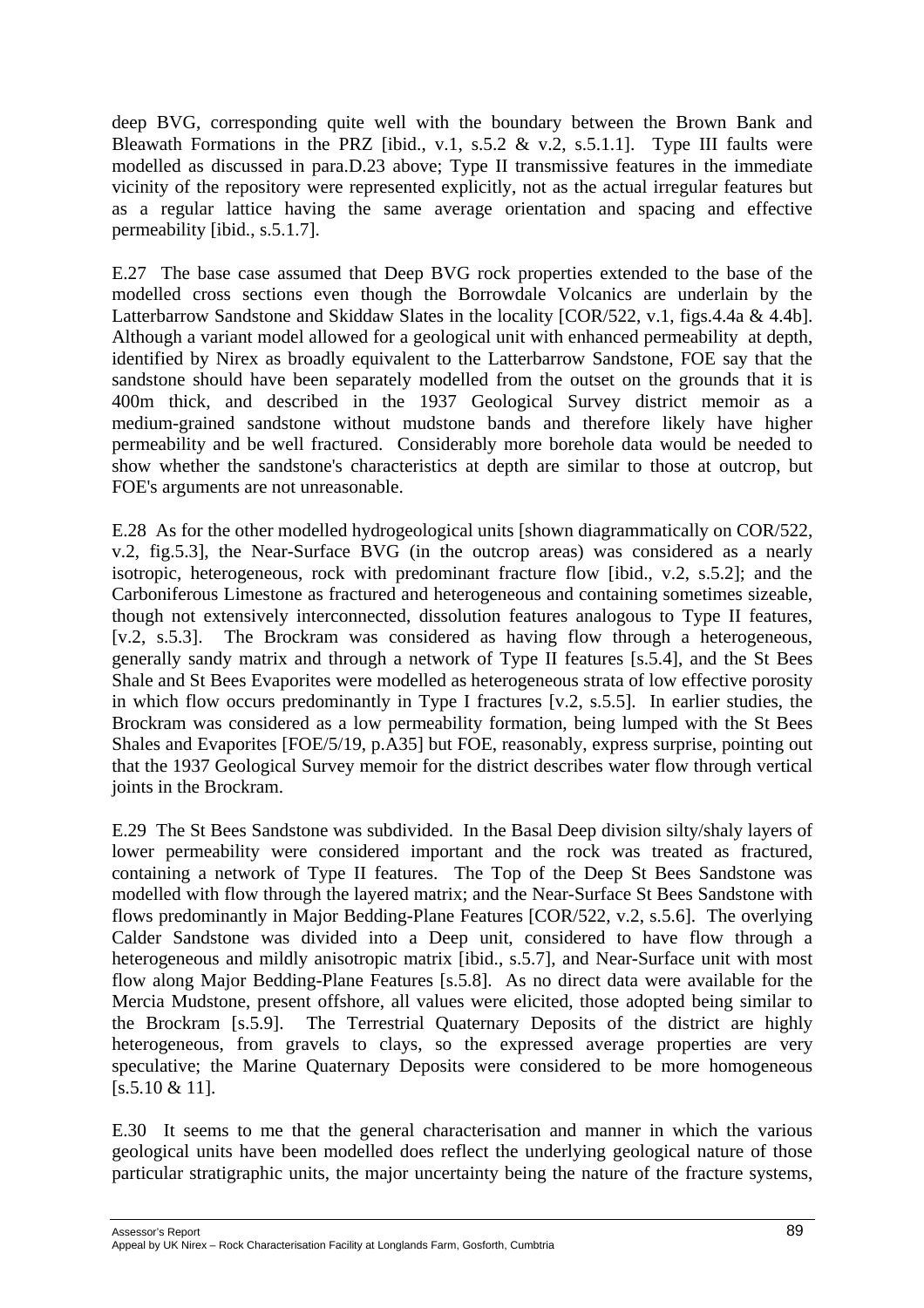deep BVG, corresponding quite well with the boundary between the Brown Bank and Bleawath Formations in the PRZ [ibid., v.1, s.5.2 & v.2, s.5.1.1]. Type III faults were modelled as discussed in para.D.23 above; Type II transmissive features in the immediate vicinity of the repository were represented explicitly, not as the actual irregular features but as a regular lattice having the same average orientation and spacing and effective permeability [ibid., s.5.1.7].

E.27 The base case assumed that Deep BVG rock properties extended to the base of the modelled cross sections even though the Borrowdale Volcanics are underlain by the Latterbarrow Sandstone and Skiddaw Slates in the locality [COR/522, v.1, figs.4.4a & 4.4b]. Although a variant model allowed for a geological unit with enhanced permeability at depth, identified by Nirex as broadly equivalent to the Latterbarrow Sandstone, FOE say that the sandstone should have been separately modelled from the outset on the grounds that it is 400m thick, and described in the 1937 Geological Survey district memoir as a medium-grained sandstone without mudstone bands and therefore likely have higher permeability and be well fractured. Considerably more borehole data would be needed to show whether the sandstone's characteristics at depth are similar to those at outcrop, but FOE's arguments are not unreasonable.

E.28 As for the other modelled hydrogeological units [shown diagrammatically on COR/522, v.2, fig.5.3], the Near-Surface BVG (in the outcrop areas) was considered as a nearly isotropic, heterogeneous, rock with predominant fracture flow [ibid., v.2, s.5.2]; and the Carboniferous Limestone as fractured and heterogeneous and containing sometimes sizeable, though not extensively interconnected, dissolution features analogous to Type II features, [v.2, s.5.3]. The Brockram was considered as having flow through a heterogeneous, generally sandy matrix and through a network of Type II features [s.5.4], and the St Bees Shale and St Bees Evaporites were modelled as heterogeneous strata of low effective porosity in which flow occurs predominantly in Type I fractures [v.2, s.5.5]. In earlier studies, the Brockram was considered as a low permeability formation, being lumped with the St Bees Shales and Evaporites [FOE/5/19, p.A35] but FOE, reasonably, express surprise, pointing out that the 1937 Geological Survey memoir for the district describes water flow through vertical joints in the Brockram.

E.29 The St Bees Sandstone was subdivided. In the Basal Deep division silty/shaly layers of lower permeability were considered important and the rock was treated as fractured, containing a network of Type II features. The Top of the Deep St Bees Sandstone was modelled with flow through the layered matrix; and the Near-Surface St Bees Sandstone with flows predominantly in Major Bedding-Plane Features [COR/522, v.2, s.5.6]. The overlying Calder Sandstone was divided into a Deep unit, considered to have flow through a heterogeneous and mildly anisotropic matrix [ibid., s.5.7], and Near-Surface unit with most flow along Major Bedding-Plane Features [s.5.8]. As no direct data were available for the Mercia Mudstone, present offshore, all values were elicited, those adopted being similar to the Brockram [s.5.9]. The Terrestrial Quaternary Deposits of the district are highly heterogeneous, from gravels to clays, so the expressed average properties are very speculative; the Marine Quaternary Deposits were considered to be more homogeneous [s.5.10 & 11].

E.30 It seems to me that the general characterisation and manner in which the various geological units have been modelled does reflect the underlying geological nature of those particular stratigraphic units, the major uncertainty being the nature of the fracture systems,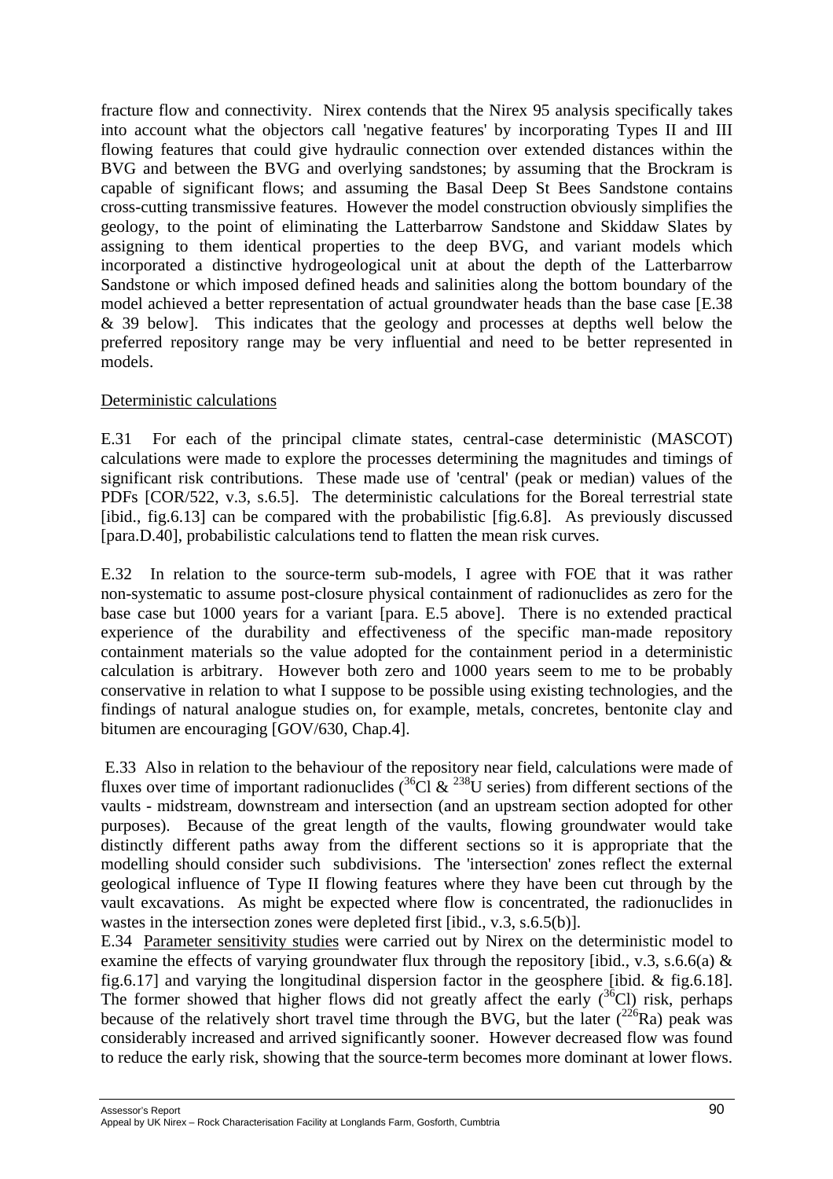fracture flow and connectivity. Nirex contends that the Nirex 95 analysis specifically takes into account what the objectors call 'negative features' by incorporating Types II and III flowing features that could give hydraulic connection over extended distances within the BVG and between the BVG and overlying sandstones; by assuming that the Brockram is capable of significant flows; and assuming the Basal Deep St Bees Sandstone contains cross-cutting transmissive features. However the model construction obviously simplifies the geology, to the point of eliminating the Latterbarrow Sandstone and Skiddaw Slates by assigning to them identical properties to the deep BVG, and variant models which incorporated a distinctive hydrogeological unit at about the depth of the Latterbarrow Sandstone or which imposed defined heads and salinities along the bottom boundary of the model achieved a better representation of actual groundwater heads than the base case [E.38 & 39 below]. This indicates that the geology and processes at depths well below the preferred repository range may be very influential and need to be better represented in models.

Deterministic calculations

E.31 For each of the principal climate states, central-case deterministic (MASCOT) calculations were made to explore the processes determining the magnitudes and timings of significant risk contributions. These made use of 'central' (peak or median) values of the PDFs [COR/522, v.3, s.6.5]. The deterministic calculations for the Boreal terrestrial state [ibid., fig.6.13] can be compared with the probabilistic [fig.6.8]. As previously discussed [para.D.40], probabilistic calculations tend to flatten the mean risk curves.

E.32 In relation to the source-term sub-models, I agree with FOE that it was rather non-systematic to assume post-closure physical containment of radionuclides as zero for the base case but 1000 years for a variant [para. E.5 above]. There is no extended practical experience of the durability and effectiveness of the specific man-made repository containment materials so the value adopted for the containment period in a deterministic calculation is arbitrary. However both zero and 1000 years seem to me to be probably conservative in relation to what I suppose to be possible using existing technologies, and the findings of natural analogue studies on, for example, metals, concretes, bentonite clay and bitumen are encouraging [GOV/630, Chap.4].

E.33 Also in relation to the behaviour of the repository near field, calculations were made of fluxes over time of important radionuclides ($^{36}$Cl & $^{238}$U series) from different sections of the vaults - midstream, downstream and intersection (and an upstream section adopted for other purposes). Because of the great length of the vaults, flowing groundwater would take distinctly different paths away from the different sections so it is appropriate that the modelling should consider such subdivisions. The 'intersection' zones reflect the external geological influence of Type II flowing features where they have been cut through by the vault excavations. As might be expected where flow is concentrated, the radionuclides in wastes in the intersection zones were depleted first [ibid., v.3, s.6.5(b)].

E.34 Parameter sensitivity studies were carried out by Nirex on the deterministic model to examine the effects of varying groundwater flux through the repository [ibid., v.3, s.6.6(a) & fig.6.17] and varying the longitudinal dispersion factor in the geosphere [ibid. & fig.6.18]. The former showed that higher flows did not greatly affect the early ($^{36}$Cl) risk, perhaps because of the relatively short travel time through the BVG, but the later ($^{226}$Ra) peak was considerably increased and arrived significantly sooner. However decreased flow was found to reduce the early risk, showing that the source-term becomes more dominant at lower flows.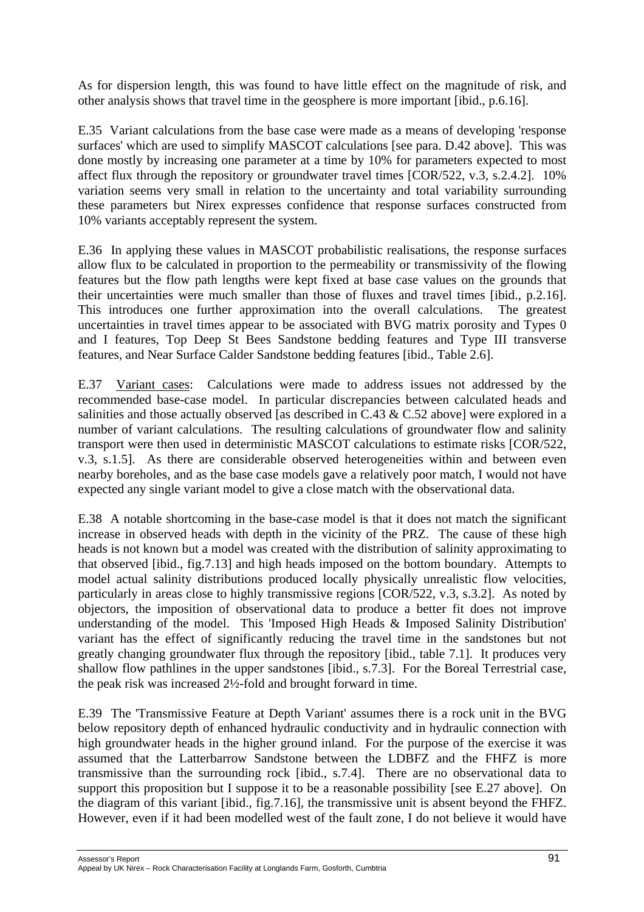As for dispersion length, this was found to have little effect on the magnitude of risk, and other analysis shows that travel time in the geosphere is more important [ibid., p.6.16].

E.35 Variant calculations from the base case were made as a means of developing 'response surfaces' which are used to simplify MASCOT calculations [see para. D.42 above]. This was done mostly by increasing one parameter at a time by 10% for parameters expected to most affect flux through the repository or groundwater travel times [COR/522, v.3, s.2.4.2]. 10% variation seems very small in relation to the uncertainty and total variability surrounding these parameters but Nirex expresses confidence that response surfaces constructed from 10% variants acceptably represent the system.

E.36 In applying these values in MASCOT probabilistic realisations, the response surfaces allow flux to be calculated in proportion to the permeability or transmissivity of the flowing features but the flow path lengths were kept fixed at base case values on the grounds that their uncertainties were much smaller than those of fluxes and travel times [ibid., p.2.16]. This introduces one further approximation into the overall calculations. The greatest uncertainties in travel times appear to be associated with BVG matrix porosity and Types 0 and I features, Top Deep St Bees Sandstone bedding features and Type III transverse features, and Near Surface Calder Sandstone bedding features [ibid., Table 2.6].

E.37 Variant cases: Calculations were made to address issues not addressed by the recommended base-case model. In particular discrepancies between calculated heads and salinities and those actually observed [as described in C.43 & C.52 above] were explored in a number of variant calculations. The resulting calculations of groundwater flow and salinity transport were then used in deterministic MASCOT calculations to estimate risks [COR/522, v.3, s.1.5]. As there are considerable observed heterogeneities within and between even nearby boreholes, and as the base case models gave a relatively poor match, I would not have expected any single variant model to give a close match with the observational data.

E.38 A notable shortcoming in the base-case model is that it does not match the significant increase in observed heads with depth in the vicinity of the PRZ. The cause of these high heads is not known but a model was created with the distribution of salinity approximating to that observed [ibid., fig.7.13] and high heads imposed on the bottom boundary. Attempts to model actual salinity distributions produced locally physically unrealistic flow velocities, particularly in areas close to highly transmissive regions [COR/522, v.3, s.3.2]. As noted by objectors, the imposition of observational data to produce a better fit does not improve understanding of the model. This 'Imposed High Heads & Imposed Salinity Distribution' variant has the effect of significantly reducing the travel time in the sandstones but not greatly changing groundwater flux through the repository [ibid., table 7.1]. It produces very shallow flow pathlines in the upper sandstones [ibid., s.7.3]. For the Boreal Terrestrial case, the peak risk was increased 2½-fold and brought forward in time.

E.39 The 'Transmissive Feature at Depth Variant' assumes there is a rock unit in the BVG below repository depth of enhanced hydraulic conductivity and in hydraulic connection with high groundwater heads in the higher ground inland. For the purpose of the exercise it was assumed that the Latterbarrow Sandstone between the LDBFZ and the FHFZ is more transmissive than the surrounding rock [ibid., s.7.4]. There are no observational data to support this proposition but I suppose it to be a reasonable possibility [see E.27 above]. On the diagram of this variant [ibid., fig.7.16], the transmissive unit is absent beyond the FHFZ. However, even if it had been modelled west of the fault zone, I do not believe it would have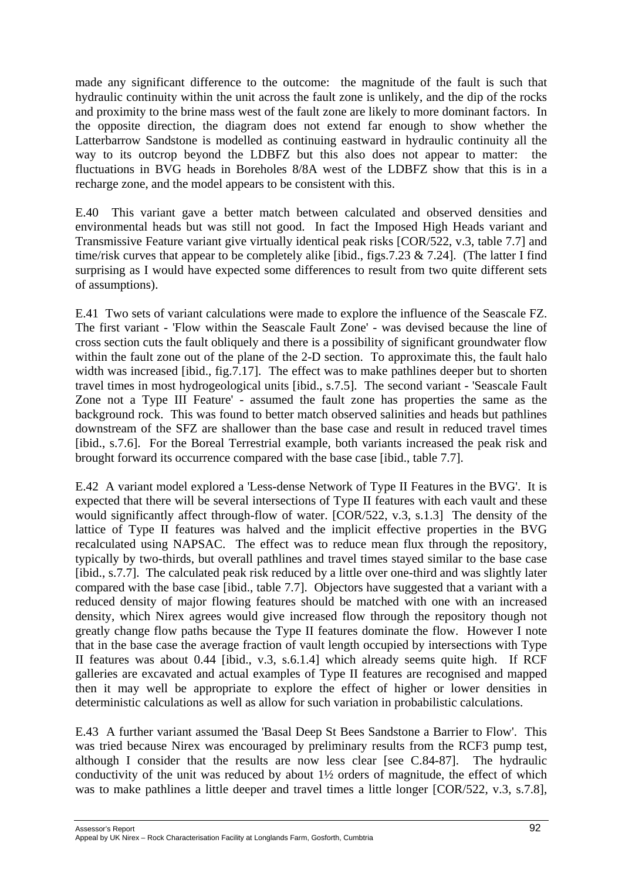made any significant difference to the outcome: the magnitude of the fault is such that hydraulic continuity within the unit across the fault zone is unlikely, and the dip of the rocks and proximity to the brine mass west of the fault zone are likely to more dominant factors. In the opposite direction, the diagram does not extend far enough to show whether the Latterbarrow Sandstone is modelled as continuing eastward in hydraulic continuity all the way to its outcrop beyond the LDBFZ but this also does not appear to matter: the fluctuations in BVG heads in Boreholes 8/8A west of the LDBFZ show that this is in a recharge zone, and the model appears to be consistent with this.

E.40 This variant gave a better match between calculated and observed densities and environmental heads but was still not good. In fact the Imposed High Heads variant and Transmissive Feature variant give virtually identical peak risks [COR/522, v.3, table 7.7] and time/risk curves that appear to be completely alike [ibid., figs.7.23 & 7.24]. (The latter I find surprising as I would have expected some differences to result from two quite different sets of assumptions).

E.41 Two sets of variant calculations were made to explore the influence of the Seascale FZ. The first variant - 'Flow within the Seascale Fault Zone' - was devised because the line of cross section cuts the fault obliquely and there is a possibility of significant groundwater flow within the fault zone out of the plane of the 2-D section. To approximate this, the fault halo width was increased [ibid., fig.7.17]. The effect was to make pathlines deeper but to shorten travel times in most hydrogeological units [ibid., s.7.5]. The second variant - 'Seascale Fault Zone not a Type III Feature' - assumed the fault zone has properties the same as the background rock. This was found to better match observed salinities and heads but pathlines downstream of the SFZ are shallower than the base case and result in reduced travel times [ibid., s.7.6]. For the Boreal Terrestrial example, both variants increased the peak risk and brought forward its occurrence compared with the base case [ibid., table 7.7].

E.42 A variant model explored a 'Less-dense Network of Type II Features in the BVG'. It is expected that there will be several intersections of Type II features with each vault and these would significantly affect through-flow of water. [COR/522, v.3, s.1.3] The density of the lattice of Type II features was halved and the implicit effective properties in the BVG recalculated using NAPSAC. The effect was to reduce mean flux through the repository, typically by two-thirds, but overall pathlines and travel times stayed similar to the base case [ibid., s.7.7]. The calculated peak risk reduced by a little over one-third and was slightly later compared with the base case [ibid., table 7.7]. Objectors have suggested that a variant with a reduced density of major flowing features should be matched with one with an increased density, which Nirex agrees would give increased flow through the repository though not greatly change flow paths because the Type II features dominate the flow. However I note that in the base case the average fraction of vault length occupied by intersections with Type II features was about 0.44 [ibid., v.3, s.6.1.4] which already seems quite high. If RCF galleries are excavated and actual examples of Type II features are recognised and mapped then it may well be appropriate to explore the effect of higher or lower densities in deterministic calculations as well as allow for such variation in probabilistic calculations.

E.43 A further variant assumed the 'Basal Deep St Bees Sandstone a Barrier to Flow'. This was tried because Nirex was encouraged by preliminary results from the RCF3 pump test, although I consider that the results are now less clear [see C.84-87]. The hydraulic conductivity of the unit was reduced by about 1½ orders of magnitude, the effect of which was to make pathlines a little deeper and travel times a little longer [COR/522, v.3, s.7.8],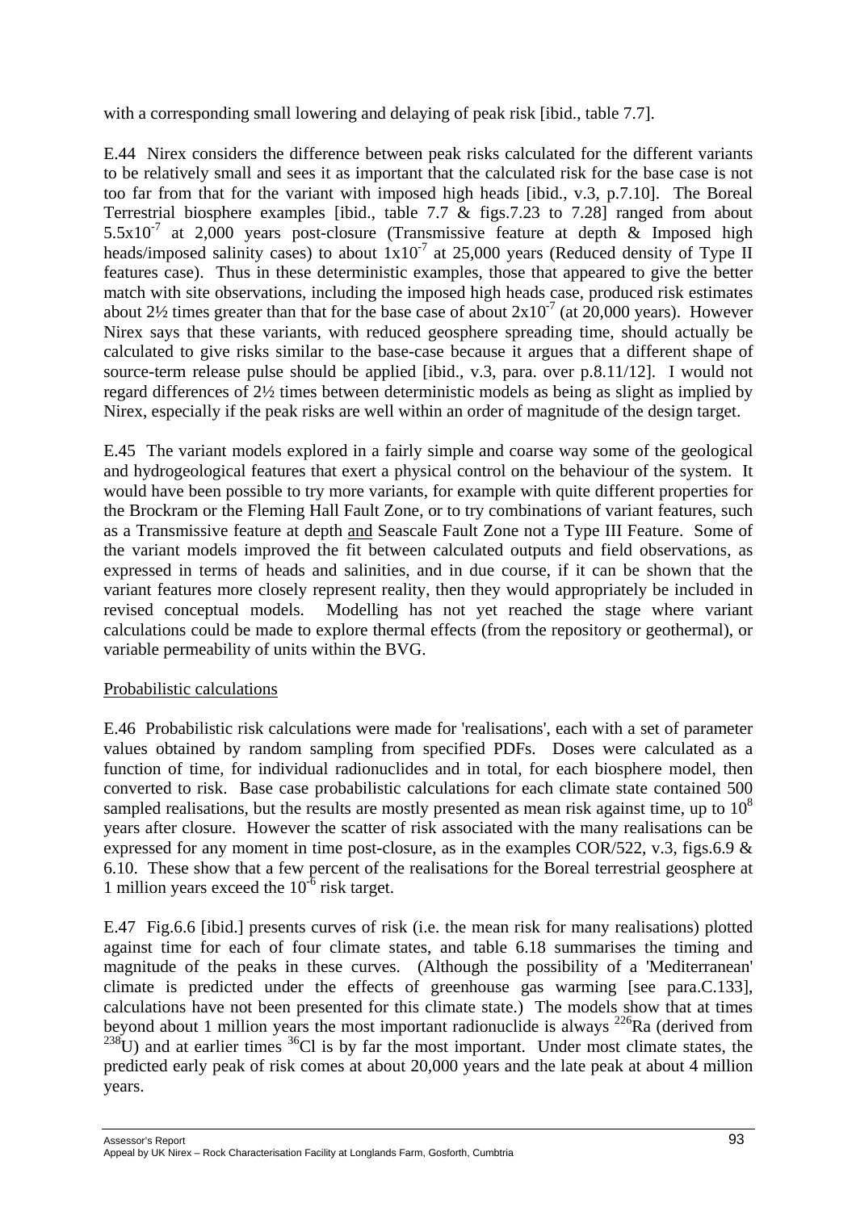with a corresponding small lowering and delaying of peak risk [ibid., table 7.7].

E.44 Nirex considers the difference between peak risks calculated for the different variants to be relatively small and sees it as important that the calculated risk for the base case is not too far from that for the variant with imposed high heads [ibid., v.3, p.7.10]. The Boreal Terrestrial biosphere examples [ibid., table 7.7 & figs.7.23 to 7.28] ranged from about $5.5x10^{-7}$ at 2,000 years post-closure (Transmissive feature at depth & Imposed high heads/imposed salinity cases) to about $1x10^{-7}$ at 25,000 years (Reduced density of Type II features case). Thus in these deterministic examples, those that appeared to give the better match with site observations, including the imposed high heads case, produced risk estimates about 2½ times greater than that for the base case of about $2x10^{-7}$ (at 20,000 years). However Nirex says that these variants, with reduced geosphere spreading time, should actually be calculated to give risks similar to the base-case because it argues that a different shape of source-term release pulse should be applied [ibid., v.3, para. over p.8.11/12]. I would not regard differences of 2½ times between deterministic models as being as slight as implied by Nirex, especially if the peak risks are well within an order of magnitude of the design target.

E.45 The variant models explored in a fairly simple and coarse way some of the geological and hydrogeological features that exert a physical control on the behaviour of the system. It would have been possible to try more variants, for example with quite different properties for the Brockram or the Fleming Hall Fault Zone, or to try combinations of variant features, such as a Transmissive feature at depth and Seascale Fault Zone not a Type III Feature. Some of the variant models improved the fit between calculated outputs and field observations, as expressed in terms of heads and salinities, and in due course, if it can be shown that the variant features more closely represent reality, then they would appropriately be included in revised conceptual models. Modelling has not yet reached the stage where variant calculations could be made to explore thermal effects (from the repository or geothermal), or variable permeability of units within the BVG.

Probabilistic calculations

E.46 Probabilistic risk calculations were made for 'realisations', each with a set of parameter values obtained by random sampling from specified PDFs. Doses were calculated as a function of time, for individual radionuclides and in total, for each biosphere model, then converted to risk. Base case probabilistic calculations for each climate state contained 500 sampled realisations, but the results are mostly presented as mean risk against time, up to $10^8$ years after closure. However the scatter of risk associated with the many realisations can be expressed for any moment in time post-closure, as in the examples COR/522, v.3, figs.6.9 & 6.10. These show that a few percent of the realisations for the Boreal terrestrial geosphere at 1 million years exceed the $10^{-6}$ risk target.

E.47 Fig.6.6 [ibid.] presents curves of risk (i.e. the mean risk for many realisations) plotted against time for each of four climate states, and table 6.18 summarises the timing and magnitude of the peaks in these curves. (Although the possibility of a 'Mediterranean' climate is predicted under the effects of greenhouse gas warming [see para.C.133], calculations have not been presented for this climate state.) The models show that at times beyond about 1 million years the most important radionuclide is always $^{226}Ra$ (derived from $^{238}U$) and at earlier times $^{36}Cl$ is by far the most important. Under most climate states, the predicted early peak of risk comes at about 20,000 years and the late peak at about 4 million years.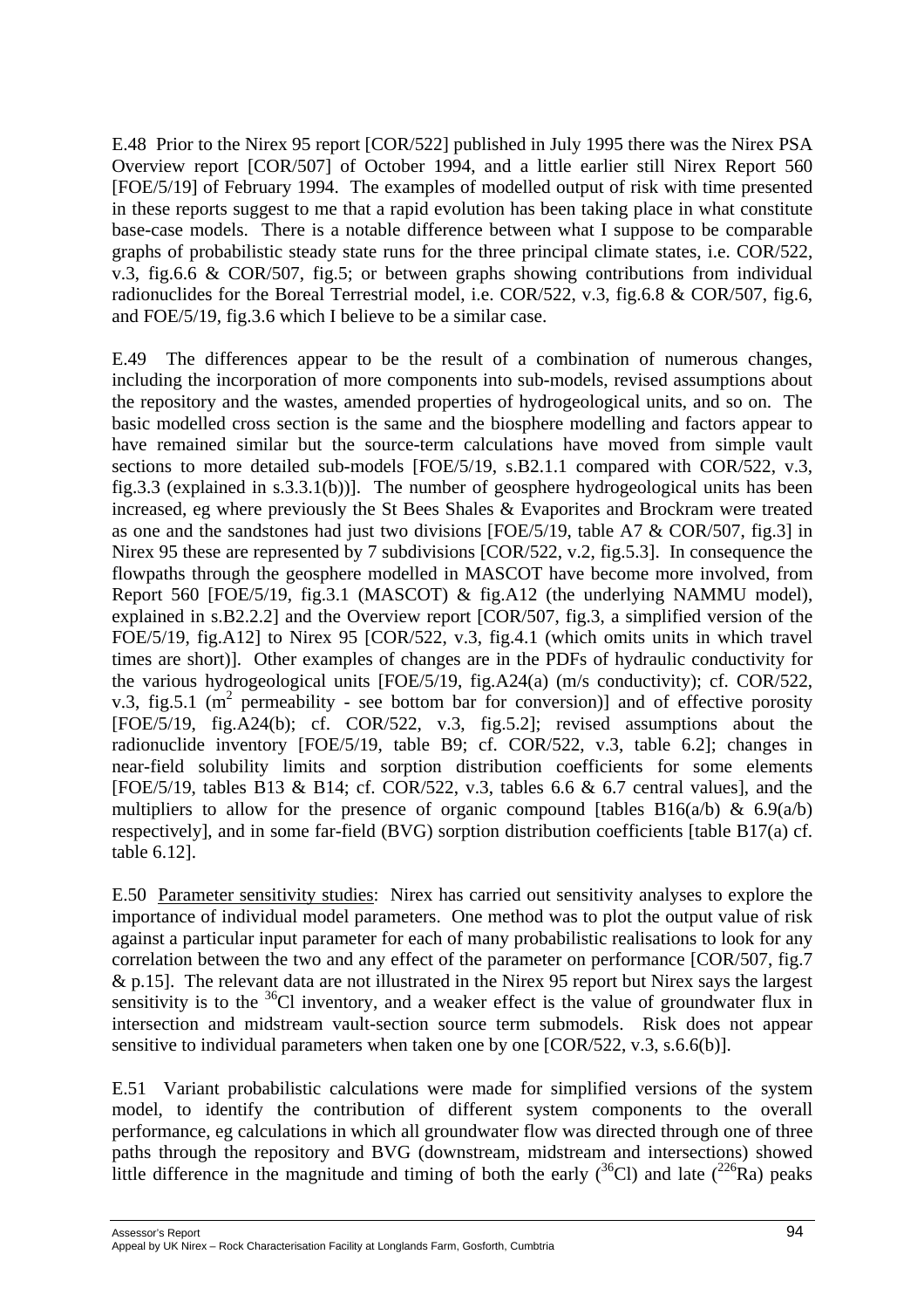E.48 Prior to the Nirex 95 report [COR/522] published in July 1995 there was the Nirex PSA Overview report [COR/507] of October 1994, and a little earlier still Nirex Report 560 [FOE/5/19] of February 1994. The examples of modelled output of risk with time presented in these reports suggest to me that a rapid evolution has been taking place in what constitute base-case models. There is a notable difference between what I suppose to be comparable graphs of probabilistic steady state runs for the three principal climate states, i.e. COR/522, v.3, fig.6.6 & COR/507, fig.5; or between graphs showing contributions from individual radionuclides for the Boreal Terrestrial model, i.e. COR/522, v.3, fig.6.8 & COR/507, fig.6, and FOE/5/19, fig.3.6 which I believe to be a similar case.

E.49 The differences appear to be the result of a combination of numerous changes, including the incorporation of more components into sub-models, revised assumptions about the repository and the wastes, amended properties of hydrogeological units, and so on. The basic modelled cross section is the same and the biosphere modelling and factors appear to have remained similar but the source-term calculations have moved from simple vault sections to more detailed sub-models [FOE/5/19, s.B2.1.1 compared with COR/522, v.3, fig.3.3 (explained in s.3.3.1(b))]. The number of geosphere hydrogeological units has been increased, eg where previously the St Bees Shales & Evaporites and Brockram were treated as one and the sandstones had just two divisions [FOE/5/19, table A7 & COR/507, fig.3] in Nirex 95 these are represented by 7 subdivisions [COR/522, v.2, fig.5.3]. In consequence the flowpaths through the geosphere modelled in MASCOT have become more involved, from Report 560 [FOE/5/19, fig.3.1 (MASCOT) & fig.A12 (the underlying NAMMU model), explained in s.B2.2.2] and the Overview report [COR/507, fig.3, a simplified version of the FOE/5/19, fig.A12] to Nirex 95 [COR/522, v.3, fig.4.1 (which omits units in which travel times are short)]. Other examples of changes are in the PDFs of hydraulic conductivity for the various hydrogeological units [FOE/5/19, fig.A24(a) (m/s conductivity); cf. COR/522, v.3, fig.5.1 ($m^2$ permeability - see bottom bar for conversion)] and of effective porosity [FOE/5/19, fig.A24(b); cf. COR/522, v.3, fig.5.2]; revised assumptions about the radionuclide inventory [FOE/5/19, table B9; cf. COR/522, v.3, table 6.2]; changes in near-field solubility limits and sorption distribution coefficients for some elements [FOE/5/19, tables B13 & B14; cf. COR/522, v.3, tables 6.6 & 6.7 central values], and the multipliers to allow for the presence of organic compound [tables B16(a/b) & 6.9(a/b) respectively], and in some far-field (BVG) sorption distribution coefficients [table B17(a) cf. table 6.12].

E.50 Parameter sensitivity studies: Nirex has carried out sensitivity analyses to explore the importance of individual model parameters. One method was to plot the output value of risk against a particular input parameter for each of many probabilistic realisations to look for any correlation between the two and any effect of the parameter on performance [COR/507, fig.7 & p.15]. The relevant data are not illustrated in the Nirex 95 report but Nirex says the largest sensitivity is to the $^{36}Cl$ inventory, and a weaker effect is the value of groundwater flux in intersection and midstream vault-section source term submodels. Risk does not appear sensitive to individual parameters when taken one by one [COR/522, v.3, s.6.6(b)].

E.51 Variant probabilistic calculations were made for simplified versions of the system model, to identify the contribution of different system components to the overall performance, eg calculations in which all groundwater flow was directed through one of three paths through the repository and BVG (downstream, midstream and intersections) showed little difference in the magnitude and timing of both the early ($^{36}Cl$) and late ($^{226}Ra$) peaks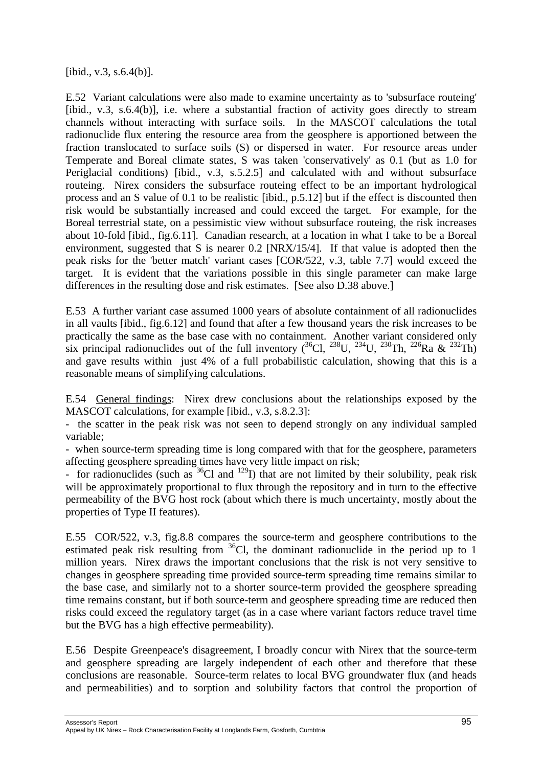[ibid., v.3, s.6.4(b)].

E.52 Variant calculations were also made to examine uncertainty as to 'subsurface routeing' [ibid., v.3, s.6.4(b)], i.e. where a substantial fraction of activity goes directly to stream channels without interacting with surface soils. In the MASCOT calculations the total radionuclide flux entering the resource area from the geosphere is apportioned between the fraction translocated to surface soils (S) or dispersed in water. For resource areas under Temperate and Boreal climate states, S was taken 'conservatively' as 0.1 (but as 1.0 for Periglacial conditions) [ibid., v.3, s.5.2.5] and calculated with and without subsurface routeing. Nirex considers the subsurface routeing effect to be an important hydrological process and an S value of 0.1 to be realistic [ibid., p.5.12] but if the effect is discounted then risk would be substantially increased and could exceed the target. For example, for the Boreal terrestrial state, on a pessimistic view without subsurface routeing, the risk increases about 10-fold [ibid., fig.6.11]. Canadian research, at a location in what I take to be a Boreal environment, suggested that S is nearer 0.2 [NRX/15/4]. If that value is adopted then the peak risks for the 'better match' variant cases [COR/522, v.3, table 7.7] would exceed the target. It is evident that the variations possible in this single parameter can make large differences in the resulting dose and risk estimates. [See also D.38 above.]

E.53 A further variant case assumed 1000 years of absolute containment of all radionuclides in all vaults [ibid., fig.6.12] and found that after a few thousand years the risk increases to be practically the same as the base case with no containment. Another variant considered only six principal radionuclides out of the full inventory ($^{36}$Cl, $^{238}$U, $^{234}$U, $^{230}$Th, $^{226}$Ra & $^{232}$Th) and gave results within just 4% of a full probabilistic calculation, showing that this is a reasonable means of simplifying calculations.

E.54 General findings: Nirex drew conclusions about the relationships exposed by the MASCOT calculations, for example [ibid., v.3, s.8.2.3]:

- the scatter in the peak risk was not seen to depend strongly on any individual sampled variable;
- when source-term spreading time is long compared with that for the geosphere, parameters affecting geosphere spreading times have very little impact on risk;
- for radionuclides (such as $^{36}$Cl and $^{129}$I) that are not limited by their solubility, peak risk will be approximately proportional to flux through the repository and in turn to the effective permeability of the BVG host rock (about which there is much uncertainty, mostly about the properties of Type II features).

E.55 COR/522, v.3, fig.8.8 compares the source-term and geosphere contributions to the estimated peak risk resulting from $^{36}$Cl, the dominant radionuclide in the period up to 1 million years. Nirex draws the important conclusions that the risk is not very sensitive to changes in geosphere spreading time provided source-term spreading time remains similar to the base case, and similarly not to a shorter source-term provided the geosphere spreading time remains constant, but if both source-term and geosphere spreading time are reduced then risks could exceed the regulatory target (as in a case where variant factors reduce travel time but the BVG has a high effective permeability).

E.56 Despite Greenpeace's disagreement, I broadly concur with Nirex that the source-term and geosphere spreading are largely independent of each other and therefore that these conclusions are reasonable. Source-term relates to local BVG groundwater flux (and heads and permeabilities) and to sorption and solubility factors that control the proportion of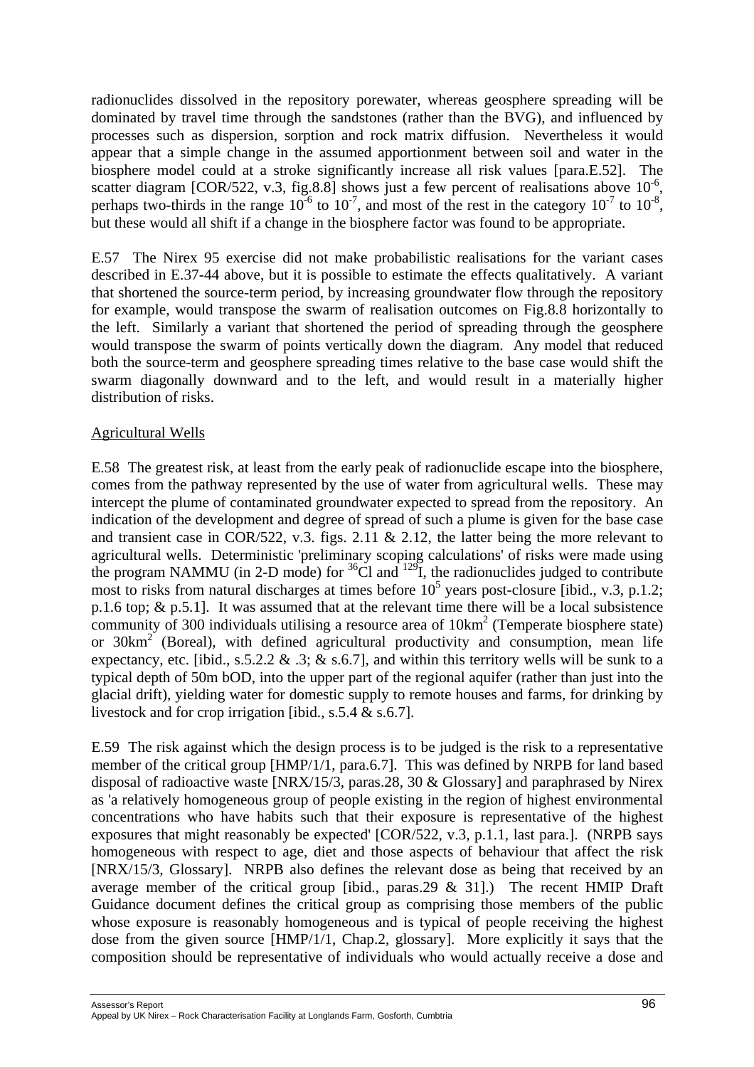radionuclides dissolved in the repository porewater, whereas geosphere spreading will be dominated by travel time through the sandstones (rather than the BVG), and influenced by processes such as dispersion, sorption and rock matrix diffusion. Nevertheless it would appear that a simple change in the assumed apportionment between soil and water in the biosphere model could at a stroke significantly increase all risk values [para.E.52]. The scatter diagram [COR/522, v.3, fig.8.8] shows just a few percent of realisations above $10^{-6}$, perhaps two-thirds in the range $10^{-6}$ to $10^{-7}$, and most of the rest in the category $10^{-7}$ to $10^{-8}$, but these would all shift if a change in the biosphere factor was found to be appropriate.

E.57 The Nirex 95 exercise did not make probabilistic realisations for the variant cases described in E.37-44 above, but it is possible to estimate the effects qualitatively. A variant that shortened the source-term period, by increasing groundwater flow through the repository for example, would transpose the swarm of realisation outcomes on Fig.8.8 horizontally to the left. Similarly a variant that shortened the period of spreading through the geosphere would transpose the swarm of points vertically down the diagram. Any model that reduced both the source-term and geosphere spreading times relative to the base case would shift the swarm diagonally downward and to the left, and would result in a materially higher distribution of risks.

<u>Agricultural Wells</u>

E.58 The greatest risk, at least from the early peak of radionuclide escape into the biosphere, comes from the pathway represented by the use of water from agricultural wells. These may intercept the plume of contaminated groundwater expected to spread from the repository. An indication of the development and degree of spread of such a plume is given for the base case and transient case in COR/522, v.3. figs. 2.11 & 2.12, the latter being the more relevant to agricultural wells. Deterministic 'preliminary scoping calculations' of risks were made using the program NAMMU (in 2-D mode) for $^{36}$Cl and $^{129}$I, the radionuclides judged to contribute most to risks from natural discharges at times before $10^5$ years post-closure [ibid., v.3, p.1.2; p.1.6 top; & p.5.1]. It was assumed that at the relevant time there will be a local subsistence community of 300 individuals utilising a resource area of 10km$^2$ (Temperate biosphere state) or 30km$^2$ (Boreal), with defined agricultural productivity and consumption, mean life expectancy, etc. [ibid., s.5.2.2 & .3; & s.6.7], and within this territory wells will be sunk to a typical depth of 50m bOD, into the upper part of the regional aquifer (rather than just into the glacial drift), yielding water for domestic supply to remote houses and farms, for drinking by livestock and for crop irrigation [ibid., s.5.4 & s.6.7].

E.59 The risk against which the design process is to be judged is the risk to a representative member of the critical group [HMP/1/1, para.6.7]. This was defined by NRPB for land based disposal of radioactive waste [NRX/15/3, paras.28, 30 & Glossary] and paraphrased by Nirex as 'a relatively homogeneous group of people existing in the region of highest environmental concentrations who have habits such that their exposure is representative of the highest exposures that might reasonably be expected' [COR/522, v.3, p.1.1, last para.]. (NRPB says homogeneous with respect to age, diet and those aspects of behaviour that affect the risk [NRX/15/3, Glossary]. NRPB also defines the relevant dose as being that received by an average member of the critical group [ibid., paras.29 & 31].) The recent HMIP Draft Guidance document defines the critical group as comprising those members of the public whose exposure is reasonably homogeneous and is typical of people receiving the highest dose from the given source [HMP/1/1, Chap.2, glossary]. More explicitly it says that the composition should be representative of individuals who would actually receive a dose and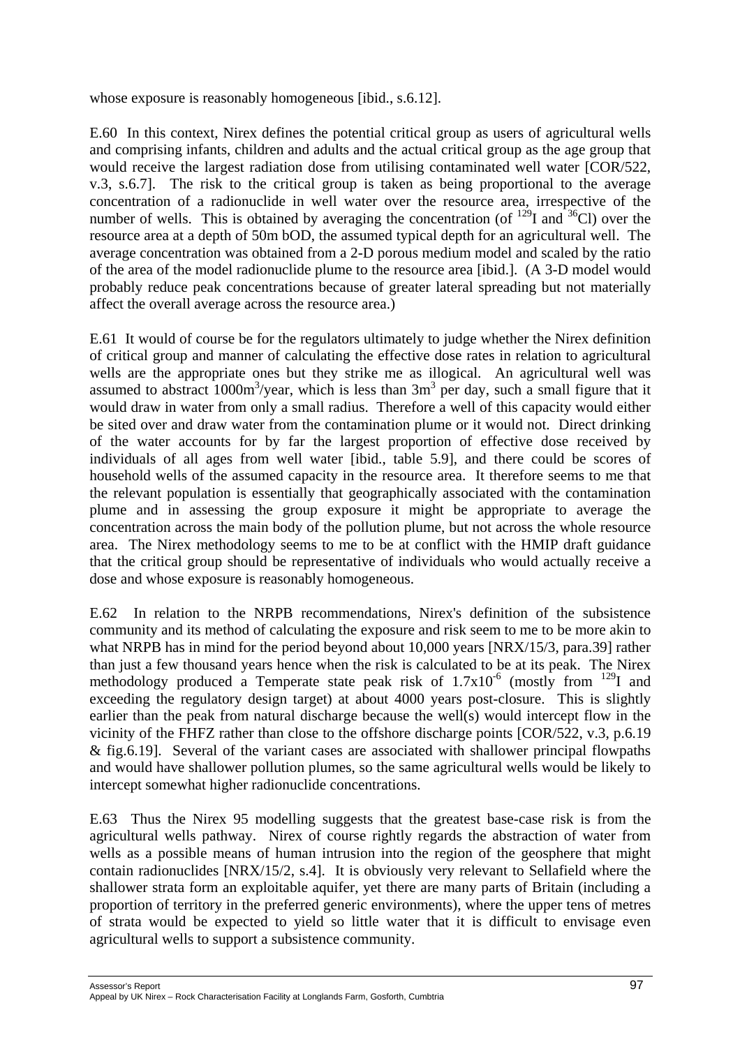whose exposure is reasonably homogeneous [ibid., s.6.12].

E.60 In this context, Nirex defines the potential critical group as users of agricultural wells and comprising infants, children and adults and the actual critical group as the age group that would receive the largest radiation dose from utilising contaminated well water [COR/522, v.3, s.6.7]. The risk to the critical group is taken as being proportional to the average concentration of a radionuclide in well water over the resource area, irrespective of the number of wells. This is obtained by averaging the concentration (of $^{129}$I and $^{36}$Cl) over the resource area at a depth of 50m bOD, the assumed typical depth for an agricultural well. The average concentration was obtained from a 2-D porous medium model and scaled by the ratio of the area of the model radionuclide plume to the resource area [ibid.]. (A 3-D model would probably reduce peak concentrations because of greater lateral spreading but not materially affect the overall average across the resource area.)

E.61 It would of course be for the regulators ultimately to judge whether the Nirex definition of critical group and manner of calculating the effective dose rates in relation to agricultural wells are the appropriate ones but they strike me as illogical. An agricultural well was assumed to abstract 1000m$^3$/year, which is less than 3m$^3$ per day, such a small figure that it would draw in water from only a small radius. Therefore a well of this capacity would either be sited over and draw water from the contamination plume or it would not. Direct drinking of the water accounts for by far the largest proportion of effective dose received by individuals of all ages from well water [ibid., table 5.9], and there could be scores of household wells of the assumed capacity in the resource area. It therefore seems to me that the relevant population is essentially that geographically associated with the contamination plume and in assessing the group exposure it might be appropriate to average the concentration across the main body of the pollution plume, but not across the whole resource area. The Nirex methodology seems to me to be at conflict with the HMIP draft guidance that the critical group should be representative of individuals who would actually receive a dose and whose exposure is reasonably homogeneous.

E.62 In relation to the NRPB recommendations, Nirex's definition of the subsistence community and its method of calculating the exposure and risk seem to me to be more akin to what NRPB has in mind for the period beyond about 10,000 years [NRX/15/3, para.39] rather than just a few thousand years hence when the risk is calculated to be at its peak. The Nirex methodology produced a Temperate state peak risk of $1.7 \times 10^{-6}$ (mostly from $^{129}$I and exceeding the regulatory design target) at about 4000 years post-closure. This is slightly earlier than the peak from natural discharge because the well(s) would intercept flow in the vicinity of the FHFZ rather than close to the offshore discharge points [COR/522, v.3, p.6.19 & fig.6.19]. Several of the variant cases are associated with shallower principal flowpaths and would have shallower pollution plumes, so the same agricultural wells would be likely to intercept somewhat higher radionuclide concentrations.

E.63 Thus the Nirex 95 modelling suggests that the greatest base-case risk is from the agricultural wells pathway. Nirex of course rightly regards the abstraction of water from wells as a possible means of human intrusion into the region of the geosphere that might contain radionuclides [NRX/15/2, s.4]. It is obviously very relevant to Sellafield where the shallower strata form an exploitable aquifer, yet there are many parts of Britain (including a proportion of territory in the preferred generic environments), where the upper tens of metres of strata would be expected to yield so little water that it is difficult to envisage even agricultural wells to support a subsistence community.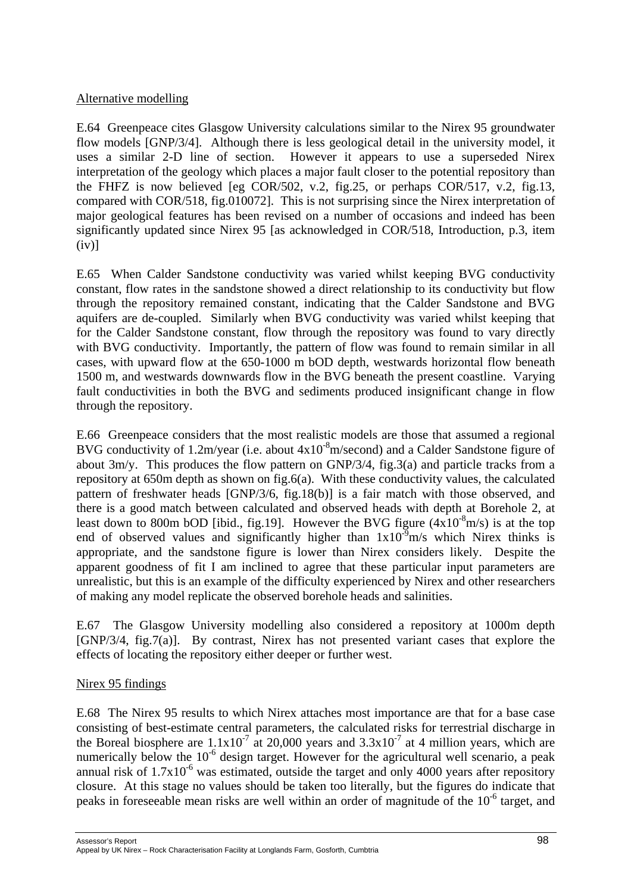Alternative modelling

E.64 Greenpeace cites Glasgow University calculations similar to the Nirex 95 groundwater flow models [GNP/3/4]. Although there is less geological detail in the university model, it uses a similar 2-D line of section. However it appears to use a superseded Nirex interpretation of the geology which places a major fault closer to the potential repository than the FHFZ is now believed [eg COR/502, v.2, fig.25, or perhaps COR/517, v.2, fig.13, compared with COR/518, fig.010072]. This is not surprising since the Nirex interpretation of major geological features has been revised on a number of occasions and indeed has been significantly updated since Nirex 95 [as acknowledged in COR/518, Introduction, p.3, item (iv)]

E.65 When Calder Sandstone conductivity was varied whilst keeping BVG conductivity constant, flow rates in the sandstone showed a direct relationship to its conductivity but flow through the repository remained constant, indicating that the Calder Sandstone and BVG aquifers are de-coupled. Similarly when BVG conductivity was varied whilst keeping that for the Calder Sandstone constant, flow through the repository was found to vary directly with BVG conductivity. Importantly, the pattern of flow was found to remain similar in all cases, with upward flow at the 650-1000 m bOD depth, westwards horizontal flow beneath 1500 m, and westwards downwards flow in the BVG beneath the present coastline. Varying fault conductivities in both the BVG and sediments produced insignificant change in flow through the repository.

E.66 Greenpeace considers that the most realistic models are those that assumed a regional BVG conductivity of 1.2m/year (i.e. about $4x10^{-8}$m/second) and a Calder Sandstone figure of about 3m/y. This produces the flow pattern on GNP/3/4, fig.3(a) and particle tracks from a repository at 650m depth as shown on fig.6(a). With these conductivity values, the calculated pattern of freshwater heads [GNP/3/6, fig.18(b)] is a fair match with those observed, and there is a good match between calculated and observed heads with depth at Borehole 2, at least down to 800m bOD [ibid., fig.19]. However the BVG figure ($4x10^{-8}$m/s) is at the top end of observed values and significantly higher than $1x10^{-9}$m/s which Nirex thinks is appropriate, and the sandstone figure is lower than Nirex considers likely. Despite the apparent goodness of fit I am inclined to agree that these particular input parameters are unrealistic, but this is an example of the difficulty experienced by Nirex and other researchers of making any model replicate the observed borehole heads and salinities.

E.67 The Glasgow University modelling also considered a repository at 1000m depth [GNP/3/4, fig.7(a)]. By contrast, Nirex has not presented variant cases that explore the effects of locating the repository either deeper or further west.

Nirex 95 findings

E.68 The Nirex 95 results to which Nirex attaches most importance are that for a base case consisting of best-estimate central parameters, the calculated risks for terrestrial discharge in the Boreal biosphere are $1.1x10^{-7}$ at 20,000 years and $3.3x10^{-7}$ at 4 million years, which are numerically below the $10^{-6}$ design target. However for the agricultural well scenario, a peak annual risk of $1.7x10^{-6}$ was estimated, outside the target and only 4000 years after repository closure. At this stage no values should be taken too literally, but the figures do indicate that peaks in foreseeable mean risks are well within an order of magnitude of the $10^{-6}$ target, and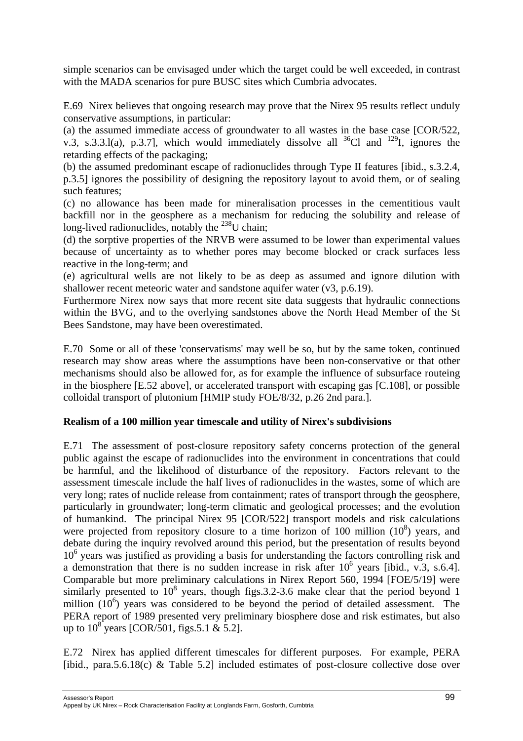simple scenarios can be envisaged under which the target could be well exceeded, in contrast with the MADA scenarios for pure BUSC sites which Cumbria advocates.

E.69 Nirex believes that ongoing research may prove that the Nirex 95 results reflect unduly conservative assumptions, in particular:

(a) the assumed immediate access of groundwater to all wastes in the base case [COR/522, v.3, s.3.3.l(a), p.3.7], which would immediately dissolve all $^{36}Cl$ and $^{129}I$, ignores the retarding effects of the packaging;

(b) the assumed predominant escape of radionuclides through Type II features [ibid., s.3.2.4, p.3.5] ignores the possibility of designing the repository layout to avoid them, or of sealing such features;

(c) no allowance has been made for mineralisation processes in the cementitious vault backfill nor in the geosphere as a mechanism for reducing the solubility and release of long-lived radionuclides, notably the $^{238}U$ chain;

(d) the sorptive properties of the NRVB were assumed to be lower than experimental values because of uncertainty as to whether pores may become blocked or crack surfaces less reactive in the long-term; and

(e) agricultural wells are not likely to be as deep as assumed and ignore dilution with shallower recent meteoric water and sandstone aquifer water (v3, p.6.19).

Furthermore Nirex now says that more recent site data suggests that hydraulic connections within the BVG, and to the overlying sandstones above the North Head Member of the St Bees Sandstone, may have been overestimated.

E.70 Some or all of these 'conservatisms' may well be so, but by the same token, continued research may show areas where the assumptions have been non-conservative or that other mechanisms should also be allowed for, as for example the influence of subsurface routeing in the biosphere [E.52 above], or accelerated transport with escaping gas [C.108], or possible colloidal transport of plutonium [HMIP study FOE/8/32, p.26 2nd para.].

**Realism of a 100 million year timescale and utility of Nirex's subdivisions**

E.71 The assessment of post-closure repository safety concerns protection of the general public against the escape of radionuclides into the environment in concentrations that could be harmful, and the likelihood of disturbance of the repository. Factors relevant to the assessment timescale include the half lives of radionuclides in the wastes, some of which are very long; rates of nuclide release from containment; rates of transport through the geosphere, particularly in groundwater; long-term climatic and geological processes; and the evolution of humankind. The principal Nirex 95 [COR/522] transport models and risk calculations were projected from repository closure to a time horizon of 100 million ($10^8$) years, and debate during the inquiry revolved around this period, but the presentation of results beyond $10^6$ years was justified as providing a basis for understanding the factors controlling risk and a demonstration that there is no sudden increase in risk after $10^6$ years [ibid., v.3, s.6.4]. Comparable but more preliminary calculations in Nirex Report 560, 1994 [FOE/5/19] were similarly presented to $10^8$ years, though figs.3.2-3.6 make clear that the period beyond 1 million ($10^6$) years was considered to be beyond the period of detailed assessment. The PERA report of 1989 presented very preliminary biosphere dose and risk estimates, but also up to $10^8$ years [COR/501, figs.5.1 & 5.2].

E.72 Nirex has applied different timescales for different purposes. For example, PERA [ibid., para.5.6.18(c) & Table 5.2] included estimates of post-closure collective dose over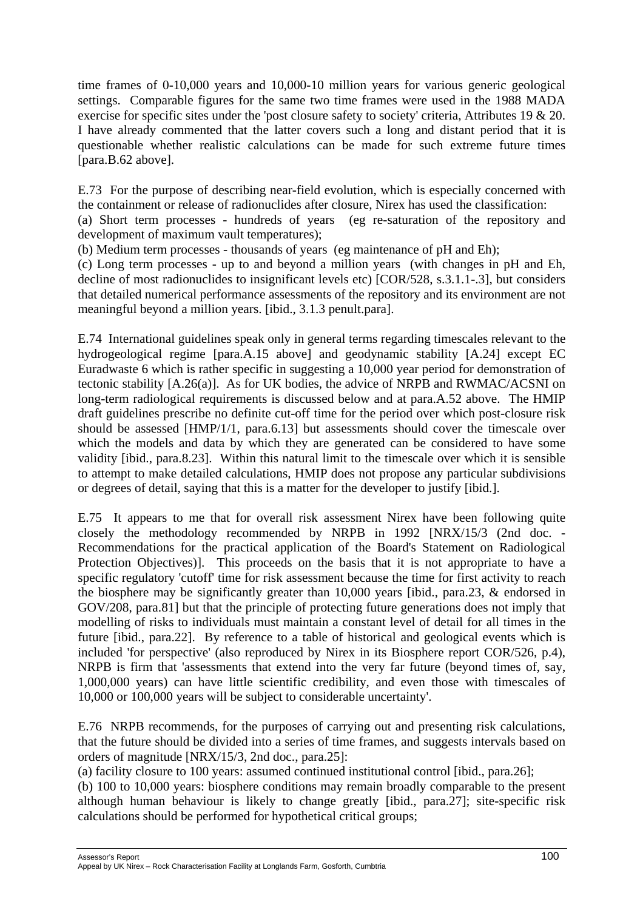time frames of 0-10,000 years and 10,000-10 million years for various generic geological settings. Comparable figures for the same two time frames were used in the 1988 MADA exercise for specific sites under the 'post closure safety to society' criteria, Attributes 19 & 20. I have already commented that the latter covers such a long and distant period that it is questionable whether realistic calculations can be made for such extreme future times [para.B.62 above].

E.73 For the purpose of describing near-field evolution, which is especially concerned with the containment or release of radionuclides after closure, Nirex has used the classification:
(a) Short term processes - hundreds of years (eg re-saturation of the repository and development of maximum vault temperatures);
(b) Medium term processes - thousands of years (eg maintenance of pH and Eh);
(c) Long term processes - up to and beyond a million years (with changes in pH and Eh, decline of most radionuclides to insignificant levels etc) [COR/528, s.3.1.1-.3], but considers that detailed numerical performance assessments of the repository and its environment are not meaningful beyond a million years. [ibid., 3.1.3 penult.para].

E.74 International guidelines speak only in general terms regarding timescales relevant to the hydrogeological regime [para.A.15 above] and geodynamic stability [A.24] except EC Euradwaste 6 which is rather specific in suggesting a 10,000 year period for demonstration of tectonic stability [A.26(a)]. As for UK bodies, the advice of NRPB and RWMAC/ACSNI on long-term radiological requirements is discussed below and at para.A.52 above. The HMIP draft guidelines prescribe no definite cut-off time for the period over which post-closure risk should be assessed [HMP/1/1, para.6.13] but assessments should cover the timescale over which the models and data by which they are generated can be considered to have some validity [ibid., para.8.23]. Within this natural limit to the timescale over which it is sensible to attempt to make detailed calculations, HMIP does not propose any particular subdivisions or degrees of detail, saying that this is a matter for the developer to justify [ibid.].

E.75 It appears to me that for overall risk assessment Nirex have been following quite closely the methodology recommended by NRPB in 1992 [NRX/15/3 (2nd doc. - Recommendations for the practical application of the Board's Statement on Radiological Protection Objectives)]. This proceeds on the basis that it is not appropriate to have a specific regulatory 'cutoff' time for risk assessment because the time for first activity to reach the biosphere may be significantly greater than 10,000 years [ibid., para.23, & endorsed in GOV/208, para.81] but that the principle of protecting future generations does not imply that modelling of risks to individuals must maintain a constant level of detail for all times in the future [ibid., para.22]. By reference to a table of historical and geological events which is included 'for perspective' (also reproduced by Nirex in its Biosphere report COR/526, p.4), NRPB is firm that 'assessments that extend into the very far future (beyond times of, say, 1,000,000 years) can have little scientific credibility, and even those with timescales of 10,000 or 100,000 years will be subject to considerable uncertainty'.

E.76 NRPB recommends, for the purposes of carrying out and presenting risk calculations, that the future should be divided into a series of time frames, and suggests intervals based on orders of magnitude [NRX/15/3, 2nd doc., para.25]:
(a) facility closure to 100 years: assumed continued institutional control [ibid., para.26];
(b) 100 to 10,000 years: biosphere conditions may remain broadly comparable to the present although human behaviour is likely to change greatly [ibid., para.27]; site-specific risk calculations should be performed for hypothetical critical groups;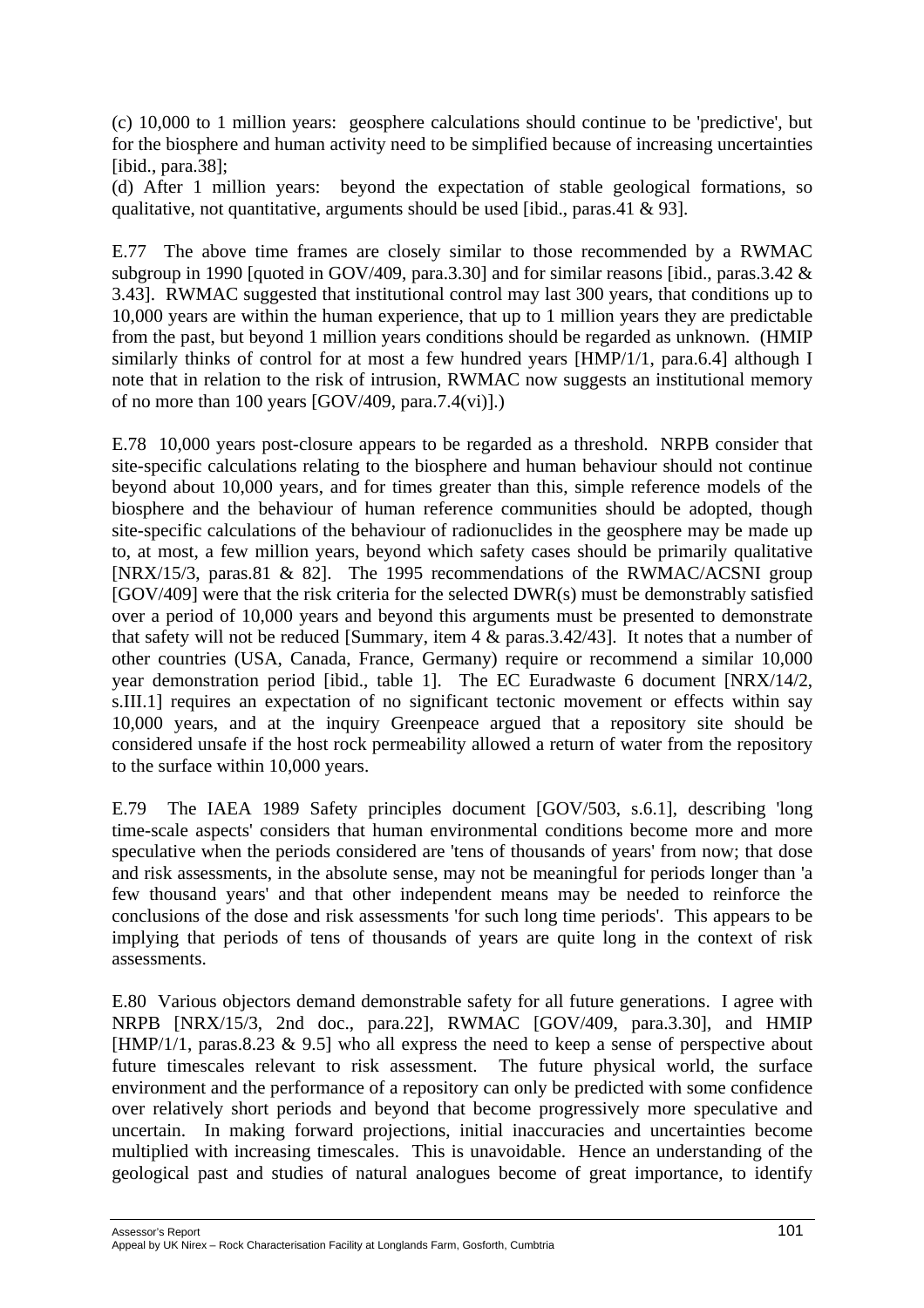(c) 10,000 to 1 million years: geosphere calculations should continue to be 'predictive', but for the biosphere and human activity need to be simplified because of increasing uncertainties [ibid., para.38];

(d) After 1 million years: beyond the expectation of stable geological formations, so qualitative, not quantitative, arguments should be used [ibid., paras.41 & 93].

E.77 The above time frames are closely similar to those recommended by a RWMAC subgroup in 1990 [quoted in GOV/409, para.3.30] and for similar reasons [ibid., paras.3.42 & 3.43]. RWMAC suggested that institutional control may last 300 years, that conditions up to 10,000 years are within the human experience, that up to 1 million years they are predictable from the past, but beyond 1 million years conditions should be regarded as unknown. (HMIP similarly thinks of control for at most a few hundred years [HMP/1/1, para.6.4] although I note that in relation to the risk of intrusion, RWMAC now suggests an institutional memory of no more than 100 years [GOV/409, para.7.4(vi)].)

E.78 10,000 years post-closure appears to be regarded as a threshold. NRPB consider that site-specific calculations relating to the biosphere and human behaviour should not continue beyond about 10,000 years, and for times greater than this, simple reference models of the biosphere and the behaviour of human reference communities should be adopted, though site-specific calculations of the behaviour of radionuclides in the geosphere may be made up to, at most, a few million years, beyond which safety cases should be primarily qualitative [NRX/15/3, paras.81 & 82]. The 1995 recommendations of the RWMAC/ACSNI group [GOV/409] were that the risk criteria for the selected DWR(s) must be demonstrably satisfied over a period of 10,000 years and beyond this arguments must be presented to demonstrate that safety will not be reduced [Summary, item 4 & paras.3.42/43]. It notes that a number of other countries (USA, Canada, France, Germany) require or recommend a similar 10,000 year demonstration period [ibid., table 1]. The EC Euradwaste 6 document [NRX/14/2, s.III.1] requires an expectation of no significant tectonic movement or effects within say 10,000 years, and at the inquiry Greenpeace argued that a repository site should be considered unsafe if the host rock permeability allowed a return of water from the repository to the surface within 10,000 years.

E.79 The IAEA 1989 Safety principles document [GOV/503, s.6.1], describing 'long time-scale aspects' considers that human environmental conditions become more and more speculative when the periods considered are 'tens of thousands of years' from now; that dose and risk assessments, in the absolute sense, may not be meaningful for periods longer than 'a few thousand years' and that other independent means may be needed to reinforce the conclusions of the dose and risk assessments 'for such long time periods'. This appears to be implying that periods of tens of thousands of years are quite long in the context of risk assessments.

E.80 Various objectors demand demonstrable safety for all future generations. I agree with NRPB [NRX/15/3, 2nd doc., para.22], RWMAC [GOV/409, para.3.30], and HMIP [HMP/1/1, paras.8.23 & 9.5] who all express the need to keep a sense of perspective about future timescales relevant to risk assessment. The future physical world, the surface environment and the performance of a repository can only be predicted with some confidence over relatively short periods and beyond that become progressively more speculative and uncertain. In making forward projections, initial inaccuracies and uncertainties become multiplied with increasing timescales. This is unavoidable. Hence an understanding of the geological past and studies of natural analogues become of great importance, to identify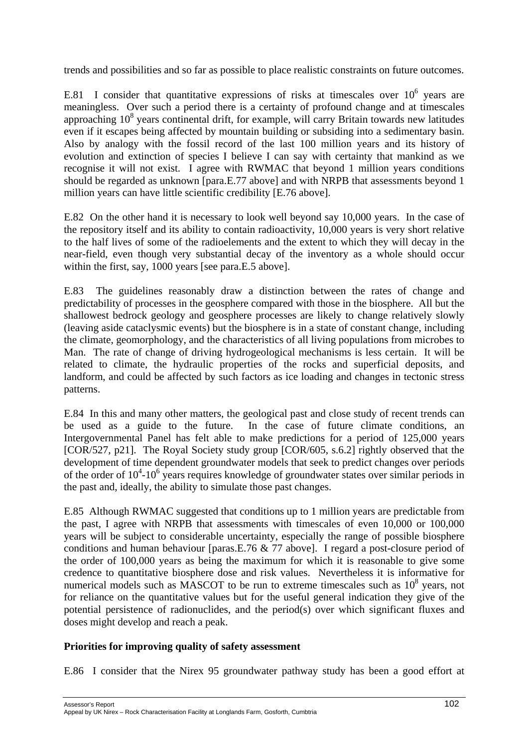trends and possibilities and so far as possible to place realistic constraints on future outcomes.

E.81 I consider that quantitative expressions of risks at timescales over $10^6$ years are meaningless. Over such a period there is a certainty of profound change and at timescales approaching $10^8$ years continental drift, for example, will carry Britain towards new latitudes even if it escapes being affected by mountain building or subsiding into a sedimentary basin. Also by analogy with the fossil record of the last 100 million years and its history of evolution and extinction of species I believe I can say with certainty that mankind as we recognise it will not exist. I agree with RWMAC that beyond 1 million years conditions should be regarded as unknown [para.E.77 above] and with NRPB that assessments beyond 1 million years can have little scientific credibility [E.76 above].

E.82 On the other hand it is necessary to look well beyond say 10,000 years. In the case of the repository itself and its ability to contain radioactivity, 10,000 years is very short relative to the half lives of some of the radioelements and the extent to which they will decay in the near-field, even though very substantial decay of the inventory as a whole should occur within the first, say, 1000 years [see para.E.5 above].

E.83 The guidelines reasonably draw a distinction between the rates of change and predictability of processes in the geosphere compared with those in the biosphere. All but the shallowest bedrock geology and geosphere processes are likely to change relatively slowly (leaving aside cataclysmic events) but the biosphere is in a state of constant change, including the climate, geomorphology, and the characteristics of all living populations from microbes to Man. The rate of change of driving hydrogeological mechanisms is less certain. It will be related to climate, the hydraulic properties of the rocks and superficial deposits, and landform, and could be affected by such factors as ice loading and changes in tectonic stress patterns.

E.84 In this and many other matters, the geological past and close study of recent trends can be used as a guide to the future. In the case of future climate conditions, an Intergovernmental Panel has felt able to make predictions for a period of 125,000 years [COR/527, p21]. The Royal Society study group [COR/605, s.6.2] rightly observed that the development of time dependent groundwater models that seek to predict changes over periods of the order of $10^4$-$10^6$ years requires knowledge of groundwater states over similar periods in the past and, ideally, the ability to simulate those past changes.

E.85 Although RWMAC suggested that conditions up to 1 million years are predictable from the past, I agree with NRPB that assessments with timescales of even 10,000 or 100,000 years will be subject to considerable uncertainty, especially the range of possible biosphere conditions and human behaviour [paras.E.76 & 77 above]. I regard a post-closure period of the order of 100,000 years as being the maximum for which it is reasonable to give some credence to quantitative biosphere dose and risk values. Nevertheless it is informative for numerical models such as MASCOT to be run to extreme timescales such as $10^8$ years, not for reliance on the quantitative values but for the useful general indication they give of the potential persistence of radionuclides, and the period(s) over which significant fluxes and doses might develop and reach a peak.

**Priorities for improving quality of safety assessment**

E.86 I consider that the Nirex 95 groundwater pathway study has been a good effort at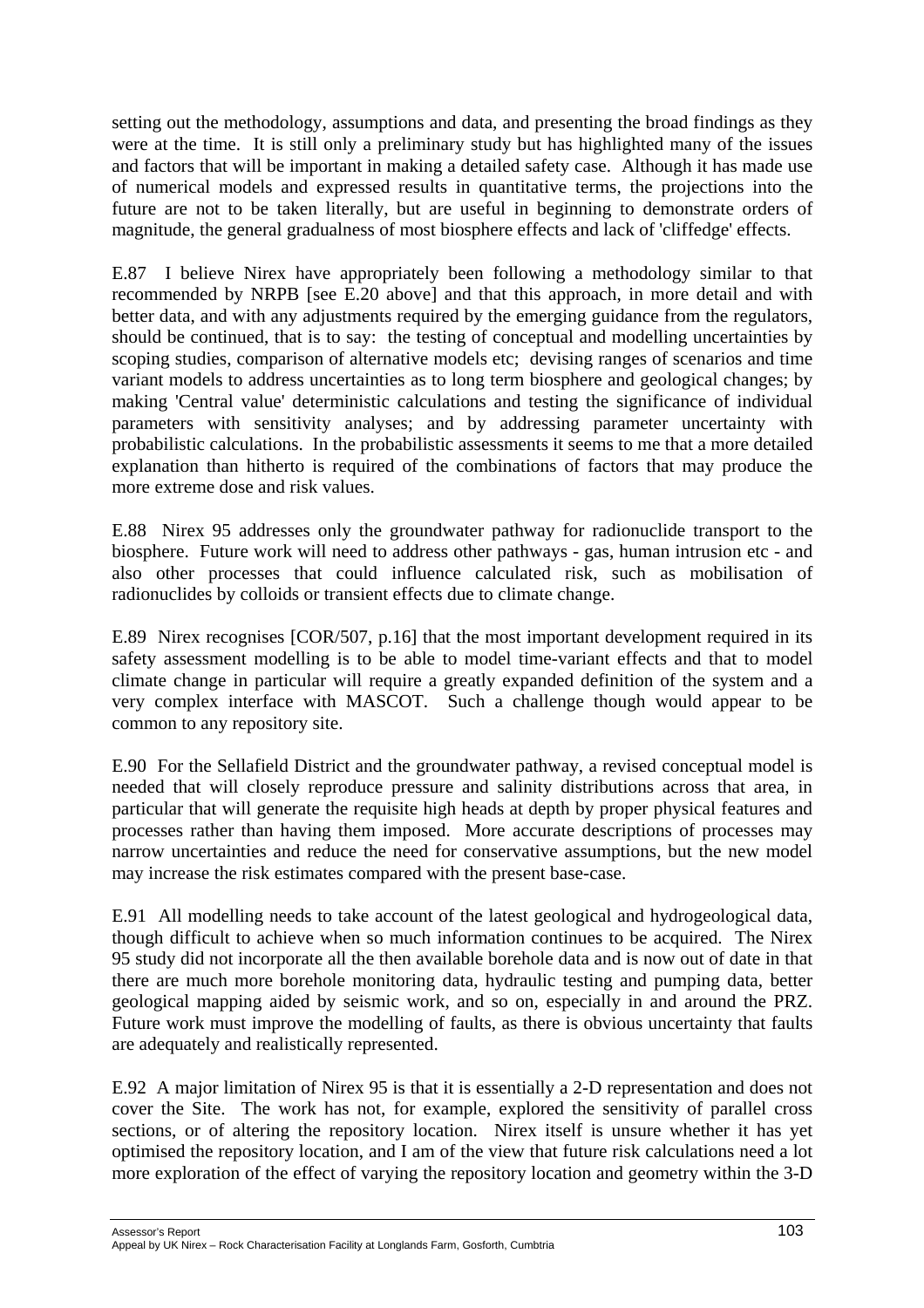setting out the methodology, assumptions and data, and presenting the broad findings as they were at the time. It is still only a preliminary study but has highlighted many of the issues and factors that will be important in making a detailed safety case. Although it has made use of numerical models and expressed results in quantitative terms, the projections into the future are not to be taken literally, but are useful in beginning to demonstrate orders of magnitude, the general gradualness of most biosphere effects and lack of 'cliffedge' effects.

E.87 I believe Nirex have appropriately been following a methodology similar to that recommended by NRPB [see E.20 above] and that this approach, in more detail and with better data, and with any adjustments required by the emerging guidance from the regulators, should be continued, that is to say: the testing of conceptual and modelling uncertainties by scoping studies, comparison of alternative models etc; devising ranges of scenarios and time variant models to address uncertainties as to long term biosphere and geological changes; by making 'Central value' deterministic calculations and testing the significance of individual parameters with sensitivity analyses; and by addressing parameter uncertainty with probabilistic calculations. In the probabilistic assessments it seems to me that a more detailed explanation than hitherto is required of the combinations of factors that may produce the more extreme dose and risk values.

E.88 Nirex 95 addresses only the groundwater pathway for radionuclide transport to the biosphere. Future work will need to address other pathways - gas, human intrusion etc - and also other processes that could influence calculated risk, such as mobilisation of radionuclides by colloids or transient effects due to climate change.

E.89 Nirex recognises [COR/507, p.16] that the most important development required in its safety assessment modelling is to be able to model time-variant effects and that to model climate change in particular will require a greatly expanded definition of the system and a very complex interface with MASCOT. Such a challenge though would appear to be common to any repository site.

E.90 For the Sellafield District and the groundwater pathway, a revised conceptual model is needed that will closely reproduce pressure and salinity distributions across that area, in particular that will generate the requisite high heads at depth by proper physical features and processes rather than having them imposed. More accurate descriptions of processes may narrow uncertainties and reduce the need for conservative assumptions, but the new model may increase the risk estimates compared with the present base-case.

E.91 All modelling needs to take account of the latest geological and hydrogeological data, though difficult to achieve when so much information continues to be acquired. The Nirex 95 study did not incorporate all the then available borehole data and is now out of date in that there are much more borehole monitoring data, hydraulic testing and pumping data, better geological mapping aided by seismic work, and so on, especially in and around the PRZ. Future work must improve the modelling of faults, as there is obvious uncertainty that faults are adequately and realistically represented.

E.92 A major limitation of Nirex 95 is that it is essentially a 2-D representation and does not cover the Site. The work has not, for example, explored the sensitivity of parallel cross sections, or of altering the repository location. Nirex itself is unsure whether it has yet optimised the repository location, and I am of the view that future risk calculations need a lot more exploration of the effect of varying the repository location and geometry within the 3-D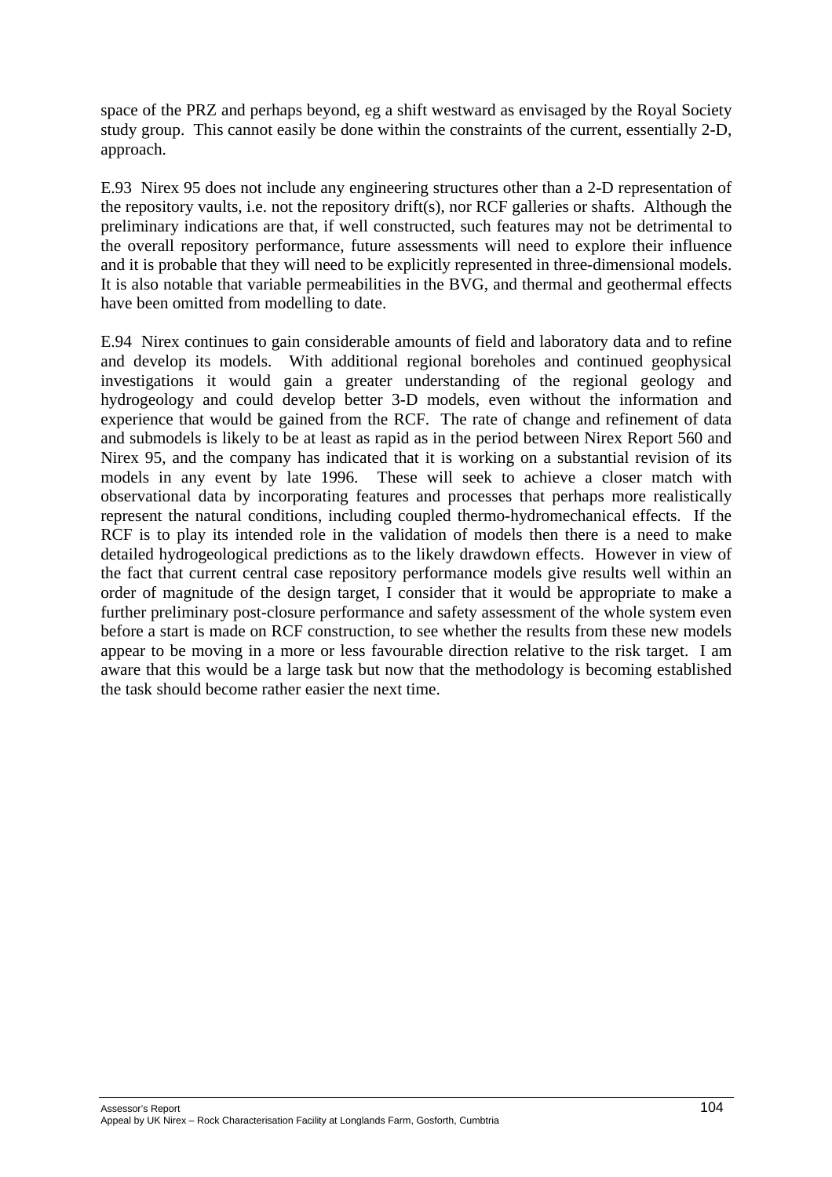space of the PRZ and perhaps beyond, eg a shift westward as envisaged by the Royal Society study group. This cannot easily be done within the constraints of the current, essentially 2-D, approach.

E.93 Nirex 95 does not include any engineering structures other than a 2-D representation of the repository vaults, i.e. not the repository drift(s), nor RCF galleries or shafts. Although the preliminary indications are that, if well constructed, such features may not be detrimental to the overall repository performance, future assessments will need to explore their influence and it is probable that they will need to be explicitly represented in three-dimensional models. It is also notable that variable permeabilities in the BVG, and thermal and geothermal effects have been omitted from modelling to date.

E.94 Nirex continues to gain considerable amounts of field and laboratory data and to refine and develop its models. With additional regional boreholes and continued geophysical investigations it would gain a greater understanding of the regional geology and hydrogeology and could develop better 3-D models, even without the information and experience that would be gained from the RCF. The rate of change and refinement of data and submodels is likely to be at least as rapid as in the period between Nirex Report 560 and Nirex 95, and the company has indicated that it is working on a substantial revision of its models in any event by late 1996. These will seek to achieve a closer match with observational data by incorporating features and processes that perhaps more realistically represent the natural conditions, including coupled thermo-hydromechanical effects. If the RCF is to play its intended role in the validation of models then there is a need to make detailed hydrogeological predictions as to the likely drawdown effects. However in view of the fact that current central case repository performance models give results well within an order of magnitude of the design target, I consider that it would be appropriate to make a further preliminary post-closure performance and safety assessment of the whole system even before a start is made on RCF construction, to see whether the results from these new models appear to be moving in a more or less favourable direction relative to the risk target. I am aware that this would be a large task but now that the methodology is becoming established the task should become rather easier the next time.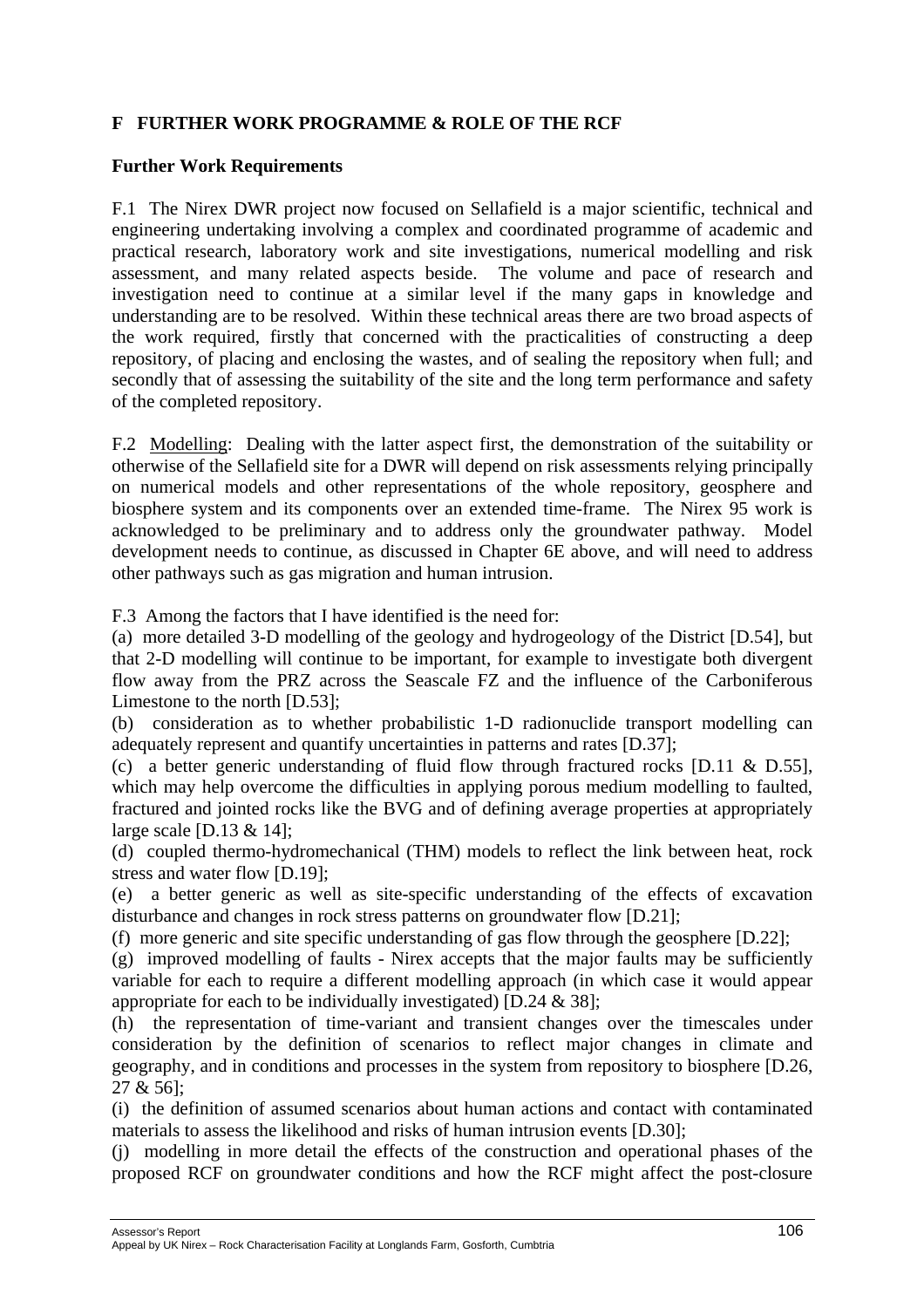## F FURTHER WORK PROGRAMME & ROLE OF THE RCF

### Further Work Requirements

F.1 The Nirex DWR project now focused on Sellafield is a major scientific, technical and engineering undertaking involving a complex and coordinated programme of academic and practical research, laboratory work and site investigations, numerical modelling and risk assessment, and many related aspects beside. The volume and pace of research and investigation need to continue at a similar level if the many gaps in knowledge and understanding are to be resolved. Within these technical areas there are two broad aspects of the work required, firstly that concerned with the practicalities of constructing a deep repository, of placing and enclosing the wastes, and of sealing the repository when full; and secondly that of assessing the suitability of the site and the long term performance and safety of the completed repository.

F.2 Modelling: Dealing with the latter aspect first, the demonstration of the suitability or otherwise of the Sellafield site for a DWR will depend on risk assessments relying principally on numerical models and other representations of the whole repository, geosphere and biosphere system and its components over an extended time-frame. The Nirex 95 work is acknowledged to be preliminary and to address only the groundwater pathway. Model development needs to continue, as discussed in Chapter 6E above, and will need to address other pathways such as gas migration and human intrusion.

F.3 Among the factors that I have identified is the need for:

(a) more detailed 3-D modelling of the geology and hydrogeology of the District [D.54], but that 2-D modelling will continue to be important, for example to investigate both divergent flow away from the PRZ across the Seascale FZ and the influence of the Carboniferous Limestone to the north [D.53];

(b) consideration as to whether probabilistic 1-D radionuclide transport modelling can adequately represent and quantify uncertainties in patterns and rates [D.37];

(c) a better generic understanding of fluid flow through fractured rocks [D.11 & D.55], which may help overcome the difficulties in applying porous medium modelling to faulted, fractured and jointed rocks like the BVG and of defining average properties at appropriately large scale [D.13 & 14];

(d) coupled thermo-hydromechanical (THM) models to reflect the link between heat, rock stress and water flow [D.19];

(e) a better generic as well as site-specific understanding of the effects of excavation disturbance and changes in rock stress patterns on groundwater flow [D.21];

(f) more generic and site specific understanding of gas flow through the geosphere [D.22];

(g) improved modelling of faults - Nirex accepts that the major faults may be sufficiently variable for each to require a different modelling approach (in which case it would appear appropriate for each to be individually investigated) [D.24 & 38];

(h) the representation of time-variant and transient changes over the timescales under consideration by the definition of scenarios to reflect major changes in climate and geography, and in conditions and processes in the system from repository to biosphere [D.26, 27 & 56];

(i) the definition of assumed scenarios about human actions and contact with contaminated materials to assess the likelihood and risks of human intrusion events [D.30];

(j) modelling in more detail the effects of the construction and operational phases of the proposed RCF on groundwater conditions and how the RCF might affect the post-closure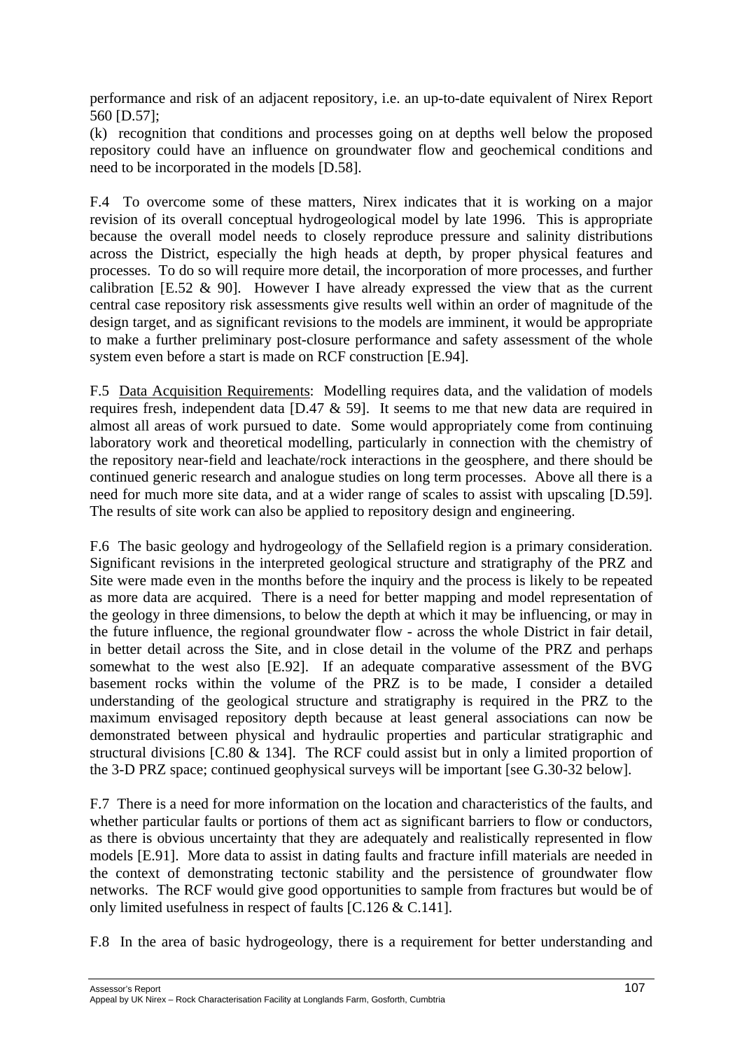performance and risk of an adjacent repository, i.e. an up-to-date equivalent of Nirex Report 560 [D.57];

(k) recognition that conditions and processes going on at depths well below the proposed repository could have an influence on groundwater flow and geochemical conditions and need to be incorporated in the models [D.58].

F.4 To overcome some of these matters, Nirex indicates that it is working on a major revision of its overall conceptual hydrogeological model by late 1996. This is appropriate because the overall model needs to closely reproduce pressure and salinity distributions across the District, especially the high heads at depth, by proper physical features and processes. To do so will require more detail, the incorporation of more processes, and further calibration [E.52 & 90]. However I have already expressed the view that as the current central case repository risk assessments give results well within an order of magnitude of the design target, and as significant revisions to the models are imminent, it would be appropriate to make a further preliminary post-closure performance and safety assessment of the whole system even before a start is made on RCF construction [E.94].

F.5 Data Acquisition Requirements: Modelling requires data, and the validation of models requires fresh, independent data [D.47 & 59]. It seems to me that new data are required in almost all areas of work pursued to date. Some would appropriately come from continuing laboratory work and theoretical modelling, particularly in connection with the chemistry of the repository near-field and leachate/rock interactions in the geosphere, and there should be continued generic research and analogue studies on long term processes. Above all there is a need for much more site data, and at a wider range of scales to assist with upscaling [D.59]. The results of site work can also be applied to repository design and engineering.

F.6 The basic geology and hydrogeology of the Sellafield region is a primary consideration. Significant revisions in the interpreted geological structure and stratigraphy of the PRZ and Site were made even in the months before the inquiry and the process is likely to be repeated as more data are acquired. There is a need for better mapping and model representation of the geology in three dimensions, to below the depth at which it may be influencing, or may in the future influence, the regional groundwater flow - across the whole District in fair detail, in better detail across the Site, and in close detail in the volume of the PRZ and perhaps somewhat to the west also [E.92]. If an adequate comparative assessment of the BVG basement rocks within the volume of the PRZ is to be made, I consider a detailed understanding of the geological structure and stratigraphy is required in the PRZ to the maximum envisaged repository depth because at least general associations can now be demonstrated between physical and hydraulic properties and particular stratigraphic and structural divisions [C.80 & 134]. The RCF could assist but in only a limited proportion of the 3-D PRZ space; continued geophysical surveys will be important [see G.30-32 below].

F.7 There is a need for more information on the location and characteristics of the faults, and whether particular faults or portions of them act as significant barriers to flow or conductors, as there is obvious uncertainty that they are adequately and realistically represented in flow models [E.91]. More data to assist in dating faults and fracture infill materials are needed in the context of demonstrating tectonic stability and the persistence of groundwater flow networks. The RCF would give good opportunities to sample from fractures but would be of only limited usefulness in respect of faults [C.126 & C.141].

F.8 In the area of basic hydrogeology, there is a requirement for better understanding and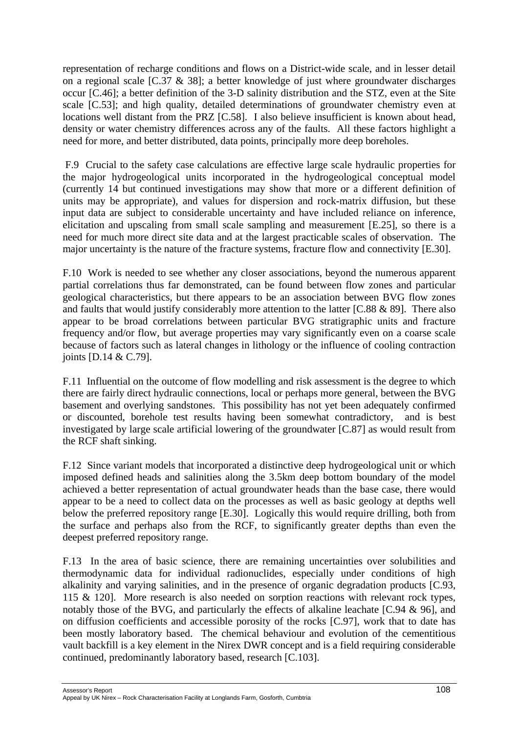representation of recharge conditions and flows on a District-wide scale, and in lesser detail on a regional scale [C.37 & 38]; a better knowledge of just where groundwater discharges occur [C.46]; a better definition of the 3-D salinity distribution and the STZ, even at the Site scale [C.53]; and high quality, detailed determinations of groundwater chemistry even at locations well distant from the PRZ [C.58]. I also believe insufficient is known about head, density or water chemistry differences across any of the faults. All these factors highlight a need for more, and better distributed, data points, principally more deep boreholes.

F.9 Crucial to the safety case calculations are effective large scale hydraulic properties for the major hydrogeological units incorporated in the hydrogeological conceptual model (currently 14 but continued investigations may show that more or a different definition of units may be appropriate), and values for dispersion and rock-matrix diffusion, but these input data are subject to considerable uncertainty and have included reliance on inference, elicitation and upscaling from small scale sampling and measurement [E.25], so there is a need for much more direct site data and at the largest practicable scales of observation. The major uncertainty is the nature of the fracture systems, fracture flow and connectivity [E.30].

F.10 Work is needed to see whether any closer associations, beyond the numerous apparent partial correlations thus far demonstrated, can be found between flow zones and particular geological characteristics, but there appears to be an association between BVG flow zones and faults that would justify considerably more attention to the latter [C.88 & 89]. There also appear to be broad correlations between particular BVG stratigraphic units and fracture frequency and/or flow, but average properties may vary significantly even on a coarse scale because of factors such as lateral changes in lithology or the influence of cooling contraction joints [D.14 & C.79].

F.11 Influential on the outcome of flow modelling and risk assessment is the degree to which there are fairly direct hydraulic connections, local or perhaps more general, between the BVG basement and overlying sandstones. This possibility has not yet been adequately confirmed or discounted, borehole test results having been somewhat contradictory, and is best investigated by large scale artificial lowering of the groundwater [C.87] as would result from the RCF shaft sinking.

F.12 Since variant models that incorporated a distinctive deep hydrogeological unit or which imposed defined heads and salinities along the 3.5km deep bottom boundary of the model achieved a better representation of actual groundwater heads than the base case, there would appear to be a need to collect data on the processes as well as basic geology at depths well below the preferred repository range [E.30]. Logically this would require drilling, both from the surface and perhaps also from the RCF, to significantly greater depths than even the deepest preferred repository range.

F.13 In the area of basic science, there are remaining uncertainties over solubilities and thermodynamic data for individual radionuclides, especially under conditions of high alkalinity and varying salinities, and in the presence of organic degradation products [C.93, 115 & 120]. More research is also needed on sorption reactions with relevant rock types, notably those of the BVG, and particularly the effects of alkaline leachate [C.94 & 96], and on diffusion coefficients and accessible porosity of the rocks [C.97], work that to date has been mostly laboratory based. The chemical behaviour and evolution of the cementitious vault backfill is a key element in the Nirex DWR concept and is a field requiring considerable continued, predominantly laboratory based, research [C.103].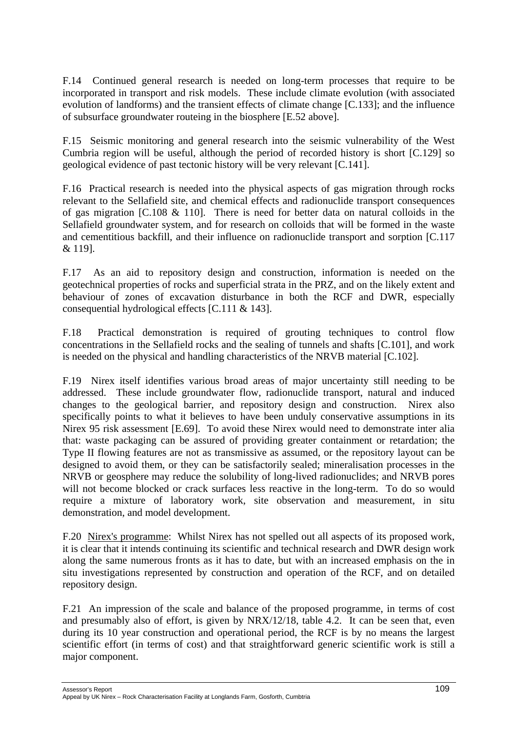F.14 Continued general research is needed on long-term processes that require to be incorporated in transport and risk models. These include climate evolution (with associated evolution of landforms) and the transient effects of climate change [C.133]; and the influence of subsurface groundwater routeing in the biosphere [E.52 above].

F.15 Seismic monitoring and general research into the seismic vulnerability of the West Cumbria region will be useful, although the period of recorded history is short [C.129] so geological evidence of past tectonic history will be very relevant [C.141].

F.16 Practical research is needed into the physical aspects of gas migration through rocks relevant to the Sellafield site, and chemical effects and radionuclide transport consequences of gas migration [C.108 & 110]. There is need for better data on natural colloids in the Sellafield groundwater system, and for research on colloids that will be formed in the waste and cementitious backfill, and their influence on radionuclide transport and sorption [C.117 & 119].

F.17 As an aid to repository design and construction, information is needed on the geotechnical properties of rocks and superficial strata in the PRZ, and on the likely extent and behaviour of zones of excavation disturbance in both the RCF and DWR, especially consequential hydrological effects [C.111 & 143].

F.18 Practical demonstration is required of grouting techniques to control flow concentrations in the Sellafield rocks and the sealing of tunnels and shafts [C.101], and work is needed on the physical and handling characteristics of the NRVB material [C.102].

F.19 Nirex itself identifies various broad areas of major uncertainty still needing to be addressed. These include groundwater flow, radionuclide transport, natural and induced changes to the geological barrier, and repository design and construction. Nirex also specifically points to what it believes to have been unduly conservative assumptions in its Nirex 95 risk assessment [E.69]. To avoid these Nirex would need to demonstrate inter alia that: waste packaging can be assured of providing greater containment or retardation; the Type II flowing features are not as transmissive as assumed, or the repository layout can be designed to avoid them, or they can be satisfactorily sealed; mineralisation processes in the NRVB or geosphere may reduce the solubility of long-lived radionuclides; and NRVB pores will not become blocked or crack surfaces less reactive in the long-term. To do so would require a mixture of laboratory work, site observation and measurement, in situ demonstration, and model development.

F.20 Nirex's programme: Whilst Nirex has not spelled out all aspects of its proposed work, it is clear that it intends continuing its scientific and technical research and DWR design work along the same numerous fronts as it has to date, but with an increased emphasis on the in situ investigations represented by construction and operation of the RCF, and on detailed repository design.

F.21 An impression of the scale and balance of the proposed programme, in terms of cost and presumably also of effort, is given by NRX/12/18, table 4.2. It can be seen that, even during its 10 year construction and operational period, the RCF is by no means the largest scientific effort (in terms of cost) and that straightforward generic scientific work is still a major component.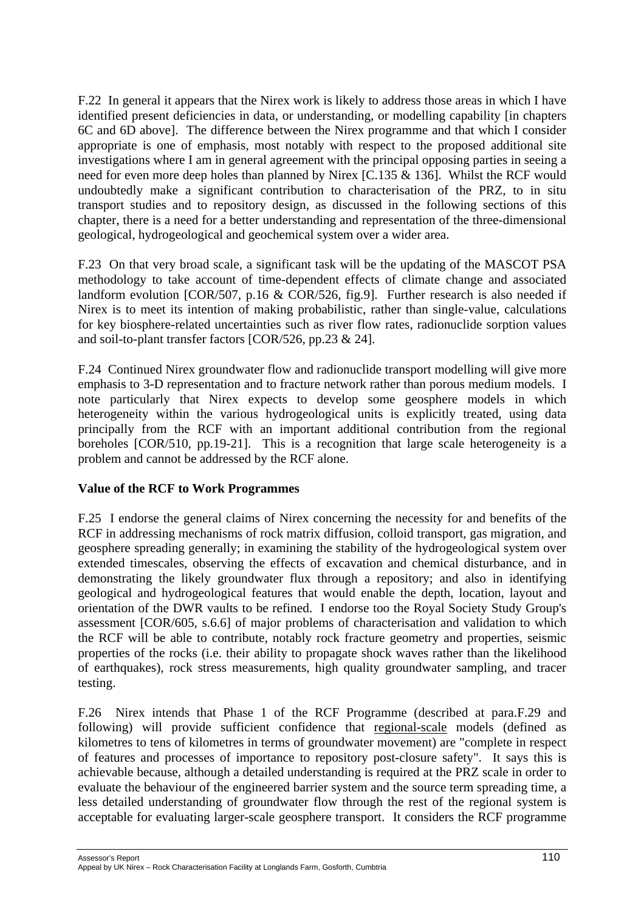F.22 In general it appears that the Nirex work is likely to address those areas in which I have identified present deficiencies in data, or understanding, or modelling capability [in chapters 6C and 6D above]. The difference between the Nirex programme and that which I consider appropriate is one of emphasis, most notably with respect to the proposed additional site investigations where I am in general agreement with the principal opposing parties in seeing a need for even more deep holes than planned by Nirex [C.135 & 136]. Whilst the RCF would undoubtedly make a significant contribution to characterisation of the PRZ, to in situ transport studies and to repository design, as discussed in the following sections of this chapter, there is a need for a better understanding and representation of the three-dimensional geological, hydrogeological and geochemical system over a wider area.

F.23 On that very broad scale, a significant task will be the updating of the MASCOT PSA methodology to take account of time-dependent effects of climate change and associated landform evolution [COR/507, p.16 & COR/526, fig.9]. Further research is also needed if Nirex is to meet its intention of making probabilistic, rather than single-value, calculations for key biosphere-related uncertainties such as river flow rates, radionuclide sorption values and soil-to-plant transfer factors [COR/526, pp.23 & 24].

F.24 Continued Nirex groundwater flow and radionuclide transport modelling will give more emphasis to 3-D representation and to fracture network rather than porous medium models. I note particularly that Nirex expects to develop some geosphere models in which heterogeneity within the various hydrogeological units is explicitly treated, using data principally from the RCF with an important additional contribution from the regional boreholes [COR/510, pp.19-21]. This is a recognition that large scale heterogeneity is a problem and cannot be addressed by the RCF alone.

**Value of the RCF to Work Programmes**

F.25 I endorse the general claims of Nirex concerning the necessity for and benefits of the RCF in addressing mechanisms of rock matrix diffusion, colloid transport, gas migration, and geosphere spreading generally; in examining the stability of the hydrogeological system over extended timescales, observing the effects of excavation and chemical disturbance, and in demonstrating the likely groundwater flux through a repository; and also in identifying geological and hydrogeological features that would enable the depth, location, layout and orientation of the DWR vaults to be refined. I endorse too the Royal Society Study Group's assessment [COR/605, s.6.6] of major problems of characterisation and validation to which the RCF will be able to contribute, notably rock fracture geometry and properties, seismic properties of the rocks (i.e. their ability to propagate shock waves rather than the likelihood of earthquakes), rock stress measurements, high quality groundwater sampling, and tracer testing.

F.26 Nirex intends that Phase 1 of the RCF Programme (described at para.F.29 and following) will provide sufficient confidence that regional-scale models (defined as kilometres to tens of kilometres in terms of groundwater movement) are "complete in respect of features and processes of importance to repository post-closure safety". It says this is achievable because, although a detailed understanding is required at the PRZ scale in order to evaluate the behaviour of the engineered barrier system and the source term spreading time, a less detailed understanding of groundwater flow through the rest of the regional system is acceptable for evaluating larger-scale geosphere transport. It considers the RCF programme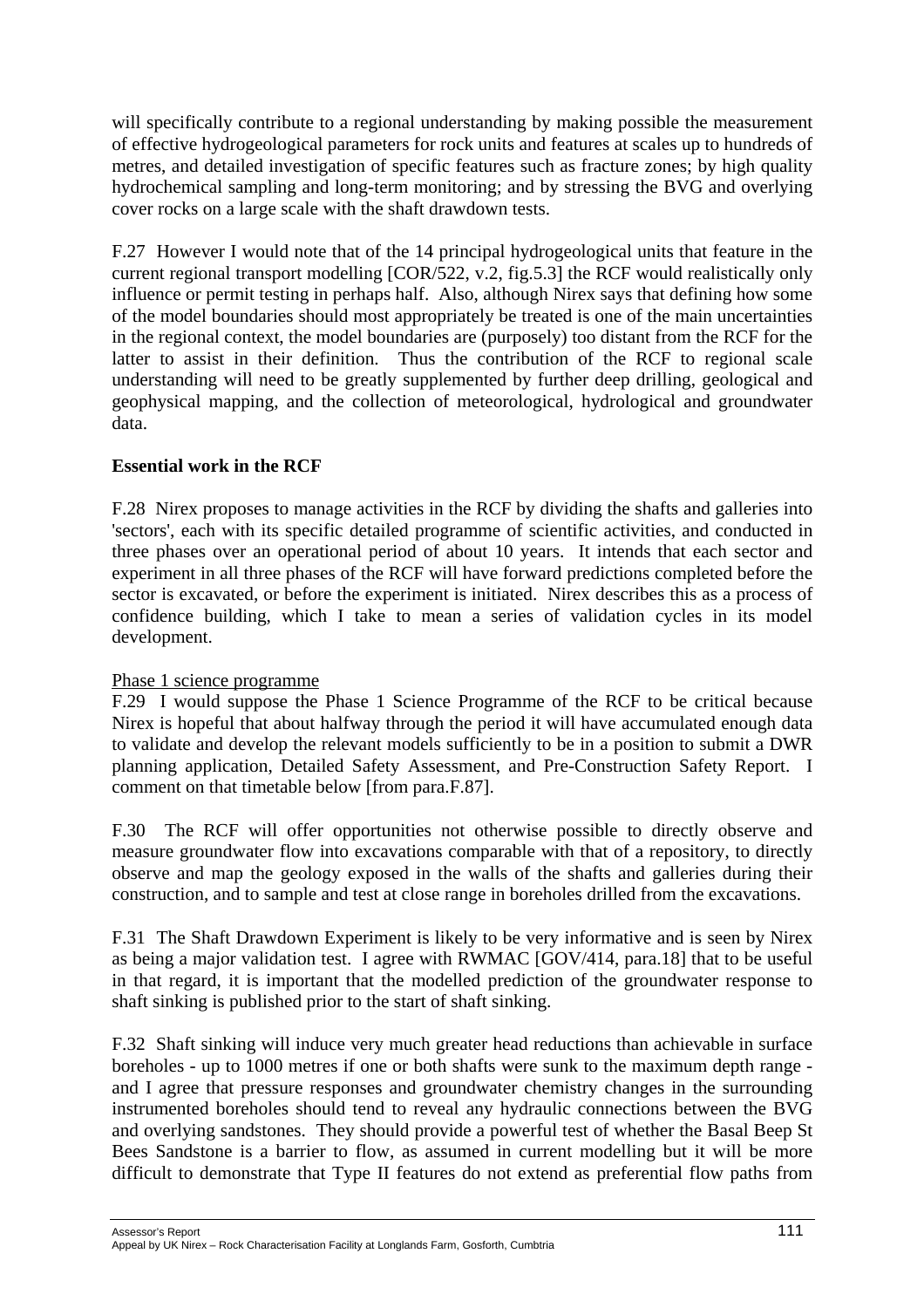will specifically contribute to a regional understanding by making possible the measurement of effective hydrogeological parameters for rock units and features at scales up to hundreds of metres, and detailed investigation of specific features such as fracture zones; by high quality hydrochemical sampling and long-term monitoring; and by stressing the BVG and overlying cover rocks on a large scale with the shaft drawdown tests.

F.27 However I would note that of the 14 principal hydrogeological units that feature in the current regional transport modelling [COR/522, v.2, fig.5.3] the RCF would realistically only influence or permit testing in perhaps half. Also, although Nirex says that defining how some of the model boundaries should most appropriately be treated is one of the main uncertainties in the regional context, the model boundaries are (purposely) too distant from the RCF for the latter to assist in their definition. Thus the contribution of the RCF to regional scale understanding will need to be greatly supplemented by further deep drilling, geological and geophysical mapping, and the collection of meteorological, hydrological and groundwater data.

**Essential work in the RCF**

F.28 Nirex proposes to manage activities in the RCF by dividing the shafts and galleries into 'sectors', each with its specific detailed programme of scientific activities, and conducted in three phases over an operational period of about 10 years. It intends that each sector and experiment in all three phases of the RCF will have forward predictions completed before the sector is excavated, or before the experiment is initiated. Nirex describes this as a process of confidence building, which I take to mean a series of validation cycles in its model development.

Phase 1 science programme

F.29 I would suppose the Phase 1 Science Programme of the RCF to be critical because Nirex is hopeful that about halfway through the period it will have accumulated enough data to validate and develop the relevant models sufficiently to be in a position to submit a DWR planning application, Detailed Safety Assessment, and Pre-Construction Safety Report. I comment on that timetable below [from para.F.87].

F.30 The RCF will offer opportunities not otherwise possible to directly observe and measure groundwater flow into excavations comparable with that of a repository, to directly observe and map the geology exposed in the walls of the shafts and galleries during their construction, and to sample and test at close range in boreholes drilled from the excavations.

F.31 The Shaft Drawdown Experiment is likely to be very informative and is seen by Nirex as being a major validation test. I agree with RWMAC [GOV/414, para.18] that to be useful in that regard, it is important that the modelled prediction of the groundwater response to shaft sinking is published prior to the start of shaft sinking.

F.32 Shaft sinking will induce very much greater head reductions than achievable in surface boreholes - up to 1000 metres if one or both shafts were sunk to the maximum depth range - and I agree that pressure responses and groundwater chemistry changes in the surrounding instrumented boreholes should tend to reveal any hydraulic connections between the BVG and overlying sandstones. They should provide a powerful test of whether the Basal Beep St Bees Sandstone is a barrier to flow, as assumed in current modelling but it will be more difficult to demonstrate that Type II features do not extend as preferential flow paths from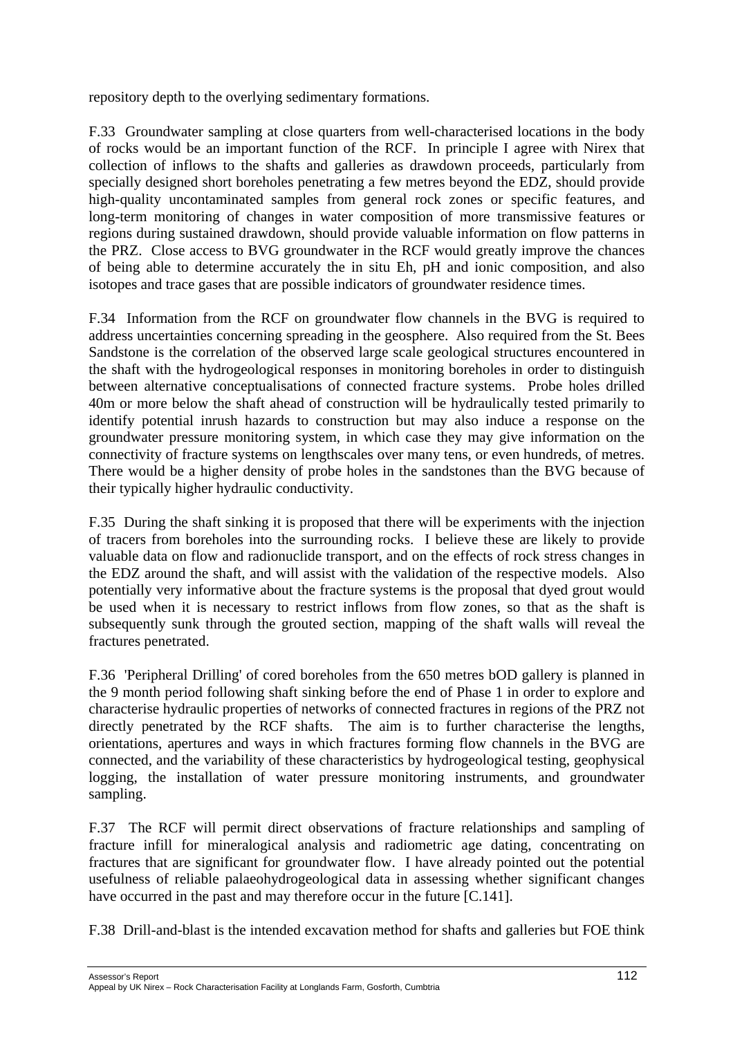repository depth to the overlying sedimentary formations.

F.33  Groundwater sampling at close quarters from well-characterised locations in the body of rocks would be an important function of the RCF. In principle I agree with Nirex that collection of inflows to the shafts and galleries as drawdown proceeds, particularly from specially designed short boreholes penetrating a few metres beyond the EDZ, should provide high-quality uncontaminated samples from general rock zones or specific features, and long-term monitoring of changes in water composition of more transmissive features or regions during sustained drawdown, should provide valuable information on flow patterns in the PRZ. Close access to BVG groundwater in the RCF would greatly improve the chances of being able to determine accurately the in situ Eh, pH and ionic composition, and also isotopes and trace gases that are possible indicators of groundwater residence times.

F.34  Information from the RCF on groundwater flow channels in the BVG is required to address uncertainties concerning spreading in the geosphere. Also required from the St. Bees Sandstone is the correlation of the observed large scale geological structures encountered in the shaft with the hydrogeological responses in monitoring boreholes in order to distinguish between alternative conceptualisations of connected fracture systems. Probe holes drilled 40m or more below the shaft ahead of construction will be hydraulically tested primarily to identify potential inrush hazards to construction but may also induce a response on the groundwater pressure monitoring system, in which case they may give information on the connectivity of fracture systems on lengthscales over many tens, or even hundreds, of metres. There would be a higher density of probe holes in the sandstones than the BVG because of their typically higher hydraulic conductivity.

F.35  During the shaft sinking it is proposed that there will be experiments with the injection of tracers from boreholes into the surrounding rocks. I believe these are likely to provide valuable data on flow and radionuclide transport, and on the effects of rock stress changes in the EDZ around the shaft, and will assist with the validation of the respective models. Also potentially very informative about the fracture systems is the proposal that dyed grout would be used when it is necessary to restrict inflows from flow zones, so that as the shaft is subsequently sunk through the grouted section, mapping of the shaft walls will reveal the fractures penetrated.

F.36  'Peripheral Drilling' of cored boreholes from the 650 metres bOD gallery is planned in the 9 month period following shaft sinking before the end of Phase 1 in order to explore and characterise hydraulic properties of networks of connected fractures in regions of the PRZ not directly penetrated by the RCF shafts. The aim is to further characterise the lengths, orientations, apertures and ways in which fractures forming flow channels in the BVG are connected, and the variability of these characteristics by hydrogeological testing, geophysical logging, the installation of water pressure monitoring instruments, and groundwater sampling.

F.37  The RCF will permit direct observations of fracture relationships and sampling of fracture infill for mineralogical analysis and radiometric age dating, concentrating on fractures that are significant for groundwater flow. I have already pointed out the potential usefulness of reliable palaeohydrogeological data in assessing whether significant changes have occurred in the past and may therefore occur in the future [C.141].

F.38  Drill-and-blast is the intended excavation method for shafts and galleries but FOE think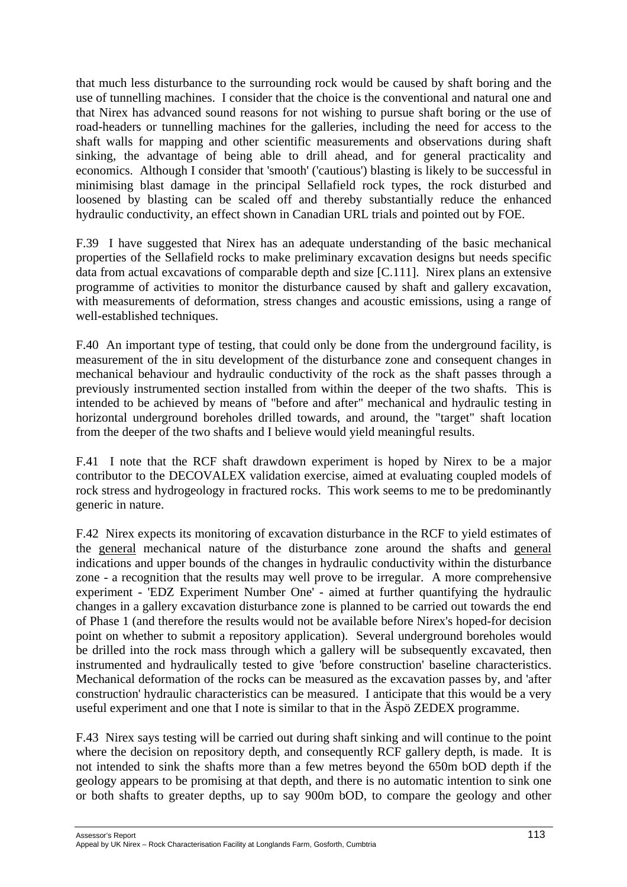that much less disturbance to the surrounding rock would be caused by shaft boring and the use of tunnelling machines. I consider that the choice is the conventional and natural one and that Nirex has advanced sound reasons for not wishing to pursue shaft boring or the use of road-headers or tunnelling machines for the galleries, including the need for access to the shaft walls for mapping and other scientific measurements and observations during shaft sinking, the advantage of being able to drill ahead, and for general practicality and economics. Although I consider that 'smooth' ('cautious') blasting is likely to be successful in minimising blast damage in the principal Sellafield rock types, the rock disturbed and loosened by blasting can be scaled off and thereby substantially reduce the enhanced hydraulic conductivity, an effect shown in Canadian URL trials and pointed out by FOE.

F.39 I have suggested that Nirex has an adequate understanding of the basic mechanical properties of the Sellafield rocks to make preliminary excavation designs but needs specific data from actual excavations of comparable depth and size [C.111]. Nirex plans an extensive programme of activities to monitor the disturbance caused by shaft and gallery excavation, with measurements of deformation, stress changes and acoustic emissions, using a range of well-established techniques.

F.40 An important type of testing, that could only be done from the underground facility, is measurement of the in situ development of the disturbance zone and consequent changes in mechanical behaviour and hydraulic conductivity of the rock as the shaft passes through a previously instrumented section installed from within the deeper of the two shafts. This is intended to be achieved by means of "before and after" mechanical and hydraulic testing in horizontal underground boreholes drilled towards, and around, the "target" shaft location from the deeper of the two shafts and I believe would yield meaningful results.

F.41 I note that the RCF shaft drawdown experiment is hoped by Nirex to be a major contributor to the DECOVALEX validation exercise, aimed at evaluating coupled models of rock stress and hydrogeology in fractured rocks. This work seems to me to be predominantly generic in nature.

F.42 Nirex expects its monitoring of excavation disturbance in the RCF to yield estimates of the <u>general</u> mechanical nature of the disturbance zone around the shafts and <u>general</u> indications and upper bounds of the changes in hydraulic conductivity within the disturbance zone - a recognition that the results may well prove to be irregular. A more comprehensive experiment - 'EDZ Experiment Number One' - aimed at further quantifying the hydraulic changes in a gallery excavation disturbance zone is planned to be carried out towards the end of Phase 1 (and therefore the results would not be available before Nirex's hoped-for decision point on whether to submit a repository application). Several underground boreholes would be drilled into the rock mass through which a gallery will be subsequently excavated, then instrumented and hydraulically tested to give 'before construction' baseline characteristics. Mechanical deformation of the rocks can be measured as the excavation passes by, and 'after construction' hydraulic characteristics can be measured. I anticipate that this would be a very useful experiment and one that I note is similar to that in the Äspö ZEDEX programme.

F.43 Nirex says testing will be carried out during shaft sinking and will continue to the point where the decision on repository depth, and consequently RCF gallery depth, is made. It is not intended to sink the shafts more than a few metres beyond the 650m bOD depth if the geology appears to be promising at that depth, and there is no automatic intention to sink one or both shafts to greater depths, up to say 900m bOD, to compare the geology and other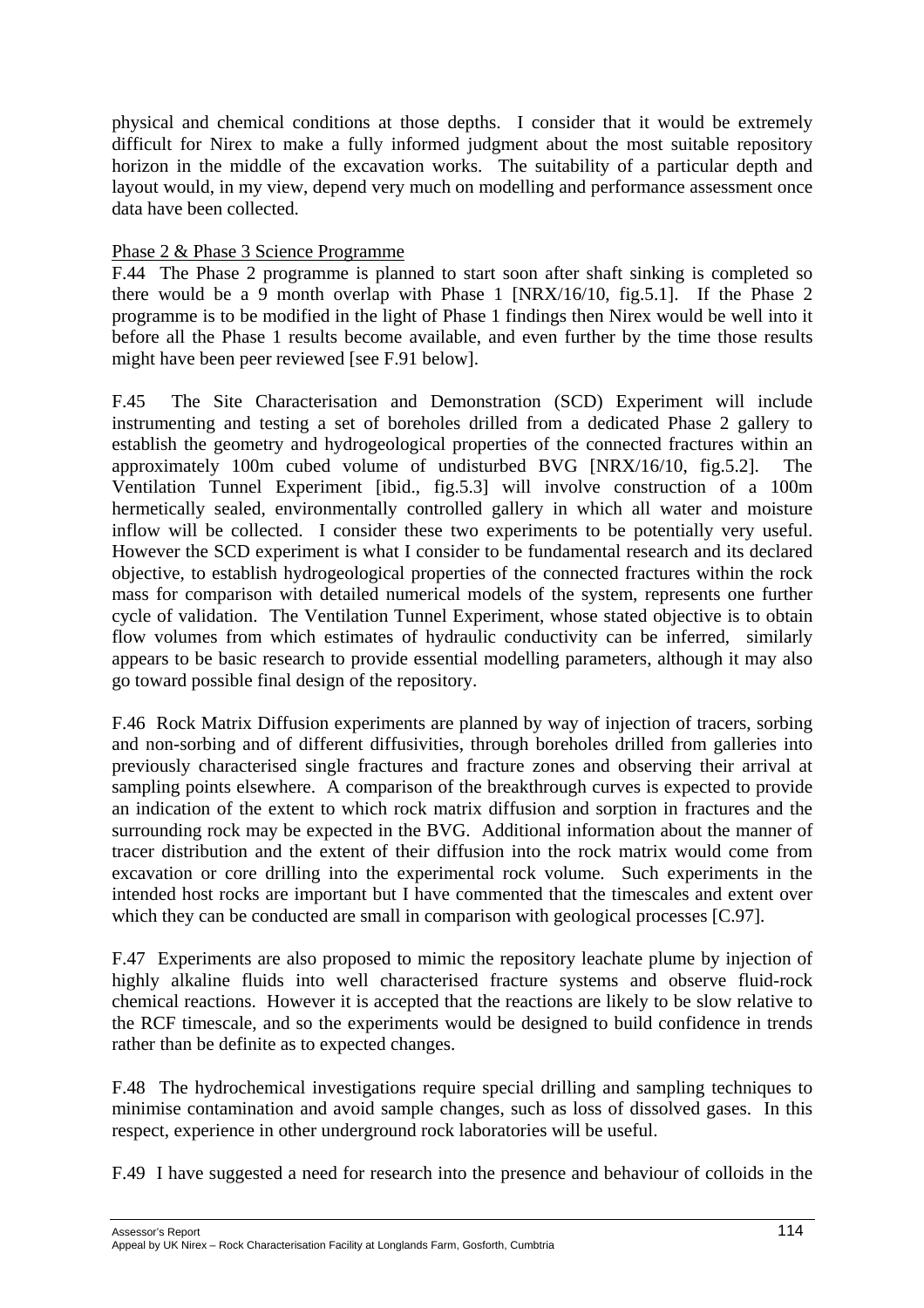physical and chemical conditions at those depths. I consider that it would be extremely difficult for Nirex to make a fully informed judgment about the most suitable repository horizon in the middle of the excavation works. The suitability of a particular depth and layout would, in my view, depend very much on modelling and performance assessment once data have been collected.

Phase 2 & Phase 3 Science Programme

F.44 The Phase 2 programme is planned to start soon after shaft sinking is completed so there would be a 9 month overlap with Phase 1 [NRX/16/10, fig.5.1]. If the Phase 2 programme is to be modified in the light of Phase 1 findings then Nirex would be well into it before all the Phase 1 results become available, and even further by the time those results might have been peer reviewed [see F.91 below].

F.45 The Site Characterisation and Demonstration (SCD) Experiment will include instrumenting and testing a set of boreholes drilled from a dedicated Phase 2 gallery to establish the geometry and hydrogeological properties of the connected fractures within an approximately 100m cubed volume of undisturbed BVG [NRX/16/10, fig.5.2]. The Ventilation Tunnel Experiment [ibid., fig.5.3] will involve construction of a 100m hermetically sealed, environmentally controlled gallery in which all water and moisture inflow will be collected. I consider these two experiments to be potentially very useful. However the SCD experiment is what I consider to be fundamental research and its declared objective, to establish hydrogeological properties of the connected fractures within the rock mass for comparison with detailed numerical models of the system, represents one further cycle of validation. The Ventilation Tunnel Experiment, whose stated objective is to obtain flow volumes from which estimates of hydraulic conductivity can be inferred, similarly appears to be basic research to provide essential modelling parameters, although it may also go toward possible final design of the repository.

F.46 Rock Matrix Diffusion experiments are planned by way of injection of tracers, sorbing and non-sorbing and of different diffusivities, through boreholes drilled from galleries into previously characterised single fractures and fracture zones and observing their arrival at sampling points elsewhere. A comparison of the breakthrough curves is expected to provide an indication of the extent to which rock matrix diffusion and sorption in fractures and the surrounding rock may be expected in the BVG. Additional information about the manner of tracer distribution and the extent of their diffusion into the rock matrix would come from excavation or core drilling into the experimental rock volume. Such experiments in the intended host rocks are important but I have commented that the timescales and extent over which they can be conducted are small in comparison with geological processes [C.97].

F.47 Experiments are also proposed to mimic the repository leachate plume by injection of highly alkaline fluids into well characterised fracture systems and observe fluid-rock chemical reactions. However it is accepted that the reactions are likely to be slow relative to the RCF timescale, and so the experiments would be designed to build confidence in trends rather than be definite as to expected changes.

F.48 The hydrochemical investigations require special drilling and sampling techniques to minimise contamination and avoid sample changes, such as loss of dissolved gases. In this respect, experience in other underground rock laboratories will be useful.

F.49 I have suggested a need for research into the presence and behaviour of colloids in the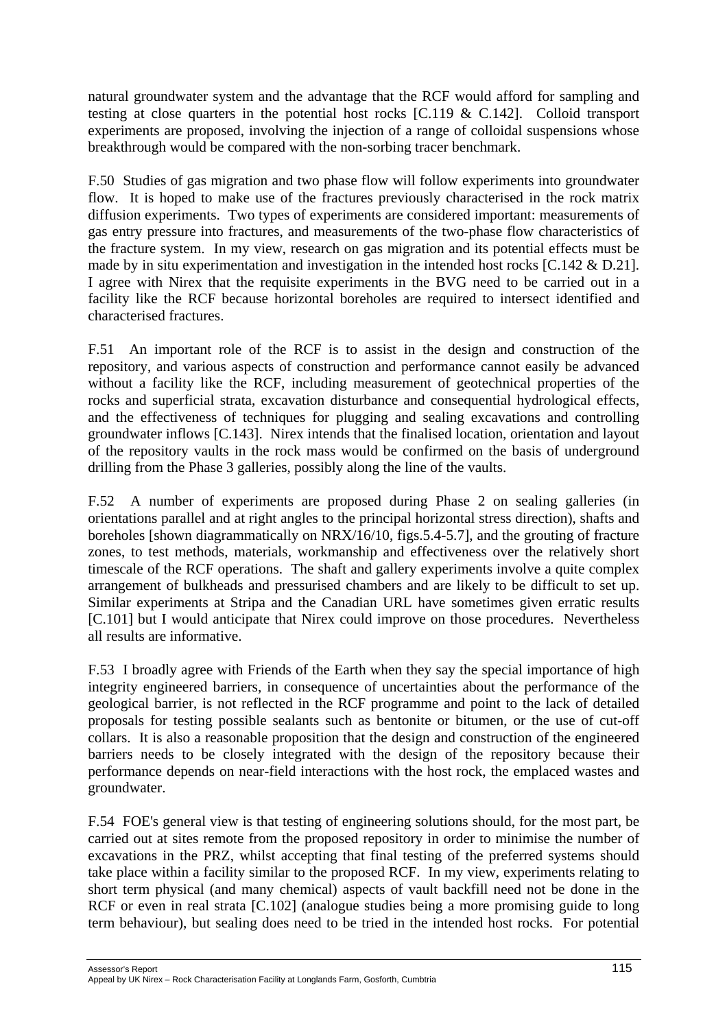natural groundwater system and the advantage that the RCF would afford for sampling and testing at close quarters in the potential host rocks [C.119 & C.142]. Colloid transport experiments are proposed, involving the injection of a range of colloidal suspensions whose breakthrough would be compared with the non-sorbing tracer benchmark.

F.50 Studies of gas migration and two phase flow will follow experiments into groundwater flow. It is hoped to make use of the fractures previously characterised in the rock matrix diffusion experiments. Two types of experiments are considered important: measurements of gas entry pressure into fractures, and measurements of the two-phase flow characteristics of the fracture system. In my view, research on gas migration and its potential effects must be made by in situ experimentation and investigation in the intended host rocks [C.142 & D.21]. I agree with Nirex that the requisite experiments in the BVG need to be carried out in a facility like the RCF because horizontal boreholes are required to intersect identified and characterised fractures.

F.51 An important role of the RCF is to assist in the design and construction of the repository, and various aspects of construction and performance cannot easily be advanced without a facility like the RCF, including measurement of geotechnical properties of the rocks and superficial strata, excavation disturbance and consequential hydrological effects, and the effectiveness of techniques for plugging and sealing excavations and controlling groundwater inflows [C.143]. Nirex intends that the finalised location, orientation and layout of the repository vaults in the rock mass would be confirmed on the basis of underground drilling from the Phase 3 galleries, possibly along the line of the vaults.

F.52 A number of experiments are proposed during Phase 2 on sealing galleries (in orientations parallel and at right angles to the principal horizontal stress direction), shafts and boreholes [shown diagrammatically on NRX/16/10, figs.5.4-5.7], and the grouting of fracture zones, to test methods, materials, workmanship and effectiveness over the relatively short timescale of the RCF operations. The shaft and gallery experiments involve a quite complex arrangement of bulkheads and pressurised chambers and are likely to be difficult to set up. Similar experiments at Stripa and the Canadian URL have sometimes given erratic results [C.101] but I would anticipate that Nirex could improve on those procedures. Nevertheless all results are informative.

F.53 I broadly agree with Friends of the Earth when they say the special importance of high integrity engineered barriers, in consequence of uncertainties about the performance of the geological barrier, is not reflected in the RCF programme and point to the lack of detailed proposals for testing possible sealants such as bentonite or bitumen, or the use of cut-off collars. It is also a reasonable proposition that the design and construction of the engineered barriers needs to be closely integrated with the design of the repository because their performance depends on near-field interactions with the host rock, the emplaced wastes and groundwater.

F.54 FOE's general view is that testing of engineering solutions should, for the most part, be carried out at sites remote from the proposed repository in order to minimise the number of excavations in the PRZ, whilst accepting that final testing of the preferred systems should take place within a facility similar to the proposed RCF. In my view, experiments relating to short term physical (and many chemical) aspects of vault backfill need not be done in the RCF or even in real strata [C.102] (analogue studies being a more promising guide to long term behaviour), but sealing does need to be tried in the intended host rocks. For potential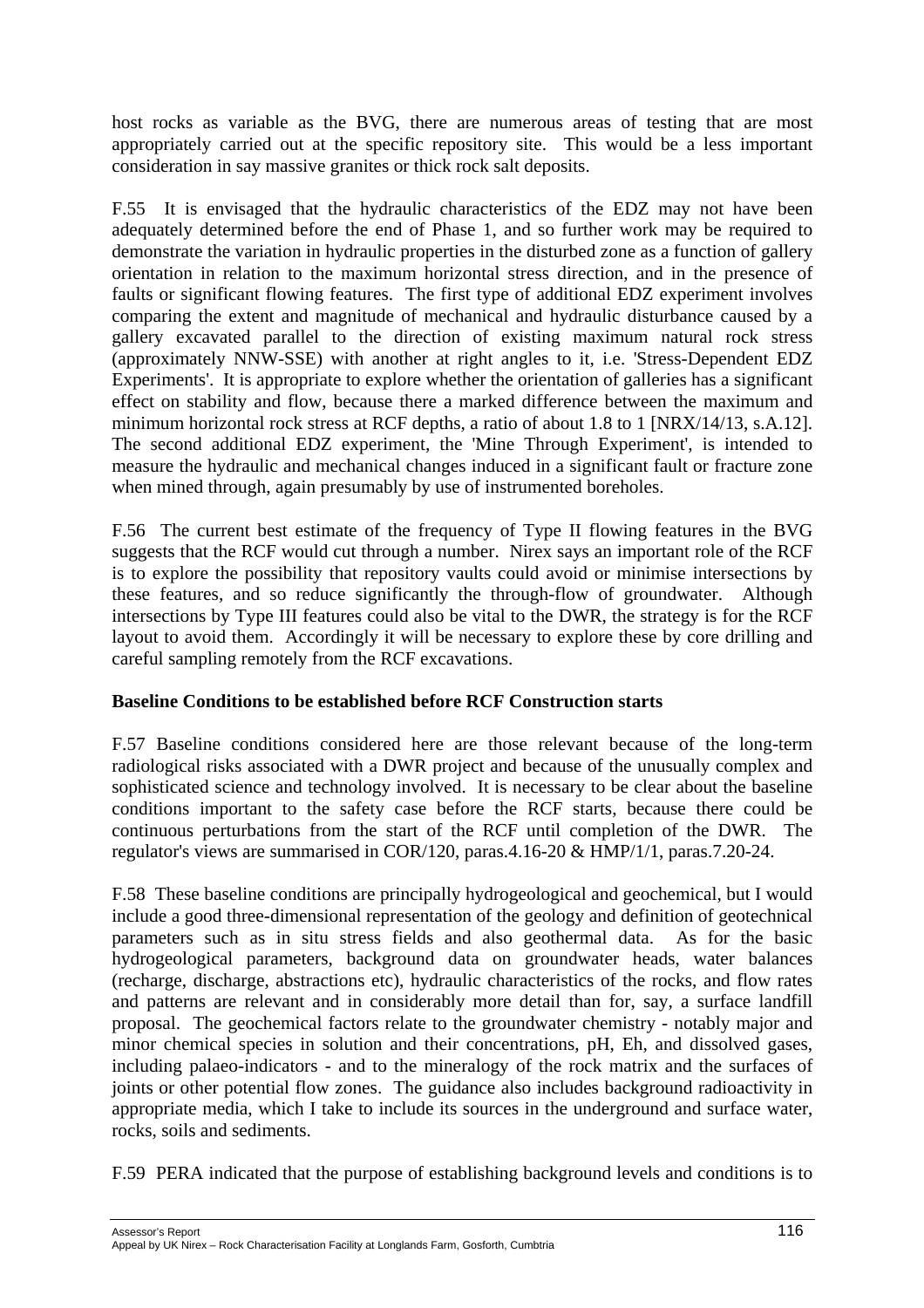host rocks as variable as the BVG, there are numerous areas of testing that are most appropriately carried out at the specific repository site. This would be a less important consideration in say massive granites or thick rock salt deposits.

F.55 It is envisaged that the hydraulic characteristics of the EDZ may not have been adequately determined before the end of Phase 1, and so further work may be required to demonstrate the variation in hydraulic properties in the disturbed zone as a function of gallery orientation in relation to the maximum horizontal stress direction, and in the presence of faults or significant flowing features. The first type of additional EDZ experiment involves comparing the extent and magnitude of mechanical and hydraulic disturbance caused by a gallery excavated parallel to the direction of existing maximum natural rock stress (approximately NNW-SSE) with another at right angles to it, i.e. 'Stress-Dependent EDZ Experiments'. It is appropriate to explore whether the orientation of galleries has a significant effect on stability and flow, because there a marked difference between the maximum and minimum horizontal rock stress at RCF depths, a ratio of about 1.8 to 1 [NRX/14/13, s.A.12]. The second additional EDZ experiment, the 'Mine Through Experiment', is intended to measure the hydraulic and mechanical changes induced in a significant fault or fracture zone when mined through, again presumably by use of instrumented boreholes.

F.56 The current best estimate of the frequency of Type II flowing features in the BVG suggests that the RCF would cut through a number. Nirex says an important role of the RCF is to explore the possibility that repository vaults could avoid or minimise intersections by these features, and so reduce significantly the through-flow of groundwater. Although intersections by Type III features could also be vital to the DWR, the strategy is for the RCF layout to avoid them. Accordingly it will be necessary to explore these by core drilling and careful sampling remotely from the RCF excavations.

**Baseline Conditions to be established before RCF Construction starts**

F.57 Baseline conditions considered here are those relevant because of the long-term radiological risks associated with a DWR project and because of the unusually complex and sophisticated science and technology involved. It is necessary to be clear about the baseline conditions important to the safety case before the RCF starts, because there could be continuous perturbations from the start of the RCF until completion of the DWR. The regulator's views are summarised in COR/120, paras.4.16-20 & HMP/1/1, paras.7.20-24.

F.58 These baseline conditions are principally hydrogeological and geochemical, but I would include a good three-dimensional representation of the geology and definition of geotechnical parameters such as in situ stress fields and also geothermal data. As for the basic hydrogeological parameters, background data on groundwater heads, water balances (recharge, discharge, abstractions etc), hydraulic characteristics of the rocks, and flow rates and patterns are relevant and in considerably more detail than for, say, a surface landfill proposal. The geochemical factors relate to the groundwater chemistry - notably major and minor chemical species in solution and their concentrations, pH, Eh, and dissolved gases, including palaeo-indicators - and to the mineralogy of the rock matrix and the surfaces of joints or other potential flow zones. The guidance also includes background radioactivity in appropriate media, which I take to include its sources in the underground and surface water, rocks, soils and sediments.

F.59 PERA indicated that the purpose of establishing background levels and conditions is to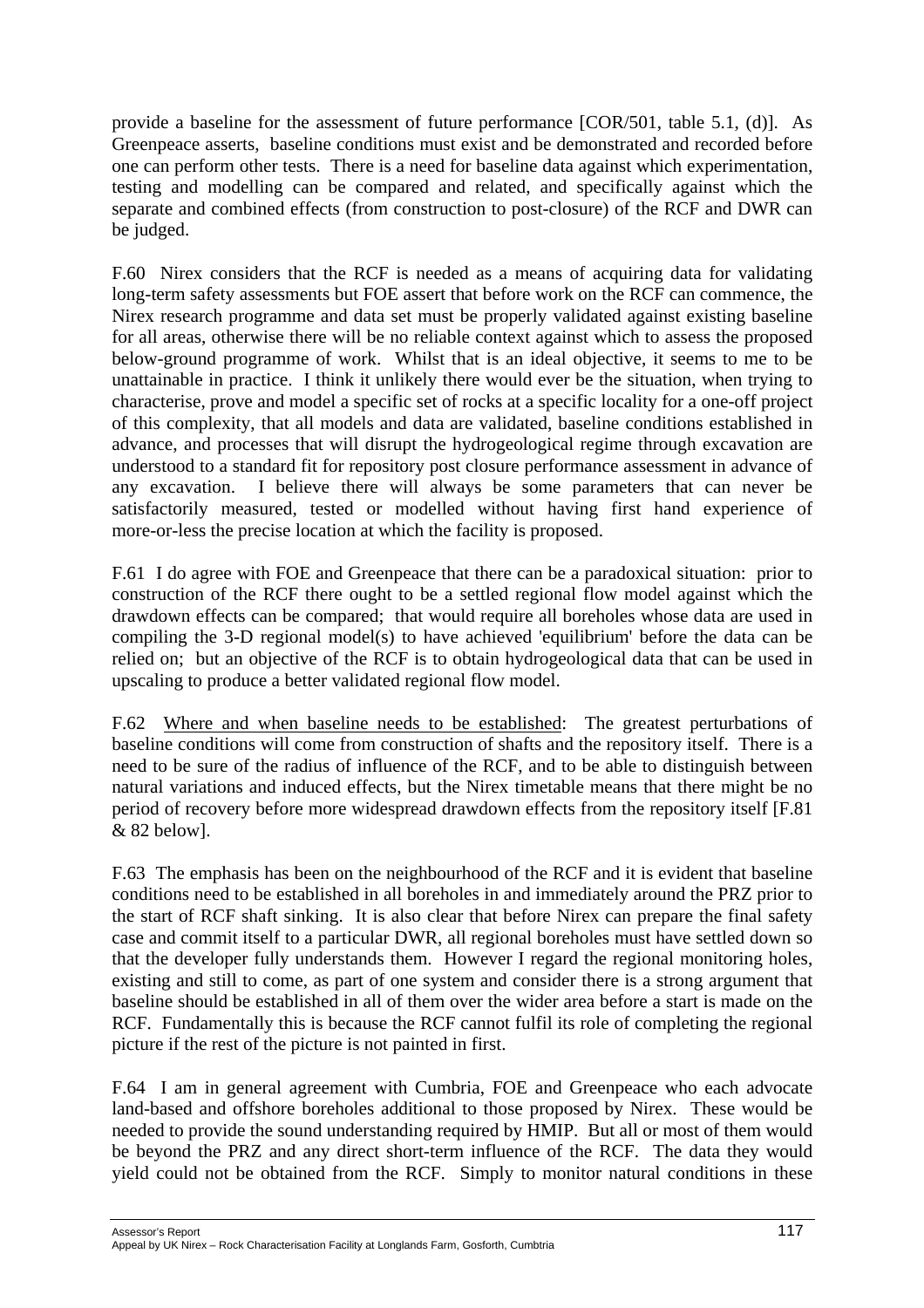provide a baseline for the assessment of future performance [COR/501, table 5.1, (d)]. As Greenpeace asserts, baseline conditions must exist and be demonstrated and recorded before one can perform other tests. There is a need for baseline data against which experimentation, testing and modelling can be compared and related, and specifically against which the separate and combined effects (from construction to post-closure) of the RCF and DWR can be judged.

F.60 Nirex considers that the RCF is needed as a means of acquiring data for validating long-term safety assessments but FOE assert that before work on the RCF can commence, the Nirex research programme and data set must be properly validated against existing baseline for all areas, otherwise there will be no reliable context against which to assess the proposed below-ground programme of work. Whilst that is an ideal objective, it seems to me to be unattainable in practice. I think it unlikely there would ever be the situation, when trying to characterise, prove and model a specific set of rocks at a specific locality for a one-off project of this complexity, that all models and data are validated, baseline conditions established in advance, and processes that will disrupt the hydrogeological regime through excavation are understood to a standard fit for repository post closure performance assessment in advance of any excavation. I believe there will always be some parameters that can never be satisfactorily measured, tested or modelled without having first hand experience of more-or-less the precise location at which the facility is proposed.

F.61 I do agree with FOE and Greenpeace that there can be a paradoxical situation: prior to construction of the RCF there ought to be a settled regional flow model against which the drawdown effects can be compared; that would require all boreholes whose data are used in compiling the 3-D regional model(s) to have achieved 'equilibrium' before the data can be relied on; but an objective of the RCF is to obtain hydrogeological data that can be used in upscaling to produce a better validated regional flow model.

F.62 <u>Where and when baseline needs to be established</u>: The greatest perturbations of baseline conditions will come from construction of shafts and the repository itself. There is a need to be sure of the radius of influence of the RCF, and to be able to distinguish between natural variations and induced effects, but the Nirex timetable means that there might be no period of recovery before more widespread drawdown effects from the repository itself [F.81 & 82 below].

F.63 The emphasis has been on the neighbourhood of the RCF and it is evident that baseline conditions need to be established in all boreholes in and immediately around the PRZ prior to the start of RCF shaft sinking. It is also clear that before Nirex can prepare the final safety case and commit itself to a particular DWR, all regional boreholes must have settled down so that the developer fully understands them. However I regard the regional monitoring holes, existing and still to come, as part of one system and consider there is a strong argument that baseline should be established in all of them over the wider area before a start is made on the RCF. Fundamentally this is because the RCF cannot fulfil its role of completing the regional picture if the rest of the picture is not painted in first.

F.64 I am in general agreement with Cumbria, FOE and Greenpeace who each advocate land-based and offshore boreholes additional to those proposed by Nirex. These would be needed to provide the sound understanding required by HMIP. But all or most of them would be beyond the PRZ and any direct short-term influence of the RCF. The data they would yield could not be obtained from the RCF. Simply to monitor natural conditions in these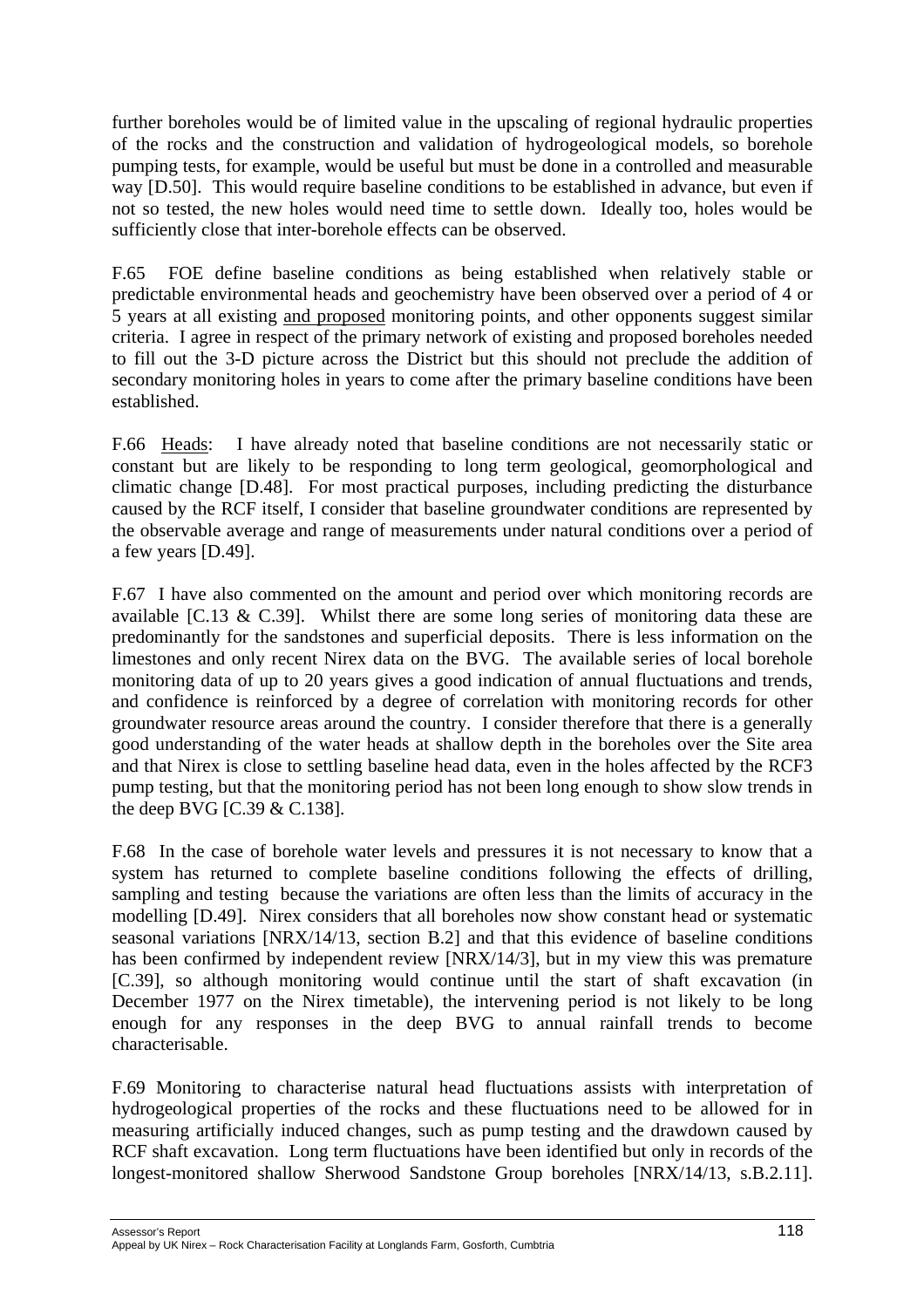further boreholes would be of limited value in the upscaling of regional hydraulic properties of the rocks and the construction and validation of hydrogeological models, so borehole pumping tests, for example, would be useful but must be done in a controlled and measurable way [D.50]. This would require baseline conditions to be established in advance, but even if not so tested, the new holes would need time to settle down. Ideally too, holes would be sufficiently close that inter-borehole effects can be observed.

F.65 FOE define baseline conditions as being established when relatively stable or predictable environmental heads and geochemistry have been observed over a period of 4 or 5 years at all existing and proposed monitoring points, and other opponents suggest similar criteria. I agree in respect of the primary network of existing and proposed boreholes needed to fill out the 3-D picture across the District but this should not preclude the addition of secondary monitoring holes in years to come after the primary baseline conditions have been established.

F.66 Heads: I have already noted that baseline conditions are not necessarily static or constant but are likely to be responding to long term geological, geomorphological and climatic change [D.48]. For most practical purposes, including predicting the disturbance caused by the RCF itself, I consider that baseline groundwater conditions are represented by the observable average and range of measurements under natural conditions over a period of a few years [D.49].

F.67 I have also commented on the amount and period over which monitoring records are available [C.13 & C.39]. Whilst there are some long series of monitoring data these are predominantly for the sandstones and superficial deposits. There is less information on the limestones and only recent Nirex data on the BVG. The available series of local borehole monitoring data of up to 20 years gives a good indication of annual fluctuations and trends, and confidence is reinforced by a degree of correlation with monitoring records for other groundwater resource areas around the country. I consider therefore that there is a generally good understanding of the water heads at shallow depth in the boreholes over the Site area and that Nirex is close to settling baseline head data, even in the holes affected by the RCF3 pump testing, but that the monitoring period has not been long enough to show slow trends in the deep BVG [C.39 & C.138].

F.68 In the case of borehole water levels and pressures it is not necessary to know that a system has returned to complete baseline conditions following the effects of drilling, sampling and testing because the variations are often less than the limits of accuracy in the modelling [D.49]. Nirex considers that all boreholes now show constant head or systematic seasonal variations [NRX/14/13, section B.2] and that this evidence of baseline conditions has been confirmed by independent review [NRX/14/3], but in my view this was premature [C.39], so although monitoring would continue until the start of shaft excavation (in December 1977 on the Nirex timetable), the intervening period is not likely to be long enough for any responses in the deep BVG to annual rainfall trends to become characterisable.

F.69 Monitoring to characterise natural head fluctuations assists with interpretation of hydrogeological properties of the rocks and these fluctuations need to be allowed for in measuring artificially induced changes, such as pump testing and the drawdown caused by RCF shaft excavation. Long term fluctuations have been identified but only in records of the longest-monitored shallow Sherwood Sandstone Group boreholes [NRX/14/13, s.B.2.11].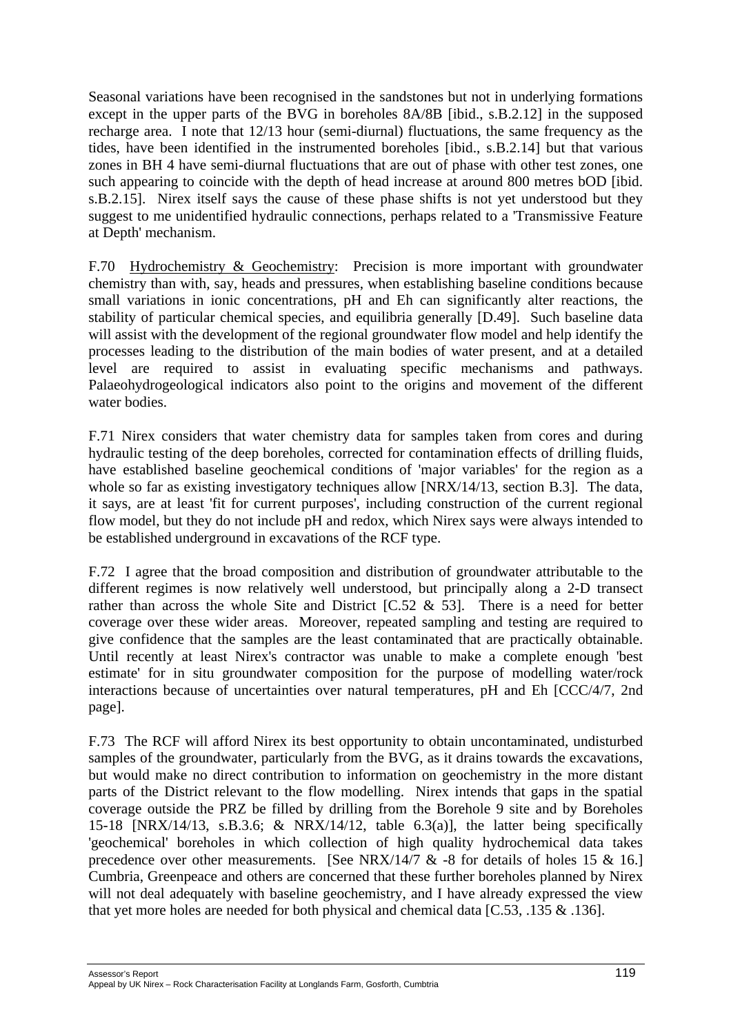Seasonal variations have been recognised in the sandstones but not in underlying formations except in the upper parts of the BVG in boreholes 8A/8B [ibid., s.B.2.12] in the supposed recharge area. I note that 12/13 hour (semi-diurnal) fluctuations, the same frequency as the tides, have been identified in the instrumented boreholes [ibid., s.B.2.14] but that various zones in BH 4 have semi-diurnal fluctuations that are out of phase with other test zones, one such appearing to coincide with the depth of head increase at around 800 metres bOD [ibid. s.B.2.15]. Nirex itself says the cause of these phase shifts is not yet understood but they suggest to me unidentified hydraulic connections, perhaps related to a 'Transmissive Feature at Depth' mechanism.

F.70 Hydrochemistry & Geochemistry: Precision is more important with groundwater chemistry than with, say, heads and pressures, when establishing baseline conditions because small variations in ionic concentrations, pH and Eh can significantly alter reactions, the stability of particular chemical species, and equilibria generally [D.49]. Such baseline data will assist with the development of the regional groundwater flow model and help identify the processes leading to the distribution of the main bodies of water present, and at a detailed level are required to assist in evaluating specific mechanisms and pathways. Palaeohydrogeological indicators also point to the origins and movement of the different water bodies.

F.71 Nirex considers that water chemistry data for samples taken from cores and during hydraulic testing of the deep boreholes, corrected for contamination effects of drilling fluids, have established baseline geochemical conditions of 'major variables' for the region as a whole so far as existing investigatory techniques allow [NRX/14/13, section B.3]. The data, it says, are at least 'fit for current purposes', including construction of the current regional flow model, but they do not include pH and redox, which Nirex says were always intended to be established underground in excavations of the RCF type.

F.72 I agree that the broad composition and distribution of groundwater attributable to the different regimes is now relatively well understood, but principally along a 2-D transect rather than across the whole Site and District [C.52 & 53]. There is a need for better coverage over these wider areas. Moreover, repeated sampling and testing are required to give confidence that the samples are the least contaminated that are practically obtainable. Until recently at least Nirex's contractor was unable to make a complete enough 'best estimate' for in situ groundwater composition for the purpose of modelling water/rock interactions because of uncertainties over natural temperatures, pH and Eh [CCC/4/7, 2nd page].

F.73 The RCF will afford Nirex its best opportunity to obtain uncontaminated, undisturbed samples of the groundwater, particularly from the BVG, as it drains towards the excavations, but would make no direct contribution to information on geochemistry in the more distant parts of the District relevant to the flow modelling. Nirex intends that gaps in the spatial coverage outside the PRZ be filled by drilling from the Borehole 9 site and by Boreholes 15-18 [NRX/14/13, s.B.3.6; & NRX/14/12, table 6.3(a)], the latter being specifically 'geochemical' boreholes in which collection of high quality hydrochemical data takes precedence over other measurements. [See NRX/14/7 & -8 for details of holes 15 & 16.] Cumbria, Greenpeace and others are concerned that these further boreholes planned by Nirex will not deal adequately with baseline geochemistry, and I have already expressed the view that yet more holes are needed for both physical and chemical data [C.53, .135 & .136].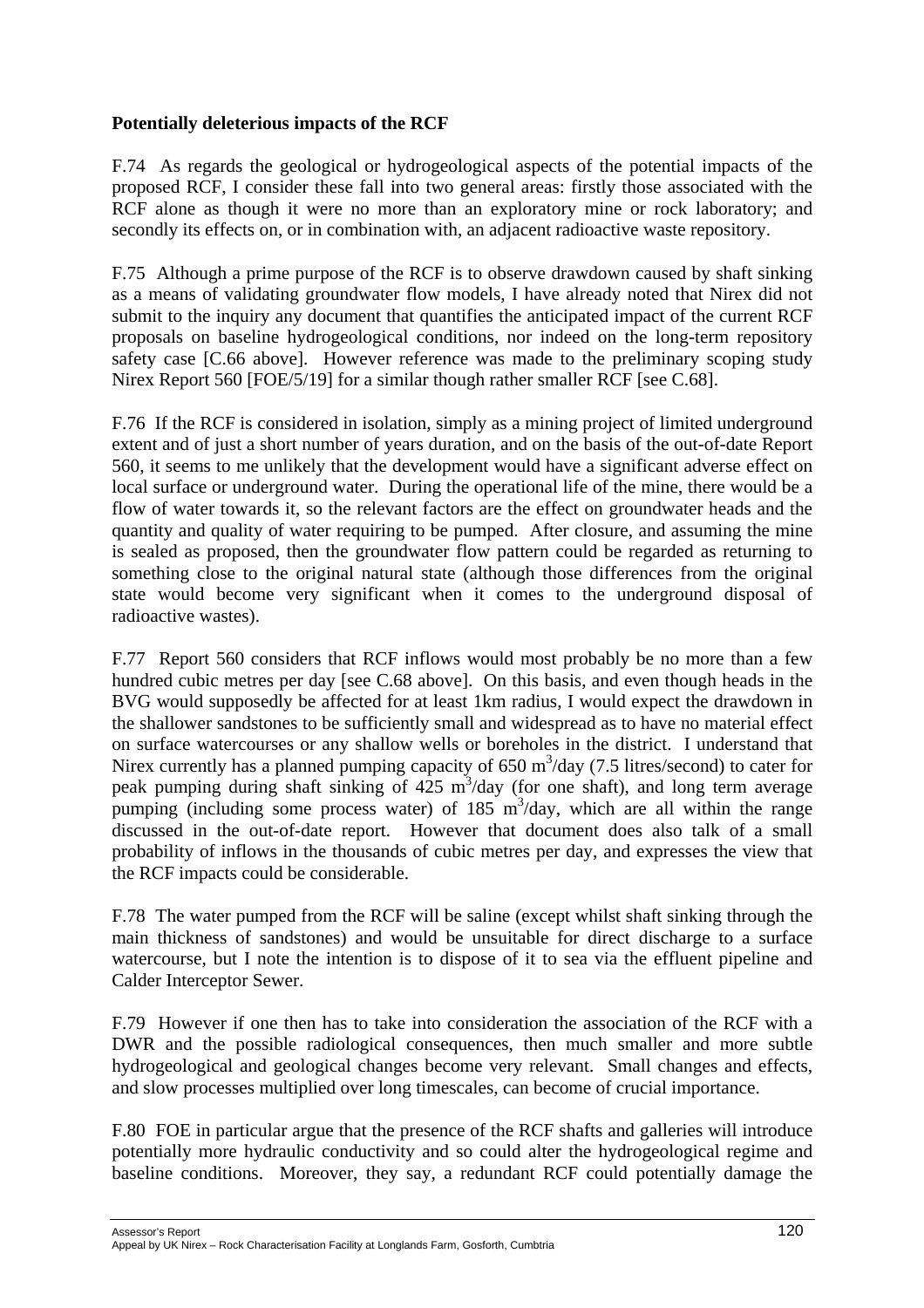**Potentially deleterious impacts of the RCF**

F.74 As regards the geological or hydrogeological aspects of the potential impacts of the proposed RCF, I consider these fall into two general areas: firstly those associated with the RCF alone as though it were no more than an exploratory mine or rock laboratory; and secondly its effects on, or in combination with, an adjacent radioactive waste repository.

F.75 Although a prime purpose of the RCF is to observe drawdown caused by shaft sinking as a means of validating groundwater flow models, I have already noted that Nirex did not submit to the inquiry any document that quantifies the anticipated impact of the current RCF proposals on baseline hydrogeological conditions, nor indeed on the long-term repository safety case [C.66 above]. However reference was made to the preliminary scoping study Nirex Report 560 [FOE/5/19] for a similar though rather smaller RCF [see C.68].

F.76 If the RCF is considered in isolation, simply as a mining project of limited underground extent and of just a short number of years duration, and on the basis of the out-of-date Report 560, it seems to me unlikely that the development would have a significant adverse effect on local surface or underground water. During the operational life of the mine, there would be a flow of water towards it, so the relevant factors are the effect on groundwater heads and the quantity and quality of water requiring to be pumped. After closure, and assuming the mine is sealed as proposed, then the groundwater flow pattern could be regarded as returning to something close to the original natural state (although those differences from the original state would become very significant when it comes to the underground disposal of radioactive wastes).

F.77 Report 560 considers that RCF inflows would most probably be no more than a few hundred cubic metres per day [see C.68 above]. On this basis, and even though heads in the BVG would supposedly be affected for at least 1km radius, I would expect the drawdown in the shallower sandstones to be sufficiently small and widespread as to have no material effect on surface watercourses or any shallow wells or boreholes in the district. I understand that Nirex currently has a planned pumping capacity of 650 $m^3$/day (7.5 litres/second) to cater for peak pumping during shaft sinking of 425 $m^3$/day (for one shaft), and long term average pumping (including some process water) of 185 $m^3$/day, which are all within the range discussed in the out-of-date report. However that document does also talk of a small probability of inflows in the thousands of cubic metres per day, and expresses the view that the RCF impacts could be considerable.

F.78 The water pumped from the RCF will be saline (except whilst shaft sinking through the main thickness of sandstones) and would be unsuitable for direct discharge to a surface watercourse, but I note the intention is to dispose of it to sea via the effluent pipeline and Calder Interceptor Sewer.

F.79 However if one then has to take into consideration the association of the RCF with a DWR and the possible radiological consequences, then much smaller and more subtle hydrogeological and geological changes become very relevant. Small changes and effects, and slow processes multiplied over long timescales, can become of crucial importance.

F.80 FOE in particular argue that the presence of the RCF shafts and galleries will introduce potentially more hydraulic conductivity and so could alter the hydrogeological regime and baseline conditions. Moreover, they say, a redundant RCF could potentially damage the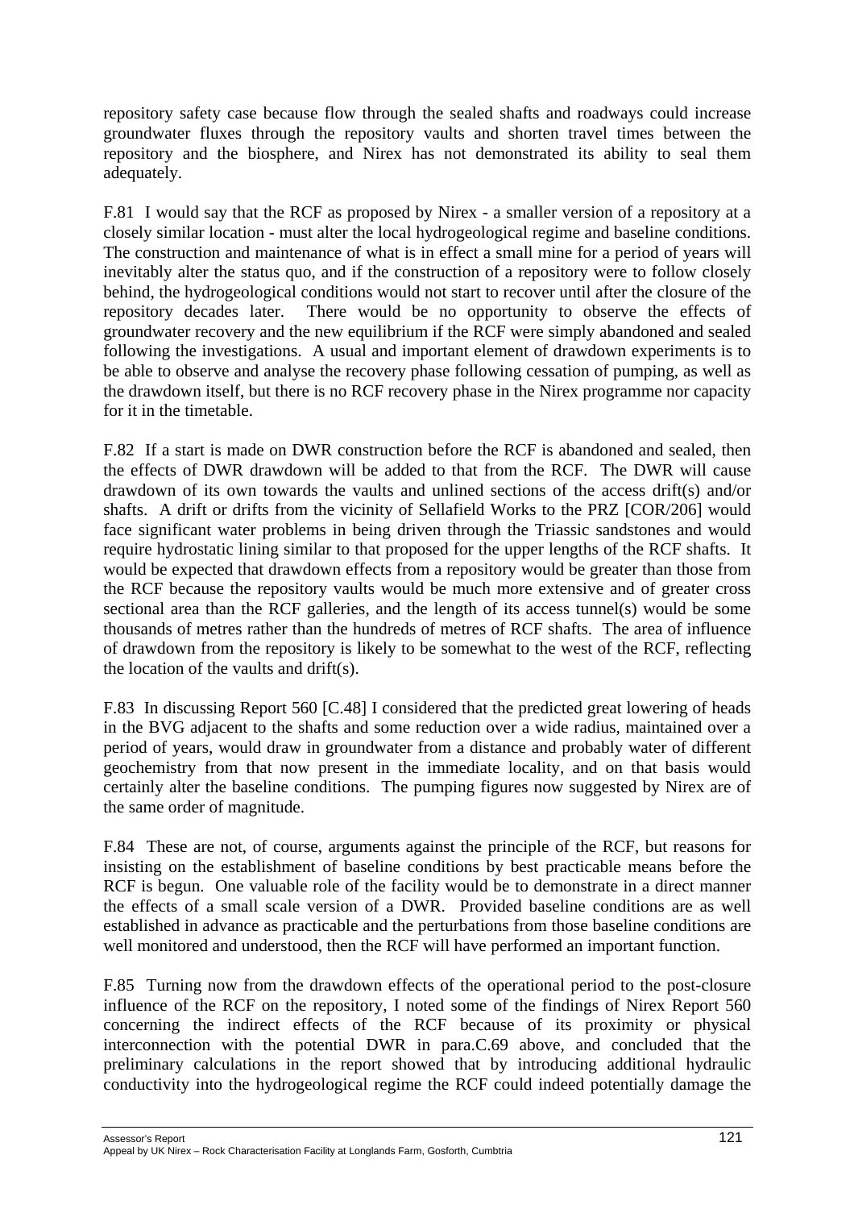repository safety case because flow through the sealed shafts and roadways could increase groundwater fluxes through the repository vaults and shorten travel times between the repository and the biosphere, and Nirex has not demonstrated its ability to seal them adequately.

F.81 I would say that the RCF as proposed by Nirex - a smaller version of a repository at a closely similar location - must alter the local hydrogeological regime and baseline conditions. The construction and maintenance of what is in effect a small mine for a period of years will inevitably alter the status quo, and if the construction of a repository were to follow closely behind, the hydrogeological conditions would not start to recover until after the closure of the repository decades later. There would be no opportunity to observe the effects of groundwater recovery and the new equilibrium if the RCF were simply abandoned and sealed following the investigations. A usual and important element of drawdown experiments is to be able to observe and analyse the recovery phase following cessation of pumping, as well as the drawdown itself, but there is no RCF recovery phase in the Nirex programme nor capacity for it in the timetable.

F.82 If a start is made on DWR construction before the RCF is abandoned and sealed, then the effects of DWR drawdown will be added to that from the RCF. The DWR will cause drawdown of its own towards the vaults and unlined sections of the access drift(s) and/or shafts. A drift or drifts from the vicinity of Sellafield Works to the PRZ [COR/206] would face significant water problems in being driven through the Triassic sandstones and would require hydrostatic lining similar to that proposed for the upper lengths of the RCF shafts. It would be expected that drawdown effects from a repository would be greater than those from the RCF because the repository vaults would be much more extensive and of greater cross sectional area than the RCF galleries, and the length of its access tunnel(s) would be some thousands of metres rather than the hundreds of metres of RCF shafts. The area of influence of drawdown from the repository is likely to be somewhat to the west of the RCF, reflecting the location of the vaults and drift(s).

F.83 In discussing Report 560 [C.48] I considered that the predicted great lowering of heads in the BVG adjacent to the shafts and some reduction over a wide radius, maintained over a period of years, would draw in groundwater from a distance and probably water of different geochemistry from that now present in the immediate locality, and on that basis would certainly alter the baseline conditions. The pumping figures now suggested by Nirex are of the same order of magnitude.

F.84 These are not, of course, arguments against the principle of the RCF, but reasons for insisting on the establishment of baseline conditions by best practicable means before the RCF is begun. One valuable role of the facility would be to demonstrate in a direct manner the effects of a small scale version of a DWR. Provided baseline conditions are as well established in advance as practicable and the perturbations from those baseline conditions are well monitored and understood, then the RCF will have performed an important function.

F.85 Turning now from the drawdown effects of the operational period to the post-closure influence of the RCF on the repository, I noted some of the findings of Nirex Report 560 concerning the indirect effects of the RCF because of its proximity or physical interconnection with the potential DWR in para.C.69 above, and concluded that the preliminary calculations in the report showed that by introducing additional hydraulic conductivity into the hydrogeological regime the RCF could indeed potentially damage the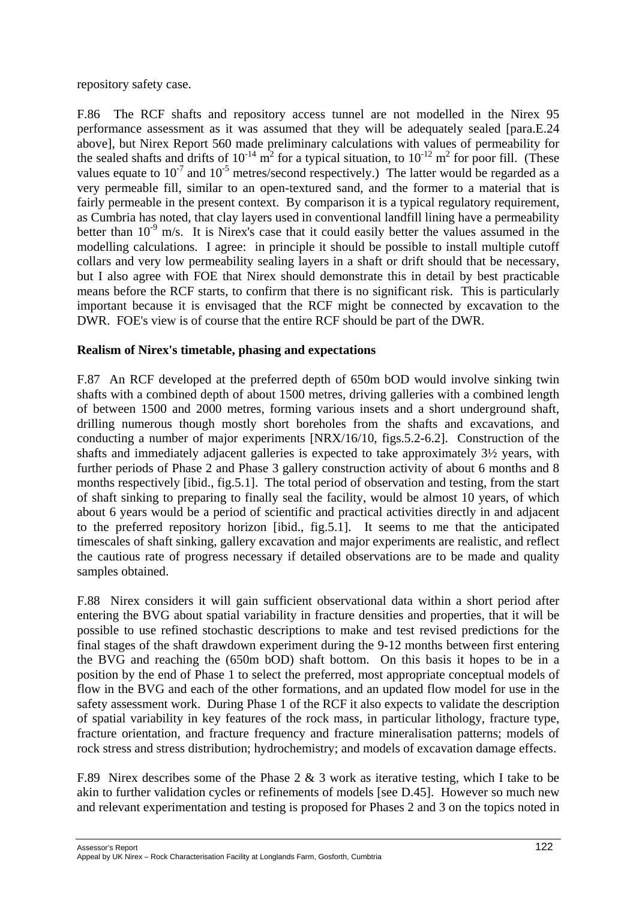repository safety case.

F.86 The RCF shafts and repository access tunnel are not modelled in the Nirex 95 performance assessment as it was assumed that they will be adequately sealed [para.E.24 above], but Nirex Report 560 made preliminary calculations with values of permeability for the sealed shafts and drifts of $10^{-14}$ m$^2$ for a typical situation, to $10^{-12}$ m$^2$ for poor fill. (These values equate to $10^{-7}$ and $10^{-5}$ metres/second respectively.) The latter would be regarded as a very permeable fill, similar to an open-textured sand, and the former to a material that is fairly permeable in the present context. By comparison it is a typical regulatory requirement, as Cumbria has noted, that clay layers used in conventional landfill lining have a permeability better than $10^{-9}$ m/s. It is Nirex's case that it could easily better the values assumed in the modelling calculations. I agree: in principle it should be possible to install multiple cutoff collars and very low permeability sealing layers in a shaft or drift should that be necessary, but I also agree with FOE that Nirex should demonstrate this in detail by best practicable means before the RCF starts, to confirm that there is no significant risk. This is particularly important because it is envisaged that the RCF might be connected by excavation to the DWR. FOE's view is of course that the entire RCF should be part of the DWR.

**Realism of Nirex's timetable, phasing and expectations**

F.87 An RCF developed at the preferred depth of 650m bOD would involve sinking twin shafts with a combined depth of about 1500 metres, driving galleries with a combined length of between 1500 and 2000 metres, forming various insets and a short underground shaft, drilling numerous though mostly short boreholes from the shafts and excavations, and conducting a number of major experiments [NRX/16/10, figs.5.2-6.2]. Construction of the shafts and immediately adjacent galleries is expected to take approximately 3½ years, with further periods of Phase 2 and Phase 3 gallery construction activity of about 6 months and 8 months respectively [ibid., fig.5.1]. The total period of observation and testing, from the start of shaft sinking to preparing to finally seal the facility, would be almost 10 years, of which about 6 years would be a period of scientific and practical activities directly in and adjacent to the preferred repository horizon [ibid., fig.5.1]. It seems to me that the anticipated timescales of shaft sinking, gallery excavation and major experiments are realistic, and reflect the cautious rate of progress necessary if detailed observations are to be made and quality samples obtained.

F.88 Nirex considers it will gain sufficient observational data within a short period after entering the BVG about spatial variability in fracture densities and properties, that it will be possible to use refined stochastic descriptions to make and test revised predictions for the final stages of the shaft drawdown experiment during the 9-12 months between first entering the BVG and reaching the (650m bOD) shaft bottom. On this basis it hopes to be in a position by the end of Phase 1 to select the preferred, most appropriate conceptual models of flow in the BVG and each of the other formations, and an updated flow model for use in the safety assessment work. During Phase 1 of the RCF it also expects to validate the description of spatial variability in key features of the rock mass, in particular lithology, fracture type, fracture orientation, and fracture frequency and fracture mineralisation patterns; models of rock stress and stress distribution; hydrochemistry; and models of excavation damage effects.

F.89 Nirex describes some of the Phase 2 & 3 work as iterative testing, which I take to be akin to further validation cycles or refinements of models [see D.45]. However so much new and relevant experimentation and testing is proposed for Phases 2 and 3 on the topics noted in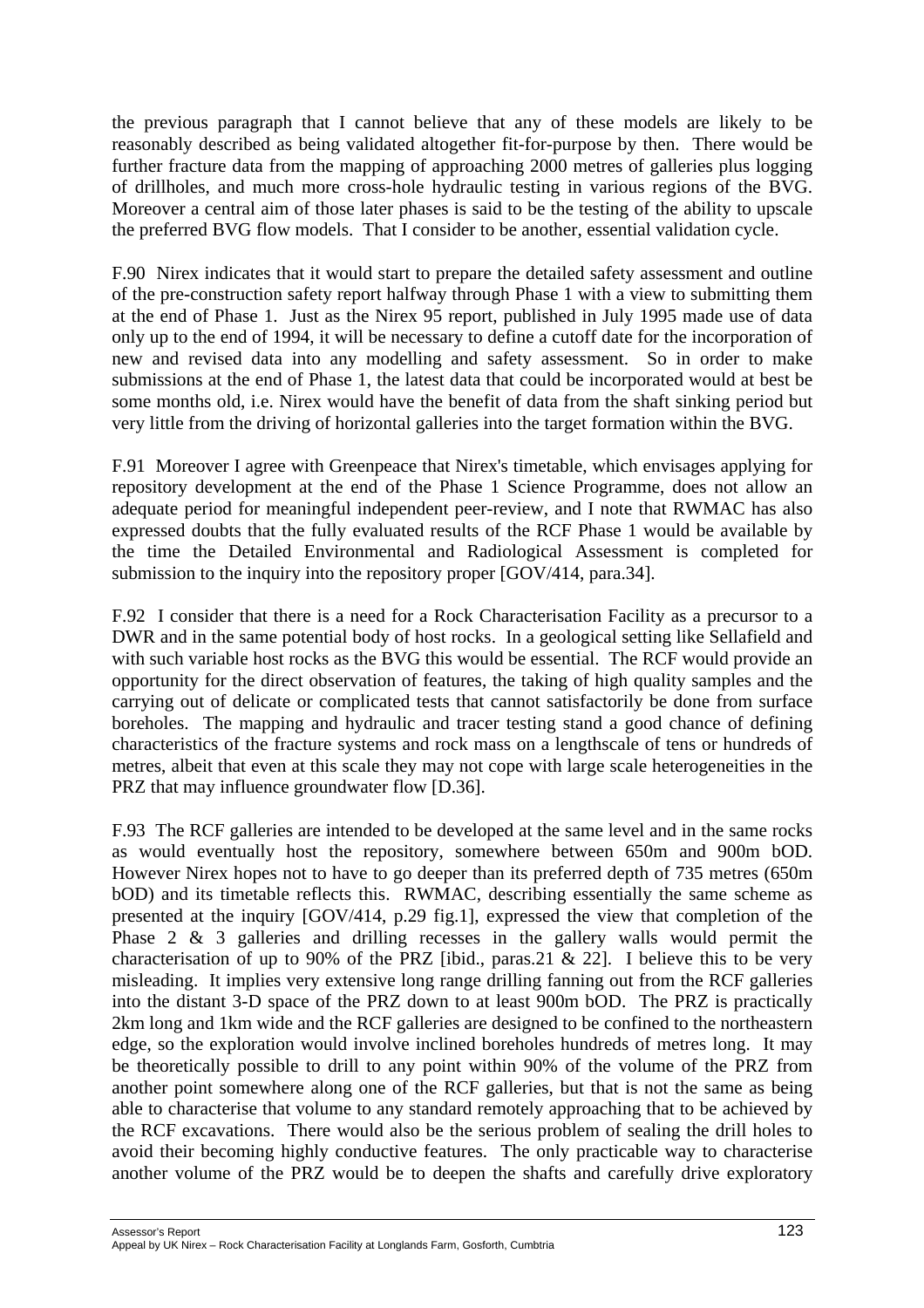the previous paragraph that I cannot believe that any of these models are likely to be reasonably described as being validated altogether fit-for-purpose by then. There would be further fracture data from the mapping of approaching 2000 metres of galleries plus logging of drillholes, and much more cross-hole hydraulic testing in various regions of the BVG. Moreover a central aim of those later phases is said to be the testing of the ability to upscale the preferred BVG flow models. That I consider to be another, essential validation cycle.

F.90 Nirex indicates that it would start to prepare the detailed safety assessment and outline of the pre-construction safety report halfway through Phase 1 with a view to submitting them at the end of Phase 1. Just as the Nirex 95 report, published in July 1995 made use of data only up to the end of 1994, it will be necessary to define a cutoff date for the incorporation of new and revised data into any modelling and safety assessment. So in order to make submissions at the end of Phase 1, the latest data that could be incorporated would at best be some months old, i.e. Nirex would have the benefit of data from the shaft sinking period but very little from the driving of horizontal galleries into the target formation within the BVG.

F.91 Moreover I agree with Greenpeace that Nirex's timetable, which envisages applying for repository development at the end of the Phase 1 Science Programme, does not allow an adequate period for meaningful independent peer-review, and I note that RWMAC has also expressed doubts that the fully evaluated results of the RCF Phase 1 would be available by the time the Detailed Environmental and Radiological Assessment is completed for submission to the inquiry into the repository proper [GOV/414, para.34].

F.92 I consider that there is a need for a Rock Characterisation Facility as a precursor to a DWR and in the same potential body of host rocks. In a geological setting like Sellafield and with such variable host rocks as the BVG this would be essential. The RCF would provide an opportunity for the direct observation of features, the taking of high quality samples and the carrying out of delicate or complicated tests that cannot satisfactorily be done from surface boreholes. The mapping and hydraulic and tracer testing stand a good chance of defining characteristics of the fracture systems and rock mass on a lengthscale of tens or hundreds of metres, albeit that even at this scale they may not cope with large scale heterogeneities in the PRZ that may influence groundwater flow [D.36].

F.93 The RCF galleries are intended to be developed at the same level and in the same rocks as would eventually host the repository, somewhere between 650m and 900m bOD. However Nirex hopes not to have to go deeper than its preferred depth of 735 metres (650m bOD) and its timetable reflects this. RWMAC, describing essentially the same scheme as presented at the inquiry [GOV/414, p.29 fig.1], expressed the view that completion of the Phase 2 & 3 galleries and drilling recesses in the gallery walls would permit the characterisation of up to 90% of the PRZ [ibid., paras.21 & 22]. I believe this to be very misleading. It implies very extensive long range drilling fanning out from the RCF galleries into the distant 3-D space of the PRZ down to at least 900m bOD. The PRZ is practically 2km long and 1km wide and the RCF galleries are designed to be confined to the northeastern edge, so the exploration would involve inclined boreholes hundreds of metres long. It may be theoretically possible to drill to any point within 90% of the volume of the PRZ from another point somewhere along one of the RCF galleries, but that is not the same as being able to characterise that volume to any standard remotely approaching that to be achieved by the RCF excavations. There would also be the serious problem of sealing the drill holes to avoid their becoming highly conductive features. The only practicable way to characterise another volume of the PRZ would be to deepen the shafts and carefully drive exploratory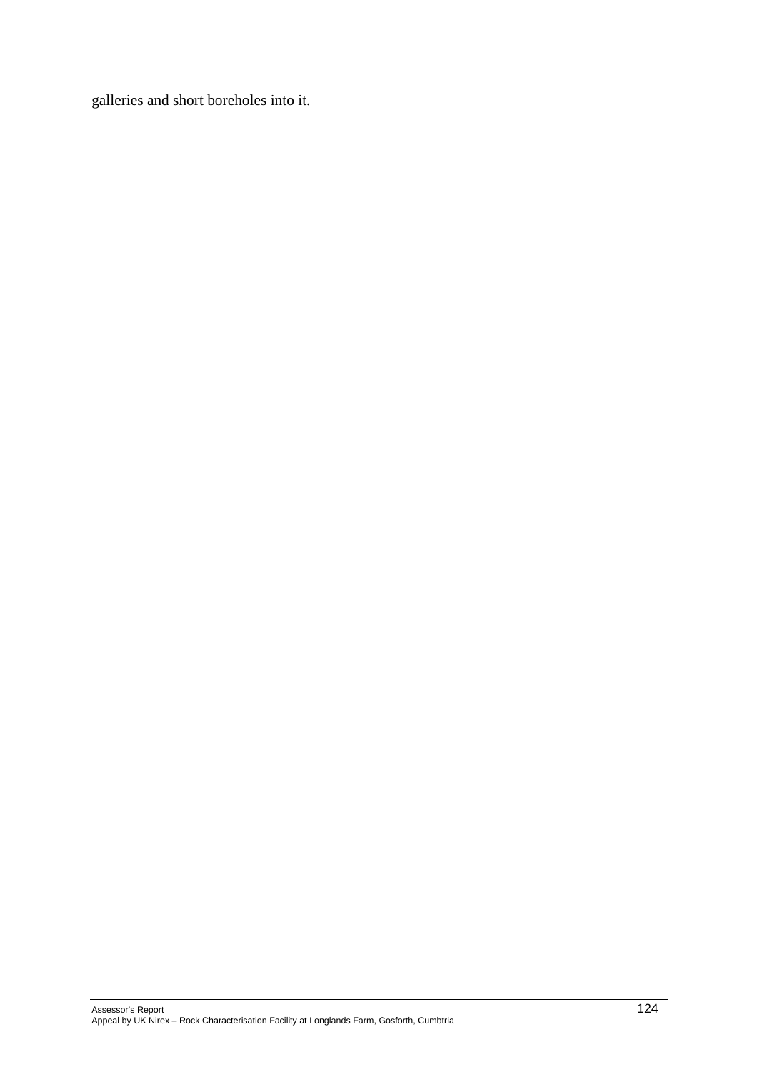galleries and short boreholes into it.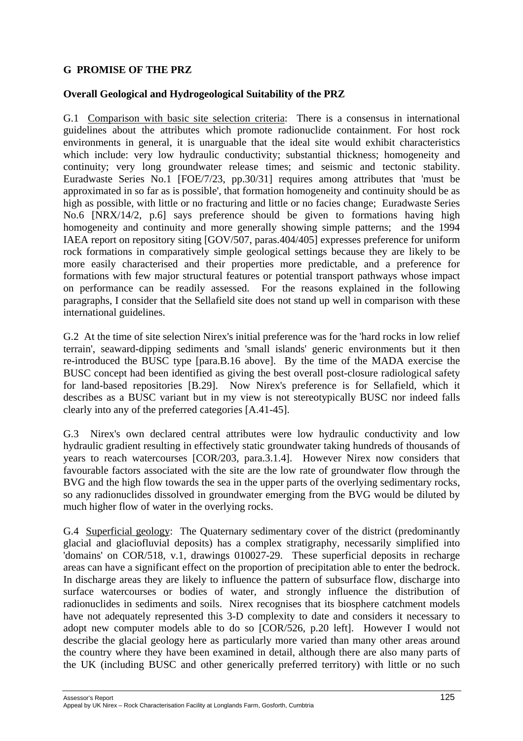## G PROMISE OF THE PRZ

### Overall Geological and Hydrogeological Suitability of the PRZ

G.1 Comparison with basic site selection criteria: There is a consensus in international guidelines about the attributes which promote radionuclide containment. For host rock environments in general, it is unarguable that the ideal site would exhibit characteristics which include: very low hydraulic conductivity; substantial thickness; homogeneity and continuity; very long groundwater release times; and seismic and tectonic stability. Euradwaste Series No.1 [FOE/7/23, pp.30/31] requires among attributes that 'must be approximated in so far as is possible', that formation homogeneity and continuity should be as high as possible, with little or no fracturing and little or no facies change; Euradwaste Series No.6 [NRX/14/2, p.6] says preference should be given to formations having high homogeneity and continuity and more generally showing simple patterns; and the 1994 IAEA report on repository siting [GOV/507, paras.404/405] expresses preference for uniform rock formations in comparatively simple geological settings because they are likely to be more easily characterised and their properties more predictable, and a preference for formations with few major structural features or potential transport pathways whose impact on performance can be readily assessed. For the reasons explained in the following paragraphs, I consider that the Sellafield site does not stand up well in comparison with these international guidelines.

G.2 At the time of site selection Nirex's initial preference was for the 'hard rocks in low relief terrain', seaward-dipping sediments and 'small islands' generic environments but it then re-introduced the BUSC type [para.B.16 above]. By the time of the MADA exercise the BUSC concept had been identified as giving the best overall post-closure radiological safety for land-based repositories [B.29]. Now Nirex's preference is for Sellafield, which it describes as a BUSC variant but in my view is not stereotypically BUSC nor indeed falls clearly into any of the preferred categories [A.41-45].

G.3 Nirex's own declared central attributes were low hydraulic conductivity and low hydraulic gradient resulting in effectively static groundwater taking hundreds of thousands of years to reach watercourses [COR/203, para.3.1.4]. However Nirex now considers that favourable factors associated with the site are the low rate of groundwater flow through the BVG and the high flow towards the sea in the upper parts of the overlying sedimentary rocks, so any radionuclides dissolved in groundwater emerging from the BVG would be diluted by much higher flow of water in the overlying rocks.

G.4 Superficial geology: The Quaternary sedimentary cover of the district (predominantly glacial and glaciofluvial deposits) has a complex stratigraphy, necessarily simplified into 'domains' on COR/518, v.1, drawings 010027-29. These superficial deposits in recharge areas can have a significant effect on the proportion of precipitation able to enter the bedrock. In discharge areas they are likely to influence the pattern of subsurface flow, discharge into surface watercourses or bodies of water, and strongly influence the distribution of radionuclides in sediments and soils. Nirex recognises that its biosphere catchment models have not adequately represented this 3-D complexity to date and considers it necessary to adopt new computer models able to do so [COR/526, p.20 left]. However I would not describe the glacial geology here as particularly more varied than many other areas around the country where they have been examined in detail, although there are also many parts of the UK (including BUSC and other generically preferred territory) with little or no such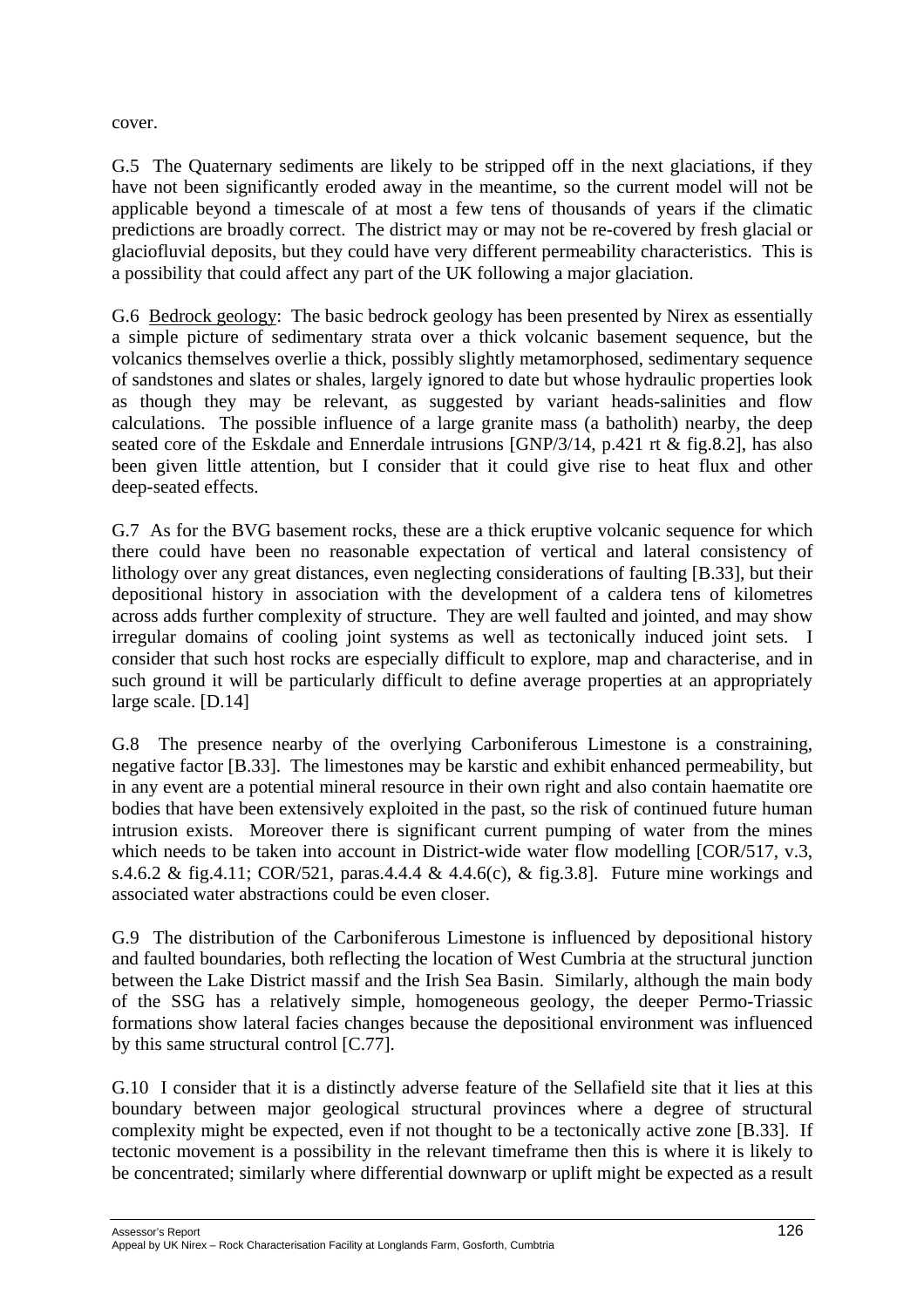cover.

G.5 The Quaternary sediments are likely to be stripped off in the next glaciations, if they have not been significantly eroded away in the meantime, so the current model will not be applicable beyond a timescale of at most a few tens of thousands of years if the climatic predictions are broadly correct. The district may or may not be re-covered by fresh glacial or glaciofluvial deposits, but they could have very different permeability characteristics. This is a possibility that could affect any part of the UK following a major glaciation.

G.6 Bedrock geology: The basic bedrock geology has been presented by Nirex as essentially a simple picture of sedimentary strata over a thick volcanic basement sequence, but the volcanics themselves overlie a thick, possibly slightly metamorphosed, sedimentary sequence of sandstones and slates or shales, largely ignored to date but whose hydraulic properties look as though they may be relevant, as suggested by variant heads-salinities and flow calculations. The possible influence of a large granite mass (a batholith) nearby, the deep seated core of the Eskdale and Ennerdale intrusions [GNP/3/14, p.421 rt & fig.8.2], has also been given little attention, but I consider that it could give rise to heat flux and other deep-seated effects.

G.7 As for the BVG basement rocks, these are a thick eruptive volcanic sequence for which there could have been no reasonable expectation of vertical and lateral consistency of lithology over any great distances, even neglecting considerations of faulting [B.33], but their depositional history in association with the development of a caldera tens of kilometres across adds further complexity of structure. They are well faulted and jointed, and may show irregular domains of cooling joint systems as well as tectonically induced joint sets. I consider that such host rocks are especially difficult to explore, map and characterise, and in such ground it will be particularly difficult to define average properties at an appropriately large scale. [D.14]

G.8 The presence nearby of the overlying Carboniferous Limestone is a constraining, negative factor [B.33]. The limestones may be karstic and exhibit enhanced permeability, but in any event are a potential mineral resource in their own right and also contain haematite ore bodies that have been extensively exploited in the past, so the risk of continued future human intrusion exists. Moreover there is significant current pumping of water from the mines which needs to be taken into account in District-wide water flow modelling [COR/517, v.3, s.4.6.2 & fig.4.11; COR/521, paras.4.4.4 & 4.4.6(c), & fig.3.8]. Future mine workings and associated water abstractions could be even closer.

G.9 The distribution of the Carboniferous Limestone is influenced by depositional history and faulted boundaries, both reflecting the location of West Cumbria at the structural junction between the Lake District massif and the Irish Sea Basin. Similarly, although the main body of the SSG has a relatively simple, homogeneous geology, the deeper Permo-Triassic formations show lateral facies changes because the depositional environment was influenced by this same structural control [C.77].

G.10 I consider that it is a distinctly adverse feature of the Sellafield site that it lies at this boundary between major geological structural provinces where a degree of structural complexity might be expected, even if not thought to be a tectonically active zone [B.33]. If tectonic movement is a possibility in the relevant timeframe then this is where it is likely to be concentrated; similarly where differential downwarp or uplift might be expected as a result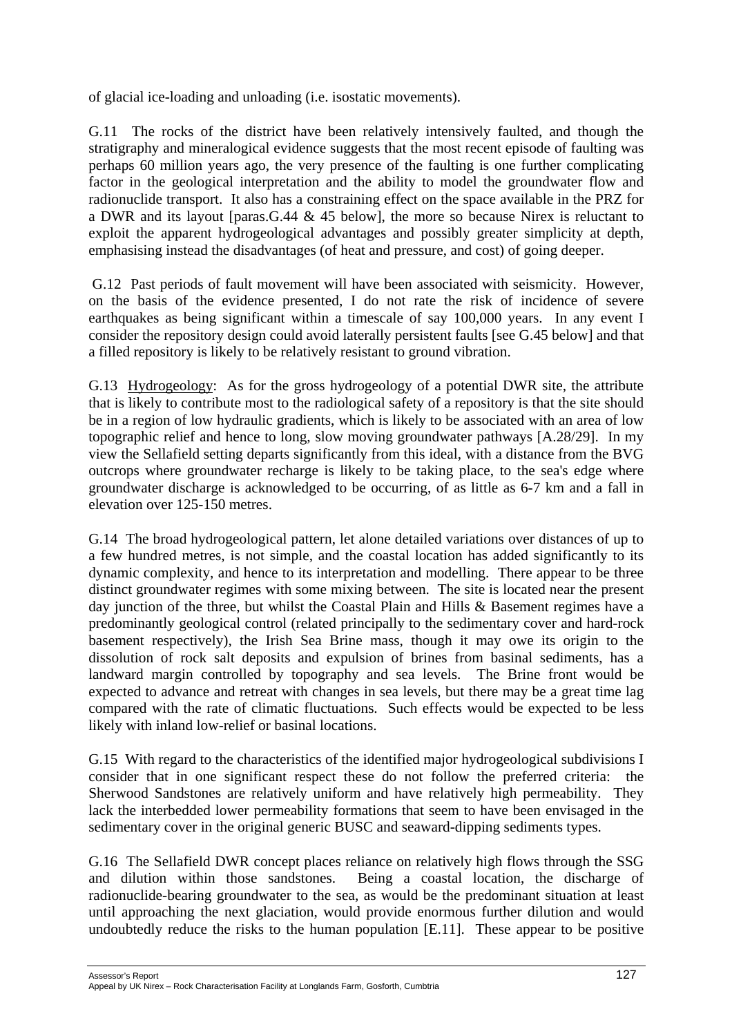of glacial ice-loading and unloading (i.e. isostatic movements).

G.11 The rocks of the district have been relatively intensively faulted, and though the stratigraphy and mineralogical evidence suggests that the most recent episode of faulting was perhaps 60 million years ago, the very presence of the faulting is one further complicating factor in the geological interpretation and the ability to model the groundwater flow and radionuclide transport. It also has a constraining effect on the space available in the PRZ for a DWR and its layout [paras.G.44 & 45 below], the more so because Nirex is reluctant to exploit the apparent hydrogeological advantages and possibly greater simplicity at depth, emphasising instead the disadvantages (of heat and pressure, and cost) of going deeper.

G.12 Past periods of fault movement will have been associated with seismicity. However, on the basis of the evidence presented, I do not rate the risk of incidence of severe earthquakes as being significant within a timescale of say 100,000 years. In any event I consider the repository design could avoid laterally persistent faults [see G.45 below] and that a filled repository is likely to be relatively resistant to ground vibration.

G.13 Hydrogeology: As for the gross hydrogeology of a potential DWR site, the attribute that is likely to contribute most to the radiological safety of a repository is that the site should be in a region of low hydraulic gradients, which is likely to be associated with an area of low topographic relief and hence to long, slow moving groundwater pathways [A.28/29]. In my view the Sellafield setting departs significantly from this ideal, with a distance from the BVG outcrops where groundwater recharge is likely to be taking place, to the sea's edge where groundwater discharge is acknowledged to be occurring, of as little as 6-7 km and a fall in elevation over 125-150 metres.

G.14 The broad hydrogeological pattern, let alone detailed variations over distances of up to a few hundred metres, is not simple, and the coastal location has added significantly to its dynamic complexity, and hence to its interpretation and modelling. There appear to be three distinct groundwater regimes with some mixing between. The site is located near the present day junction of the three, but whilst the Coastal Plain and Hills & Basement regimes have a predominantly geological control (related principally to the sedimentary cover and hard-rock basement respectively), the Irish Sea Brine mass, though it may owe its origin to the dissolution of rock salt deposits and expulsion of brines from basinal sediments, has a landward margin controlled by topography and sea levels. The Brine front would be expected to advance and retreat with changes in sea levels, but there may be a great time lag compared with the rate of climatic fluctuations. Such effects would be expected to be less likely with inland low-relief or basinal locations.

G.15 With regard to the characteristics of the identified major hydrogeological subdivisions I consider that in one significant respect these do not follow the preferred criteria: the Sherwood Sandstones are relatively uniform and have relatively high permeability. They lack the interbedded lower permeability formations that seem to have been envisaged in the sedimentary cover in the original generic BUSC and seaward-dipping sediments types.

G.16 The Sellafield DWR concept places reliance on relatively high flows through the SSG and dilution within those sandstones. Being a coastal location, the discharge of radionuclide-bearing groundwater to the sea, as would be the predominant situation at least until approaching the next glaciation, would provide enormous further dilution and would undoubtedly reduce the risks to the human population [E.11]. These appear to be positive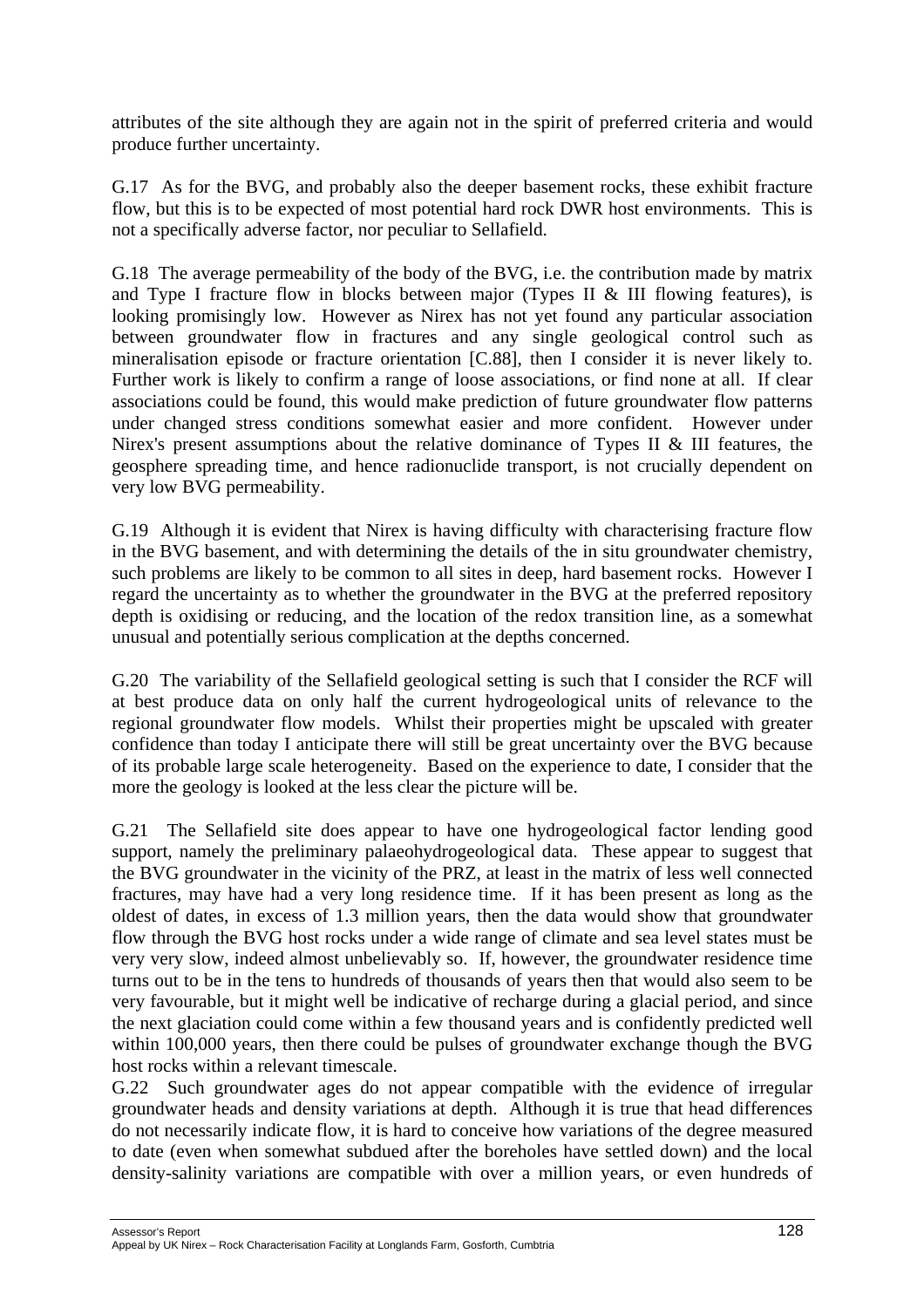attributes of the site although they are again not in the spirit of preferred criteria and would produce further uncertainty.

G.17 As for the BVG, and probably also the deeper basement rocks, these exhibit fracture flow, but this is to be expected of most potential hard rock DWR host environments. This is not a specifically adverse factor, nor peculiar to Sellafield.

G.18 The average permeability of the body of the BVG, i.e. the contribution made by matrix and Type I fracture flow in blocks between major (Types II & III flowing features), is looking promisingly low. However as Nirex has not yet found any particular association between groundwater flow in fractures and any single geological control such as mineralisation episode or fracture orientation [C.88], then I consider it is never likely to. Further work is likely to confirm a range of loose associations, or find none at all. If clear associations could be found, this would make prediction of future groundwater flow patterns under changed stress conditions somewhat easier and more confident. However under Nirex's present assumptions about the relative dominance of Types II & III features, the geosphere spreading time, and hence radionuclide transport, is not crucially dependent on very low BVG permeability.

G.19 Although it is evident that Nirex is having difficulty with characterising fracture flow in the BVG basement, and with determining the details of the in situ groundwater chemistry, such problems are likely to be common to all sites in deep, hard basement rocks. However I regard the uncertainty as to whether the groundwater in the BVG at the preferred repository depth is oxidising or reducing, and the location of the redox transition line, as a somewhat unusual and potentially serious complication at the depths concerned.

G.20 The variability of the Sellafield geological setting is such that I consider the RCF will at best produce data on only half the current hydrogeological units of relevance to the regional groundwater flow models. Whilst their properties might be upscaled with greater confidence than today I anticipate there will still be great uncertainty over the BVG because of its probable large scale heterogeneity. Based on the experience to date, I consider that the more the geology is looked at the less clear the picture will be.

G.21 The Sellafield site does appear to have one hydrogeological factor lending good support, namely the preliminary palaeohydrogeological data. These appear to suggest that the BVG groundwater in the vicinity of the PRZ, at least in the matrix of less well connected fractures, may have had a very long residence time. If it has been present as long as the oldest of dates, in excess of 1.3 million years, then the data would show that groundwater flow through the BVG host rocks under a wide range of climate and sea level states must be very very slow, indeed almost unbelievably so. If, however, the groundwater residence time turns out to be in the tens to hundreds of thousands of years then that would also seem to be very favourable, but it might well be indicative of recharge during a glacial period, and since the next glaciation could come within a few thousand years and is confidently predicted well within 100,000 years, then there could be pulses of groundwater exchange though the BVG host rocks within a relevant timescale.

G.22 Such groundwater ages do not appear compatible with the evidence of irregular groundwater heads and density variations at depth. Although it is true that head differences do not necessarily indicate flow, it is hard to conceive how variations of the degree measured to date (even when somewhat subdued after the boreholes have settled down) and the local density-salinity variations are compatible with over a million years, or even hundreds of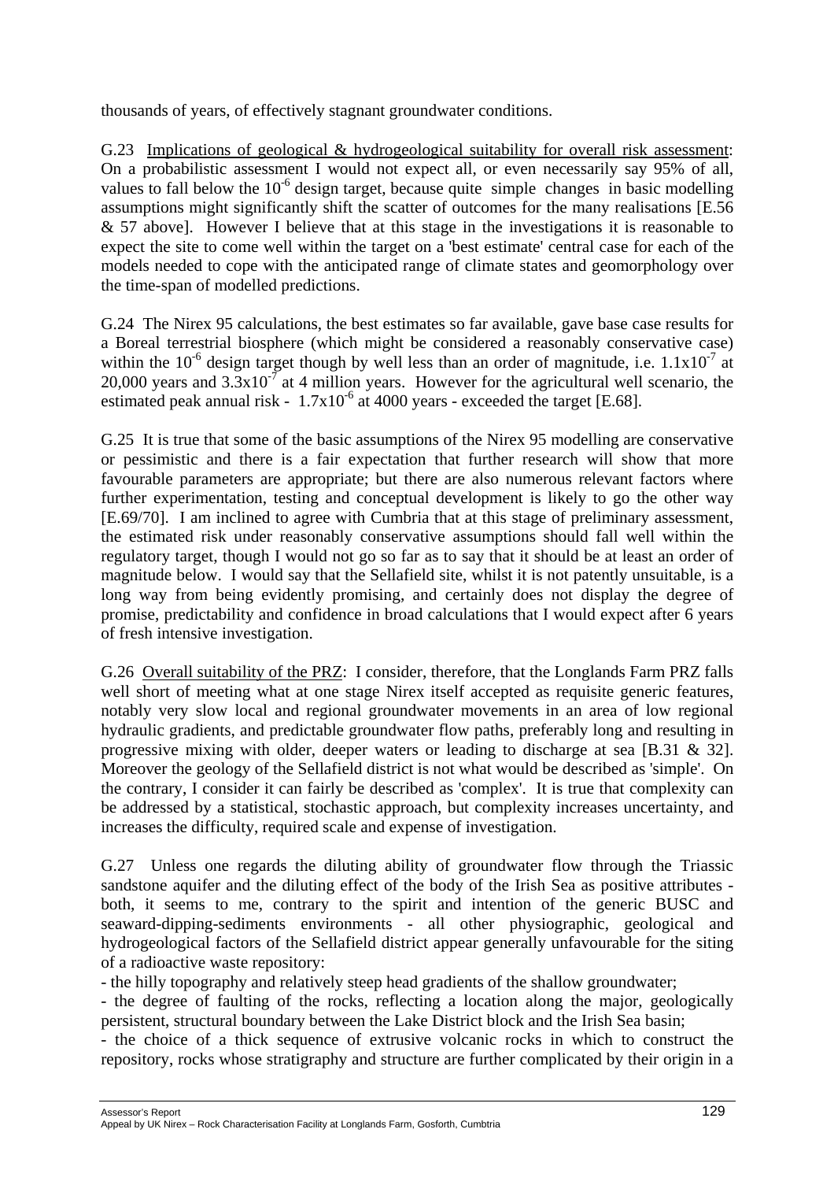thousands of years, of effectively stagnant groundwater conditions.

G.23 Implications of geological & hydrogeological suitability for overall risk assessment: On a probabilistic assessment I would not expect all, or even necessarily say 95% of all, values to fall below the $10^{-6}$ design target, because quite simple changes in basic modelling assumptions might significantly shift the scatter of outcomes for the many realisations [E.56 & 57 above]. However I believe that at this stage in the investigations it is reasonable to expect the site to come well within the target on a 'best estimate' central case for each of the models needed to cope with the anticipated range of climate states and geomorphology over the time-span of modelled predictions.

G.24 The Nirex 95 calculations, the best estimates so far available, gave base case results for a Boreal terrestrial biosphere (which might be considered a reasonably conservative case) within the $10^{-6}$ design target though by well less than an order of magnitude, i.e. $1.1x10^{-7}$ at 20,000 years and $3.3x10^{-7}$ at 4 million years. However for the agricultural well scenario, the estimated peak annual risk - $1.7x10^{-6}$ at 4000 years - exceeded the target [E.68].

G.25 It is true that some of the basic assumptions of the Nirex 95 modelling are conservative or pessimistic and there is a fair expectation that further research will show that more favourable parameters are appropriate; but there are also numerous relevant factors where further experimentation, testing and conceptual development is likely to go the other way [E.69/70]. I am inclined to agree with Cumbria that at this stage of preliminary assessment, the estimated risk under reasonably conservative assumptions should fall well within the regulatory target, though I would not go so far as to say that it should be at least an order of magnitude below. I would say that the Sellafield site, whilst it is not patently unsuitable, is a long way from being evidently promising, and certainly does not display the degree of promise, predictability and confidence in broad calculations that I would expect after 6 years of fresh intensive investigation.

G.26 Overall suitability of the PRZ: I consider, therefore, that the Longlands Farm PRZ falls well short of meeting what at one stage Nirex itself accepted as requisite generic features, notably very slow local and regional groundwater movements in an area of low regional hydraulic gradients, and predictable groundwater flow paths, preferably long and resulting in progressive mixing with older, deeper waters or leading to discharge at sea [B.31 & 32]. Moreover the geology of the Sellafield district is not what would be described as 'simple'. On the contrary, I consider it can fairly be described as 'complex'. It is true that complexity can be addressed by a statistical, stochastic approach, but complexity increases uncertainty, and increases the difficulty, required scale and expense of investigation.

G.27 Unless one regards the diluting ability of groundwater flow through the Triassic sandstone aquifer and the diluting effect of the body of the Irish Sea as positive attributes - both, it seems to me, contrary to the spirit and intention of the generic BUSC and seaward-dipping-sediments environments - all other physiographic, geological and hydrogeological factors of the Sellafield district appear generally unfavourable for the siting of a radioactive waste repository:

- the hilly topography and relatively steep head gradients of the shallow groundwater;
- the degree of faulting of the rocks, reflecting a location along the major, geologically persistent, structural boundary between the Lake District block and the Irish Sea basin;
- the choice of a thick sequence of extrusive volcanic rocks in which to construct the repository, rocks whose stratigraphy and structure are further complicated by their origin in a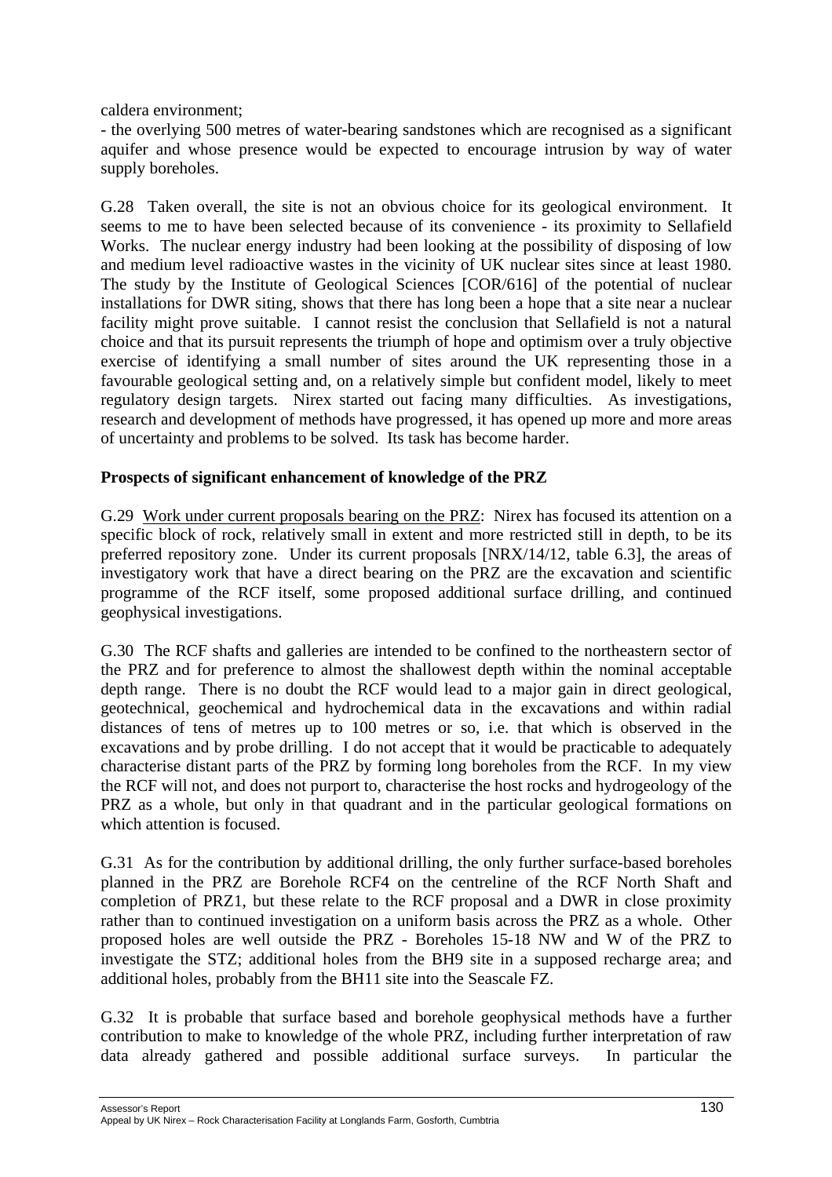caldera environment;

- the overlying 500 metres of water-bearing sandstones which are recognised as a significant aquifer and whose presence would be expected to encourage intrusion by way of water supply boreholes.

G.28 Taken overall, the site is not an obvious choice for its geological environment. It seems to me to have been selected because of its convenience - its proximity to Sellafield Works. The nuclear energy industry had been looking at the possibility of disposing of low and medium level radioactive wastes in the vicinity of UK nuclear sites since at least 1980. The study by the Institute of Geological Sciences [COR/616] of the potential of nuclear installations for DWR siting, shows that there has long been a hope that a site near a nuclear facility might prove suitable. I cannot resist the conclusion that Sellafield is not a natural choice and that its pursuit represents the triumph of hope and optimism over a truly objective exercise of identifying a small number of sites around the UK representing those in a favourable geological setting and, on a relatively simple but confident model, likely to meet regulatory design targets. Nirex started out facing many difficulties. As investigations, research and development of methods have progressed, it has opened up more and more areas of uncertainty and problems to be solved. Its task has become harder.

**Prospects of significant enhancement of knowledge of the PRZ**

G.29 Work under current proposals bearing on the PRZ: Nirex has focused its attention on a specific block of rock, relatively small in extent and more restricted still in depth, to be its preferred repository zone. Under its current proposals [NRX/14/12, table 6.3], the areas of investigatory work that have a direct bearing on the PRZ are the excavation and scientific programme of the RCF itself, some proposed additional surface drilling, and continued geophysical investigations.

G.30 The RCF shafts and galleries are intended to be confined to the northeastern sector of the PRZ and for preference to almost the shallowest depth within the nominal acceptable depth range. There is no doubt the RCF would lead to a major gain in direct geological, geotechnical, geochemical and hydrochemical data in the excavations and within radial distances of tens of metres up to 100 metres or so, i.e. that which is observed in the excavations and by probe drilling. I do not accept that it would be practicable to adequately characterise distant parts of the PRZ by forming long boreholes from the RCF. In my view the RCF will not, and does not purport to, characterise the host rocks and hydrogeology of the PRZ as a whole, but only in that quadrant and in the particular geological formations on which attention is focused.

G.31 As for the contribution by additional drilling, the only further surface-based boreholes planned in the PRZ are Borehole RCF4 on the centreline of the RCF North Shaft and completion of PRZ1, but these relate to the RCF proposal and a DWR in close proximity rather than to continued investigation on a uniform basis across the PRZ as a whole. Other proposed holes are well outside the PRZ - Boreholes 15-18 NW and W of the PRZ to investigate the STZ; additional holes from the BH9 site in a supposed recharge area; and additional holes, probably from the BH11 site into the Seascale FZ.

G.32 It is probable that surface based and borehole geophysical methods have a further contribution to make to knowledge of the whole PRZ, including further interpretation of raw data already gathered and possible additional surface surveys. In particular the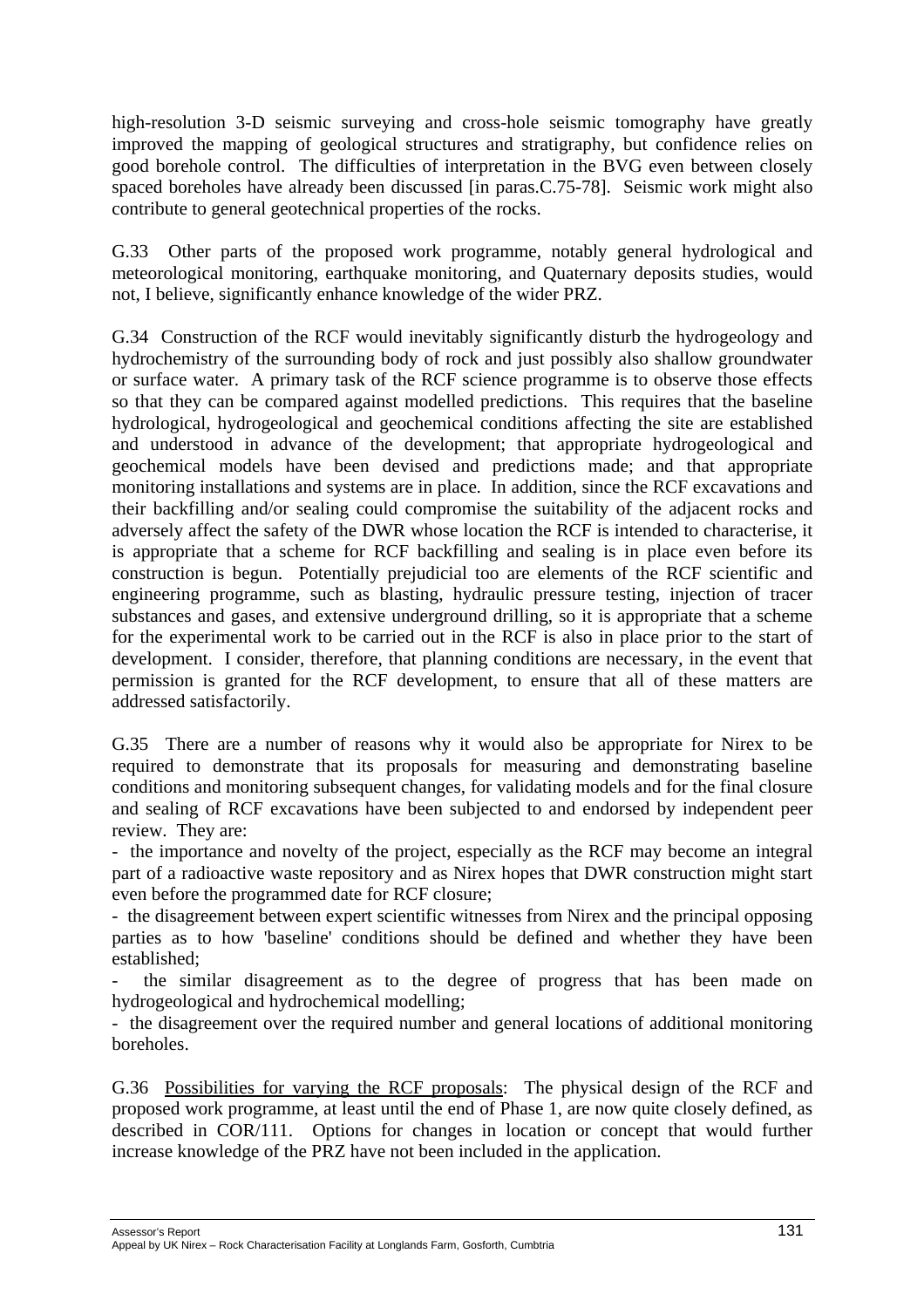high-resolution 3-D seismic surveying and cross-hole seismic tomography have greatly improved the mapping of geological structures and stratigraphy, but confidence relies on good borehole control. The difficulties of interpretation in the BVG even between closely spaced boreholes have already been discussed [in paras.C.75-78]. Seismic work might also contribute to general geotechnical properties of the rocks.

G.33 Other parts of the proposed work programme, notably general hydrological and meteorological monitoring, earthquake monitoring, and Quaternary deposits studies, would not, I believe, significantly enhance knowledge of the wider PRZ.

G.34 Construction of the RCF would inevitably significantly disturb the hydrogeology and hydrochemistry of the surrounding body of rock and just possibly also shallow groundwater or surface water. A primary task of the RCF science programme is to observe those effects so that they can be compared against modelled predictions. This requires that the baseline hydrological, hydrogeological and geochemical conditions affecting the site are established and understood in advance of the development; that appropriate hydrogeological and geochemical models have been devised and predictions made; and that appropriate monitoring installations and systems are in place. In addition, since the RCF excavations and their backfilling and/or sealing could compromise the suitability of the adjacent rocks and adversely affect the safety of the DWR whose location the RCF is intended to characterise, it is appropriate that a scheme for RCF backfilling and sealing is in place even before its construction is begun. Potentially prejudicial too are elements of the RCF scientific and engineering programme, such as blasting, hydraulic pressure testing, injection of tracer substances and gases, and extensive underground drilling, so it is appropriate that a scheme for the experimental work to be carried out in the RCF is also in place prior to the start of development. I consider, therefore, that planning conditions are necessary, in the event that permission is granted for the RCF development, to ensure that all of these matters are addressed satisfactorily.

G.35 There are a number of reasons why it would also be appropriate for Nirex to be required to demonstrate that its proposals for measuring and demonstrating baseline conditions and monitoring subsequent changes, for validating models and for the final closure and sealing of RCF excavations have been subjected to and endorsed by independent peer review. They are:

- the importance and novelty of the project, especially as the RCF may become an integral part of a radioactive waste repository and as Nirex hopes that DWR construction might start even before the programmed date for RCF closure;
- the disagreement between expert scientific witnesses from Nirex and the principal opposing parties as to how 'baseline' conditions should be defined and whether they have been established;
- the similar disagreement as to the degree of progress that has been made on hydrogeological and hydrochemical modelling;
- the disagreement over the required number and general locations of additional monitoring boreholes.

G.36 <u>Possibilities for varying the RCF proposals</u>: The physical design of the RCF and proposed work programme, at least until the end of Phase 1, are now quite closely defined, as described in COR/111. Options for changes in location or concept that would further increase knowledge of the PRZ have not been included in the application.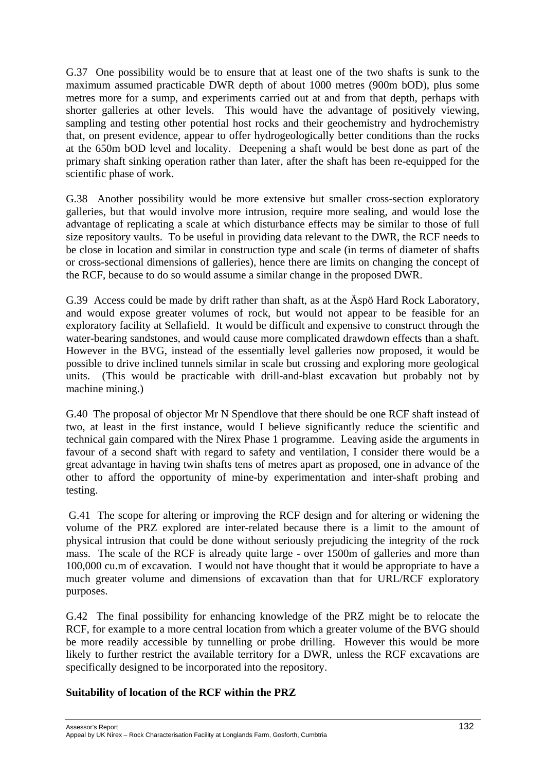G.37 One possibility would be to ensure that at least one of the two shafts is sunk to the maximum assumed practicable DWR depth of about 1000 metres (900m bOD), plus some metres more for a sump, and experiments carried out at and from that depth, perhaps with shorter galleries at other levels. This would have the advantage of positively viewing, sampling and testing other potential host rocks and their geochemistry and hydrochemistry that, on present evidence, appear to offer hydrogeologically better conditions than the rocks at the 650m bOD level and locality. Deepening a shaft would be best done as part of the primary shaft sinking operation rather than later, after the shaft has been re-equipped for the scientific phase of work.

G.38 Another possibility would be more extensive but smaller cross-section exploratory galleries, but that would involve more intrusion, require more sealing, and would lose the advantage of replicating a scale at which disturbance effects may be similar to those of full size repository vaults. To be useful in providing data relevant to the DWR, the RCF needs to be close in location and similar in construction type and scale (in terms of diameter of shafts or cross-sectional dimensions of galleries), hence there are limits on changing the concept of the RCF, because to do so would assume a similar change in the proposed DWR.

G.39 Access could be made by drift rather than shaft, as at the Äspö Hard Rock Laboratory, and would expose greater volumes of rock, but would not appear to be feasible for an exploratory facility at Sellafield. It would be difficult and expensive to construct through the water-bearing sandstones, and would cause more complicated drawdown effects than a shaft. However in the BVG, instead of the essentially level galleries now proposed, it would be possible to drive inclined tunnels similar in scale but crossing and exploring more geological units. (This would be practicable with drill-and-blast excavation but probably not by machine mining.)

G.40 The proposal of objector Mr N Spendlove that there should be one RCF shaft instead of two, at least in the first instance, would I believe significantly reduce the scientific and technical gain compared with the Nirex Phase 1 programme. Leaving aside the arguments in favour of a second shaft with regard to safety and ventilation, I consider there would be a great advantage in having twin shafts tens of metres apart as proposed, one in advance of the other to afford the opportunity of mine-by experimentation and inter-shaft probing and testing.

G.41 The scope for altering or improving the RCF design and for altering or widening the volume of the PRZ explored are inter-related because there is a limit to the amount of physical intrusion that could be done without seriously prejudicing the integrity of the rock mass. The scale of the RCF is already quite large - over 1500m of galleries and more than 100,000 cu.m of excavation. I would not have thought that it would be appropriate to have a much greater volume and dimensions of excavation than that for URL/RCF exploratory purposes.

G.42 The final possibility for enhancing knowledge of the PRZ might be to relocate the RCF, for example to a more central location from which a greater volume of the BVG should be more readily accessible by tunnelling or probe drilling. However this would be more likely to further restrict the available territory for a DWR, unless the RCF excavations are specifically designed to be incorporated into the repository.

**Suitability of location of the RCF within the PRZ**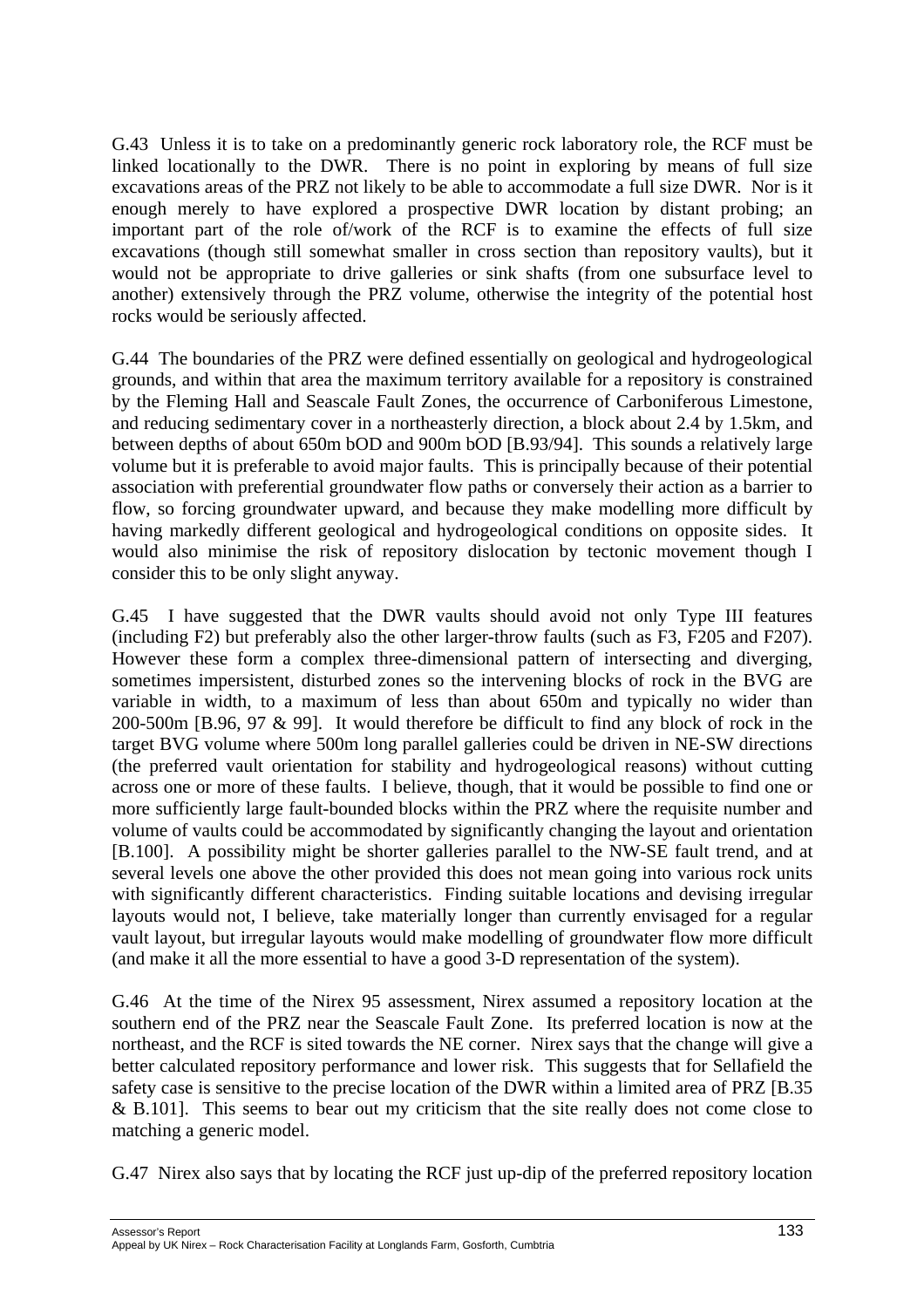G.43 Unless it is to take on a predominantly generic rock laboratory role, the RCF must be linked locationally to the DWR. There is no point in exploring by means of full size excavations areas of the PRZ not likely to be able to accommodate a full size DWR. Nor is it enough merely to have explored a prospective DWR location by distant probing; an important part of the role of/work of the RCF is to examine the effects of full size excavations (though still somewhat smaller in cross section than repository vaults), but it would not be appropriate to drive galleries or sink shafts (from one subsurface level to another) extensively through the PRZ volume, otherwise the integrity of the potential host rocks would be seriously affected.

G.44 The boundaries of the PRZ were defined essentially on geological and hydrogeological grounds, and within that area the maximum territory available for a repository is constrained by the Fleming Hall and Seascale Fault Zones, the occurrence of Carboniferous Limestone, and reducing sedimentary cover in a northeasterly direction, a block about 2.4 by 1.5km, and between depths of about 650m bOD and 900m bOD [B.93/94]. This sounds a relatively large volume but it is preferable to avoid major faults. This is principally because of their potential association with preferential groundwater flow paths or conversely their action as a barrier to flow, so forcing groundwater upward, and because they make modelling more difficult by having markedly different geological and hydrogeological conditions on opposite sides. It would also minimise the risk of repository dislocation by tectonic movement though I consider this to be only slight anyway.

G.45 I have suggested that the DWR vaults should avoid not only Type III features (including F2) but preferably also the other larger-throw faults (such as F3, F205 and F207). However these form a complex three-dimensional pattern of intersecting and diverging, sometimes impersistent, disturbed zones so the intervening blocks of rock in the BVG are variable in width, to a maximum of less than about 650m and typically no wider than 200-500m [B.96, 97 & 99]. It would therefore be difficult to find any block of rock in the target BVG volume where 500m long parallel galleries could be driven in NE-SW directions (the preferred vault orientation for stability and hydrogeological reasons) without cutting across one or more of these faults. I believe, though, that it would be possible to find one or more sufficiently large fault-bounded blocks within the PRZ where the requisite number and volume of vaults could be accommodated by significantly changing the layout and orientation [B.100]. A possibility might be shorter galleries parallel to the NW-SE fault trend, and at several levels one above the other provided this does not mean going into various rock units with significantly different characteristics. Finding suitable locations and devising irregular layouts would not, I believe, take materially longer than currently envisaged for a regular vault layout, but irregular layouts would make modelling of groundwater flow more difficult (and make it all the more essential to have a good 3-D representation of the system).

G.46 At the time of the Nirex 95 assessment, Nirex assumed a repository location at the southern end of the PRZ near the Seascale Fault Zone. Its preferred location is now at the northeast, and the RCF is sited towards the NE corner. Nirex says that the change will give a better calculated repository performance and lower risk. This suggests that for Sellafield the safety case is sensitive to the precise location of the DWR within a limited area of PRZ [B.35 & B.101]. This seems to bear out my criticism that the site really does not come close to matching a generic model.

G.47 Nirex also says that by locating the RCF just up-dip of the preferred repository location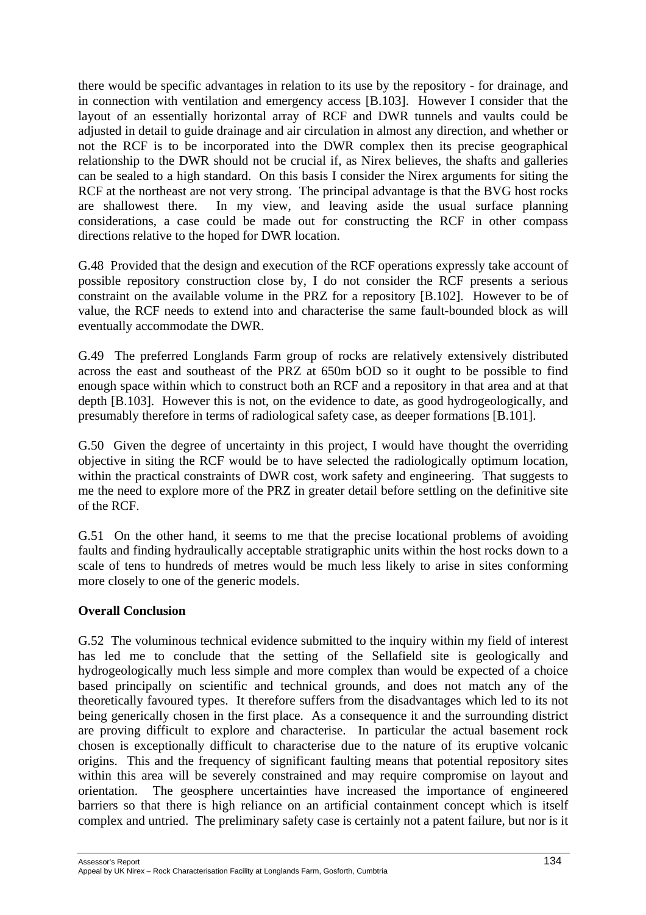there would be specific advantages in relation to its use by the repository - for drainage, and in connection with ventilation and emergency access [B.103]. However I consider that the layout of an essentially horizontal array of RCF and DWR tunnels and vaults could be adjusted in detail to guide drainage and air circulation in almost any direction, and whether or not the RCF is to be incorporated into the DWR complex then its precise geographical relationship to the DWR should not be crucial if, as Nirex believes, the shafts and galleries can be sealed to a high standard. On this basis I consider the Nirex arguments for siting the RCF at the northeast are not very strong. The principal advantage is that the BVG host rocks are shallowest there. In my view, and leaving aside the usual surface planning considerations, a case could be made out for constructing the RCF in other compass directions relative to the hoped for DWR location.

G.48 Provided that the design and execution of the RCF operations expressly take account of possible repository construction close by, I do not consider the RCF presents a serious constraint on the available volume in the PRZ for a repository [B.102]. However to be of value, the RCF needs to extend into and characterise the same fault-bounded block as will eventually accommodate the DWR.

G.49 The preferred Longlands Farm group of rocks are relatively extensively distributed across the east and southeast of the PRZ at 650m bOD so it ought to be possible to find enough space within which to construct both an RCF and a repository in that area and at that depth [B.103]. However this is not, on the evidence to date, as good hydrogeologically, and presumably therefore in terms of radiological safety case, as deeper formations [B.101].

G.50 Given the degree of uncertainty in this project, I would have thought the overriding objective in siting the RCF would be to have selected the radiologically optimum location, within the practical constraints of DWR cost, work safety and engineering. That suggests to me the need to explore more of the PRZ in greater detail before settling on the definitive site of the RCF.

G.51 On the other hand, it seems to me that the precise locational problems of avoiding faults and finding hydraulically acceptable stratigraphic units within the host rocks down to a scale of tens to hundreds of metres would be much less likely to arise in sites conforming more closely to one of the generic models.

**Overall Conclusion**

G.52 The voluminous technical evidence submitted to the inquiry within my field of interest has led me to conclude that the setting of the Sellafield site is geologically and hydrogeologically much less simple and more complex than would be expected of a choice based principally on scientific and technical grounds, and does not match any of the theoretically favoured types. It therefore suffers from the disadvantages which led to its not being generically chosen in the first place. As a consequence it and the surrounding district are proving difficult to explore and characterise. In particular the actual basement rock chosen is exceptionally difficult to characterise due to the nature of its eruptive volcanic origins. This and the frequency of significant faulting means that potential repository sites within this area will be severely constrained and may require compromise on layout and orientation. The geosphere uncertainties have increased the importance of engineered barriers so that there is high reliance on an artificial containment concept which is itself complex and untried. The preliminary safety case is certainly not a patent failure, but nor is it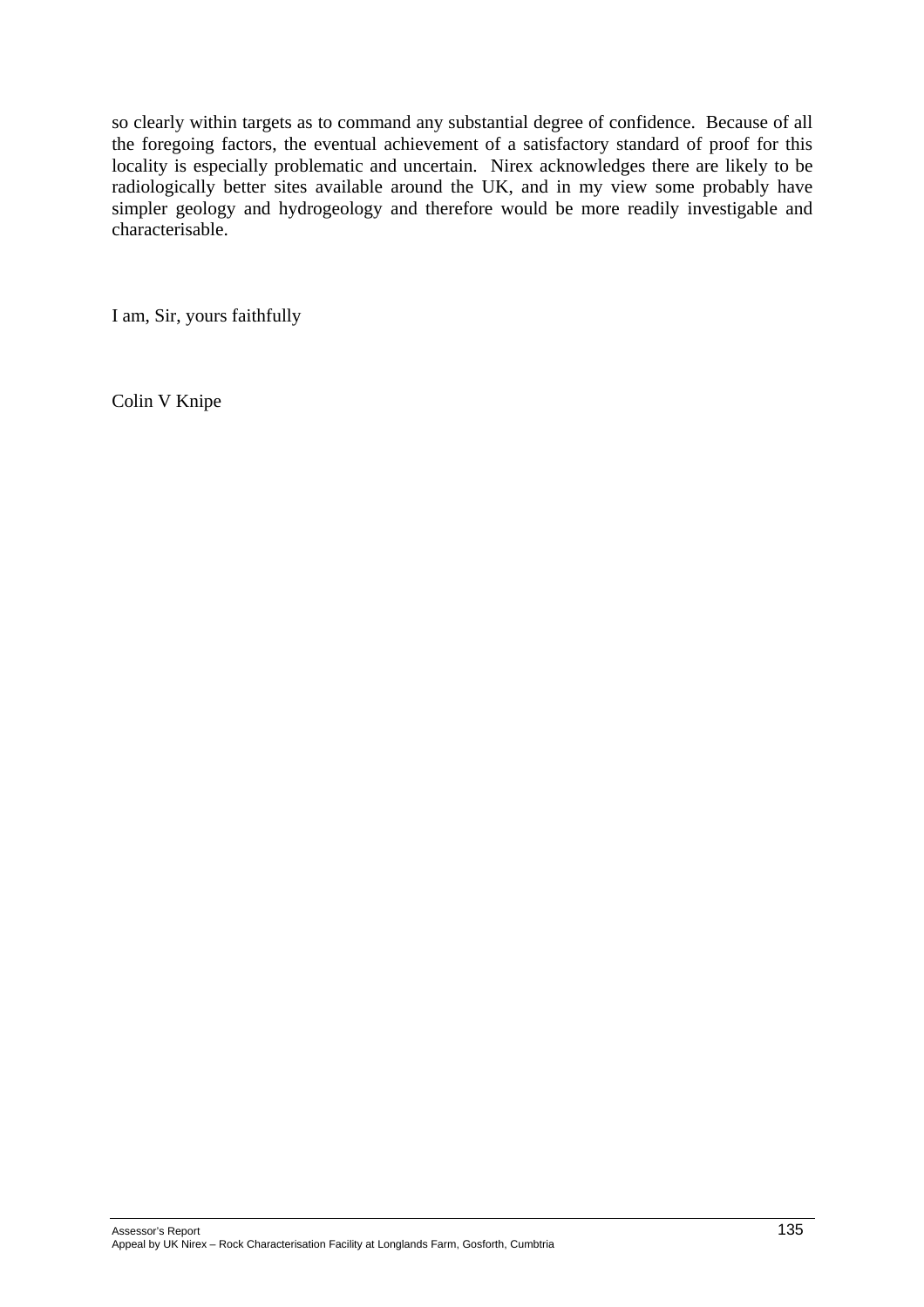so clearly within targets as to command any substantial degree of confidence. Because of all the foregoing factors, the eventual achievement of a satisfactory standard of proof for this locality is especially problematic and uncertain. Nirex acknowledges there are likely to be radiologically better sites available around the UK, and in my view some probably have simpler geology and hydrogeology and therefore would be more readily investigable and characterisable.

I am, Sir, yours faithfully

Colin V Knipe